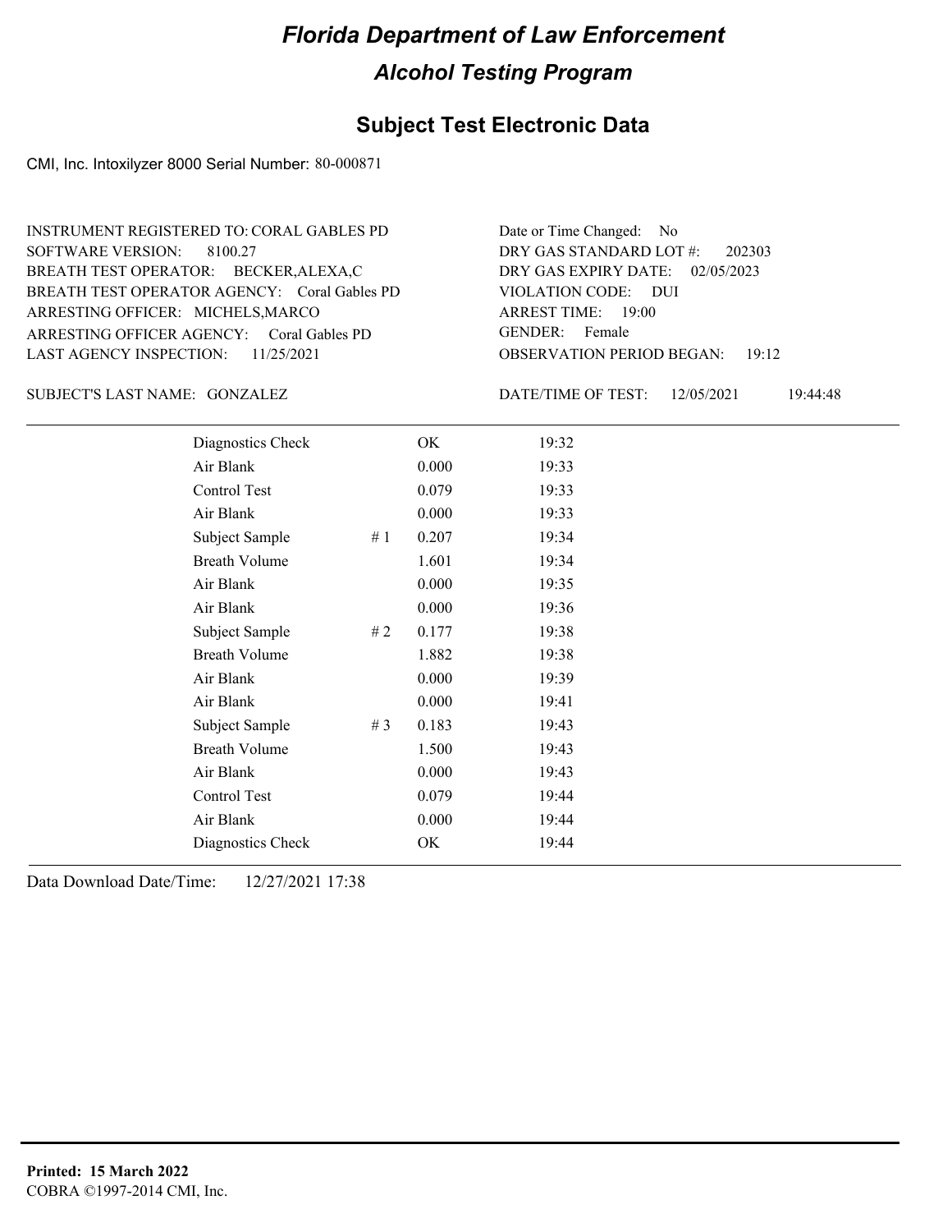# Florida Department of Law Enforcement

## Alcohol Testing Program

### Subject Test Electronic Data

CMI, Inc. Intoxilyzer 8000 Serial Number: 80-000871

INSTRUMENT REGISTERED TO: CORAL GABLES PD
SOFTWARE VERSION: 8100.27
BREATH TEST OPERATOR: BECKER,ALEXA,C
BREATH TEST OPERATOR AGENCY: Coral Gables PD
ARRESTING OFFICER: MICHELS,MARCO
ARRESTING OFFICER AGENCY: Coral Gables PD
LAST AGENCY INSPECTION: 11/25/2021

Date or Time Changed: No
DRY GAS STANDARD LOT #: 202303
DRY GAS EXPIRY DATE: 02/05/2023
VIOLATION CODE: DUI
ARREST TIME: 19:00
GENDER: Female
OBSERVATION PERIOD BEGAN: 19:12

SUBJECT'S LAST NAME: GONZALEZ

DATE/TIME OF TEST: 12/05/2021 19:44:48

| Test | | Result | Time |
|---|---|---|---|
| Diagnostics Check | | OK | 19:32 |
| Air Blank | | 0.000 | 19:33 |
| Control Test | | 0.079 | 19:33 |
| Air Blank | | 0.000 | 19:33 |
| Subject Sample | # 1 | 0.207 | 19:34 |
| Breath Volume | | 1.601 | 19:34 |
| Air Blank | | 0.000 | 19:35 |
| Air Blank | | 0.000 | 19:36 |
| Subject Sample | # 2 | 0.177 | 19:38 |
| Breath Volume | | 1.882 | 19:38 |
| Air Blank | | 0.000 | 19:39 |
| Air Blank | | 0.000 | 19:41 |
| Subject Sample | # 3 | 0.183 | 19:43 |
| Breath Volume | | 1.500 | 19:43 |
| Air Blank | | 0.000 | 19:43 |
| Control Test | | 0.079 | 19:44 |
| Air Blank | | 0.000 | 19:44 |
| Diagnostics Check | | OK | 19:44 |

Data Download Date/Time: 12/27/2021 17:38

**Printed: 15 March 2022**
COBRA ©1997-2014 CMI, Inc.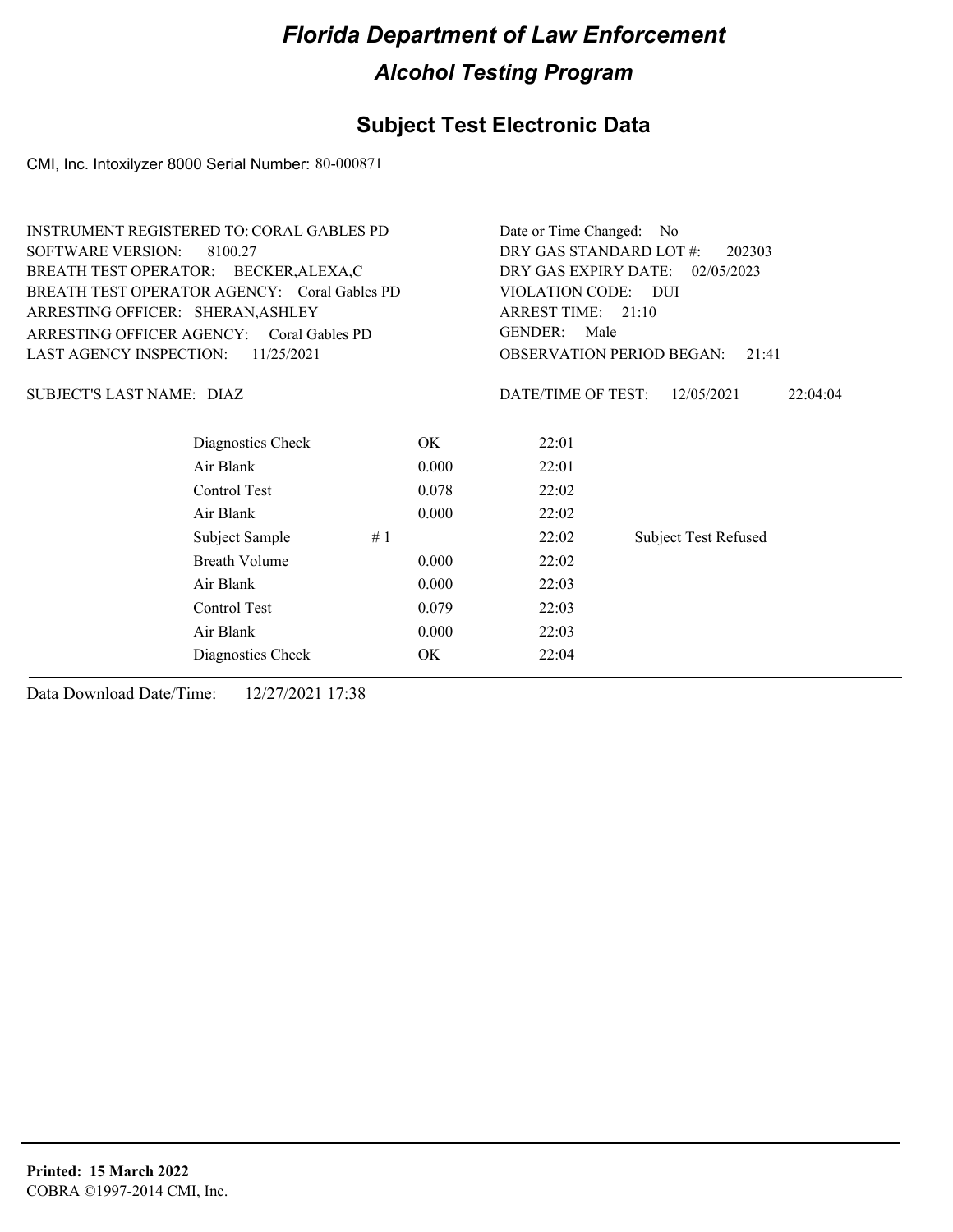# Florida Department of Law Enforcement

## Alcohol Testing Program

## Subject Test Electronic Data

CMI, Inc. Intoxilyzer 8000 Serial Number: 80-000871

INSTRUMENT REGISTERED TO: CORAL GABLES PD
SOFTWARE VERSION: 8100.27
BREATH TEST OPERATOR: BECKER,ALEXA,C
BREATH TEST OPERATOR AGENCY: Coral Gables PD
ARRESTING OFFICER: SHERAN,ASHLEY
ARRESTING OFFICER AGENCY: Coral Gables PD
LAST AGENCY INSPECTION: 11/25/2021

Date or Time Changed: No
DRY GAS STANDARD LOT #: 202303
DRY GAS EXPIRY DATE: 02/05/2023
VIOLATION CODE: DUI
ARREST TIME: 21:10
GENDER: Male
OBSERVATION PERIOD BEGAN: 21:41

SUBJECT'S LAST NAME: DIAZ

DATE/TIME OF TEST: 12/05/2021 22:04:04

| | | | | |
|---|---|---|---|---|
| Diagnostics Check | | OK | 22:01 | |
| Air Blank | | 0.000 | 22:01 | |
| Control Test | | 0.078 | 22:02 | |
| Air Blank | | 0.000 | 22:02 | |
| Subject Sample | # 1 | | 22:02 | Subject Test Refused |
| Breath Volume | | 0.000 | 22:02 | |
| Air Blank | | 0.000 | 22:03 | |
| Control Test | | 0.079 | 22:03 | |
| Air Blank | | 0.000 | 22:03 | |
| Diagnostics Check | | OK | 22:04 | |

Data Download Date/Time: 12/27/2021 17:38

**Printed: 15 March 2022**
COBRA ©1997-2014 CMI, Inc.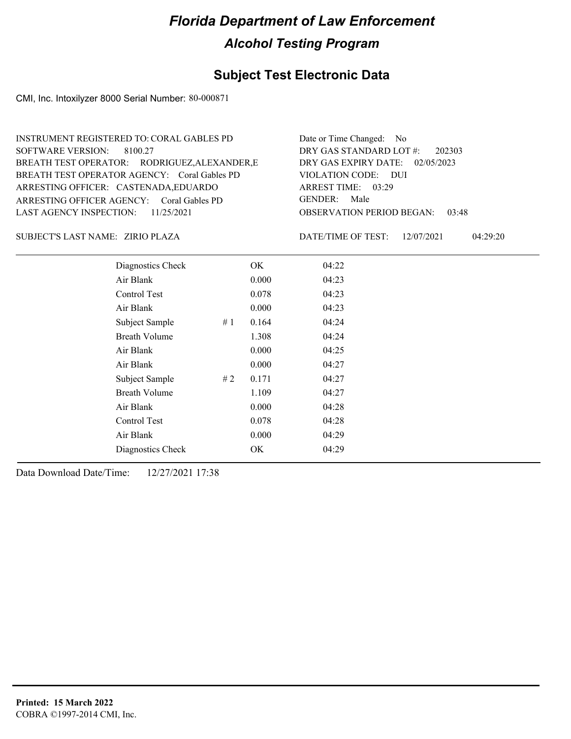# Florida Department of Law Enforcement

## Alcohol Testing Program

## Subject Test Electronic Data

CMI, Inc. Intoxilyzer 8000 Serial Number: 80-000871

INSTRUMENT REGISTERED TO: CORAL GABLES PD
SOFTWARE VERSION: 8100.27
BREATH TEST OPERATOR: RODRIGUEZ,ALEXANDER,E
BREATH TEST OPERATOR AGENCY: Coral Gables PD
ARRESTING OFFICER: CASTENADA,EDUARDO
ARRESTING OFFICER AGENCY: Coral Gables PD
LAST AGENCY INSPECTION: 11/25/2021

Date or Time Changed: No
DRY GAS STANDARD LOT #: 202303
DRY GAS EXPIRY DATE: 02/05/2023
VIOLATION CODE: DUI
ARREST TIME: 03:29
GENDER: Male
OBSERVATION PERIOD BEGAN: 03:48

SUBJECT'S LAST NAME: ZIRIO PLAZA

DATE/TIME OF TEST: 12/07/2021 04:29:20

| | | | |
|---|---|---|---|
| Diagnostics Check | | OK | 04:22 |
| Air Blank | | 0.000 | 04:23 |
| Control Test | | 0.078 | 04:23 |
| Air Blank | | 0.000 | 04:23 |
| Subject Sample | # 1 | 0.164 | 04:24 |
| Breath Volume | | 1.308 | 04:24 |
| Air Blank | | 0.000 | 04:25 |
| Air Blank | | 0.000 | 04:27 |
| Subject Sample | # 2 | 0.171 | 04:27 |
| Breath Volume | | 1.109 | 04:27 |
| Air Blank | | 0.000 | 04:28 |
| Control Test | | 0.078 | 04:28 |
| Air Blank | | 0.000 | 04:29 |
| Diagnostics Check | | OK | 04:29 |

Data Download Date/Time: 12/27/2021 17:38

**Printed: 15 March 2022**
COBRA ©1997-2014 CMI, Inc.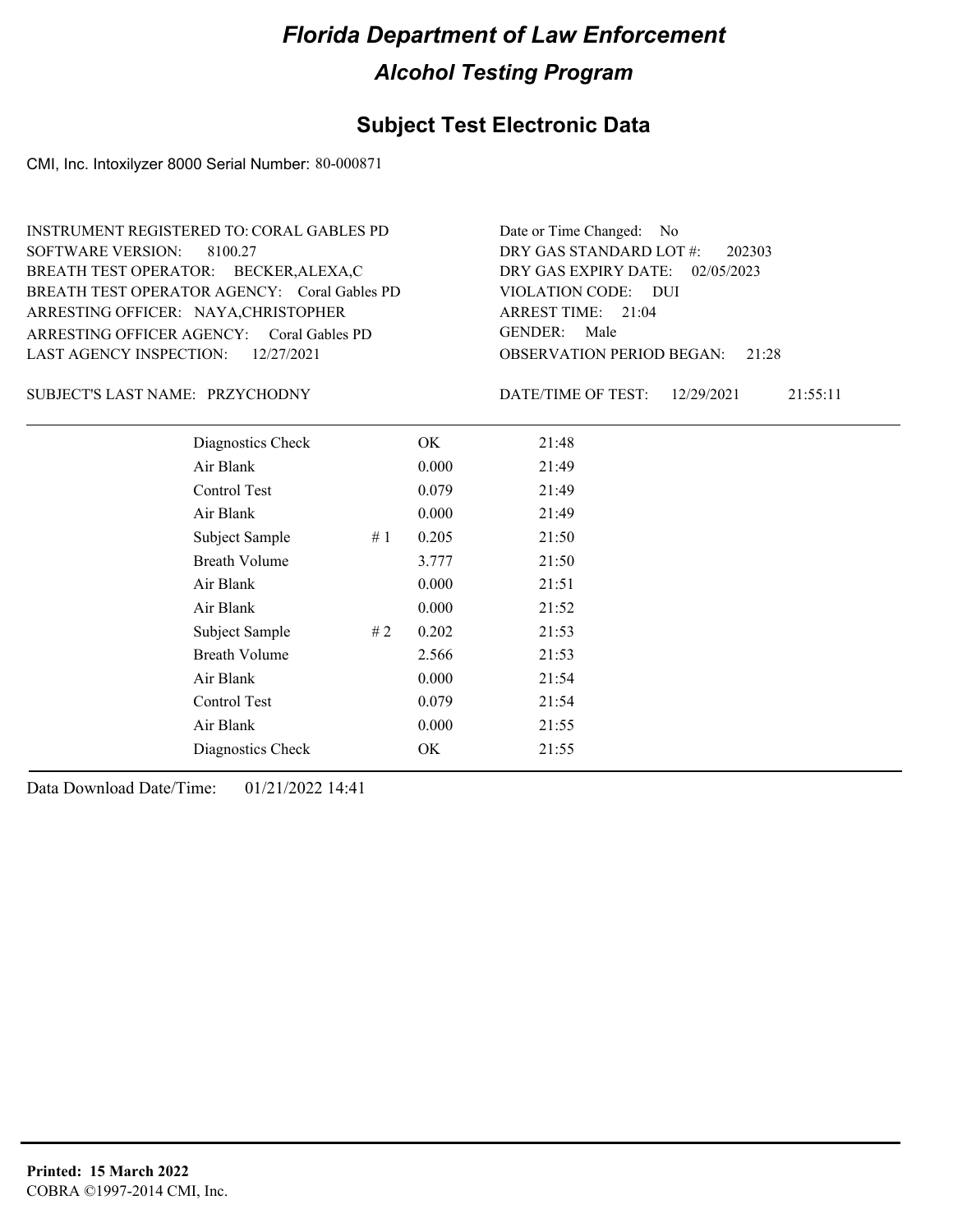# Florida Department of Law Enforcement

## Alcohol Testing Program

### Subject Test Electronic Data

CMI, Inc. Intoxilyzer 8000 Serial Number: 80-000871

INSTRUMENT REGISTERED TO: CORAL GABLES PD
SOFTWARE VERSION: 8100.27
BREATH TEST OPERATOR: BECKER,ALEXA,C
BREATH TEST OPERATOR AGENCY: Coral Gables PD
ARRESTING OFFICER: NAYA,CHRISTOPHER
ARRESTING OFFICER AGENCY: Coral Gables PD
LAST AGENCY INSPECTION: 12/27/2021

Date or Time Changed: No
DRY GAS STANDARD LOT #: 202303
DRY GAS EXPIRY DATE: 02/05/2023
VIOLATION CODE: DUI
ARREST TIME: 21:04
GENDER: Male
OBSERVATION PERIOD BEGAN: 21:28

SUBJECT'S LAST NAME: PRZYCHODNY

DATE/TIME OF TEST: 12/29/2021 21:55:11

| | | | |
|---|---|---|---|
| Diagnostics Check | | OK | 21:48 |
| Air Blank | | 0.000 | 21:49 |
| Control Test | | 0.079 | 21:49 |
| Air Blank | | 0.000 | 21:49 |
| Subject Sample | # 1 | 0.205 | 21:50 |
| Breath Volume | | 3.777 | 21:50 |
| Air Blank | | 0.000 | 21:51 |
| Air Blank | | 0.000 | 21:52 |
| Subject Sample | # 2 | 0.202 | 21:53 |
| Breath Volume | | 2.566 | 21:53 |
| Air Blank | | 0.000 | 21:54 |
| Control Test | | 0.079 | 21:54 |
| Air Blank | | 0.000 | 21:55 |
| Diagnostics Check | | OK | 21:55 |

Data Download Date/Time: 01/21/2022 14:41

**Printed: 15 March 2022**
COBRA ©1997-2014 CMI, Inc.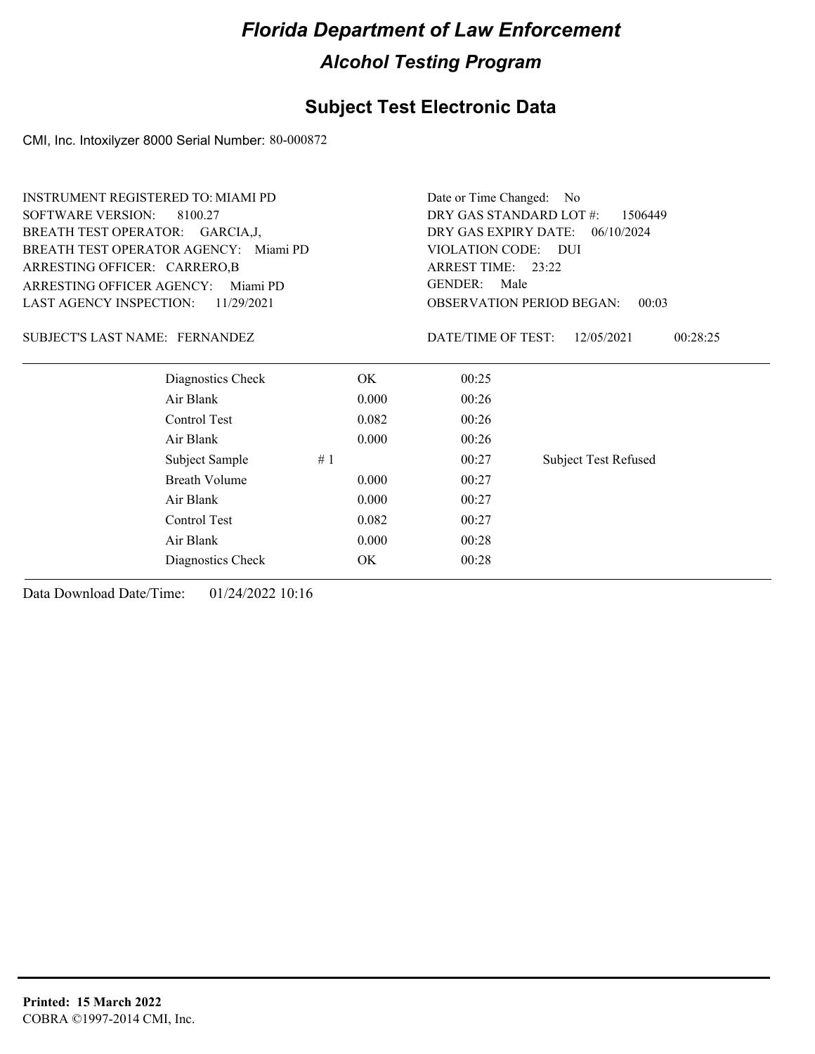# Florida Department of Law Enforcement

## Alcohol Testing Program

### Subject Test Electronic Data

CMI, Inc. Intoxilyzer 8000 Serial Number: 80-000872

INSTRUMENT REGISTERED TO: MIAMI PD
SOFTWARE VERSION: 8100.27
BREATH TEST OPERATOR: GARCIA,J,
BREATH TEST OPERATOR AGENCY: Miami PD
ARRESTING OFFICER: CARRERO,B
ARRESTING OFFICER AGENCY: Miami PD
LAST AGENCY INSPECTION: 11/29/2021

Date or Time Changed: No
DRY GAS STANDARD LOT #: 1506449
DRY GAS EXPIRY DATE: 06/10/2024
VIOLATION CODE: DUI
ARREST TIME: 23:22
GENDER: Male
OBSERVATION PERIOD BEGAN: 00:03

SUBJECT'S LAST NAME: FERNANDEZ

DATE/TIME OF TEST: 12/05/2021 00:28:25

| | | | | |
|---|---|---|---|---|
| Diagnostics Check | | OK | 00:25 | |
| Air Blank | | 0.000 | 00:26 | |
| Control Test | | 0.082 | 00:26 | |
| Air Blank | | 0.000 | 00:26 | |
| Subject Sample | # 1 | | 00:27 | Subject Test Refused |
| Breath Volume | | 0.000 | 00:27 | |
| Air Blank | | 0.000 | 00:27 | |
| Control Test | | 0.082 | 00:27 | |
| Air Blank | | 0.000 | 00:28 | |
| Diagnostics Check | | OK | 00:28 | |

Data Download Date/Time: 01/24/2022 10:16

**Printed: 15 March 2022**
COBRA ©1997-2014 CMI, Inc.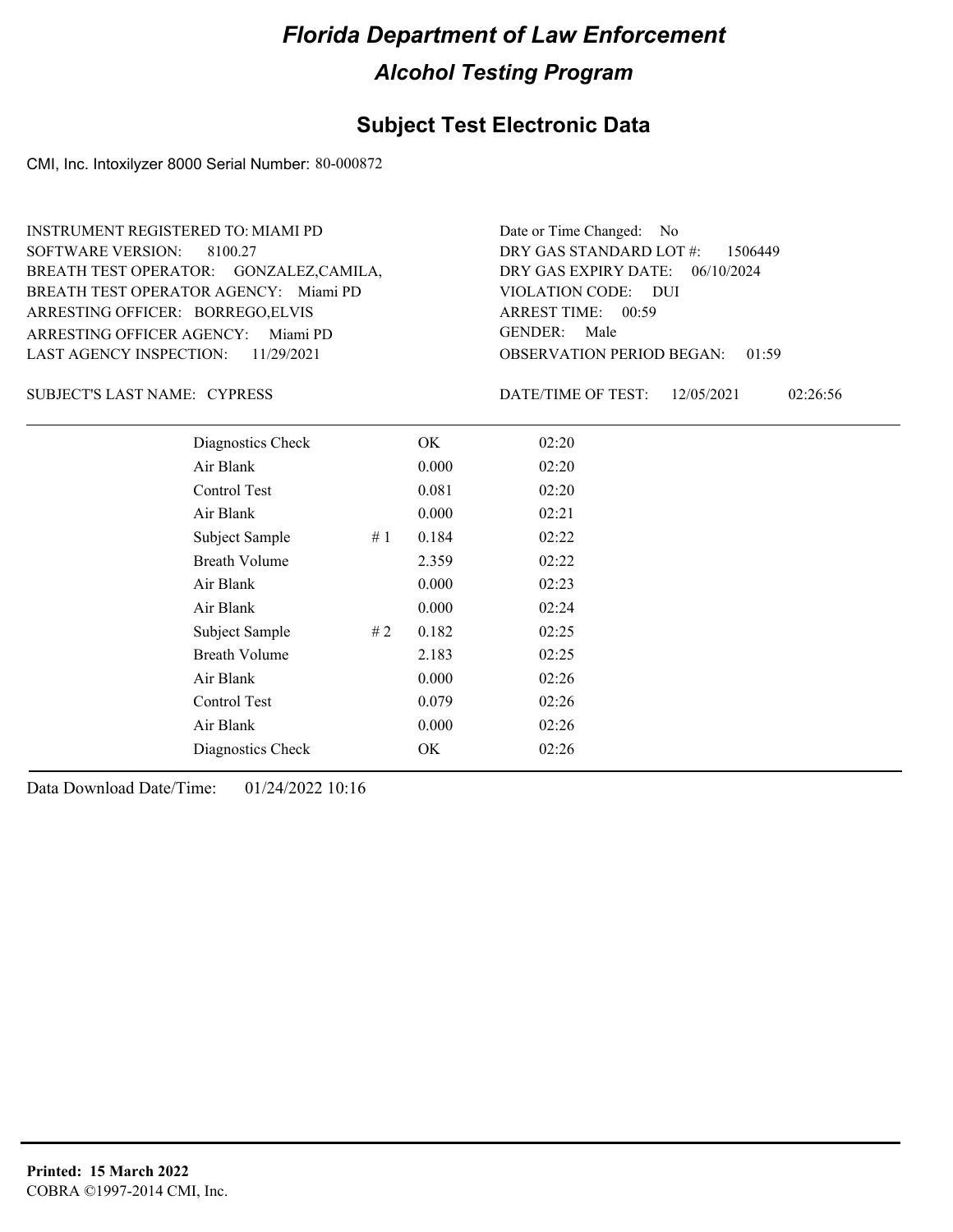# Florida Department of Law Enforcement

## Alcohol Testing Program

### Subject Test Electronic Data

CMI, Inc. Intoxilyzer 8000 Serial Number: 80-000872

INSTRUMENT REGISTERED TO: MIAMI PD
SOFTWARE VERSION: 8100.27
BREATH TEST OPERATOR: GONZALEZ,CAMILA,
BREATH TEST OPERATOR AGENCY: Miami PD
ARRESTING OFFICER: BORREGO,ELVIS
ARRESTING OFFICER AGENCY: Miami PD
LAST AGENCY INSPECTION: 11/29/2021

Date or Time Changed: No
DRY GAS STANDARD LOT #: 1506449
DRY GAS EXPIRY DATE: 06/10/2024
VIOLATION CODE: DUI
ARREST TIME: 00:59
GENDER: Male
OBSERVATION PERIOD BEGAN: 01:59

SUBJECT'S LAST NAME: CYPRESS

DATE/TIME OF TEST: 12/05/2021 02:26:56

| Test | # | Result | Time |
|---|---|---|---|
| Diagnostics Check | | OK | 02:20 |
| Air Blank | | 0.000 | 02:20 |
| Control Test | | 0.081 | 02:20 |
| Air Blank | | 0.000 | 02:21 |
| Subject Sample | # 1 | 0.184 | 02:22 |
| Breath Volume | | 2.359 | 02:22 |
| Air Blank | | 0.000 | 02:23 |
| Air Blank | | 0.000 | 02:24 |
| Subject Sample | # 2 | 0.182 | 02:25 |
| Breath Volume | | 2.183 | 02:25 |
| Air Blank | | 0.000 | 02:26 |
| Control Test | | 0.079 | 02:26 |
| Air Blank | | 0.000 | 02:26 |
| Diagnostics Check | | OK | 02:26 |

Data Download Date/Time: 01/24/2022 10:16

**Printed: 15 March 2022**
COBRA ©1997-2014 CMI, Inc.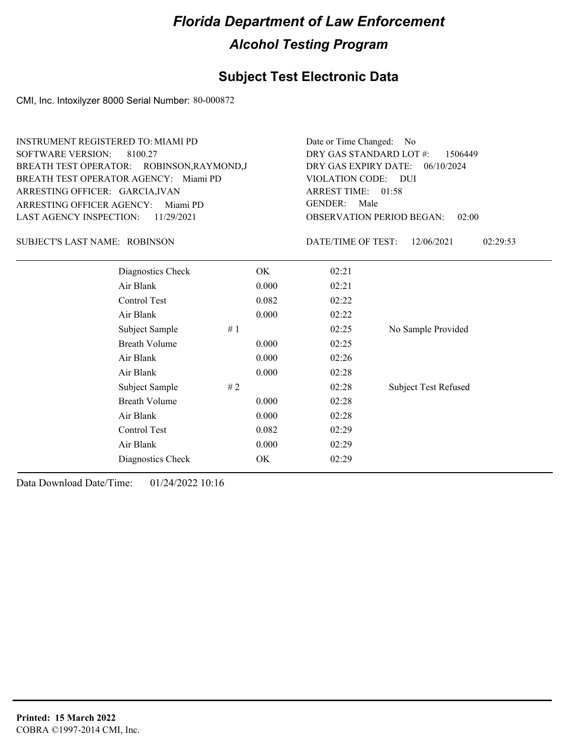# Florida Department of Law Enforcement

## Alcohol Testing Program

### Subject Test Electronic Data

CMI, Inc. Intoxilyzer 8000 Serial Number: 80-000872

INSTRUMENT REGISTERED TO: MIAMI PD
SOFTWARE VERSION: 8100.27
BREATH TEST OPERATOR: ROBINSON,RAYMOND,J
BREATH TEST OPERATOR AGENCY: Miami PD
ARRESTING OFFICER: GARCIA,IVAN
ARRESTING OFFICER AGENCY: Miami PD
LAST AGENCY INSPECTION: 11/29/2021

Date or Time Changed: No
DRY GAS STANDARD LOT #: 1506449
DRY GAS EXPIRY DATE: 06/10/2024
VIOLATION CODE: DUI
ARREST TIME: 01:58
GENDER: Male
OBSERVATION PERIOD BEGAN: 02:00

SUBJECT'S LAST NAME: ROBINSON

DATE/TIME OF TEST: 12/06/2021 02:29:53

| | | | | |
|---|---|---|---|---|
| Diagnostics Check | | OK | 02:21 | |
| Air Blank | | 0.000 | 02:21 | |
| Control Test | | 0.082 | 02:22 | |
| Air Blank | | 0.000 | 02:22 | |
| Subject Sample | # 1 | | 02:25 | No Sample Provided |
| Breath Volume | | 0.000 | 02:25 | |
| Air Blank | | 0.000 | 02:26 | |
| Air Blank | | 0.000 | 02:28 | |
| Subject Sample | # 2 | | 02:28 | Subject Test Refused |
| Breath Volume | | 0.000 | 02:28 | |
| Air Blank | | 0.000 | 02:28 | |
| Control Test | | 0.082 | 02:29 | |
| Air Blank | | 0.000 | 02:29 | |
| Diagnostics Check | | OK | 02:29 | |

Data Download Date/Time: 01/24/2022 10:16

**Printed: 15 March 2022**
COBRA ©1997-2014 CMI, Inc.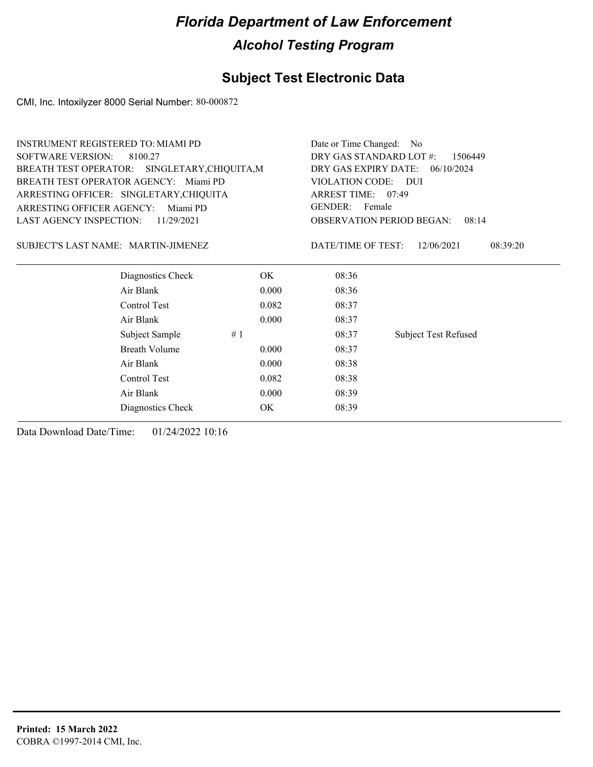# Florida Department of Law Enforcement

## Alcohol Testing Program

### Subject Test Electronic Data

CMI, Inc. Intoxilyzer 8000 Serial Number: 80-000872

INSTRUMENT REGISTERED TO: MIAMI PD
SOFTWARE VERSION: 8100.27
BREATH TEST OPERATOR: SINGLETARY,CHIQUITA,M
BREATH TEST OPERATOR AGENCY: Miami PD
ARRESTING OFFICER: SINGLETARY,CHIQUITA
ARRESTING OFFICER AGENCY: Miami PD
LAST AGENCY INSPECTION: 11/29/2021

Date or Time Changed: No
DRY GAS STANDARD LOT #: 1506449
DRY GAS EXPIRY DATE: 06/10/2024
VIOLATION CODE: DUI
ARREST TIME: 07:49
GENDER: Female
OBSERVATION PERIOD BEGAN: 08:14

SUBJECT'S LAST NAME: MARTIN-JIMENEZ

DATE/TIME OF TEST: 12/06/2021 08:39:20

| | | | |
|---|---|---|---|
| Diagnostics Check | OK | 08:36 | |
| Air Blank | 0.000 | 08:36 | |
| Control Test | 0.082 | 08:37 | |
| Air Blank | 0.000 | 08:37 | |
| Subject Sample | # 1 | 08:37 | Subject Test Refused |
| Breath Volume | 0.000 | 08:37 | |
| Air Blank | 0.000 | 08:38 | |
| Control Test | 0.082 | 08:38 | |
| Air Blank | 0.000 | 08:39 | |
| Diagnostics Check | OK | 08:39 | |

Data Download Date/Time: 01/24/2022 10:16

**Printed: 15 March 2022**
COBRA ©1997-2014 CMI, Inc.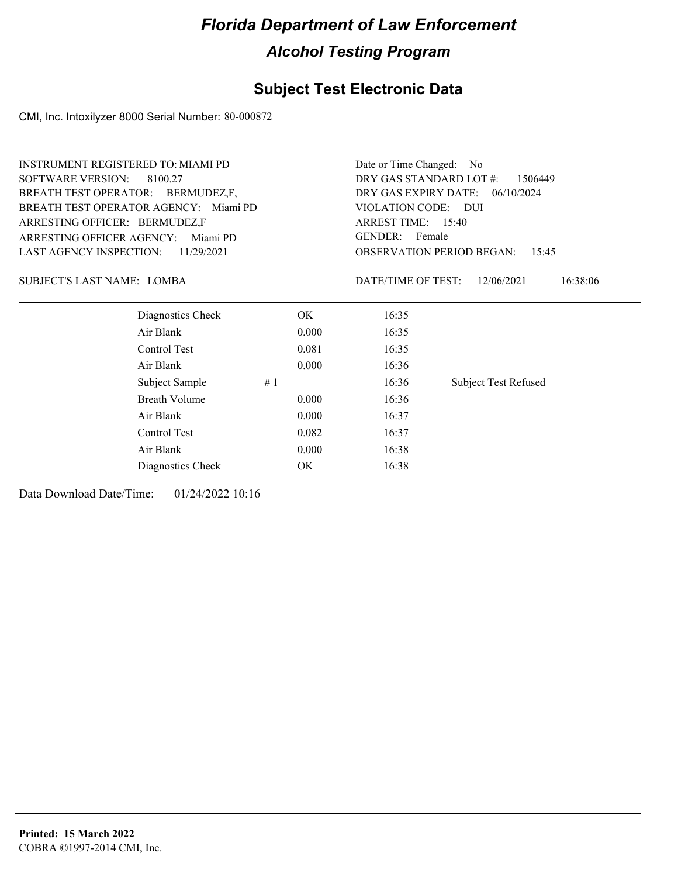# Florida Department of Law Enforcement

## Alcohol Testing Program

### Subject Test Electronic Data

CMI, Inc. Intoxilyzer 8000 Serial Number: 80-000872

INSTRUMENT REGISTERED TO: MIAMI PD
SOFTWARE VERSION: 8100.27
BREATH TEST OPERATOR: BERMUDEZ,F,
BREATH TEST OPERATOR AGENCY: Miami PD
ARRESTING OFFICER: BERMUDEZ,F
ARRESTING OFFICER AGENCY: Miami PD
LAST AGENCY INSPECTION: 11/29/2021

Date or Time Changed: No
DRY GAS STANDARD LOT #: 1506449
DRY GAS EXPIRY DATE: 06/10/2024
VIOLATION CODE: DUI
ARREST TIME: 15:40
GENDER: Female
OBSERVATION PERIOD BEGAN: 15:45

SUBJECT'S LAST NAME: LOMBA

DATE/TIME OF TEST: 12/06/2021 16:38:06

| | | | |
|---|---|---|---|
| Diagnostics Check | OK | 16:35 | |
| Air Blank | 0.000 | 16:35 | |
| Control Test | 0.081 | 16:35 | |
| Air Blank | 0.000 | 16:36 | |
| Subject Sample # 1 | | 16:36 | Subject Test Refused |
| Breath Volume | 0.000 | 16:36 | |
| Air Blank | 0.000 | 16:37 | |
| Control Test | 0.082 | 16:37 | |
| Air Blank | 0.000 | 16:38 | |
| Diagnostics Check | OK | 16:38 | |

Data Download Date/Time: 01/24/2022 10:16

**Printed: 15 March 2022**
COBRA ©1997-2014 CMI, Inc.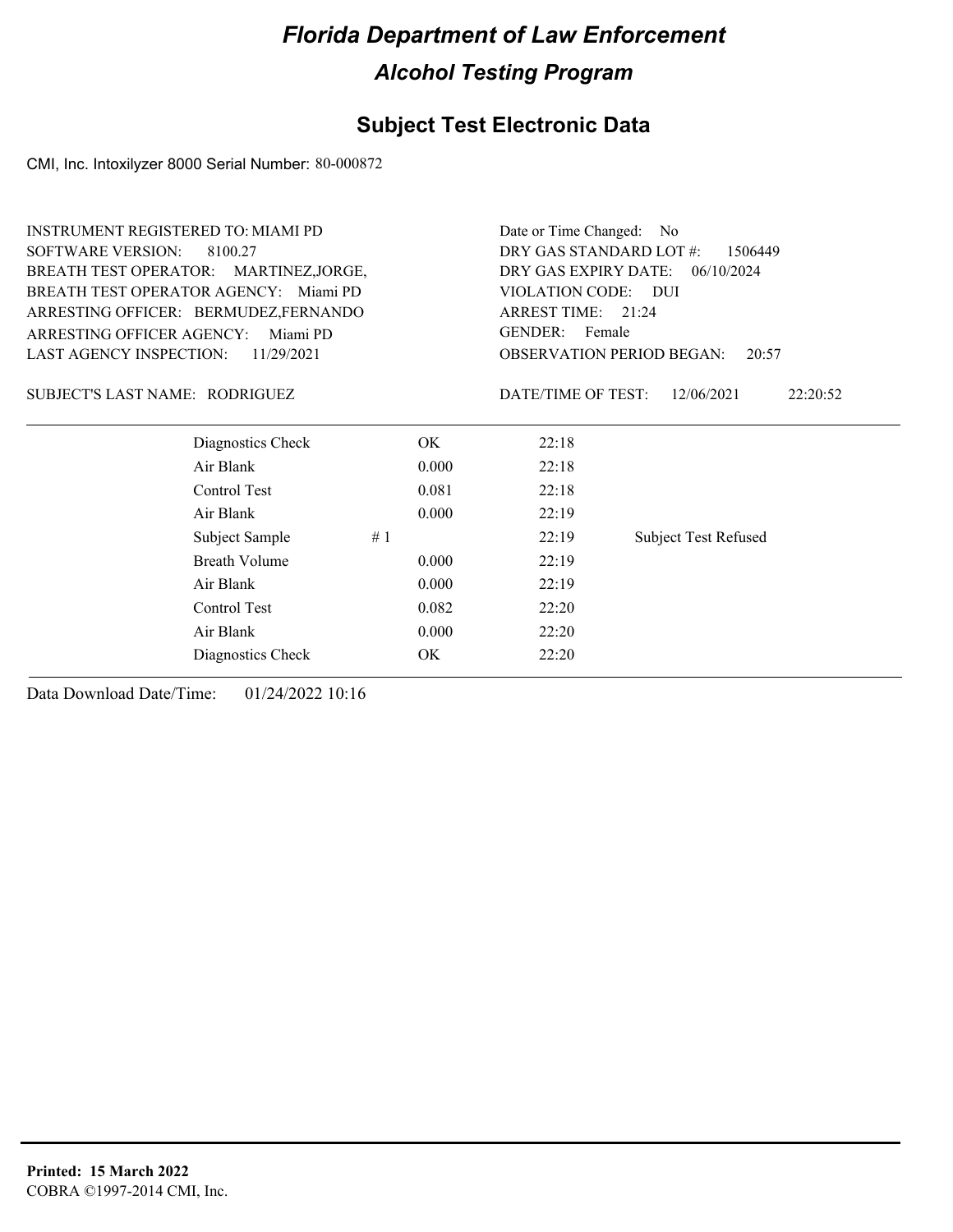# Florida Department of Law Enforcement

## Alcohol Testing Program

## Subject Test Electronic Data

CMI, Inc. Intoxilyzer 8000 Serial Number: 80-000872

INSTRUMENT REGISTERED TO: MIAMI PD
SOFTWARE VERSION: 8100.27
BREATH TEST OPERATOR: MARTINEZ,JORGE,
BREATH TEST OPERATOR AGENCY: Miami PD
ARRESTING OFFICER: BERMUDEZ,FERNANDO
ARRESTING OFFICER AGENCY: Miami PD
LAST AGENCY INSPECTION: 11/29/2021

Date or Time Changed: No
DRY GAS STANDARD LOT #: 1506449
DRY GAS EXPIRY DATE: 06/10/2024
VIOLATION CODE: DUI
ARREST TIME: 21:24
GENDER: Female
OBSERVATION PERIOD BEGAN: 20:57

SUBJECT'S LAST NAME: RODRIGUEZ

DATE/TIME OF TEST: 12/06/2021 22:20:52

| | | | | |
|---|---|---|---|---|
| Diagnostics Check | | OK | 22:18 | |
| Air Blank | | 0.000 | 22:18 | |
| Control Test | | 0.081 | 22:18 | |
| Air Blank | | 0.000 | 22:19 | |
| Subject Sample | # 1 | | 22:19 | Subject Test Refused |
| Breath Volume | | 0.000 | 22:19 | |
| Air Blank | | 0.000 | 22:19 | |
| Control Test | | 0.082 | 22:20 | |
| Air Blank | | 0.000 | 22:20 | |
| Diagnostics Check | | OK | 22:20 | |

Data Download Date/Time: 01/24/2022 10:16

**Printed: 15 March 2022**
COBRA ©1997-2014 CMI, Inc.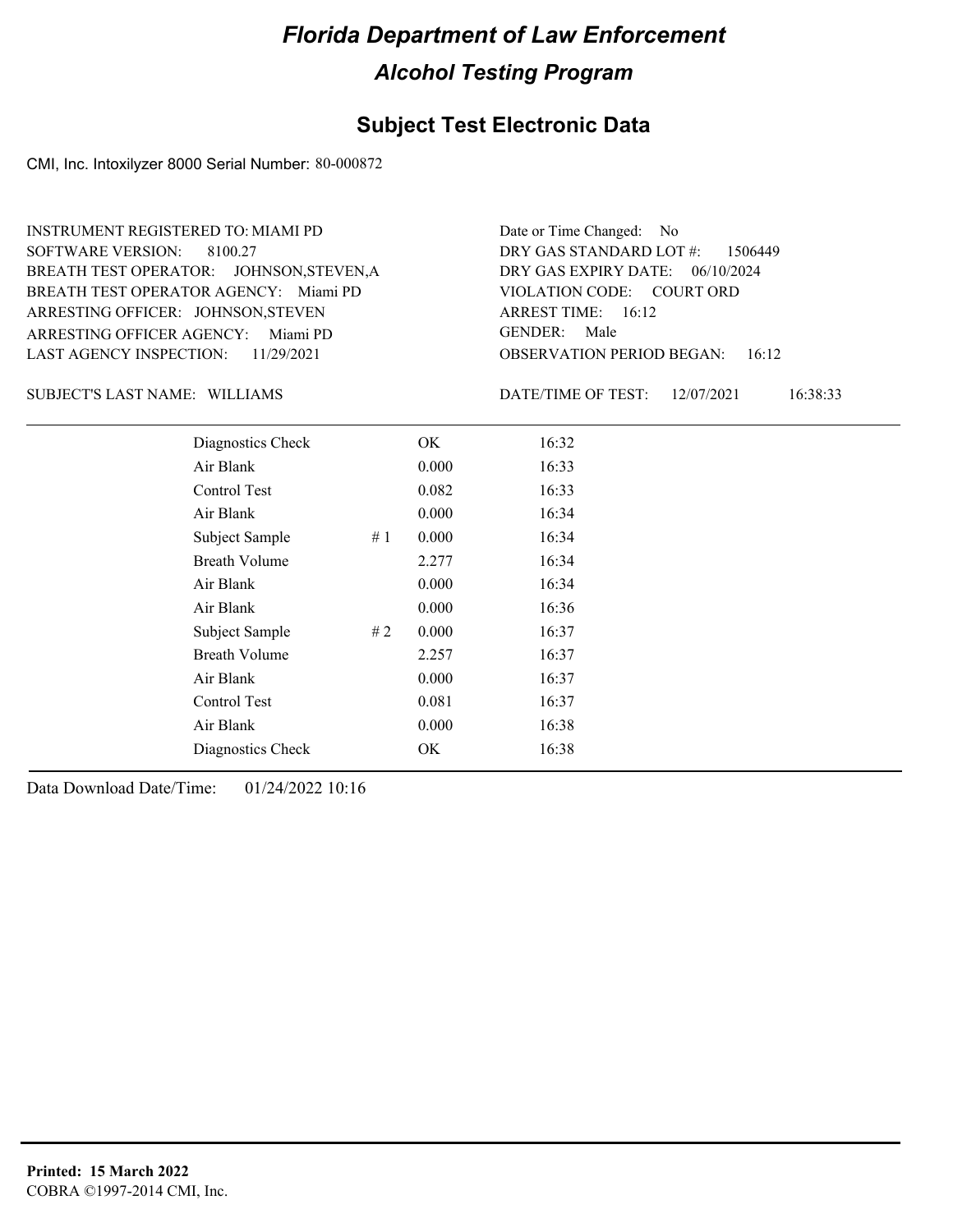# Florida Department of Law Enforcement

## Alcohol Testing Program

### Subject Test Electronic Data

CMI, Inc. Intoxilyzer 8000 Serial Number: 80-000872

INSTRUMENT REGISTERED TO: MIAMI PD
SOFTWARE VERSION: 8100.27
BREATH TEST OPERATOR: JOHNSON,STEVEN,A
BREATH TEST OPERATOR AGENCY: Miami PD
ARRESTING OFFICER: JOHNSON,STEVEN
ARRESTING OFFICER AGENCY: Miami PD
LAST AGENCY INSPECTION: 11/29/2021

Date or Time Changed: No
DRY GAS STANDARD LOT #: 1506449
DRY GAS EXPIRY DATE: 06/10/2024
VIOLATION CODE: COURT ORD
ARREST TIME: 16:12
GENDER: Male
OBSERVATION PERIOD BEGAN: 16:12

SUBJECT'S LAST NAME: WILLIAMS

DATE/TIME OF TEST: 12/07/2021 16:38:33

| | | | |
|---|---|---|---|
| Diagnostics Check | | OK | 16:32 |
| Air Blank | | 0.000 | 16:33 |
| Control Test | | 0.082 | 16:33 |
| Air Blank | | 0.000 | 16:34 |
| Subject Sample | # 1 | 0.000 | 16:34 |
| Breath Volume | | 2.277 | 16:34 |
| Air Blank | | 0.000 | 16:34 |
| Air Blank | | 0.000 | 16:36 |
| Subject Sample | # 2 | 0.000 | 16:37 |
| Breath Volume | | 2.257 | 16:37 |
| Air Blank | | 0.000 | 16:37 |
| Control Test | | 0.081 | 16:37 |
| Air Blank | | 0.000 | 16:38 |
| Diagnostics Check | | OK | 16:38 |

Data Download Date/Time: 01/24/2022 10:16

**Printed: 15 March 2022**
COBRA ©1997-2014 CMI, Inc.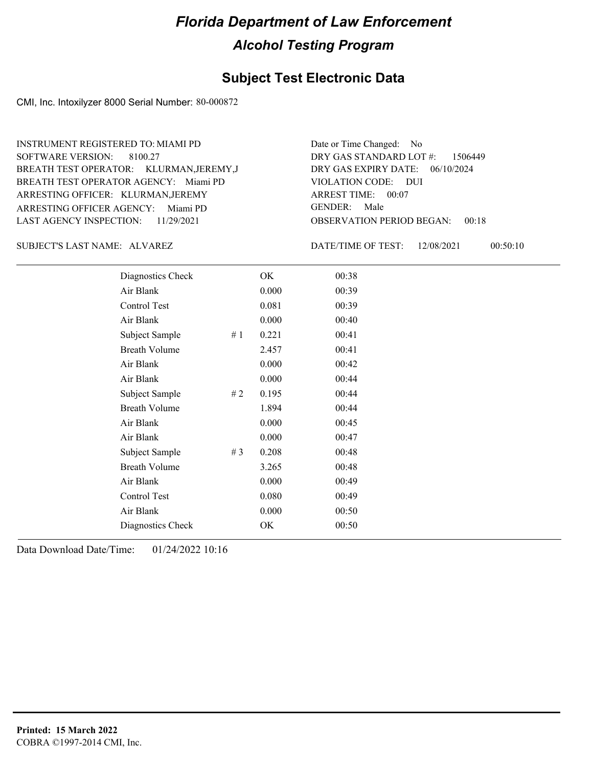# Florida Department of Law Enforcement

## Alcohol Testing Program

### Subject Test Electronic Data

CMI, Inc. Intoxilyzer 8000 Serial Number: 80-000872

INSTRUMENT REGISTERED TO: MIAMI PD
SOFTWARE VERSION: 8100.27
BREATH TEST OPERATOR: KLURMAN,JEREMY,J
BREATH TEST OPERATOR AGENCY: Miami PD
ARRESTING OFFICER: KLURMAN,JEREMY
ARRESTING OFFICER AGENCY: Miami PD
LAST AGENCY INSPECTION: 11/29/2021

Date or Time Changed: No
DRY GAS STANDARD LOT #: 1506449
DRY GAS EXPIRY DATE: 06/10/2024
VIOLATION CODE: DUI
ARREST TIME: 00:07
GENDER: Male
OBSERVATION PERIOD BEGAN: 00:18

SUBJECT'S LAST NAME: ALVAREZ

DATE/TIME OF TEST: 12/08/2021 00:50:10

| | | | |
|---|---|---|---|
| Diagnostics Check | | OK | 00:38 |
| Air Blank | | 0.000 | 00:39 |
| Control Test | | 0.081 | 00:39 |
| Air Blank | | 0.000 | 00:40 |
| Subject Sample | # 1 | 0.221 | 00:41 |
| Breath Volume | | 2.457 | 00:41 |
| Air Blank | | 0.000 | 00:42 |
| Air Blank | | 0.000 | 00:44 |
| Subject Sample | # 2 | 0.195 | 00:44 |
| Breath Volume | | 1.894 | 00:44 |
| Air Blank | | 0.000 | 00:45 |
| Air Blank | | 0.000 | 00:47 |
| Subject Sample | # 3 | 0.208 | 00:48 |
| Breath Volume | | 3.265 | 00:48 |
| Air Blank | | 0.000 | 00:49 |
| Control Test | | 0.080 | 00:49 |
| Air Blank | | 0.000 | 00:50 |
| Diagnostics Check | | OK | 00:50 |

Data Download Date/Time: 01/24/2022 10:16

**Printed: 15 March 2022**
COBRA ©1997-2014 CMI, Inc.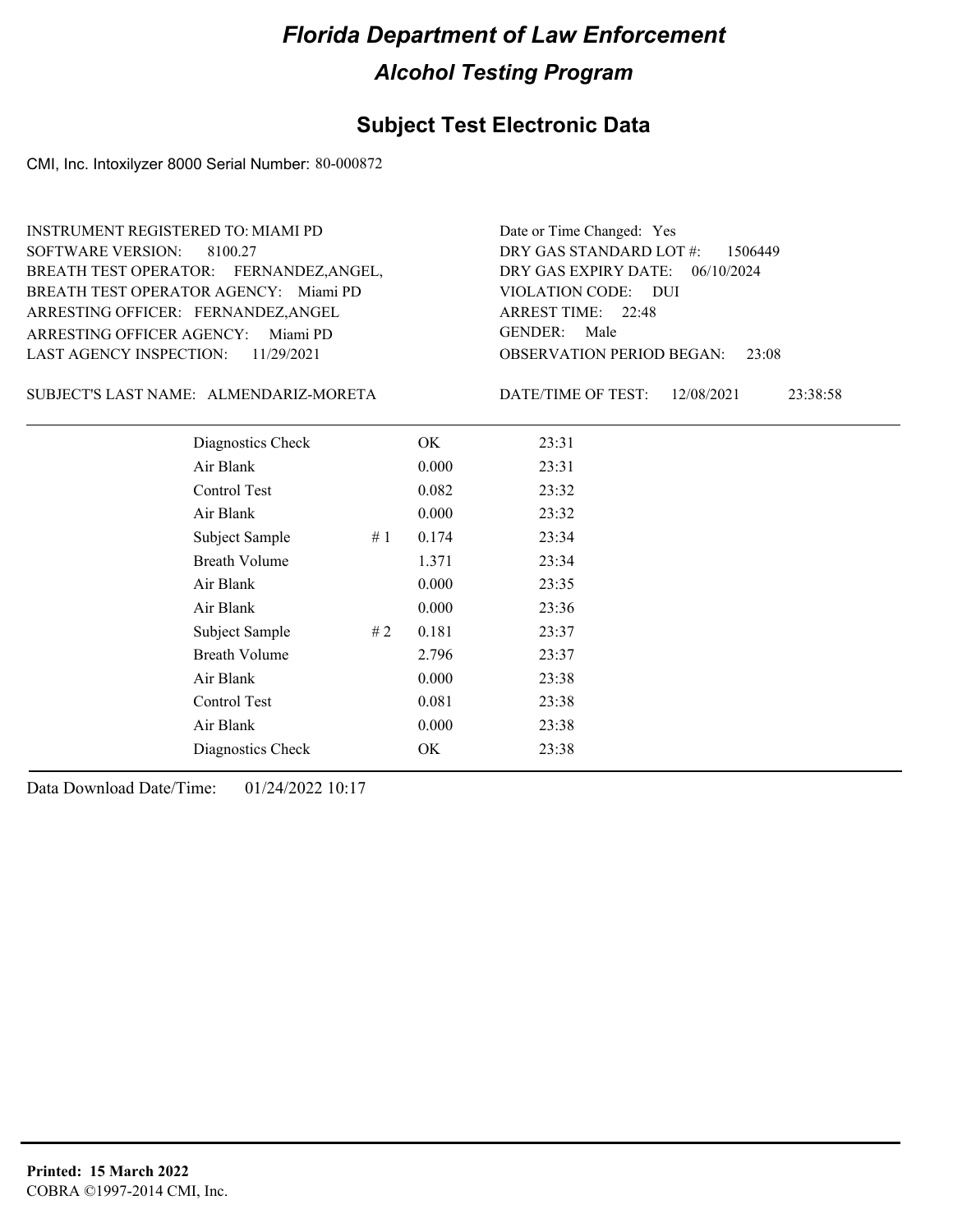# Florida Department of Law Enforcement

## Alcohol Testing Program

### Subject Test Electronic Data

CMI, Inc. Intoxilyzer 8000 Serial Number: 80-000872

INSTRUMENT REGISTERED TO: MIAMI PD
SOFTWARE VERSION: 8100.27
BREATH TEST OPERATOR: FERNANDEZ,ANGEL,
BREATH TEST OPERATOR AGENCY: Miami PD
ARRESTING OFFICER: FERNANDEZ,ANGEL
ARRESTING OFFICER AGENCY: Miami PD
LAST AGENCY INSPECTION: 11/29/2021

Date or Time Changed: Yes
DRY GAS STANDARD LOT #: 1506449
DRY GAS EXPIRY DATE: 06/10/2024
VIOLATION CODE: DUI
ARREST TIME: 22:48
GENDER: Male
OBSERVATION PERIOD BEGAN: 23:08

SUBJECT'S LAST NAME: ALMENDARIZ-MORETA

DATE/TIME OF TEST: 12/08/2021 23:38:58

| | | | |
|---|---|---|---|
| Diagnostics Check | | OK | 23:31 |
| Air Blank | | 0.000 | 23:31 |
| Control Test | | 0.082 | 23:32 |
| Air Blank | | 0.000 | 23:32 |
| Subject Sample | # 1 | 0.174 | 23:34 |
| Breath Volume | | 1.371 | 23:34 |
| Air Blank | | 0.000 | 23:35 |
| Air Blank | | 0.000 | 23:36 |
| Subject Sample | # 2 | 0.181 | 23:37 |
| Breath Volume | | 2.796 | 23:37 |
| Air Blank | | 0.000 | 23:38 |
| Control Test | | 0.081 | 23:38 |
| Air Blank | | 0.000 | 23:38 |
| Diagnostics Check | | OK | 23:38 |

Data Download Date/Time: 01/24/2022 10:17

**Printed: 15 March 2022**
COBRA ©1997-2014 CMI, Inc.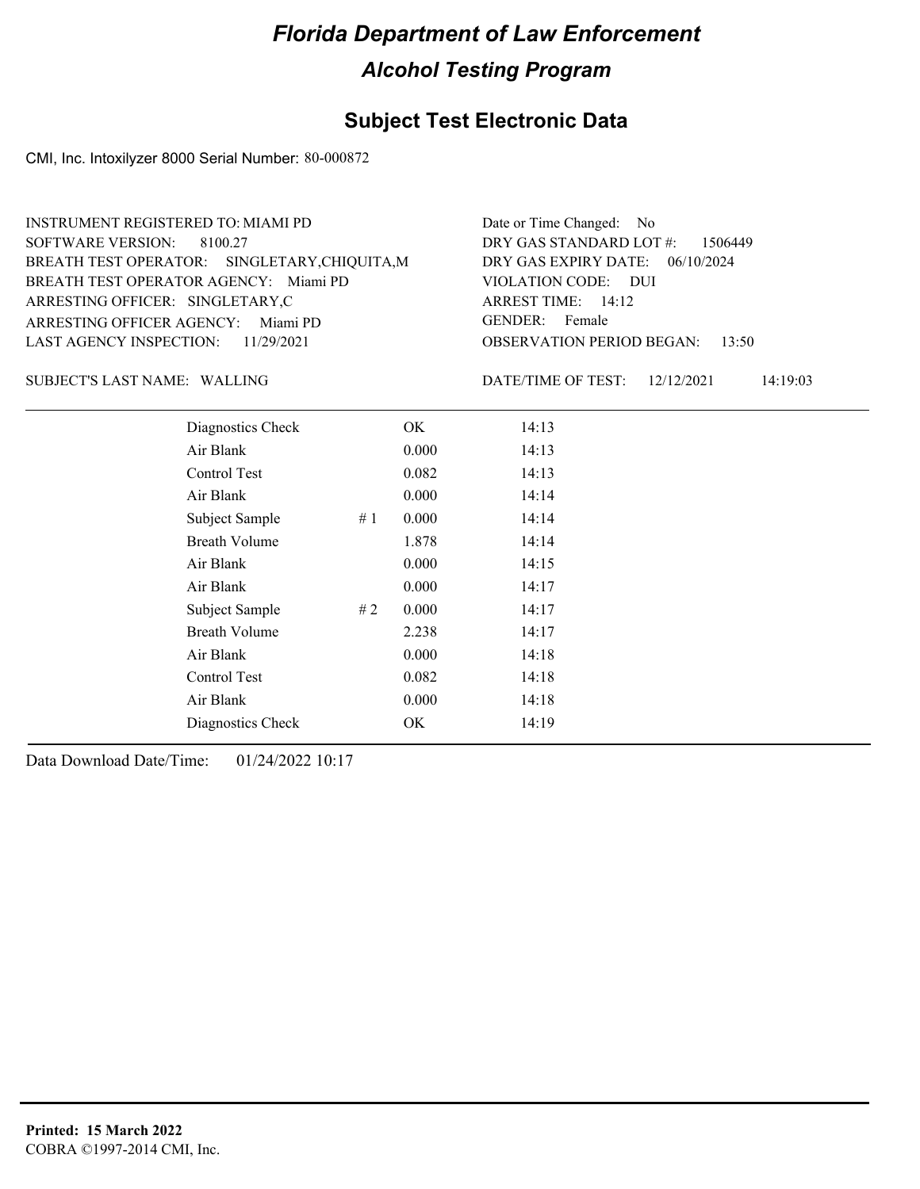# Florida Department of Law Enforcement

## Alcohol Testing Program

## Subject Test Electronic Data

CMI, Inc. Intoxilyzer 8000 Serial Number: 80-000872

INSTRUMENT REGISTERED TO: MIAMI PD
SOFTWARE VERSION: 8100.27
BREATH TEST OPERATOR: SINGLETARY,CHIQUITA,M
BREATH TEST OPERATOR AGENCY: Miami PD
ARRESTING OFFICER: SINGLETARY,C
ARRESTING OFFICER AGENCY: Miami PD
LAST AGENCY INSPECTION: 11/29/2021

Date or Time Changed: No
DRY GAS STANDARD LOT #: 1506449
DRY GAS EXPIRY DATE: 06/10/2024
VIOLATION CODE: DUI
ARREST TIME: 14:12
GENDER: Female
OBSERVATION PERIOD BEGAN: 13:50

SUBJECT'S LAST NAME: WALLING

DATE/TIME OF TEST: 12/12/2021 14:19:03

| | | | |
|---|---|---|---|
| Diagnostics Check | | OK | 14:13 |
| Air Blank | | 0.000 | 14:13 |
| Control Test | | 0.082 | 14:13 |
| Air Blank | | 0.000 | 14:14 |
| Subject Sample | # 1 | 0.000 | 14:14 |
| Breath Volume | | 1.878 | 14:14 |
| Air Blank | | 0.000 | 14:15 |
| Air Blank | | 0.000 | 14:17 |
| Subject Sample | # 2 | 0.000 | 14:17 |
| Breath Volume | | 2.238 | 14:17 |
| Air Blank | | 0.000 | 14:18 |
| Control Test | | 0.082 | 14:18 |
| Air Blank | | 0.000 | 14:18 |
| Diagnostics Check | | OK | 14:19 |

Data Download Date/Time: 01/24/2022 10:17

**Printed: 15 March 2022**
COBRA ©1997-2014 CMI, Inc.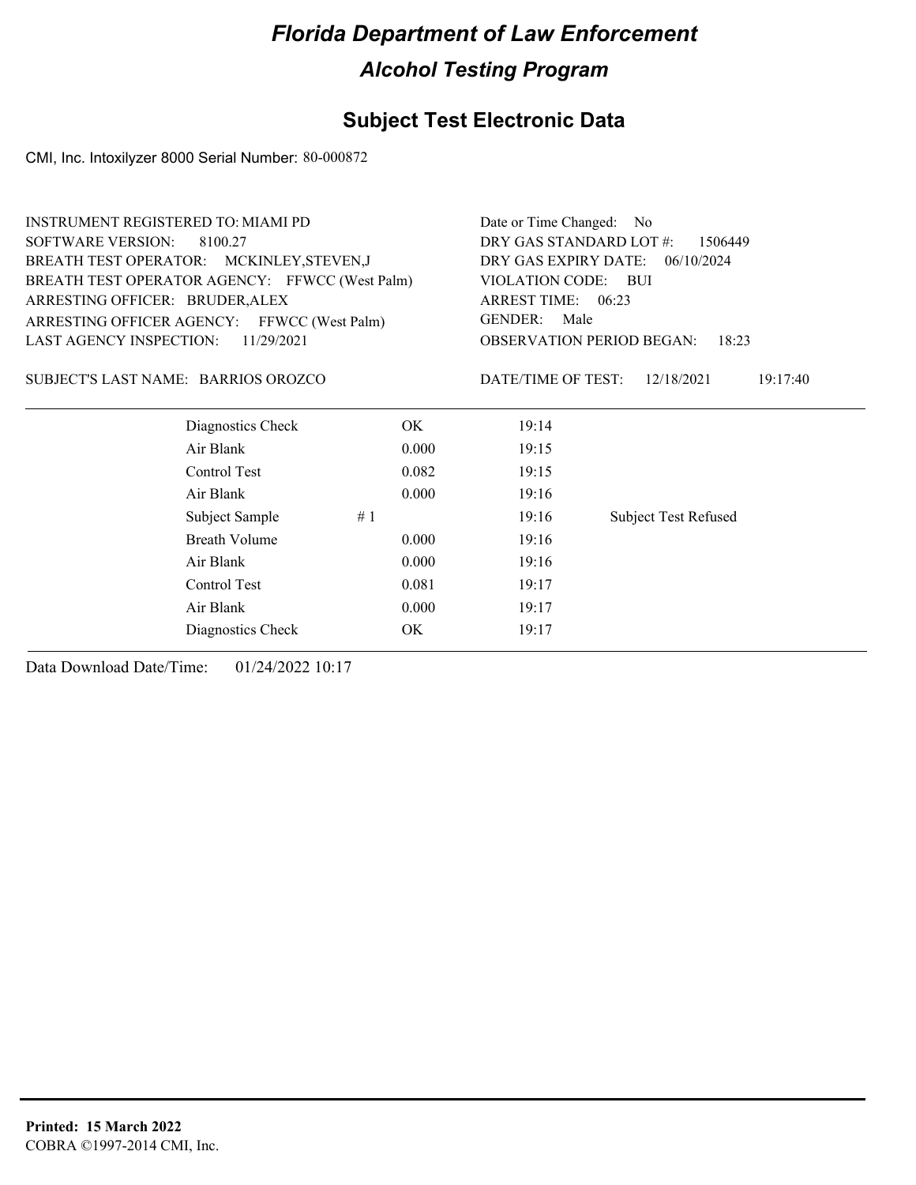# Florida Department of Law Enforcement

## Alcohol Testing Program

### Subject Test Electronic Data

CMI, Inc. Intoxilyzer 8000 Serial Number: 80-000872

INSTRUMENT REGISTERED TO: MIAMI PD
SOFTWARE VERSION: 8100.27
BREATH TEST OPERATOR: MCKINLEY,STEVEN,J
BREATH TEST OPERATOR AGENCY: FFWCC (West Palm)
ARRESTING OFFICER: BRUDER,ALEX
ARRESTING OFFICER AGENCY: FFWCC (West Palm)
LAST AGENCY INSPECTION: 11/29/2021

Date or Time Changed: No
DRY GAS STANDARD LOT #: 1506449
DRY GAS EXPIRY DATE: 06/10/2024
VIOLATION CODE: BUI
ARREST TIME: 06:23
GENDER: Male
OBSERVATION PERIOD BEGAN: 18:23

SUBJECT'S LAST NAME: BARRIOS OROZCO

DATE/TIME OF TEST: 12/18/2021 19:17:40

| | | | | |
|---|---|---|---|---|
| Diagnostics Check | | OK | 19:14 | |
| Air Blank | | 0.000 | 19:15 | |
| Control Test | | 0.082 | 19:15 | |
| Air Blank | | 0.000 | 19:16 | |
| Subject Sample | # 1 | | 19:16 | Subject Test Refused |
| Breath Volume | | 0.000 | 19:16 | |
| Air Blank | | 0.000 | 19:16 | |
| Control Test | | 0.081 | 19:17 | |
| Air Blank | | 0.000 | 19:17 | |
| Diagnostics Check | | OK | 19:17 | |

Data Download Date/Time: 01/24/2022 10:17

**Printed: 15 March 2022**
COBRA ©1997-2014 CMI, Inc.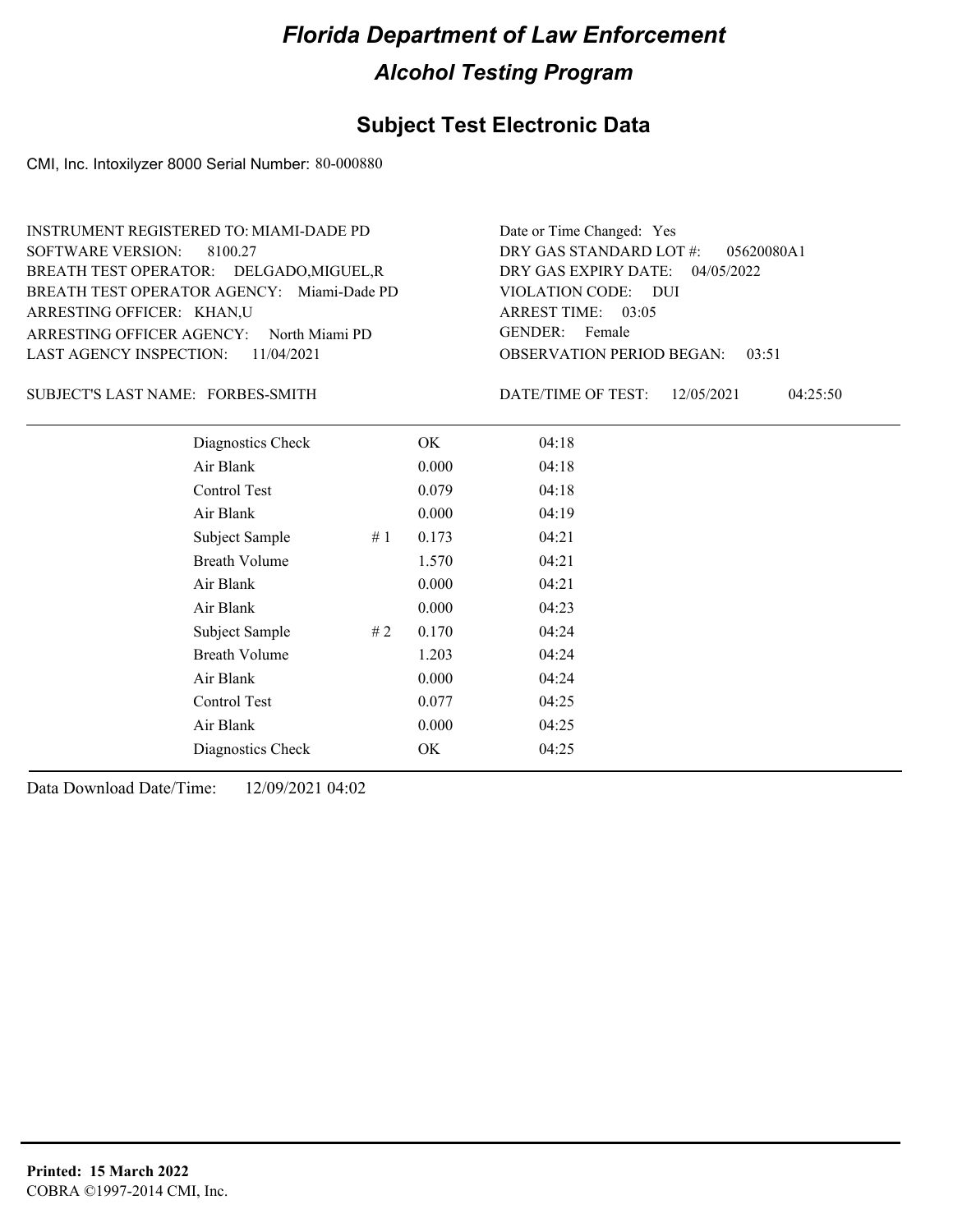# Florida Department of Law Enforcement

## Alcohol Testing Program

### Subject Test Electronic Data

CMI, Inc. Intoxilyzer 8000 Serial Number: 80-000880

INSTRUMENT REGISTERED TO: MIAMI-DADE PD
SOFTWARE VERSION: 8100.27
BREATH TEST OPERATOR: DELGADO,MIGUEL,R
BREATH TEST OPERATOR AGENCY: Miami-Dade PD
ARRESTING OFFICER: KHAN,U
ARRESTING OFFICER AGENCY: North Miami PD
LAST AGENCY INSPECTION: 11/04/2021

Date or Time Changed: Yes
DRY GAS STANDARD LOT #: 05620080A1
DRY GAS EXPIRY DATE: 04/05/2022
VIOLATION CODE: DUI
ARREST TIME: 03:05
GENDER: Female
OBSERVATION PERIOD BEGAN: 03:51

SUBJECT'S LAST NAME: FORBES-SMITH

DATE/TIME OF TEST: 12/05/2021 04:25:50

| Test | # | Result | Time |
|---|---|---|---|
| Diagnostics Check | | OK | 04:18 |
| Air Blank | | 0.000 | 04:18 |
| Control Test | | 0.079 | 04:18 |
| Air Blank | | 0.000 | 04:19 |
| Subject Sample | # 1 | 0.173 | 04:21 |
| Breath Volume | | 1.570 | 04:21 |
| Air Blank | | 0.000 | 04:21 |
| Air Blank | | 0.000 | 04:23 |
| Subject Sample | # 2 | 0.170 | 04:24 |
| Breath Volume | | 1.203 | 04:24 |
| Air Blank | | 0.000 | 04:24 |
| Control Test | | 0.077 | 04:25 |
| Air Blank | | 0.000 | 04:25 |
| Diagnostics Check | | OK | 04:25 |

Data Download Date/Time: 12/09/2021 04:02

**Printed: 15 March 2022**
COBRA ©1997-2014 CMI, Inc.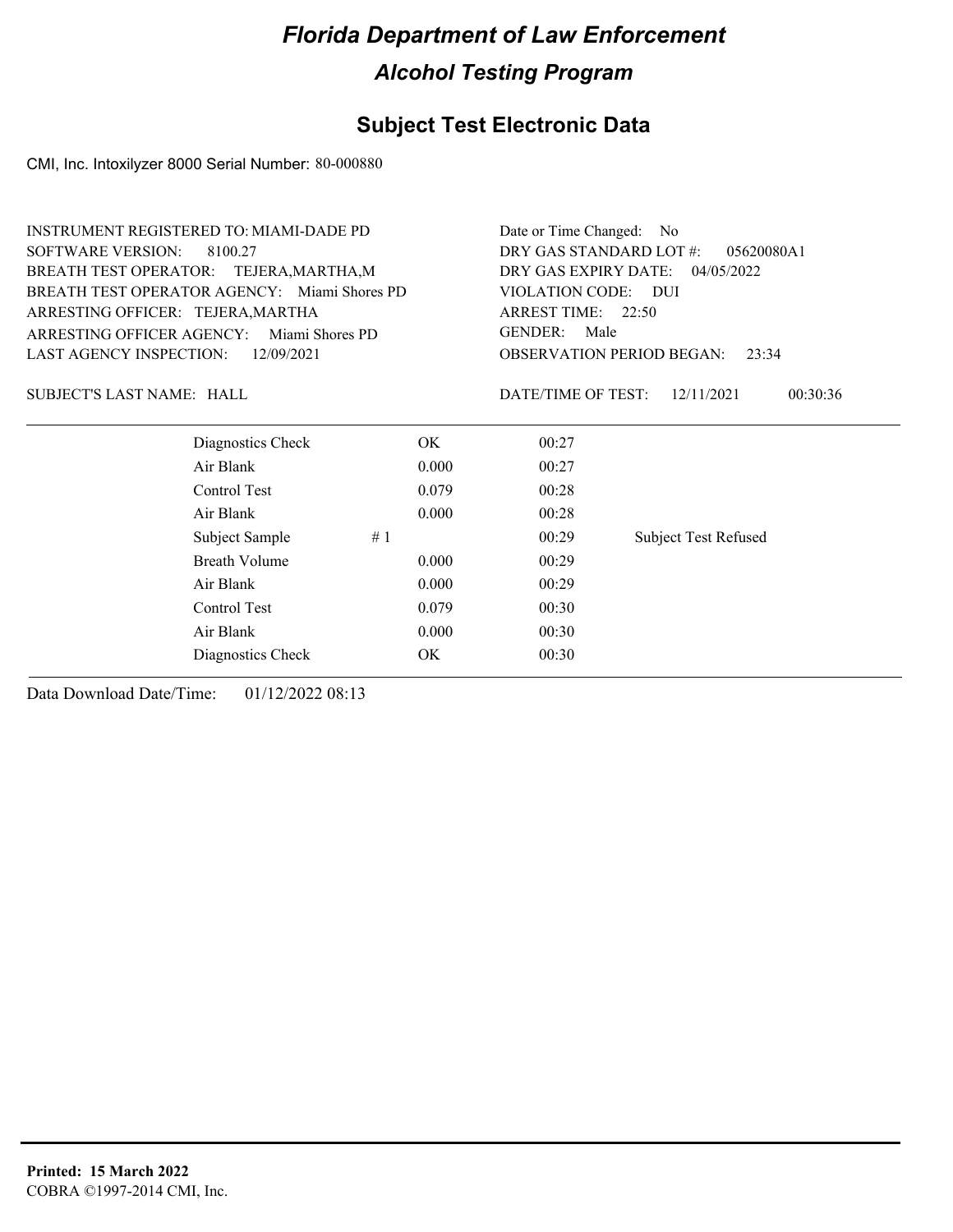# Florida Department of Law Enforcement

## Alcohol Testing Program

### Subject Test Electronic Data

CMI, Inc. Intoxilyzer 8000 Serial Number: 80-000880

INSTRUMENT REGISTERED TO: MIAMI-DADE PD
SOFTWARE VERSION: 8100.27
BREATH TEST OPERATOR: TEJERA,MARTHA,M
BREATH TEST OPERATOR AGENCY: Miami Shores PD
ARRESTING OFFICER: TEJERA,MARTHA
ARRESTING OFFICER AGENCY: Miami Shores PD
LAST AGENCY INSPECTION: 12/09/2021

Date or Time Changed: No
DRY GAS STANDARD LOT #: 05620080A1
DRY GAS EXPIRY DATE: 04/05/2022
VIOLATION CODE: DUI
ARREST TIME: 22:50
GENDER: Male
OBSERVATION PERIOD BEGAN: 23:34

SUBJECT'S LAST NAME: HALL

DATE/TIME OF TEST: 12/11/2021 00:30:36

| | | | | |
|---|---|---|---|---|
| Diagnostics Check | | OK | 00:27 | |
| Air Blank | | 0.000 | 00:27 | |
| Control Test | | 0.079 | 00:28 | |
| Air Blank | | 0.000 | 00:28 | |
| Subject Sample | # 1 | | 00:29 | Subject Test Refused |
| Breath Volume | | 0.000 | 00:29 | |
| Air Blank | | 0.000 | 00:29 | |
| Control Test | | 0.079 | 00:30 | |
| Air Blank | | 0.000 | 00:30 | |
| Diagnostics Check | | OK | 00:30 | |

Data Download Date/Time: 01/12/2022 08:13

**Printed: 15 March 2022**
COBRA ©1997-2014 CMI, Inc.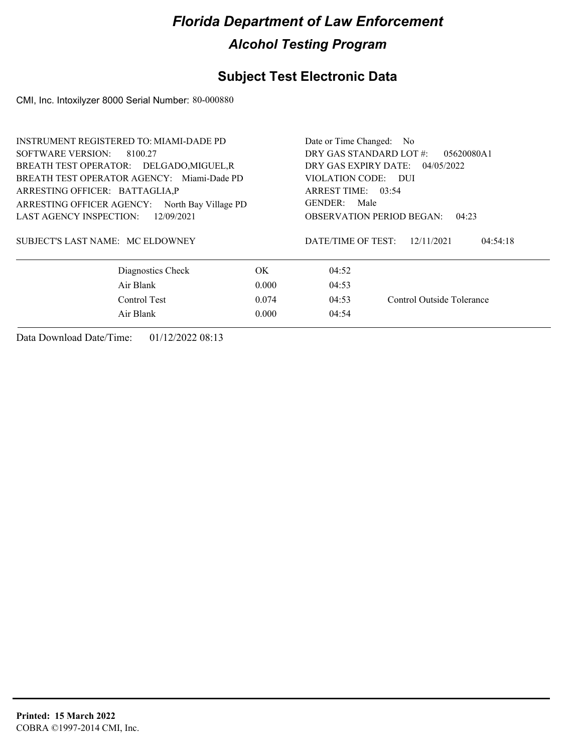# Florida Department of Law Enforcement

## Alcohol Testing Program

## Subject Test Electronic Data

CMI, Inc. Intoxilyzer 8000 Serial Number: 80-000880

| | |
|---|---|
| INSTRUMENT REGISTERED TO: MIAMI-DADE PD | Date or Time Changed: No |
| SOFTWARE VERSION: 8100.27 | DRY GAS STANDARD LOT #: 05620080A1 |
| BREATH TEST OPERATOR: DELGADO,MIGUEL,R | DRY GAS EXPIRY DATE: 04/05/2022 |
| BREATH TEST OPERATOR AGENCY: Miami-Dade PD | VIOLATION CODE: DUI |
| ARRESTING OFFICER: BATTAGLIA,P | ARREST TIME: 03:54 |
| ARRESTING OFFICER AGENCY: North Bay Village PD | GENDER: Male |
| LAST AGENCY INSPECTION: 12/09/2021 | OBSERVATION PERIOD BEGAN: 04:23 |
| SUBJECT'S LAST NAME: MC ELDOWNEY | DATE/TIME OF TEST: 12/11/2021 04:54:18 |

| | | | |
|---|---|---|---|
| Diagnostics Check | OK | 04:52 | |
| Air Blank | 0.000 | 04:53 | |
| Control Test | 0.074 | 04:53 | Control Outside Tolerance |
| Air Blank | 0.000 | 04:54 | |

Data Download Date/Time: 01/12/2022 08:13

**Printed: 15 March 2022**
COBRA ©1997-2014 CMI, Inc.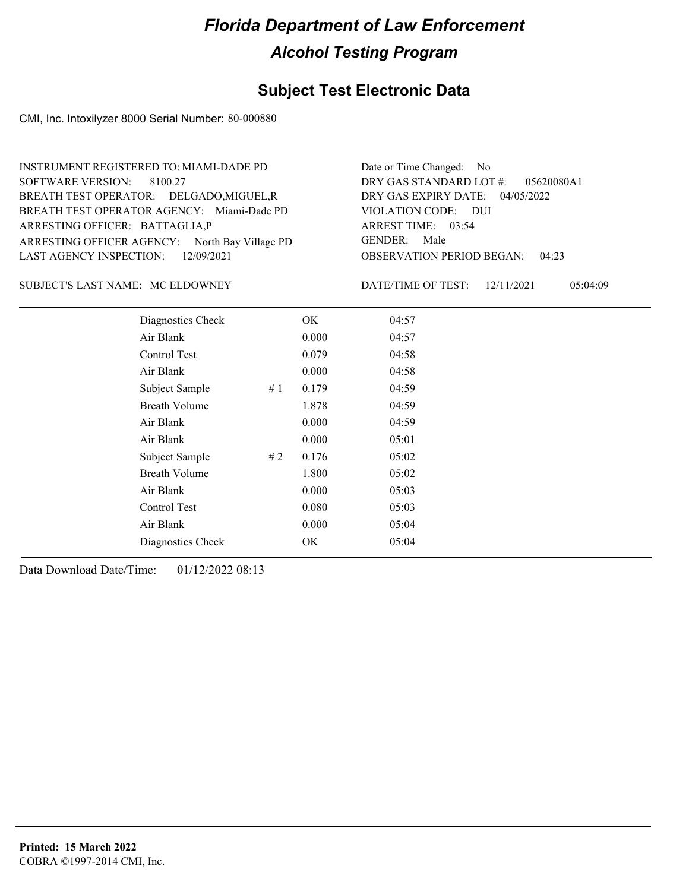# Florida Department of Law Enforcement

## Alcohol Testing Program

### Subject Test Electronic Data

CMI, Inc. Intoxilyzer 8000 Serial Number: 80-000880

INSTRUMENT REGISTERED TO: MIAMI-DADE PD
SOFTWARE VERSION: 8100.27
BREATH TEST OPERATOR: DELGADO,MIGUEL,R
BREATH TEST OPERATOR AGENCY: Miami-Dade PD
ARRESTING OFFICER: BATTAGLIA,P
ARRESTING OFFICER AGENCY: North Bay Village PD
LAST AGENCY INSPECTION: 12/09/2021

Date or Time Changed: No
DRY GAS STANDARD LOT #: 05620080A1
DRY GAS EXPIRY DATE: 04/05/2022
VIOLATION CODE: DUI
ARREST TIME: 03:54
GENDER: Male
OBSERVATION PERIOD BEGAN: 04:23

SUBJECT'S LAST NAME: MC ELDOWNEY

DATE/TIME OF TEST: 12/11/2021 05:04:09

| | | | |
|---|---|---|---|
| Diagnostics Check | | OK | 04:57 |
| Air Blank | | 0.000 | 04:57 |
| Control Test | | 0.079 | 04:58 |
| Air Blank | | 0.000 | 04:58 |
| Subject Sample | # 1 | 0.179 | 04:59 |
| Breath Volume | | 1.878 | 04:59 |
| Air Blank | | 0.000 | 04:59 |
| Air Blank | | 0.000 | 05:01 |
| Subject Sample | # 2 | 0.176 | 05:02 |
| Breath Volume | | 1.800 | 05:02 |
| Air Blank | | 0.000 | 05:03 |
| Control Test | | 0.080 | 05:03 |
| Air Blank | | 0.000 | 05:04 |
| Diagnostics Check | | OK | 05:04 |

Data Download Date/Time: 01/12/2022 08:13

**Printed: 15 March 2022**
COBRA ©1997-2014 CMI, Inc.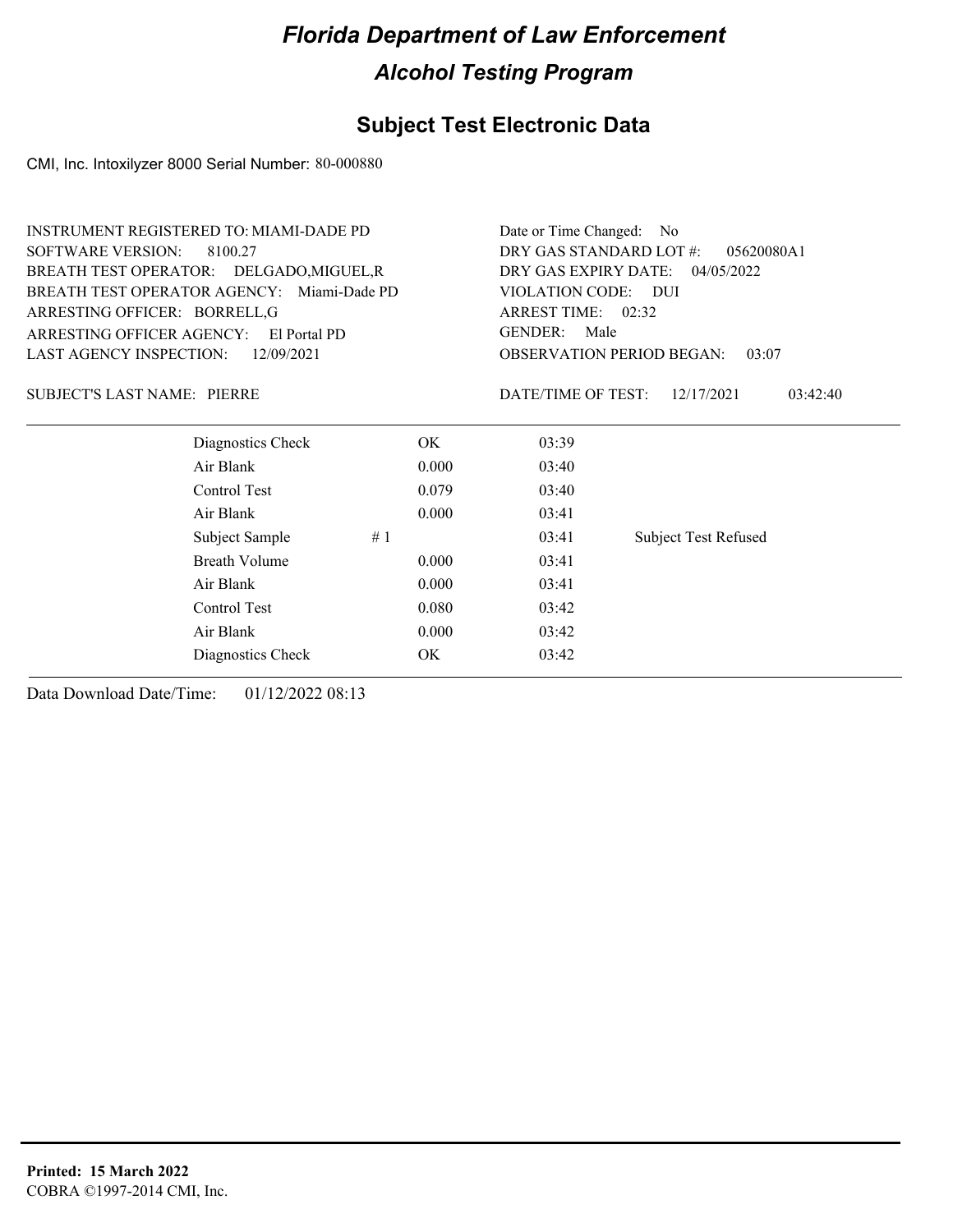# Florida Department of Law Enforcement

## Alcohol Testing Program

### Subject Test Electronic Data

CMI, Inc. Intoxilyzer 8000 Serial Number: 80-000880

INSTRUMENT REGISTERED TO: MIAMI-DADE PD
SOFTWARE VERSION: 8100.27
BREATH TEST OPERATOR: DELGADO,MIGUEL,R
BREATH TEST OPERATOR AGENCY: Miami-Dade PD
ARRESTING OFFICER: BORRELL,G
ARRESTING OFFICER AGENCY: El Portal PD
LAST AGENCY INSPECTION: 12/09/2021

Date or Time Changed: No
DRY GAS STANDARD LOT #: 05620080A1
DRY GAS EXPIRY DATE: 04/05/2022
VIOLATION CODE: DUI
ARREST TIME: 02:32
GENDER: Male
OBSERVATION PERIOD BEGAN: 03:07

SUBJECT'S LAST NAME: PIERRE

DATE/TIME OF TEST: 12/17/2021 03:42:40

| | | | | |
|---|---|---|---|---|
| Diagnostics Check | | OK | 03:39 | |
| Air Blank | | 0.000 | 03:40 | |
| Control Test | | 0.079 | 03:40 | |
| Air Blank | | 0.000 | 03:41 | |
| Subject Sample | # 1 | | 03:41 | Subject Test Refused |
| Breath Volume | | 0.000 | 03:41 | |
| Air Blank | | 0.000 | 03:41 | |
| Control Test | | 0.080 | 03:42 | |
| Air Blank | | 0.000 | 03:42 | |
| Diagnostics Check | | OK | 03:42 | |

Data Download Date/Time: 01/12/2022 08:13

**Printed: 15 March 2022**
COBRA ©1997-2014 CMI, Inc.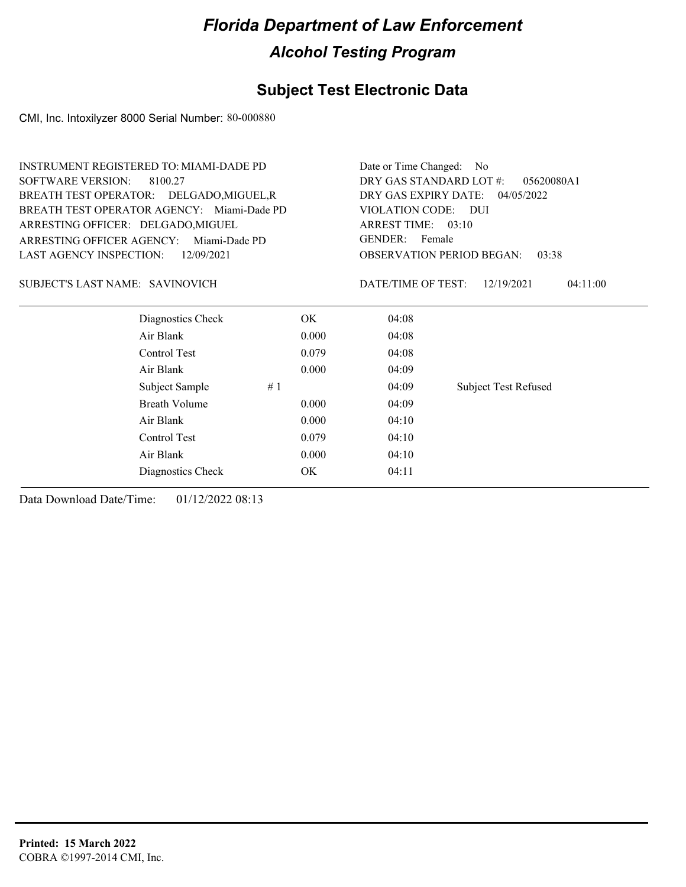# Florida Department of Law Enforcement

## Alcohol Testing Program

### Subject Test Electronic Data

CMI, Inc. Intoxilyzer 8000 Serial Number: 80-000880

INSTRUMENT REGISTERED TO: MIAMI-DADE PD
SOFTWARE VERSION: 8100.27
BREATH TEST OPERATOR: DELGADO,MIGUEL,R
BREATH TEST OPERATOR AGENCY: Miami-Dade PD
ARRESTING OFFICER: DELGADO,MIGUEL
ARRESTING OFFICER AGENCY: Miami-Dade PD
LAST AGENCY INSPECTION: 12/09/2021

Date or Time Changed: No
DRY GAS STANDARD LOT #: 05620080A1
DRY GAS EXPIRY DATE: 04/05/2022
VIOLATION CODE: DUI
ARREST TIME: 03:10
GENDER: Female
OBSERVATION PERIOD BEGAN: 03:38

SUBJECT'S LAST NAME: SAVINOVICH

DATE/TIME OF TEST: 12/19/2021 04:11:00

| | | | | |
|---|---|---|---|---|
| Diagnostics Check | | OK | 04:08 | |
| Air Blank | | 0.000 | 04:08 | |
| Control Test | | 0.079 | 04:08 | |
| Air Blank | | 0.000 | 04:09 | |
| Subject Sample | # 1 | | 04:09 | Subject Test Refused |
| Breath Volume | | 0.000 | 04:09 | |
| Air Blank | | 0.000 | 04:10 | |
| Control Test | | 0.079 | 04:10 | |
| Air Blank | | 0.000 | 04:10 | |
| Diagnostics Check | | OK | 04:11 | |

Data Download Date/Time: 01/12/2022 08:13

**Printed: 15 March 2022**
COBRA ©1997-2014 CMI, Inc.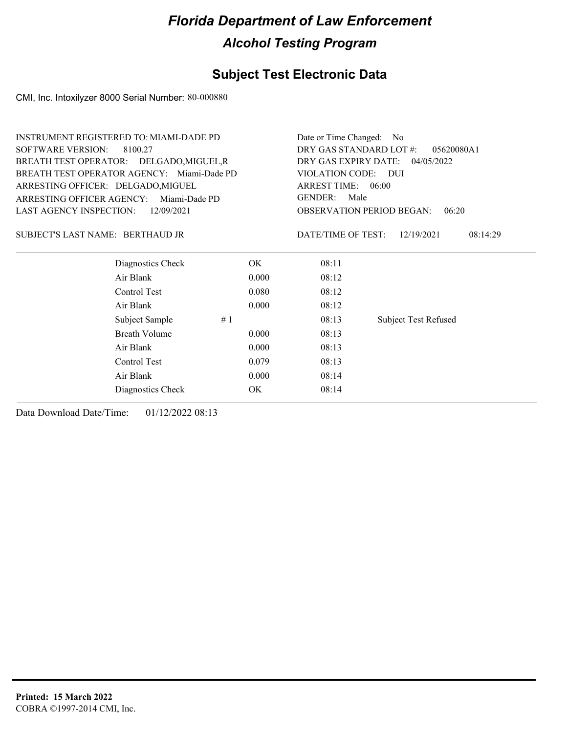# Florida Department of Law Enforcement

## Alcohol Testing Program

### Subject Test Electronic Data

CMI, Inc. Intoxilyzer 8000 Serial Number: 80-000880

INSTRUMENT REGISTERED TO: MIAMI-DADE PD
SOFTWARE VERSION: 8100.27
BREATH TEST OPERATOR: DELGADO,MIGUEL,R
BREATH TEST OPERATOR AGENCY: Miami-Dade PD
ARRESTING OFFICER: DELGADO,MIGUEL
ARRESTING OFFICER AGENCY: Miami-Dade PD
LAST AGENCY INSPECTION: 12/09/2021

Date or Time Changed: No
DRY GAS STANDARD LOT #: 05620080A1
DRY GAS EXPIRY DATE: 04/05/2022
VIOLATION CODE: DUI
ARREST TIME: 06:00
GENDER: Male
OBSERVATION PERIOD BEGAN: 06:20

SUBJECT'S LAST NAME: BERTHAUD JR

DATE/TIME OF TEST: 12/19/2021 08:14:29

| | | | | |
|---|---|---|---|---|
| Diagnostics Check | | OK | 08:11 | |
| Air Blank | | 0.000 | 08:12 | |
| Control Test | | 0.080 | 08:12 | |
| Air Blank | | 0.000 | 08:12 | |
| Subject Sample | # 1 | | 08:13 | Subject Test Refused |
| Breath Volume | | 0.000 | 08:13 | |
| Air Blank | | 0.000 | 08:13 | |
| Control Test | | 0.079 | 08:13 | |
| Air Blank | | 0.000 | 08:14 | |
| Diagnostics Check | | OK | 08:14 | |

Data Download Date/Time: 01/12/2022 08:13

**Printed: 15 March 2022**
COBRA ©1997-2014 CMI, Inc.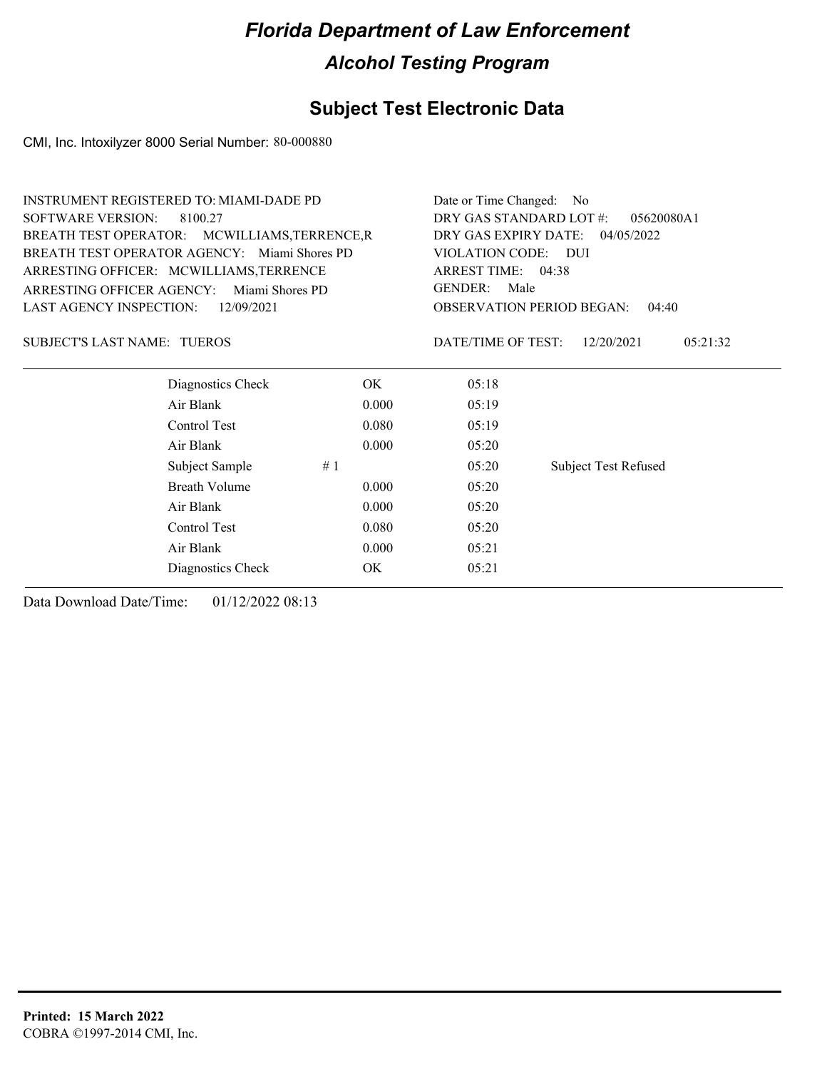# Florida Department of Law Enforcement

## Alcohol Testing Program

### Subject Test Electronic Data

CMI, Inc. Intoxilyzer 8000 Serial Number: 80-000880

INSTRUMENT REGISTERED TO: MIAMI-DADE PD
SOFTWARE VERSION: 8100.27
BREATH TEST OPERATOR: MCWILLIAMS,TERRENCE,R
BREATH TEST OPERATOR AGENCY: Miami Shores PD
ARRESTING OFFICER: MCWILLIAMS,TERRENCE
ARRESTING OFFICER AGENCY: Miami Shores PD
LAST AGENCY INSPECTION: 12/09/2021

Date or Time Changed: No
DRY GAS STANDARD LOT #: 05620080A1
DRY GAS EXPIRY DATE: 04/05/2022
VIOLATION CODE: DUI
ARREST TIME: 04:38
GENDER: Male
OBSERVATION PERIOD BEGAN: 04:40

SUBJECT'S LAST NAME: TUEROS

DATE/TIME OF TEST: 12/20/2021 05:21:32

| | | | |
|---|---|---|---|
| Diagnostics Check | OK | 05:18 | |
| Air Blank | 0.000 | 05:19 | |
| Control Test | 0.080 | 05:19 | |
| Air Blank | 0.000 | 05:20 | |
| Subject Sample # 1 | | 05:20 | Subject Test Refused |
| Breath Volume | 0.000 | 05:20 | |
| Air Blank | 0.000 | 05:20 | |
| Control Test | 0.080 | 05:20 | |
| Air Blank | 0.000 | 05:21 | |
| Diagnostics Check | OK | 05:21 | |

Data Download Date/Time: 01/12/2022 08:13

**Printed: 15 March 2022**
COBRA ©1997-2014 CMI, Inc.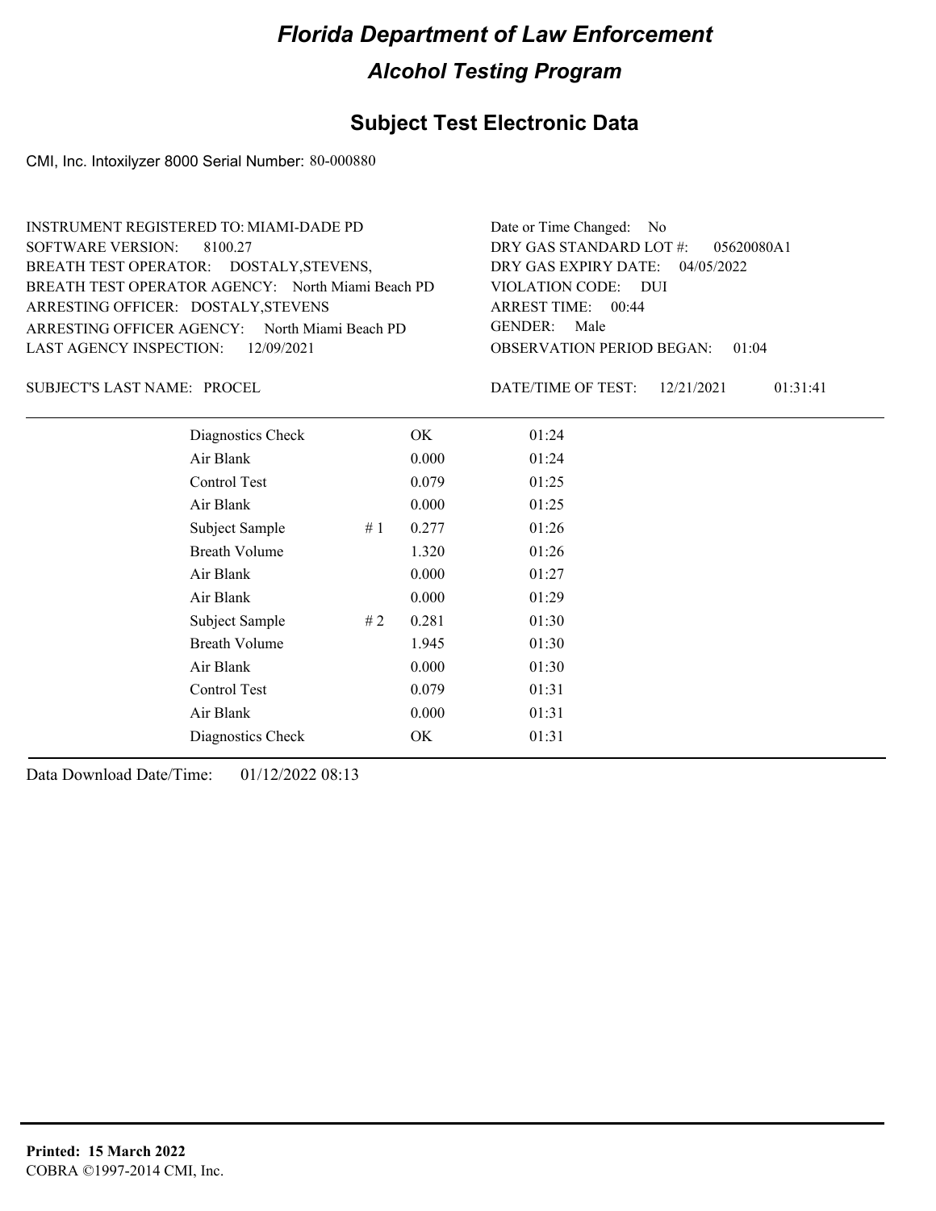# Florida Department of Law Enforcement

## Alcohol Testing Program

### Subject Test Electronic Data

CMI, Inc. Intoxilyzer 8000 Serial Number: 80-000880

INSTRUMENT REGISTERED TO: MIAMI-DADE PD
SOFTWARE VERSION: 8100.27
BREATH TEST OPERATOR: DOSTALY,STEVENS,
BREATH TEST OPERATOR AGENCY: North Miami Beach PD
ARRESTING OFFICER: DOSTALY,STEVENS
ARRESTING OFFICER AGENCY: North Miami Beach PD
LAST AGENCY INSPECTION: 12/09/2021

Date or Time Changed: No
DRY GAS STANDARD LOT #: 05620080A1
DRY GAS EXPIRY DATE: 04/05/2022
VIOLATION CODE: DUI
ARREST TIME: 00:44
GENDER: Male
OBSERVATION PERIOD BEGAN: 01:04

SUBJECT'S LAST NAME: PROCEL

DATE/TIME OF TEST: 12/21/2021 01:31:41

| | | | |
|---|---|---|---|
| Diagnostics Check | | OK | 01:24 |
| Air Blank | | 0.000 | 01:24 |
| Control Test | | 0.079 | 01:25 |
| Air Blank | | 0.000 | 01:25 |
| Subject Sample | # 1 | 0.277 | 01:26 |
| Breath Volume | | 1.320 | 01:26 |
| Air Blank | | 0.000 | 01:27 |
| Air Blank | | 0.000 | 01:29 |
| Subject Sample | # 2 | 0.281 | 01:30 |
| Breath Volume | | 1.945 | 01:30 |
| Air Blank | | 0.000 | 01:30 |
| Control Test | | 0.079 | 01:31 |
| Air Blank | | 0.000 | 01:31 |
| Diagnostics Check | | OK | 01:31 |

Data Download Date/Time: 01/12/2022 08:13

**Printed: 15 March 2022**
COBRA ©1997-2014 CMI, Inc.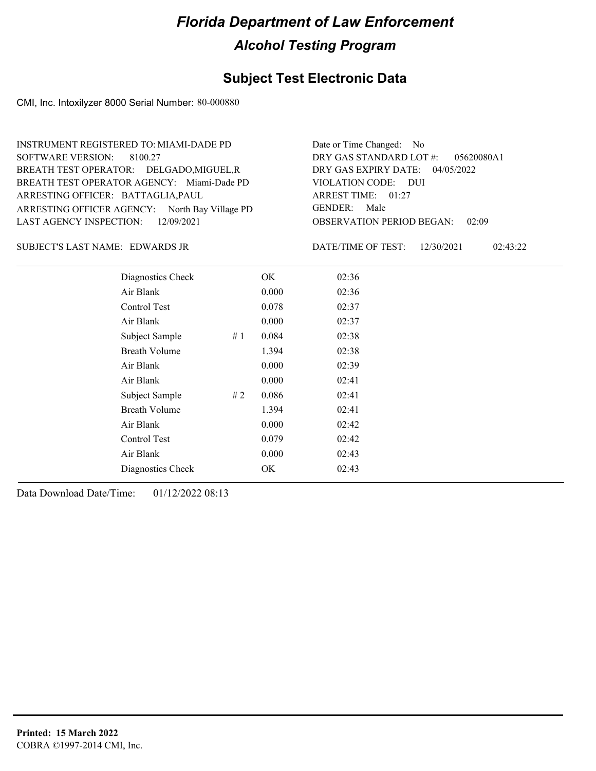# Florida Department of Law Enforcement

## Alcohol Testing Program

## Subject Test Electronic Data

CMI, Inc. Intoxilyzer 8000 Serial Number: 80-000880

INSTRUMENT REGISTERED TO: MIAMI-DADE PD
SOFTWARE VERSION: 8100.27
BREATH TEST OPERATOR: DELGADO,MIGUEL,R
BREATH TEST OPERATOR AGENCY: Miami-Dade PD
ARRESTING OFFICER: BATTAGLIA,PAUL
ARRESTING OFFICER AGENCY: North Bay Village PD
LAST AGENCY INSPECTION: 12/09/2021

Date or Time Changed: No
DRY GAS STANDARD LOT #: 05620080A1
DRY GAS EXPIRY DATE: 04/05/2022
VIOLATION CODE: DUI
ARREST TIME: 01:27
GENDER: Male
OBSERVATION PERIOD BEGAN: 02:09

SUBJECT'S LAST NAME: EDWARDS JR

DATE/TIME OF TEST: 12/30/2021 02:43:22

| | | | |
|---|---|---|---|
| Diagnostics Check | | OK | 02:36 |
| Air Blank | | 0.000 | 02:36 |
| Control Test | | 0.078 | 02:37 |
| Air Blank | | 0.000 | 02:37 |
| Subject Sample | # 1 | 0.084 | 02:38 |
| Breath Volume | | 1.394 | 02:38 |
| Air Blank | | 0.000 | 02:39 |
| Air Blank | | 0.000 | 02:41 |
| Subject Sample | # 2 | 0.086 | 02:41 |
| Breath Volume | | 1.394 | 02:41 |
| Air Blank | | 0.000 | 02:42 |
| Control Test | | 0.079 | 02:42 |
| Air Blank | | 0.000 | 02:43 |
| Diagnostics Check | | OK | 02:43 |

Data Download Date/Time: 01/12/2022 08:13

**Printed: 15 March 2022**
COBRA ©1997-2014 CMI, Inc.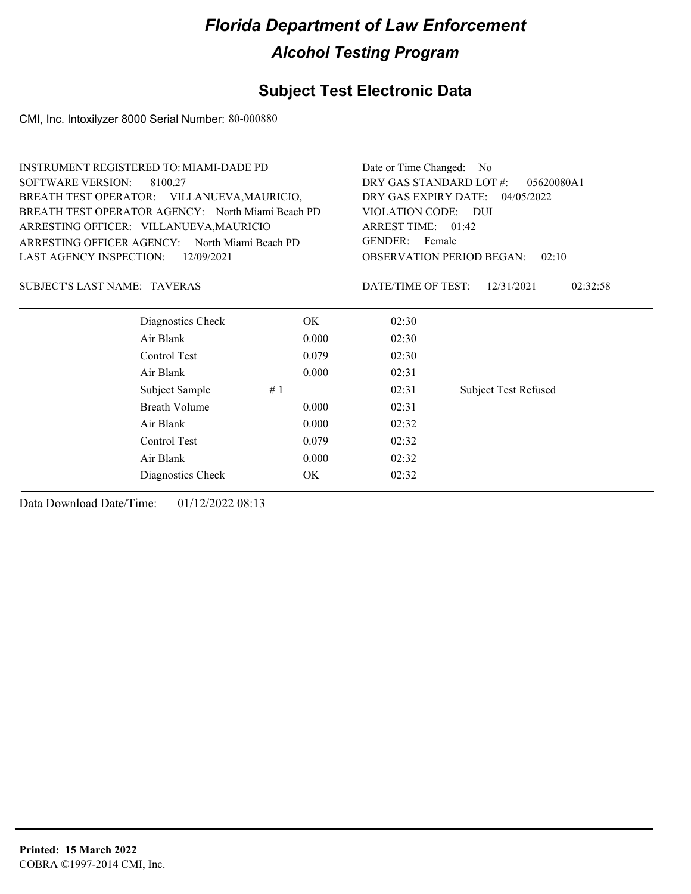# Florida Department of Law Enforcement

## Alcohol Testing Program

### Subject Test Electronic Data

CMI, Inc. Intoxilyzer 8000 Serial Number: 80-000880

INSTRUMENT REGISTERED TO: MIAMI-DADE PD
SOFTWARE VERSION: 8100.27
BREATH TEST OPERATOR: VILLANUEVA,MAURICIO,
BREATH TEST OPERATOR AGENCY: North Miami Beach PD
ARRESTING OFFICER: VILLANUEVA,MAURICIO
ARRESTING OFFICER AGENCY: North Miami Beach PD
LAST AGENCY INSPECTION: 12/09/2021

Date or Time Changed: No
DRY GAS STANDARD LOT #: 05620080A1
DRY GAS EXPIRY DATE: 04/05/2022
VIOLATION CODE: DUI
ARREST TIME: 01:42
GENDER: Female
OBSERVATION PERIOD BEGAN: 02:10

SUBJECT'S LAST NAME: TAVERAS

DATE/TIME OF TEST: 12/31/2021 02:32:58

| | | | |
|---|---|---|---|
| Diagnostics Check | OK | 02:30 | |
| Air Blank | 0.000 | 02:30 | |
| Control Test | 0.079 | 02:30 | |
| Air Blank | 0.000 | 02:31 | |
| Subject Sample | # 1 | 02:31 | Subject Test Refused |
| Breath Volume | 0.000 | 02:31 | |
| Air Blank | 0.000 | 02:32 | |
| Control Test | 0.079 | 02:32 | |
| Air Blank | 0.000 | 02:32 | |
| Diagnostics Check | OK | 02:32 | |

Data Download Date/Time: 01/12/2022 08:13

**Printed: 15 March 2022**
COBRA ©1997-2014 CMI, Inc.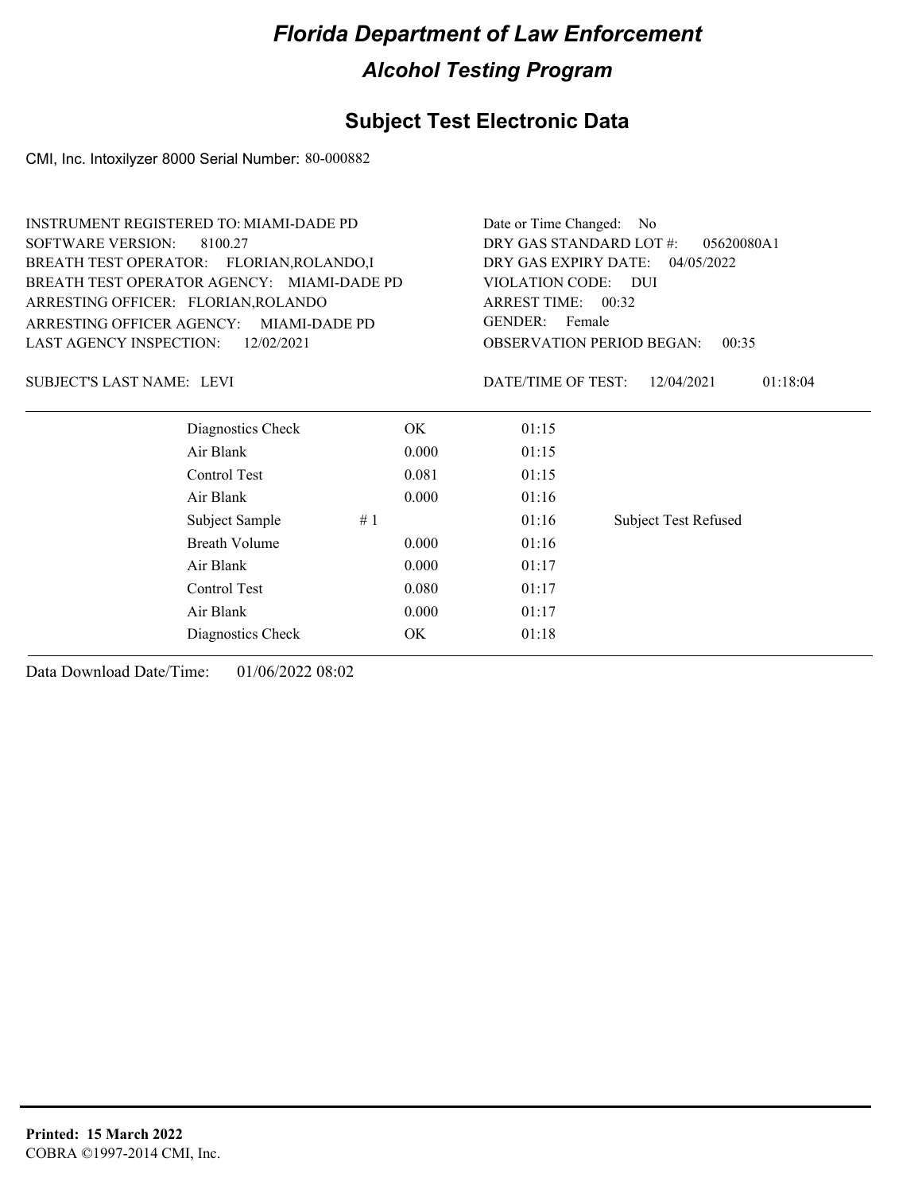# Florida Department of Law Enforcement

## Alcohol Testing Program

## Subject Test Electronic Data

CMI, Inc. Intoxilyzer 8000 Serial Number: 80-000882

INSTRUMENT REGISTERED TO: MIAMI-DADE PD
SOFTWARE VERSION: 8100.27
BREATH TEST OPERATOR: FLORIAN,ROLANDO,I
BREATH TEST OPERATOR AGENCY: MIAMI-DADE PD
ARRESTING OFFICER: FLORIAN,ROLANDO
ARRESTING OFFICER AGENCY: MIAMI-DADE PD
LAST AGENCY INSPECTION: 12/02/2021

Date or Time Changed: No
DRY GAS STANDARD LOT #: 05620080A1
DRY GAS EXPIRY DATE: 04/05/2022
VIOLATION CODE: DUI
ARREST TIME: 00:32
GENDER: Female
OBSERVATION PERIOD BEGAN: 00:35

SUBJECT'S LAST NAME: LEVI

DATE/TIME OF TEST: 12/04/2021 01:18:04

| | | | | |
|---|---|---|---|---|
| Diagnostics Check | | OK | 01:15 | |
| Air Blank | | 0.000 | 01:15 | |
| Control Test | | 0.081 | 01:15 | |
| Air Blank | | 0.000 | 01:16 | |
| Subject Sample | # 1 | | 01:16 | Subject Test Refused |
| Breath Volume | | 0.000 | 01:16 | |
| Air Blank | | 0.000 | 01:17 | |
| Control Test | | 0.080 | 01:17 | |
| Air Blank | | 0.000 | 01:17 | |
| Diagnostics Check | | OK | 01:18 | |

Data Download Date/Time: 01/06/2022 08:02

**Printed: 15 March 2022**
COBRA ©1997-2014 CMI, Inc.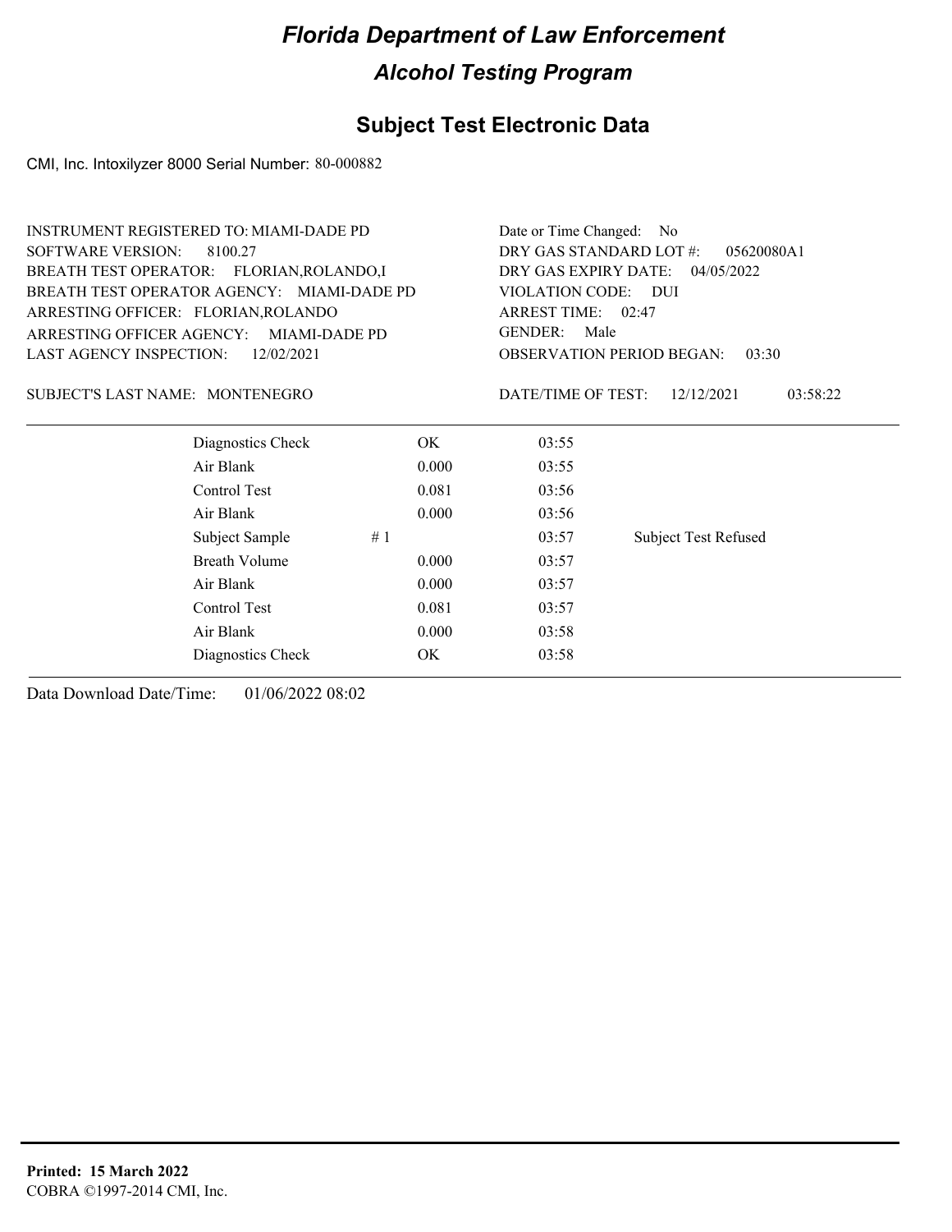# *Florida Department of Law Enforcement*

## *Alcohol Testing Program*

## Subject Test Electronic Data

CMI, Inc. Intoxilyzer 8000 Serial Number: 80-000882

INSTRUMENT REGISTERED TO: MIAMI-DADE PD
SOFTWARE VERSION: 8100.27
BREATH TEST OPERATOR: FLORIAN,ROLANDO,I
BREATH TEST OPERATOR AGENCY: MIAMI-DADE PD
ARRESTING OFFICER: FLORIAN,ROLANDO
ARRESTING OFFICER AGENCY: MIAMI-DADE PD
LAST AGENCY INSPECTION: 12/02/2021

Date or Time Changed: No
DRY GAS STANDARD LOT #: 05620080A1
DRY GAS EXPIRY DATE: 04/05/2022
VIOLATION CODE: DUI
ARREST TIME: 02:47
GENDER: Male
OBSERVATION PERIOD BEGAN: 03:30

SUBJECT'S LAST NAME: MONTENEGRO

DATE/TIME OF TEST: 12/12/2021 03:58:22

| | | | | |
|---|---|---|---|---|
| Diagnostics Check | | OK | 03:55 | |
| Air Blank | | 0.000 | 03:55 | |
| Control Test | | 0.081 | 03:56 | |
| Air Blank | | 0.000 | 03:56 | |
| Subject Sample | # 1 | | 03:57 | Subject Test Refused |
| Breath Volume | | 0.000 | 03:57 | |
| Air Blank | | 0.000 | 03:57 | |
| Control Test | | 0.081 | 03:57 | |
| Air Blank | | 0.000 | 03:58 | |
| Diagnostics Check | | OK | 03:58 | |

Data Download Date/Time: 01/06/2022 08:02

**Printed: 15 March 2022**
COBRA ©1997-2014 CMI, Inc.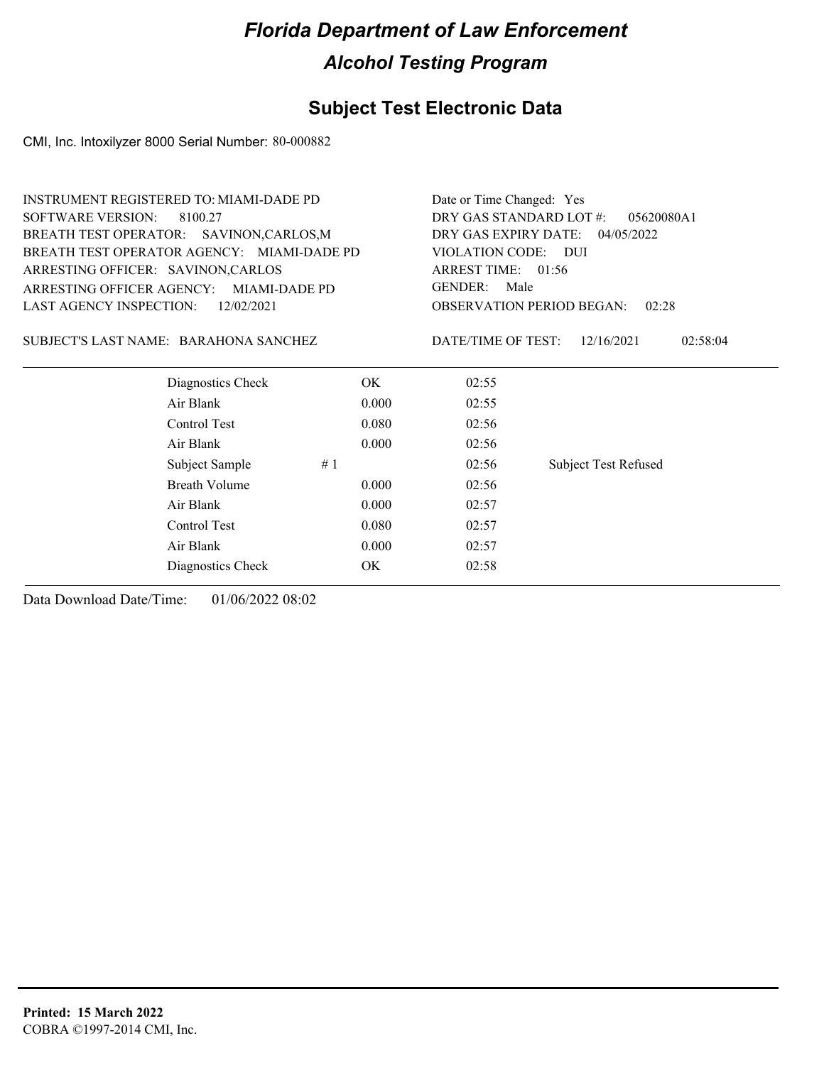# Florida Department of Law Enforcement

## Alcohol Testing Program

### Subject Test Electronic Data

CMI, Inc. Intoxilyzer 8000 Serial Number: 80-000882

INSTRUMENT REGISTERED TO: MIAMI-DADE PD
SOFTWARE VERSION: 8100.27
BREATH TEST OPERATOR: SAVINON,CARLOS,M
BREATH TEST OPERATOR AGENCY: MIAMI-DADE PD
ARRESTING OFFICER: SAVINON,CARLOS
ARRESTING OFFICER AGENCY: MIAMI-DADE PD
LAST AGENCY INSPECTION: 12/02/2021

Date or Time Changed: Yes
DRY GAS STANDARD LOT #: 05620080A1
DRY GAS EXPIRY DATE: 04/05/2022
VIOLATION CODE: DUI
ARREST TIME: 01:56
GENDER: Male
OBSERVATION PERIOD BEGAN: 02:28

SUBJECT'S LAST NAME: BARAHONA SANCHEZ

DATE/TIME OF TEST: 12/16/2021 02:58:04

| | | | |
|---|---|---|---|
| Diagnostics Check | OK | 02:55 | |
| Air Blank | 0.000 | 02:55 | |
| Control Test | 0.080 | 02:56 | |
| Air Blank | 0.000 | 02:56 | |
| Subject Sample #1 | | 02:56 | Subject Test Refused |
| Breath Volume | 0.000 | 02:56 | |
| Air Blank | 0.000 | 02:57 | |
| Control Test | 0.080 | 02:57 | |
| Air Blank | 0.000 | 02:57 | |
| Diagnostics Check | OK | 02:58 | |

Data Download Date/Time: 01/06/2022 08:02

**Printed: 15 March 2022**
COBRA ©1997-2014 CMI, Inc.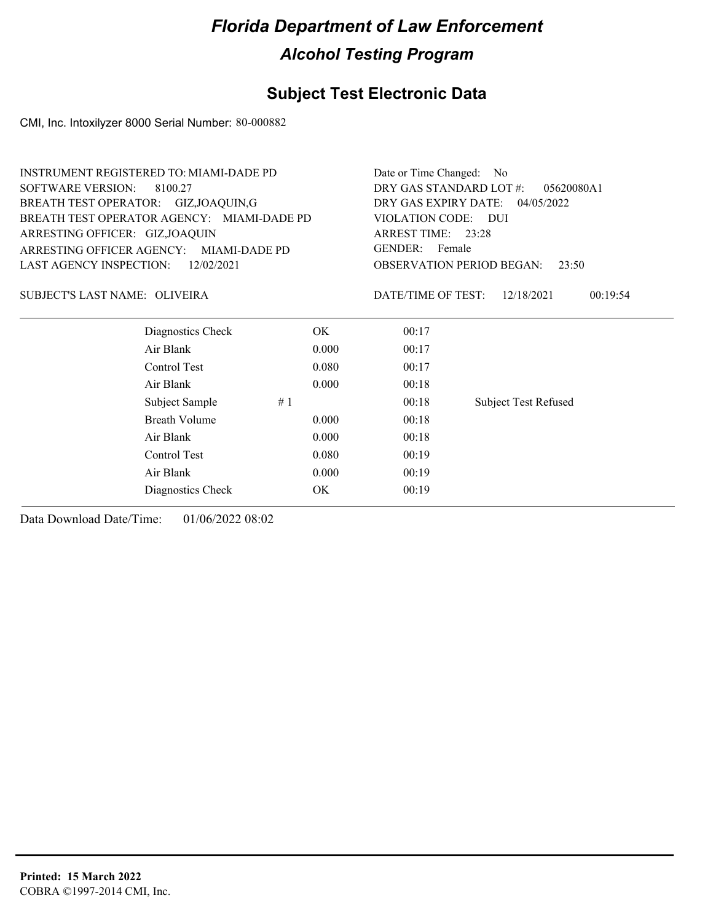# Florida Department of Law Enforcement

## Alcohol Testing Program

### Subject Test Electronic Data

CMI, Inc. Intoxilyzer 8000 Serial Number: 80-000882

INSTRUMENT REGISTERED TO: MIAMI-DADE PD
SOFTWARE VERSION: 8100.27
BREATH TEST OPERATOR: GIZ,JOAQUIN,G
BREATH TEST OPERATOR AGENCY: MIAMI-DADE PD
ARRESTING OFFICER: GIZ,JOAQUIN
ARRESTING OFFICER AGENCY: MIAMI-DADE PD
LAST AGENCY INSPECTION: 12/02/2021

Date or Time Changed: No
DRY GAS STANDARD LOT #: 05620080A1
DRY GAS EXPIRY DATE: 04/05/2022
VIOLATION CODE: DUI
ARREST TIME: 23:28
GENDER: Female
OBSERVATION PERIOD BEGAN: 23:50

SUBJECT'S LAST NAME: OLIVEIRA

DATE/TIME OF TEST: 12/18/2021 00:19:54

| | | | |
|---|---|---|---|
| Diagnostics Check | OK | 00:17 | |
| Air Blank | 0.000 | 00:17 | |
| Control Test | 0.080 | 00:17 | |
| Air Blank | 0.000 | 00:18 | |
| Subject Sample # 1 | | 00:18 | Subject Test Refused |
| Breath Volume | 0.000 | 00:18 | |
| Air Blank | 0.000 | 00:18 | |
| Control Test | 0.080 | 00:19 | |
| Air Blank | 0.000 | 00:19 | |
| Diagnostics Check | OK | 00:19 | |

Data Download Date/Time: 01/06/2022 08:02

**Printed: 15 March 2022**
COBRA ©1997-2014 CMI, Inc.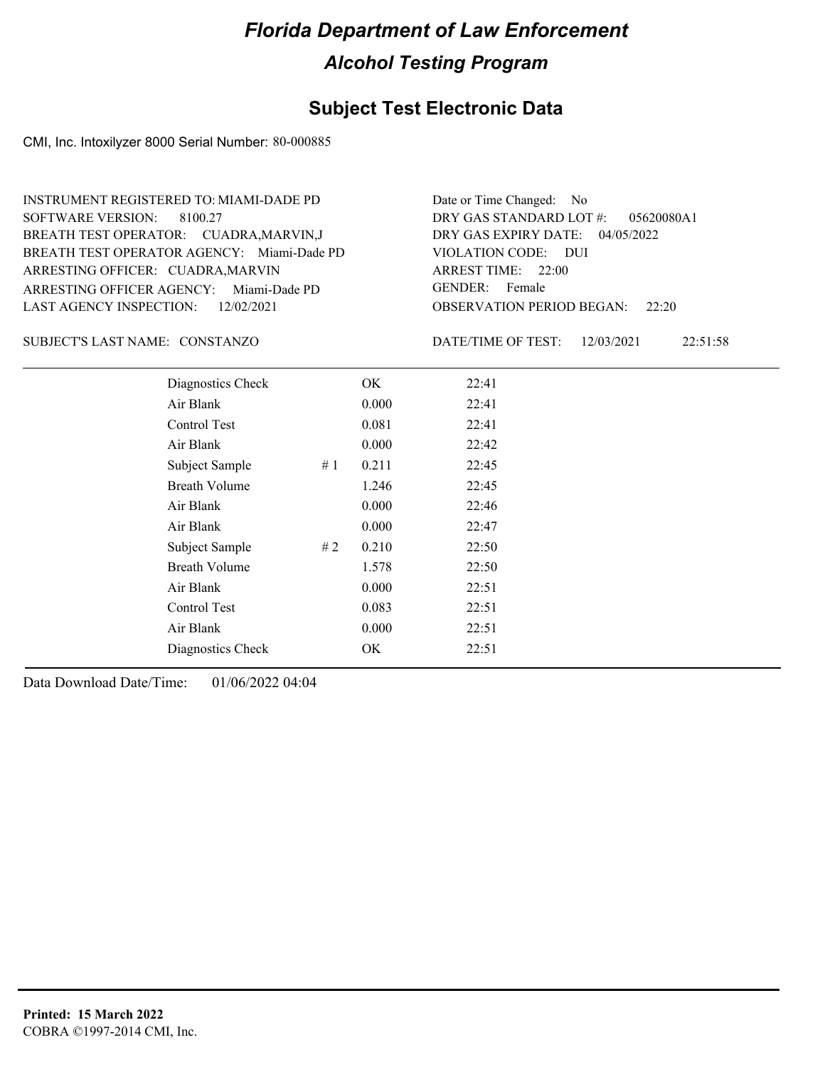# Florida Department of Law Enforcement

## Alcohol Testing Program

### Subject Test Electronic Data

CMI, Inc. Intoxilyzer 8000 Serial Number: 80-000885

INSTRUMENT REGISTERED TO: MIAMI-DADE PD
SOFTWARE VERSION: 8100.27
BREATH TEST OPERATOR: CUADRA,MARVIN,J
BREATH TEST OPERATOR AGENCY: Miami-Dade PD
ARRESTING OFFICER: CUADRA,MARVIN
ARRESTING OFFICER AGENCY: Miami-Dade PD
LAST AGENCY INSPECTION: 12/02/2021

Date or Time Changed: No
DRY GAS STANDARD LOT #: 05620080A1
DRY GAS EXPIRY DATE: 04/05/2022
VIOLATION CODE: DUI
ARREST TIME: 22:00
GENDER: Female
OBSERVATION PERIOD BEGAN: 22:20

SUBJECT'S LAST NAME: CONSTANZO

DATE/TIME OF TEST: 12/03/2021 22:51:58

| | | | |
|---|---|---|---|
| Diagnostics Check | | OK | 22:41 |
| Air Blank | | 0.000 | 22:41 |
| Control Test | | 0.081 | 22:41 |
| Air Blank | | 0.000 | 22:42 |
| Subject Sample | # 1 | 0.211 | 22:45 |
| Breath Volume | | 1.246 | 22:45 |
| Air Blank | | 0.000 | 22:46 |
| Air Blank | | 0.000 | 22:47 |
| Subject Sample | # 2 | 0.210 | 22:50 |
| Breath Volume | | 1.578 | 22:50 |
| Air Blank | | 0.000 | 22:51 |
| Control Test | | 0.083 | 22:51 |
| Air Blank | | 0.000 | 22:51 |
| Diagnostics Check | | OK | 22:51 |

Data Download Date/Time: 01/06/2022 04:04

**Printed: 15 March 2022**
COBRA ©1997-2014 CMI, Inc.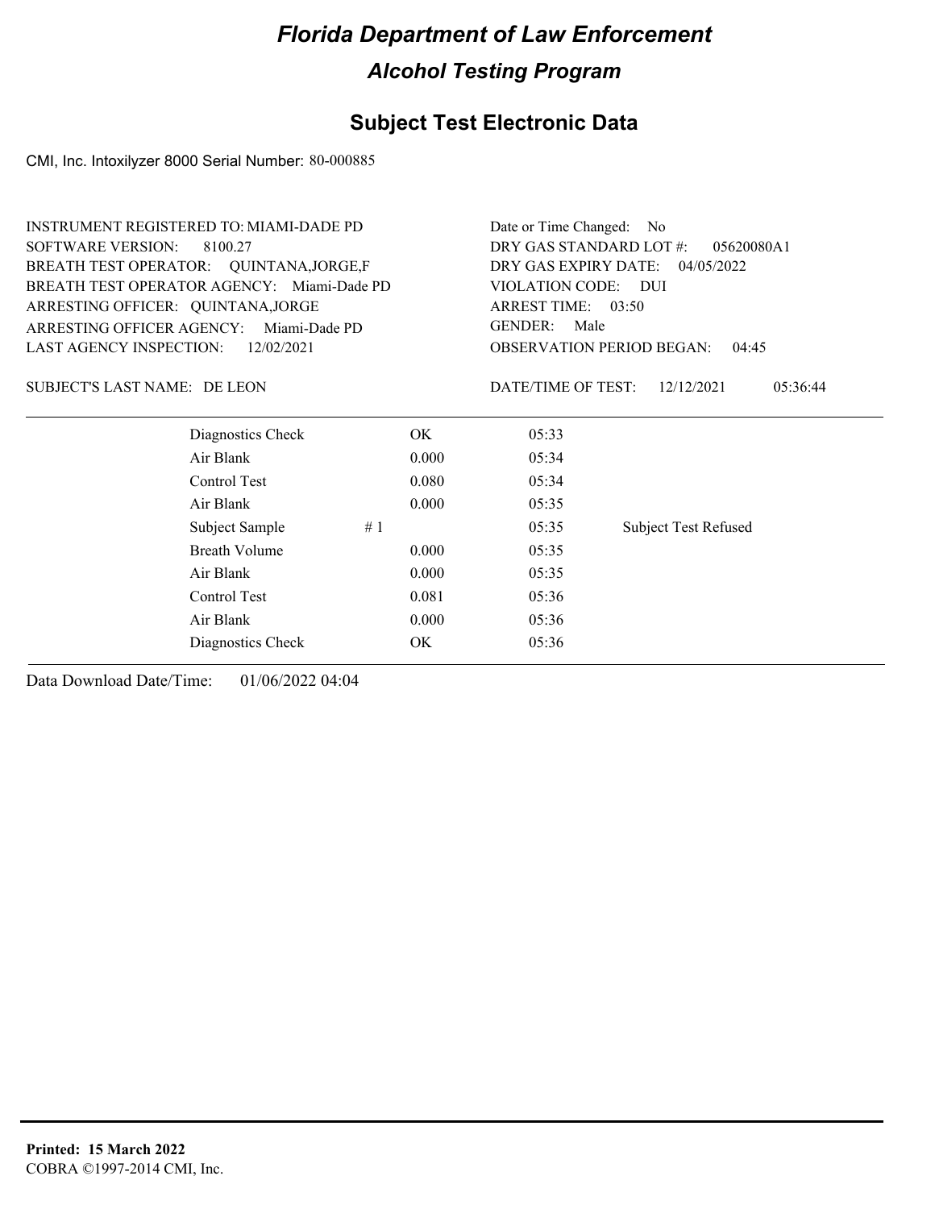# Florida Department of Law Enforcement

## Alcohol Testing Program

### Subject Test Electronic Data

CMI, Inc. Intoxilyzer 8000 Serial Number: 80-000885

INSTRUMENT REGISTERED TO: MIAMI-DADE PD
SOFTWARE VERSION: 8100.27
BREATH TEST OPERATOR: QUINTANA,JORGE,F
BREATH TEST OPERATOR AGENCY: Miami-Dade PD
ARRESTING OFFICER: QUINTANA,JORGE
ARRESTING OFFICER AGENCY: Miami-Dade PD
LAST AGENCY INSPECTION: 12/02/2021

Date or Time Changed: No
DRY GAS STANDARD LOT #: 05620080A1
DRY GAS EXPIRY DATE: 04/05/2022
VIOLATION CODE: DUI
ARREST TIME: 03:50
GENDER: Male
OBSERVATION PERIOD BEGAN: 04:45

SUBJECT'S LAST NAME: DE LEON

DATE/TIME OF TEST: 12/12/2021 05:36:44

| Test | | Result | Time | Note |
|---|---|---|---|---|
| Diagnostics Check | | OK | 05:33 | |
| Air Blank | | 0.000 | 05:34 | |
| Control Test | | 0.080 | 05:34 | |
| Air Blank | | 0.000 | 05:35 | |
| Subject Sample | # 1 | | 05:35 | Subject Test Refused |
| Breath Volume | | 0.000 | 05:35 | |
| Air Blank | | 0.000 | 05:35 | |
| Control Test | | 0.081 | 05:36 | |
| Air Blank | | 0.000 | 05:36 | |
| Diagnostics Check | | OK | 05:36 | |

Data Download Date/Time: 01/06/2022 04:04

**Printed: 15 March 2022**
COBRA ©1997-2014 CMI, Inc.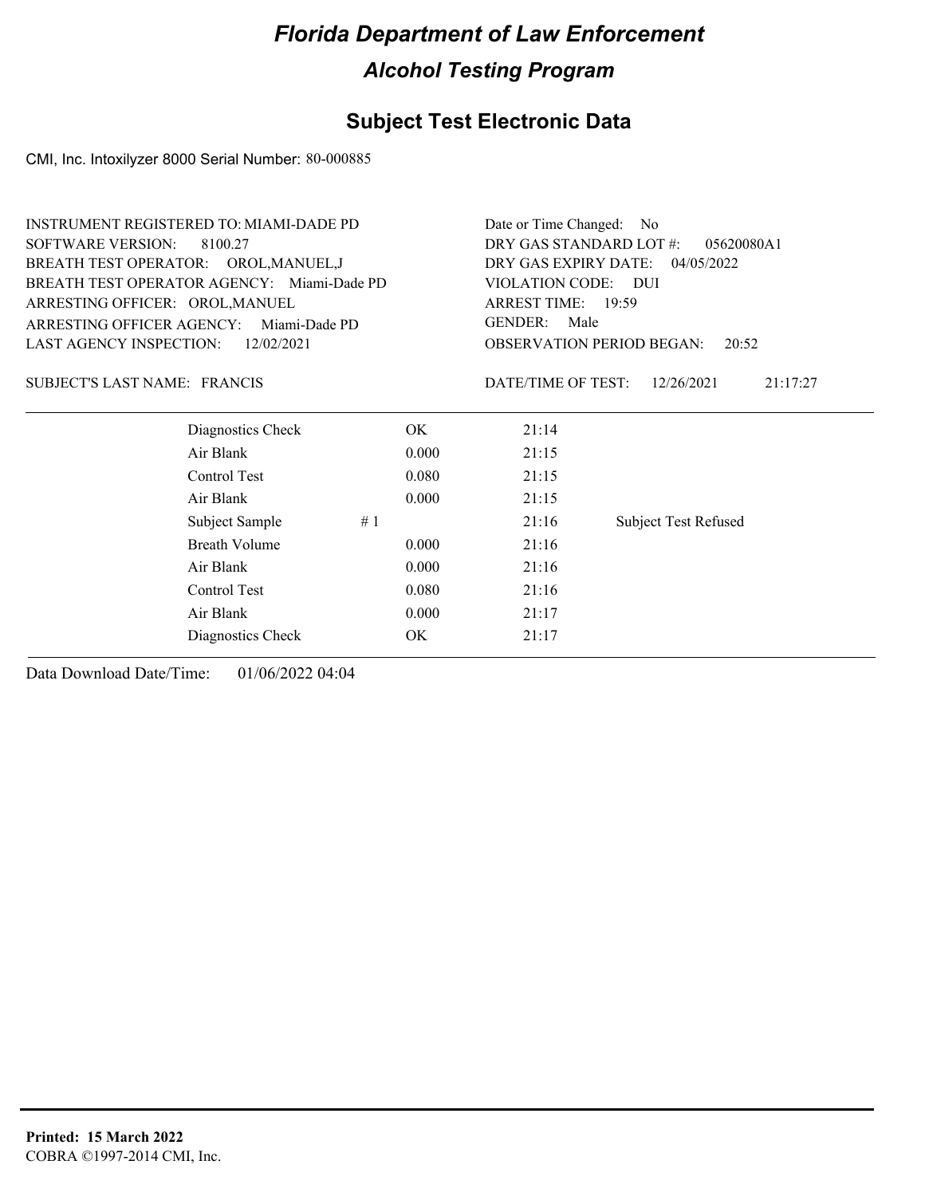# Florida Department of Law Enforcement

## Alcohol Testing Program

## Subject Test Electronic Data

CMI, Inc. Intoxilyzer 8000 Serial Number: 80-000885

INSTRUMENT REGISTERED TO: MIAMI-DADE PD
SOFTWARE VERSION: 8100.27
BREATH TEST OPERATOR: OROL,MANUEL,J
BREATH TEST OPERATOR AGENCY: Miami-Dade PD
ARRESTING OFFICER: OROL,MANUEL
ARRESTING OFFICER AGENCY: Miami-Dade PD
LAST AGENCY INSPECTION: 12/02/2021

Date or Time Changed: No
DRY GAS STANDARD LOT #: 05620080A1
DRY GAS EXPIRY DATE: 04/05/2022
VIOLATION CODE: DUI
ARREST TIME: 19:59
GENDER: Male
OBSERVATION PERIOD BEGAN: 20:52

SUBJECT'S LAST NAME: FRANCIS

DATE/TIME OF TEST: 12/26/2021 21:17:27

| | | | | |
|---|---|---|---|---|
| Diagnostics Check | | OK | 21:14 | |
| Air Blank | | 0.000 | 21:15 | |
| Control Test | | 0.080 | 21:15 | |
| Air Blank | | 0.000 | 21:15 | |
| Subject Sample | # 1 | | 21:16 | Subject Test Refused |
| Breath Volume | | 0.000 | 21:16 | |
| Air Blank | | 0.000 | 21:16 | |
| Control Test | | 0.080 | 21:16 | |
| Air Blank | | 0.000 | 21:17 | |
| Diagnostics Check | | OK | 21:17 | |

Data Download Date/Time: 01/06/2022 04:04

**Printed: 15 March 2022**
COBRA ©1997-2014 CMI, Inc.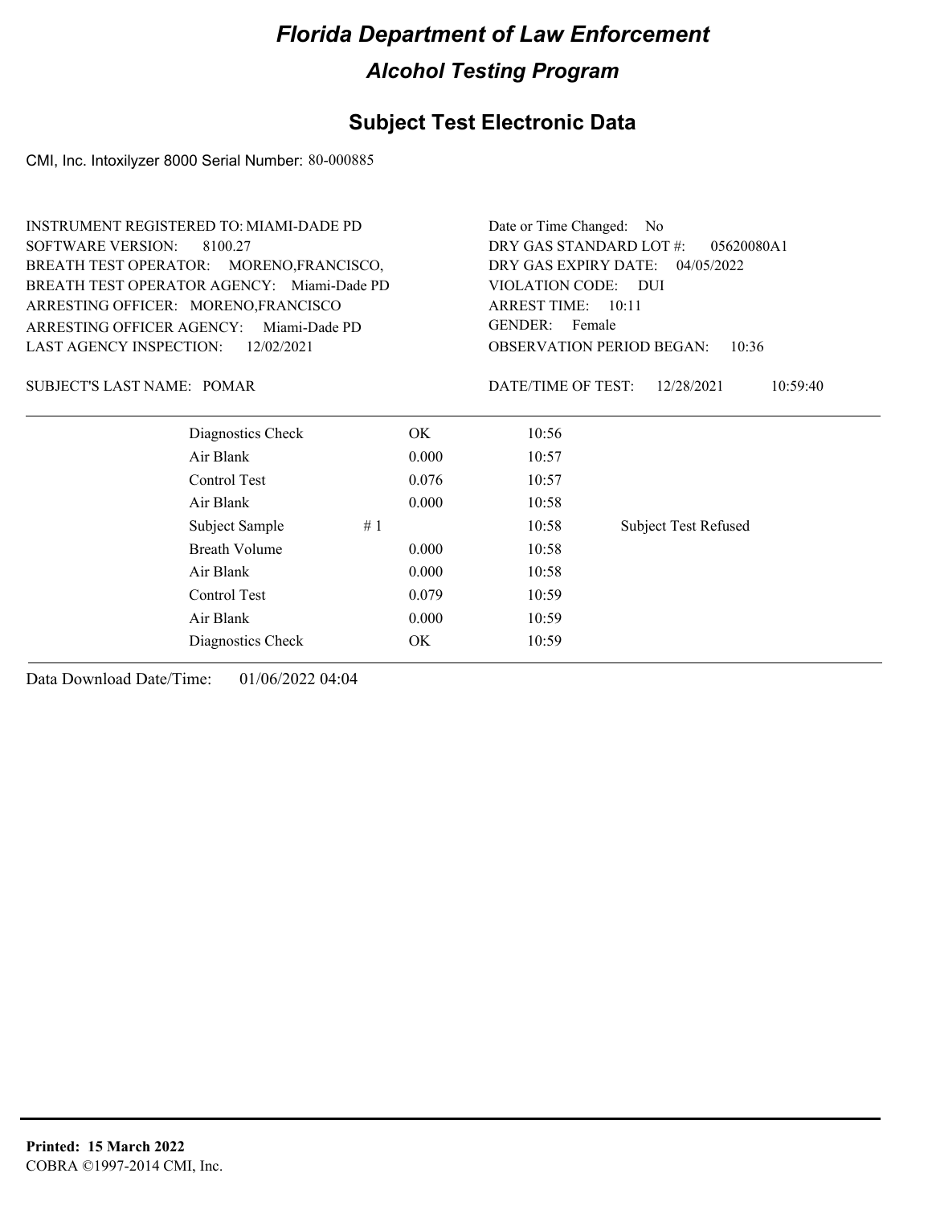# Florida Department of Law Enforcement

## Alcohol Testing Program

## Subject Test Electronic Data

CMI, Inc. Intoxilyzer 8000 Serial Number: 80-000885

INSTRUMENT REGISTERED TO: MIAMI-DADE PD
SOFTWARE VERSION: 8100.27
BREATH TEST OPERATOR: MORENO,FRANCISCO,
BREATH TEST OPERATOR AGENCY: Miami-Dade PD
ARRESTING OFFICER: MORENO,FRANCISCO
ARRESTING OFFICER AGENCY: Miami-Dade PD
LAST AGENCY INSPECTION: 12/02/2021

Date or Time Changed: No
DRY GAS STANDARD LOT #: 05620080A1
DRY GAS EXPIRY DATE: 04/05/2022
VIOLATION CODE: DUI
ARREST TIME: 10:11
GENDER: Female
OBSERVATION PERIOD BEGAN: 10:36

SUBJECT'S LAST NAME: POMAR

DATE/TIME OF TEST: 12/28/2021 10:59:40

| | | | | |
|---|---|---|---|---|
| Diagnostics Check | | OK | 10:56 | |
| Air Blank | | 0.000 | 10:57 | |
| Control Test | | 0.076 | 10:57 | |
| Air Blank | | 0.000 | 10:58 | |
| Subject Sample | # 1 | | 10:58 | Subject Test Refused |
| Breath Volume | | 0.000 | 10:58 | |
| Air Blank | | 0.000 | 10:58 | |
| Control Test | | 0.079 | 10:59 | |
| Air Blank | | 0.000 | 10:59 | |
| Diagnostics Check | | OK | 10:59 | |

Data Download Date/Time: 01/06/2022 04:04

**Printed: 15 March 2022**
COBRA ©1997-2014 CMI, Inc.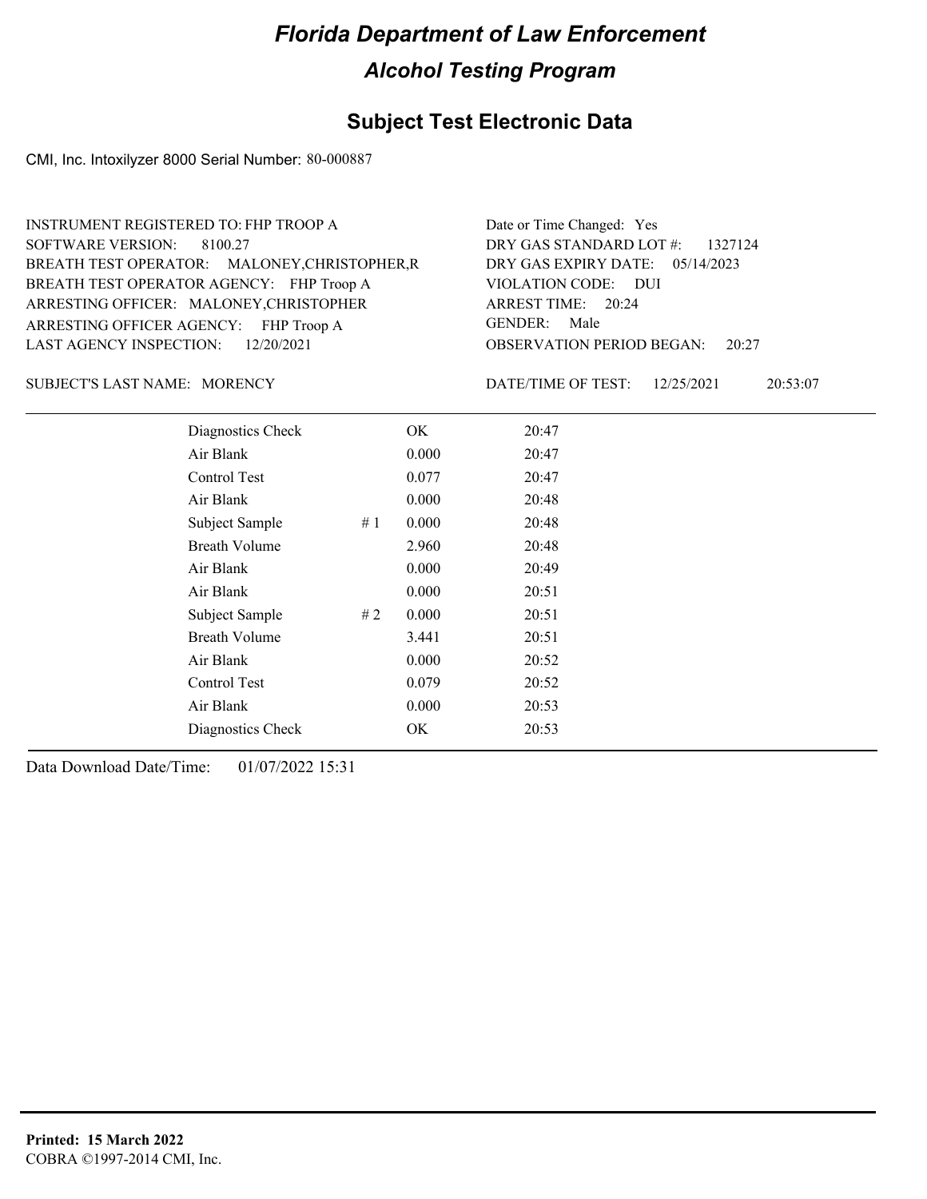# Florida Department of Law Enforcement

## Alcohol Testing Program

### Subject Test Electronic Data

CMI, Inc. Intoxilyzer 8000 Serial Number: 80-000887

INSTRUMENT REGISTERED TO: FHP TROOP A
SOFTWARE VERSION: 8100.27
BREATH TEST OPERATOR: MALONEY,CHRISTOPHER,R
BREATH TEST OPERATOR AGENCY: FHP Troop A
ARRESTING OFFICER: MALONEY,CHRISTOPHER
ARRESTING OFFICER AGENCY: FHP Troop A
LAST AGENCY INSPECTION: 12/20/2021

Date or Time Changed: Yes
DRY GAS STANDARD LOT #: 1327124
DRY GAS EXPIRY DATE: 05/14/2023
VIOLATION CODE: DUI
ARREST TIME: 20:24
GENDER: Male
OBSERVATION PERIOD BEGAN: 20:27

SUBJECT'S LAST NAME: MORENCY

DATE/TIME OF TEST: 12/25/2021 20:53:07

| | | | |
|---|---|---|---|
| Diagnostics Check | | OK | 20:47 |
| Air Blank | | 0.000 | 20:47 |
| Control Test | | 0.077 | 20:47 |
| Air Blank | | 0.000 | 20:48 |
| Subject Sample | # 1 | 0.000 | 20:48 |
| Breath Volume | | 2.960 | 20:48 |
| Air Blank | | 0.000 | 20:49 |
| Air Blank | | 0.000 | 20:51 |
| Subject Sample | # 2 | 0.000 | 20:51 |
| Breath Volume | | 3.441 | 20:51 |
| Air Blank | | 0.000 | 20:52 |
| Control Test | | 0.079 | 20:52 |
| Air Blank | | 0.000 | 20:53 |
| Diagnostics Check | | OK | 20:53 |

Data Download Date/Time: 01/07/2022 15:31

**Printed: 15 March 2022**
COBRA ©1997-2014 CMI, Inc.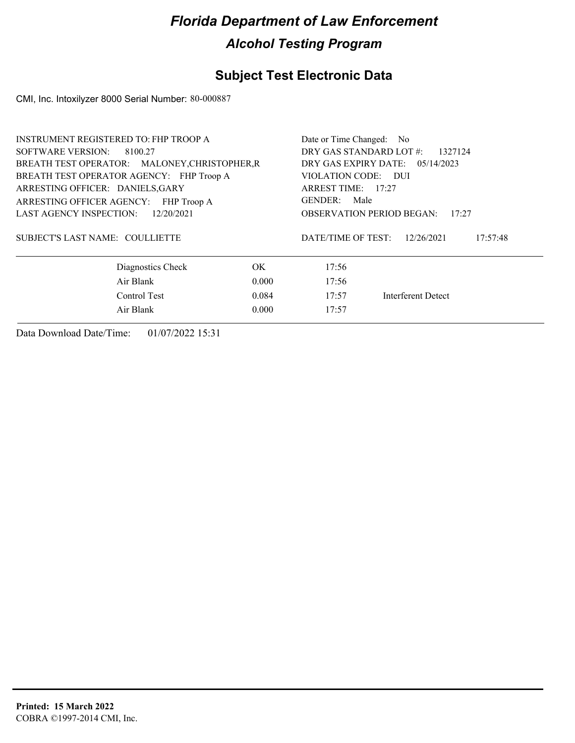# Florida Department of Law Enforcement

## Alcohol Testing Program

### Subject Test Electronic Data

CMI, Inc. Intoxilyzer 8000 Serial Number: 80-000887

INSTRUMENT REGISTERED TO: FHP TROOP A
SOFTWARE VERSION: 8100.27
BREATH TEST OPERATOR: MALONEY,CHRISTOPHER,R
BREATH TEST OPERATOR AGENCY: FHP Troop A
ARRESTING OFFICER: DANIELS,GARY
ARRESTING OFFICER AGENCY: FHP Troop A
LAST AGENCY INSPECTION: 12/20/2021

Date or Time Changed: No
DRY GAS STANDARD LOT #: 1327124
DRY GAS EXPIRY DATE: 05/14/2023
VIOLATION CODE: DUI
ARREST TIME: 17:27
GENDER: Male
OBSERVATION PERIOD BEGAN: 17:27

SUBJECT'S LAST NAME: COULLIETTE

DATE/TIME OF TEST: 12/26/2021 17:57:48

| | | | |
|---|---|---|---|
| Diagnostics Check | OK | 17:56 | |
| Air Blank | 0.000 | 17:56 | |
| Control Test | 0.084 | 17:57 | Interferent Detect |
| Air Blank | 0.000 | 17:57 | |

Data Download Date/Time: 01/07/2022 15:31

**Printed: 15 March 2022**
COBRA ©1997-2014 CMI, Inc.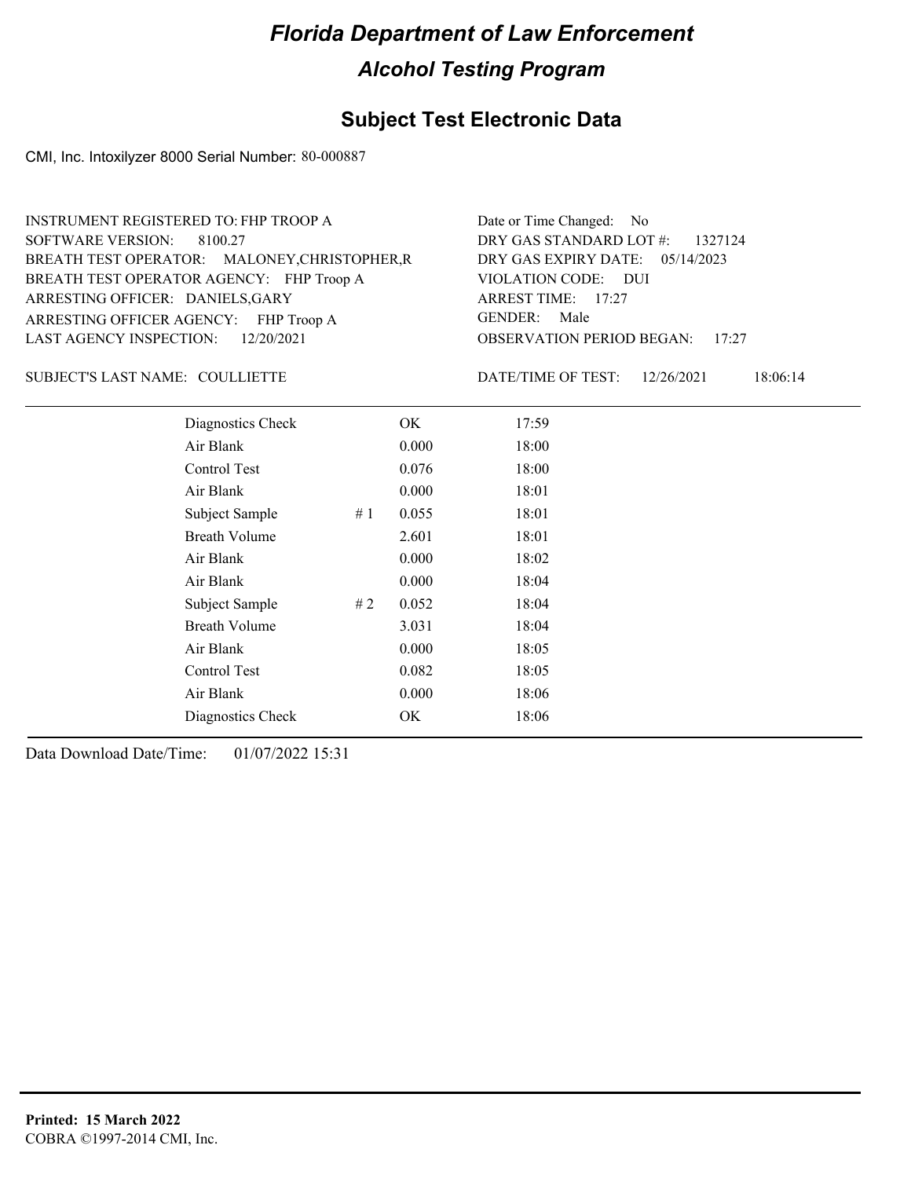# *Florida Department of Law Enforcement*

## *Alcohol Testing Program*

### Subject Test Electronic Data

CMI, Inc. Intoxilyzer 8000 Serial Number: 80-000887

INSTRUMENT REGISTERED TO: FHP TROOP A
SOFTWARE VERSION: 8100.27
BREATH TEST OPERATOR: MALONEY,CHRISTOPHER,R
BREATH TEST OPERATOR AGENCY: FHP Troop A
ARRESTING OFFICER: DANIELS,GARY
ARRESTING OFFICER AGENCY: FHP Troop A
LAST AGENCY INSPECTION: 12/20/2021

Date or Time Changed: No
DRY GAS STANDARD LOT #: 1327124
DRY GAS EXPIRY DATE: 05/14/2023
VIOLATION CODE: DUI
ARREST TIME: 17:27
GENDER: Male
OBSERVATION PERIOD BEGAN: 17:27

SUBJECT'S LAST NAME: COULLIETTE

DATE/TIME OF TEST: 12/26/2021 18:06:14

| | | | |
|---|---|---|---|
| Diagnostics Check | | OK | 17:59 |
| Air Blank | | 0.000 | 18:00 |
| Control Test | | 0.076 | 18:00 |
| Air Blank | | 0.000 | 18:01 |
| Subject Sample | # 1 | 0.055 | 18:01 |
| Breath Volume | | 2.601 | 18:01 |
| Air Blank | | 0.000 | 18:02 |
| Air Blank | | 0.000 | 18:04 |
| Subject Sample | # 2 | 0.052 | 18:04 |
| Breath Volume | | 3.031 | 18:04 |
| Air Blank | | 0.000 | 18:05 |
| Control Test | | 0.082 | 18:05 |
| Air Blank | | 0.000 | 18:06 |
| Diagnostics Check | | OK | 18:06 |

Data Download Date/Time: 01/07/2022 15:31

**Printed: 15 March 2022**
COBRA ©1997-2014 CMI, Inc.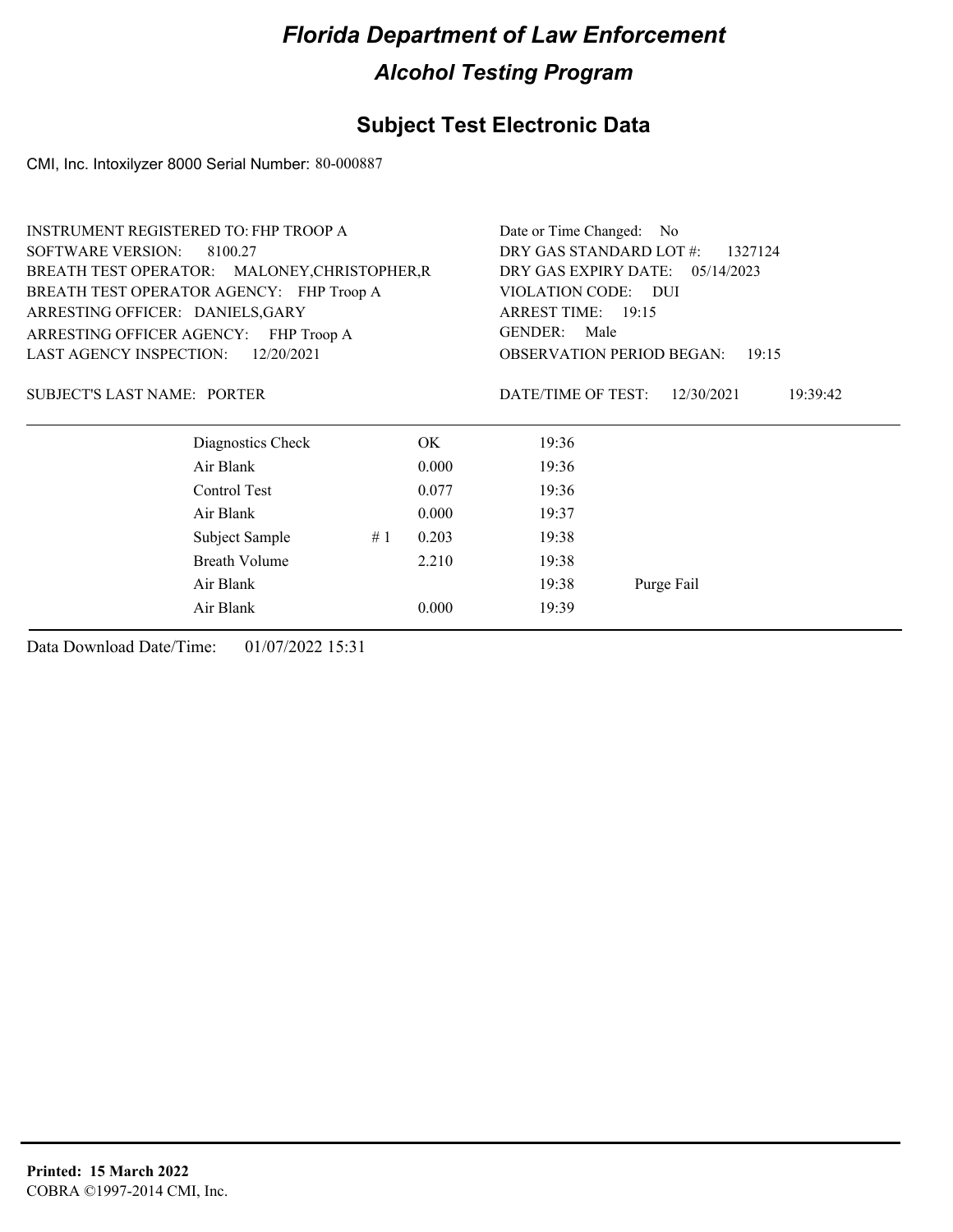# Florida Department of Law Enforcement

## Alcohol Testing Program

### Subject Test Electronic Data

CMI, Inc. Intoxilyzer 8000 Serial Number: 80-000887

INSTRUMENT REGISTERED TO: FHP TROOP A
SOFTWARE VERSION: 8100.27
BREATH TEST OPERATOR: MALONEY,CHRISTOPHER,R
BREATH TEST OPERATOR AGENCY: FHP Troop A
ARRESTING OFFICER: DANIELS,GARY
ARRESTING OFFICER AGENCY: FHP Troop A
LAST AGENCY INSPECTION: 12/20/2021

Date or Time Changed: No
DRY GAS STANDARD LOT #: 1327124
DRY GAS EXPIRY DATE: 05/14/2023
VIOLATION CODE: DUI
ARREST TIME: 19:15
GENDER: Male
OBSERVATION PERIOD BEGAN: 19:15

SUBJECT'S LAST NAME: PORTER

DATE/TIME OF TEST: 12/30/2021 19:39:42

| Test | | Result | Time | Note |
|---|---|---|---|---|
| Diagnostics Check | | OK | 19:36 | |
| Air Blank | | 0.000 | 19:36 | |
| Control Test | | 0.077 | 19:36 | |
| Air Blank | | 0.000 | 19:37 | |
| Subject Sample | # 1 | 0.203 | 19:38 | |
| Breath Volume | | 2.210 | 19:38 | |
| Air Blank | | | 19:38 | Purge Fail |
| Air Blank | | 0.000 | 19:39 | |

Data Download Date/Time: 01/07/2022 15:31

**Printed: 15 March 2022**
COBRA ©1997-2014 CMI, Inc.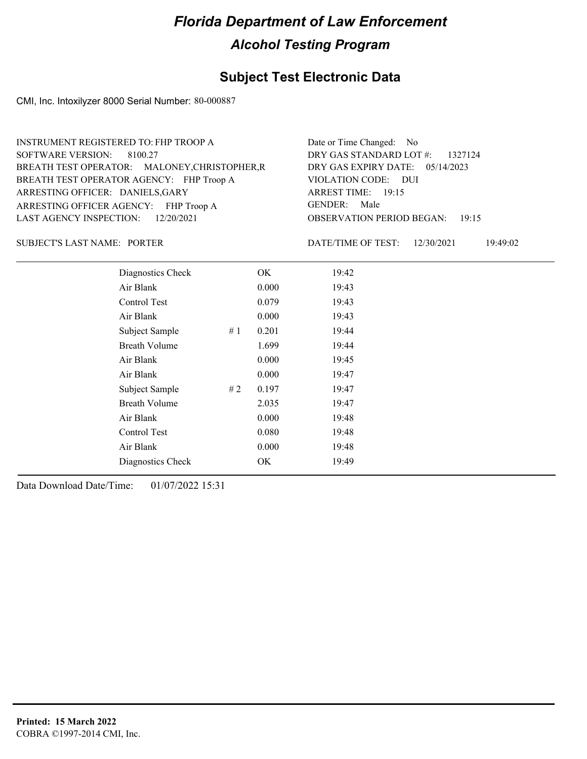# Florida Department of Law Enforcement

## Alcohol Testing Program

## Subject Test Electronic Data

CMI, Inc. Intoxilyzer 8000 Serial Number: 80-000887

INSTRUMENT REGISTERED TO: FHP TROOP A
SOFTWARE VERSION: 8100.27
BREATH TEST OPERATOR: MALONEY,CHRISTOPHER,R
BREATH TEST OPERATOR AGENCY: FHP Troop A
ARRESTING OFFICER: DANIELS,GARY
ARRESTING OFFICER AGENCY: FHP Troop A
LAST AGENCY INSPECTION: 12/20/2021

Date or Time Changed: No
DRY GAS STANDARD LOT #: 1327124
DRY GAS EXPIRY DATE: 05/14/2023
VIOLATION CODE: DUI
ARREST TIME: 19:15
GENDER: Male
OBSERVATION PERIOD BEGAN: 19:15

SUBJECT'S LAST NAME: PORTER

DATE/TIME OF TEST: 12/30/2021 19:49:02

| | | | |
|---|---|---|---|
| Diagnostics Check | | OK | 19:42 |
| Air Blank | | 0.000 | 19:43 |
| Control Test | | 0.079 | 19:43 |
| Air Blank | | 0.000 | 19:43 |
| Subject Sample | # 1 | 0.201 | 19:44 |
| Breath Volume | | 1.699 | 19:44 |
| Air Blank | | 0.000 | 19:45 |
| Air Blank | | 0.000 | 19:47 |
| Subject Sample | # 2 | 0.197 | 19:47 |
| Breath Volume | | 2.035 | 19:47 |
| Air Blank | | 0.000 | 19:48 |
| Control Test | | 0.080 | 19:48 |
| Air Blank | | 0.000 | 19:48 |
| Diagnostics Check | | OK | 19:49 |

Data Download Date/Time: 01/07/2022 15:31

**Printed: 15 March 2022**
COBRA ©1997-2014 CMI, Inc.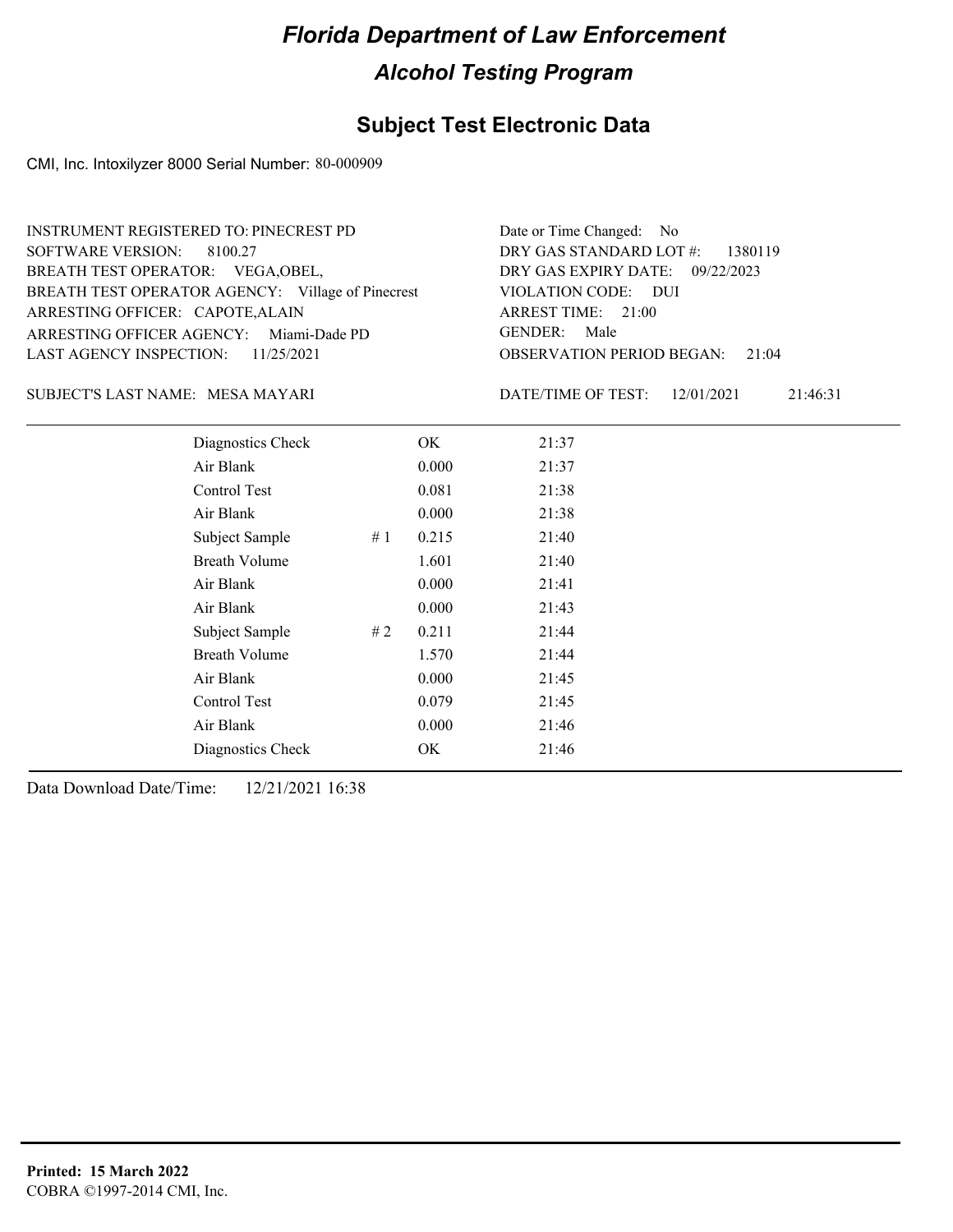# Florida Department of Law Enforcement

## Alcohol Testing Program

### Subject Test Electronic Data

CMI, Inc. Intoxilyzer 8000 Serial Number: 80-000909

INSTRUMENT REGISTERED TO: PINECREST PD
SOFTWARE VERSION: 8100.27
BREATH TEST OPERATOR: VEGA,OBEL,
BREATH TEST OPERATOR AGENCY: Village of Pinecrest
ARRESTING OFFICER: CAPOTE,ALAIN
ARRESTING OFFICER AGENCY: Miami-Dade PD
LAST AGENCY INSPECTION: 11/25/2021

Date or Time Changed: No
DRY GAS STANDARD LOT #: 1380119
DRY GAS EXPIRY DATE: 09/22/2023
VIOLATION CODE: DUI
ARREST TIME: 21:00
GENDER: Male
OBSERVATION PERIOD BEGAN: 21:04

SUBJECT'S LAST NAME: MESA MAYARI

DATE/TIME OF TEST: 12/01/2021 21:46:31

| | | | |
|---|---|---|---|
| Diagnostics Check | | OK | 21:37 |
| Air Blank | | 0.000 | 21:37 |
| Control Test | | 0.081 | 21:38 |
| Air Blank | | 0.000 | 21:38 |
| Subject Sample | # 1 | 0.215 | 21:40 |
| Breath Volume | | 1.601 | 21:40 |
| Air Blank | | 0.000 | 21:41 |
| Air Blank | | 0.000 | 21:43 |
| Subject Sample | # 2 | 0.211 | 21:44 |
| Breath Volume | | 1.570 | 21:44 |
| Air Blank | | 0.000 | 21:45 |
| Control Test | | 0.079 | 21:45 |
| Air Blank | | 0.000 | 21:46 |
| Diagnostics Check | | OK | 21:46 |

Data Download Date/Time: 12/21/2021 16:38

**Printed: 15 March 2022**
COBRA ©1997-2014 CMI, Inc.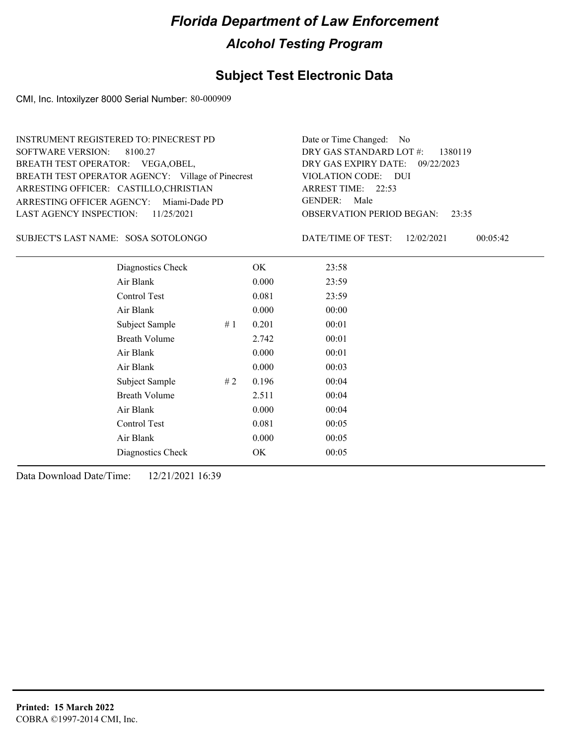# Florida Department of Law Enforcement

## Alcohol Testing Program

### Subject Test Electronic Data

CMI, Inc. Intoxilyzer 8000 Serial Number: 80-000909

INSTRUMENT REGISTERED TO: PINECREST PD
SOFTWARE VERSION: 8100.27
BREATH TEST OPERATOR: VEGA,OBEL,
BREATH TEST OPERATOR AGENCY: Village of Pinecrest
ARRESTING OFFICER: CASTILLO,CHRISTIAN
ARRESTING OFFICER AGENCY: Miami-Dade PD
LAST AGENCY INSPECTION: 11/25/2021

Date or Time Changed: No
DRY GAS STANDARD LOT #: 1380119
DRY GAS EXPIRY DATE: 09/22/2023
VIOLATION CODE: DUI
ARREST TIME: 22:53
GENDER: Male
OBSERVATION PERIOD BEGAN: 23:35

SUBJECT'S LAST NAME: SOSA SOTOLONGO

DATE/TIME OF TEST: 12/02/2021 00:05:42

| | | | |
|---|---|---|---|
| Diagnostics Check | | OK | 23:58 |
| Air Blank | | 0.000 | 23:59 |
| Control Test | | 0.081 | 23:59 |
| Air Blank | | 0.000 | 00:00 |
| Subject Sample | # 1 | 0.201 | 00:01 |
| Breath Volume | | 2.742 | 00:01 |
| Air Blank | | 0.000 | 00:01 |
| Air Blank | | 0.000 | 00:03 |
| Subject Sample | # 2 | 0.196 | 00:04 |
| Breath Volume | | 2.511 | 00:04 |
| Air Blank | | 0.000 | 00:04 |
| Control Test | | 0.081 | 00:05 |
| Air Blank | | 0.000 | 00:05 |
| Diagnostics Check | | OK | 00:05 |

Data Download Date/Time: 12/21/2021 16:39

**Printed: 15 March 2022**
COBRA ©1997-2014 CMI, Inc.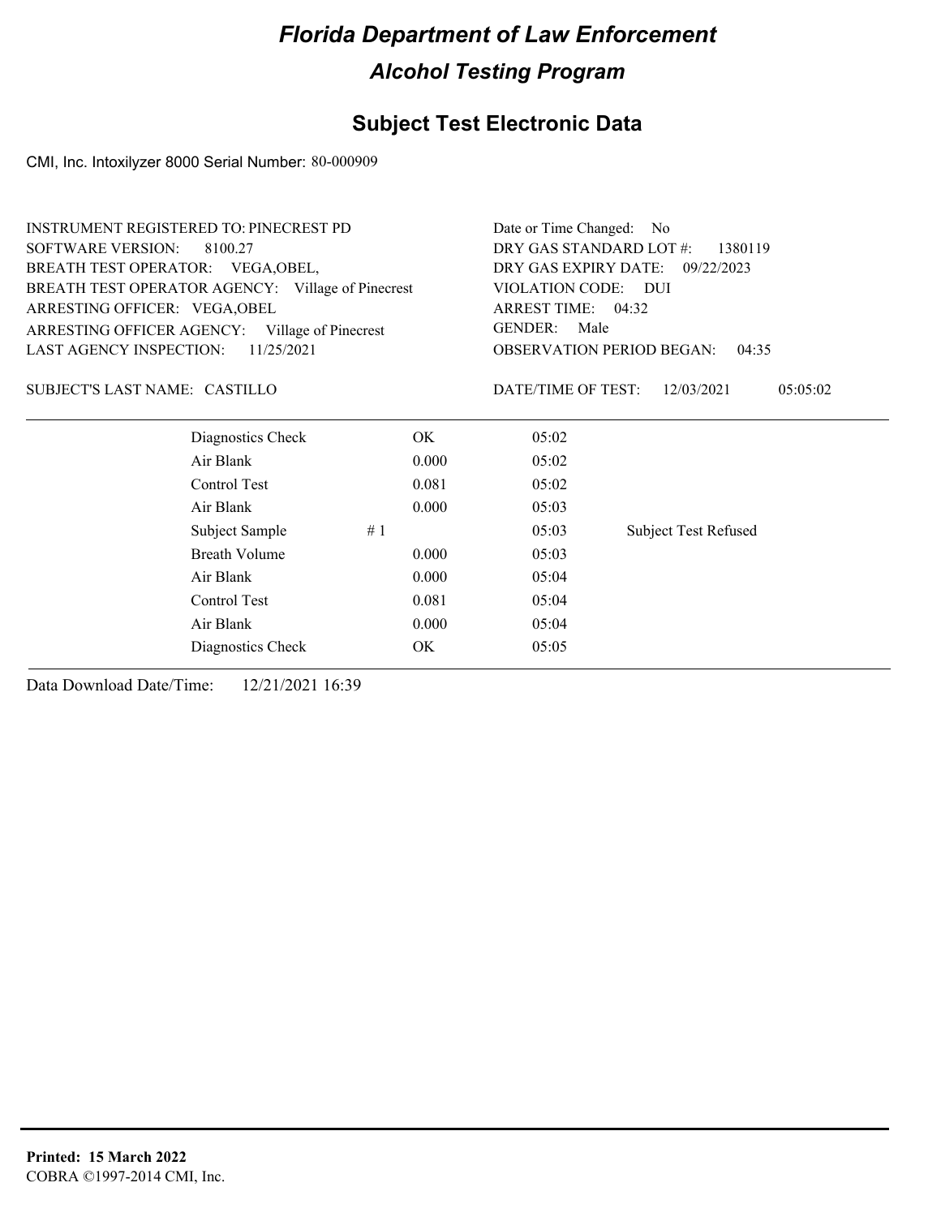# Florida Department of Law Enforcement

## Alcohol Testing Program

## Subject Test Electronic Data

CMI, Inc. Intoxilyzer 8000 Serial Number: 80-000909

INSTRUMENT REGISTERED TO: PINECREST PD
SOFTWARE VERSION: 8100.27
BREATH TEST OPERATOR: VEGA,OBEL,
BREATH TEST OPERATOR AGENCY: Village of Pinecrest
ARRESTING OFFICER: VEGA,OBEL
ARRESTING OFFICER AGENCY: Village of Pinecrest
LAST AGENCY INSPECTION: 11/25/2021

Date or Time Changed: No
DRY GAS STANDARD LOT #: 1380119
DRY GAS EXPIRY DATE: 09/22/2023
VIOLATION CODE: DUI
ARREST TIME: 04:32
GENDER: Male
OBSERVATION PERIOD BEGAN: 04:35

SUBJECT'S LAST NAME: CASTILLO

DATE/TIME OF TEST: 12/03/2021 05:05:02

| | | | |
|---|---|---|---|
| Diagnostics Check | OK | 05:02 | |
| Air Blank | 0.000 | 05:02 | |
| Control Test | 0.081 | 05:02 | |
| Air Blank | 0.000 | 05:03 | |
| Subject Sample # 1 | | 05:03 | Subject Test Refused |
| Breath Volume | 0.000 | 05:03 | |
| Air Blank | 0.000 | 05:04 | |
| Control Test | 0.081 | 05:04 | |
| Air Blank | 0.000 | 05:04 | |
| Diagnostics Check | OK | 05:05 | |

Data Download Date/Time: 12/21/2021 16:39

**Printed: 15 March 2022**
COBRA ©1997-2014 CMI, Inc.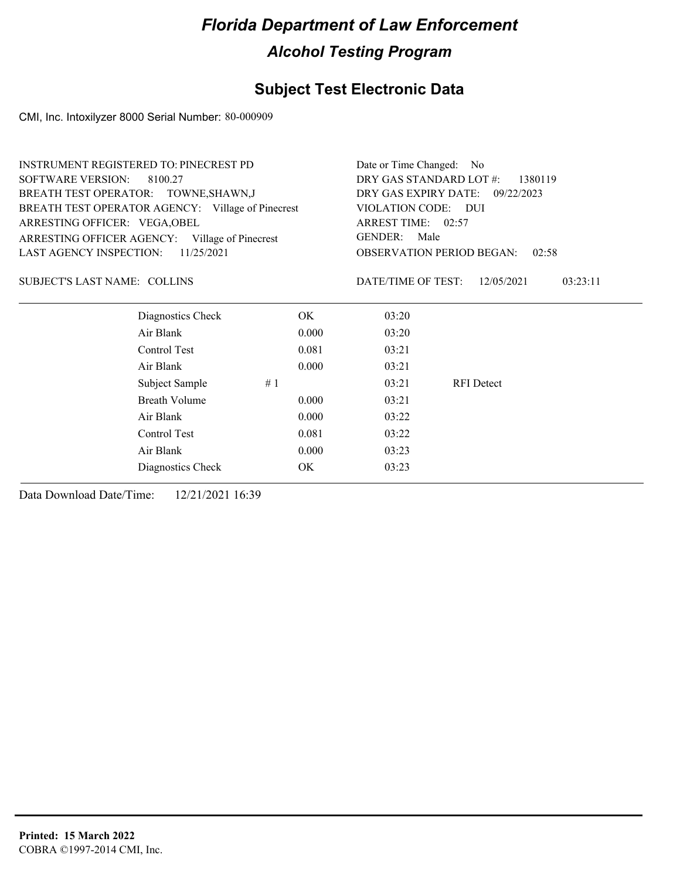# Florida Department of Law Enforcement

## Alcohol Testing Program

### Subject Test Electronic Data

CMI, Inc. Intoxilyzer 8000 Serial Number: 80-000909

INSTRUMENT REGISTERED TO: PINECREST PD
SOFTWARE VERSION: 8100.27
BREATH TEST OPERATOR: TOWNE,SHAWN,J
BREATH TEST OPERATOR AGENCY: Village of Pinecrest
ARRESTING OFFICER: VEGA,OBEL
ARRESTING OFFICER AGENCY: Village of Pinecrest
LAST AGENCY INSPECTION: 11/25/2021

Date or Time Changed: No
DRY GAS STANDARD LOT #: 1380119
DRY GAS EXPIRY DATE: 09/22/2023
VIOLATION CODE: DUI
ARREST TIME: 02:57
GENDER: Male
OBSERVATION PERIOD BEGAN: 02:58

SUBJECT'S LAST NAME: COLLINS

DATE/TIME OF TEST: 12/05/2021 03:23:11

| Test | Result | Time | Note |
|---|---|---|---|
| Diagnostics Check | OK | 03:20 | |
| Air Blank | 0.000 | 03:20 | |
| Control Test | 0.081 | 03:21 | |
| Air Blank | 0.000 | 03:21 | |
| Subject Sample | # 1 | 03:21 | RFI Detect |
| Breath Volume | 0.000 | 03:21 | |
| Air Blank | 0.000 | 03:22 | |
| Control Test | 0.081 | 03:22 | |
| Air Blank | 0.000 | 03:23 | |
| Diagnostics Check | OK | 03:23 | |

Data Download Date/Time: 12/21/2021 16:39

**Printed: 15 March 2022**
COBRA ©1997-2014 CMI, Inc.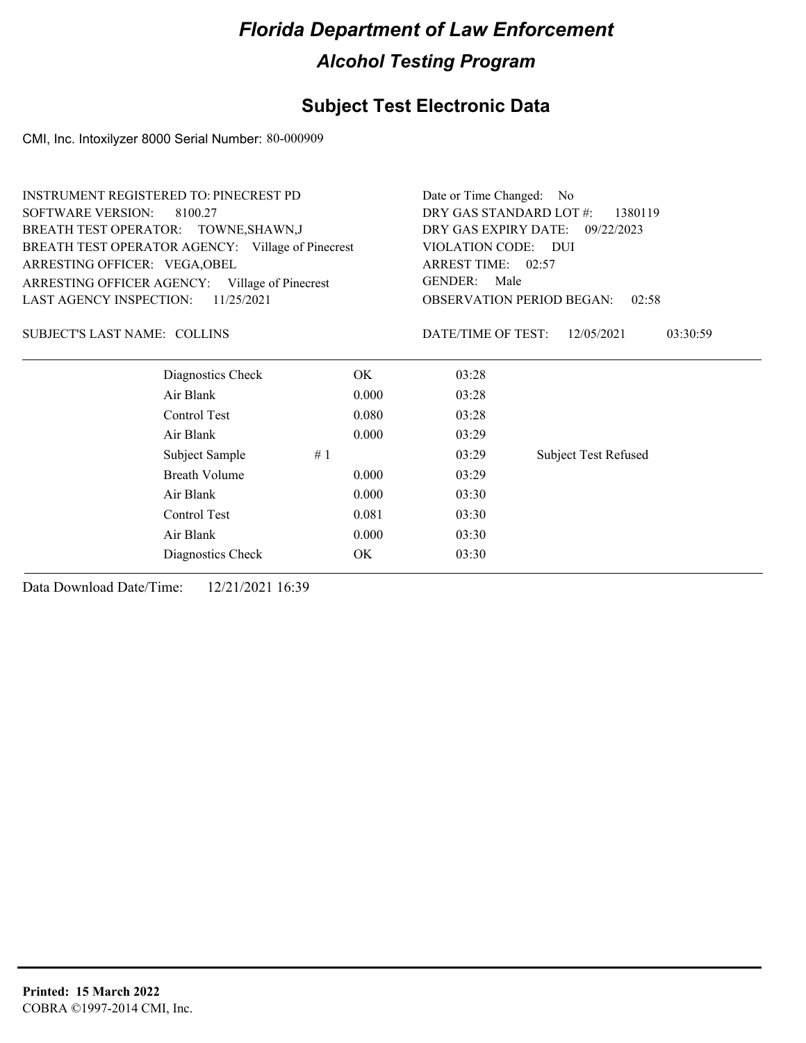# Florida Department of Law Enforcement

## Alcohol Testing Program

### Subject Test Electronic Data

CMI, Inc. Intoxilyzer 8000 Serial Number: 80-000909

INSTRUMENT REGISTERED TO: PINECREST PD
SOFTWARE VERSION: 8100.27
BREATH TEST OPERATOR: TOWNE,SHAWN,J
BREATH TEST OPERATOR AGENCY: Village of Pinecrest
ARRESTING OFFICER: VEGA,OBEL
ARRESTING OFFICER AGENCY: Village of Pinecrest
LAST AGENCY INSPECTION: 11/25/2021

Date or Time Changed: No
DRY GAS STANDARD LOT #: 1380119
DRY GAS EXPIRY DATE: 09/22/2023
VIOLATION CODE: DUI
ARREST TIME: 02:57
GENDER: Male
OBSERVATION PERIOD BEGAN: 02:58

SUBJECT'S LAST NAME: COLLINS

DATE/TIME OF TEST: 12/05/2021 03:30:59

| | | | |
|---|---|---|---|
| Diagnostics Check | OK | 03:28 | |
| Air Blank | 0.000 | 03:28 | |
| Control Test | 0.080 | 03:28 | |
| Air Blank | 0.000 | 03:29 | |
| Subject Sample # 1 | | 03:29 | Subject Test Refused |
| Breath Volume | 0.000 | 03:29 | |
| Air Blank | 0.000 | 03:30 | |
| Control Test | 0.081 | 03:30 | |
| Air Blank | 0.000 | 03:30 | |
| Diagnostics Check | OK | 03:30 | |

Data Download Date/Time: 12/21/2021 16:39

**Printed: 15 March 2022**
COBRA ©1997-2014 CMI, Inc.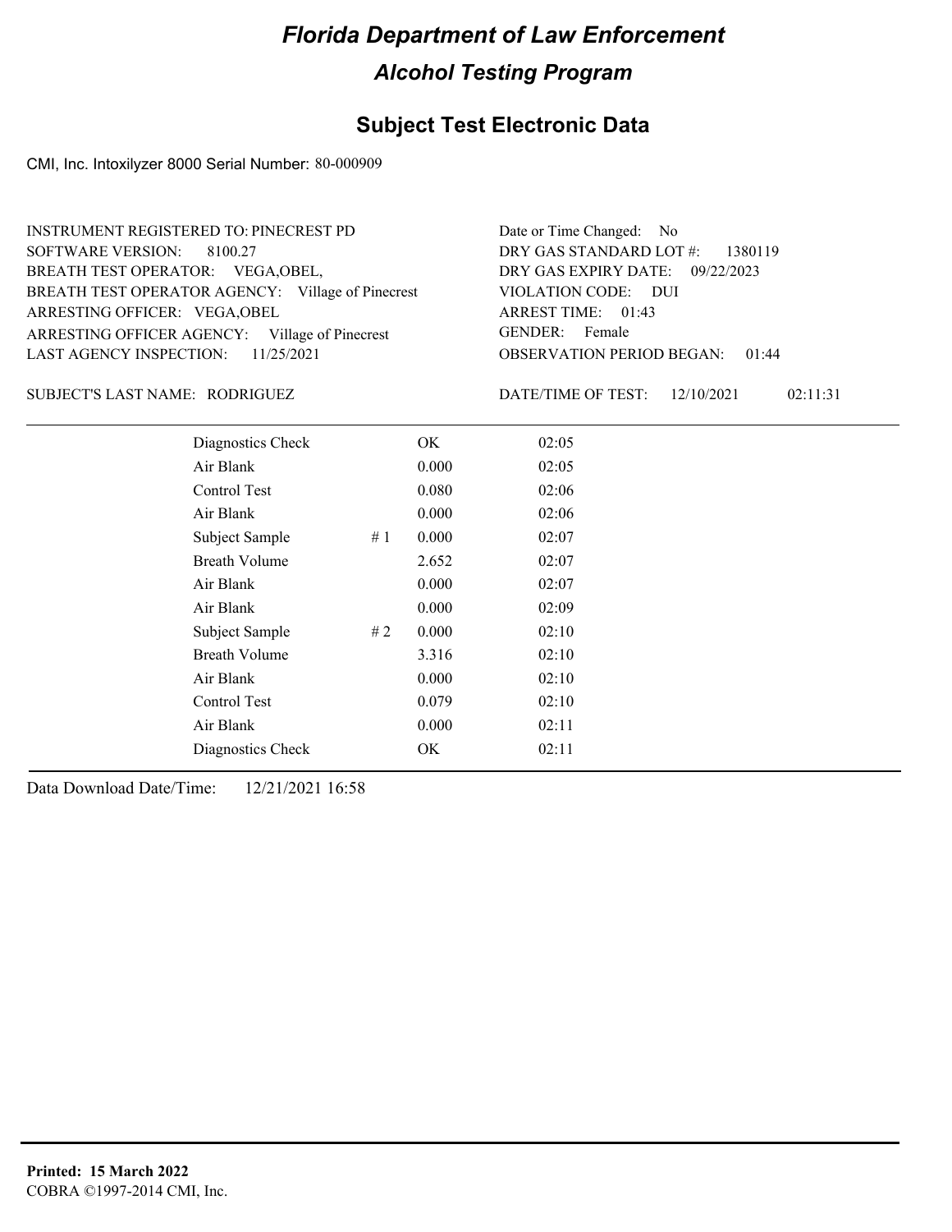# Florida Department of Law Enforcement

## Alcohol Testing Program

### Subject Test Electronic Data

CMI, Inc. Intoxilyzer 8000 Serial Number: 80-000909

INSTRUMENT REGISTERED TO: PINECREST PD
SOFTWARE VERSION: 8100.27
BREATH TEST OPERATOR: VEGA,OBEL,
BREATH TEST OPERATOR AGENCY: Village of Pinecrest
ARRESTING OFFICER: VEGA,OBEL
ARRESTING OFFICER AGENCY: Village of Pinecrest
LAST AGENCY INSPECTION: 11/25/2021

Date or Time Changed: No
DRY GAS STANDARD LOT #: 1380119
DRY GAS EXPIRY DATE: 09/22/2023
VIOLATION CODE: DUI
ARREST TIME: 01:43
GENDER: Female
OBSERVATION PERIOD BEGAN: 01:44

SUBJECT'S LAST NAME: RODRIGUEZ

DATE/TIME OF TEST: 12/10/2021 02:11:31

| Test | # | Result | Time |
|---|---|---|---|
| Diagnostics Check | | OK | 02:05 |
| Air Blank | | 0.000 | 02:05 |
| Control Test | | 0.080 | 02:06 |
| Air Blank | | 0.000 | 02:06 |
| Subject Sample | # 1 | 0.000 | 02:07 |
| Breath Volume | | 2.652 | 02:07 |
| Air Blank | | 0.000 | 02:07 |
| Air Blank | | 0.000 | 02:09 |
| Subject Sample | # 2 | 0.000 | 02:10 |
| Breath Volume | | 3.316 | 02:10 |
| Air Blank | | 0.000 | 02:10 |
| Control Test | | 0.079 | 02:10 |
| Air Blank | | 0.000 | 02:11 |
| Diagnostics Check | | OK | 02:11 |

Data Download Date/Time: 12/21/2021 16:58

**Printed: 15 March 2022**
COBRA ©1997-2014 CMI, Inc.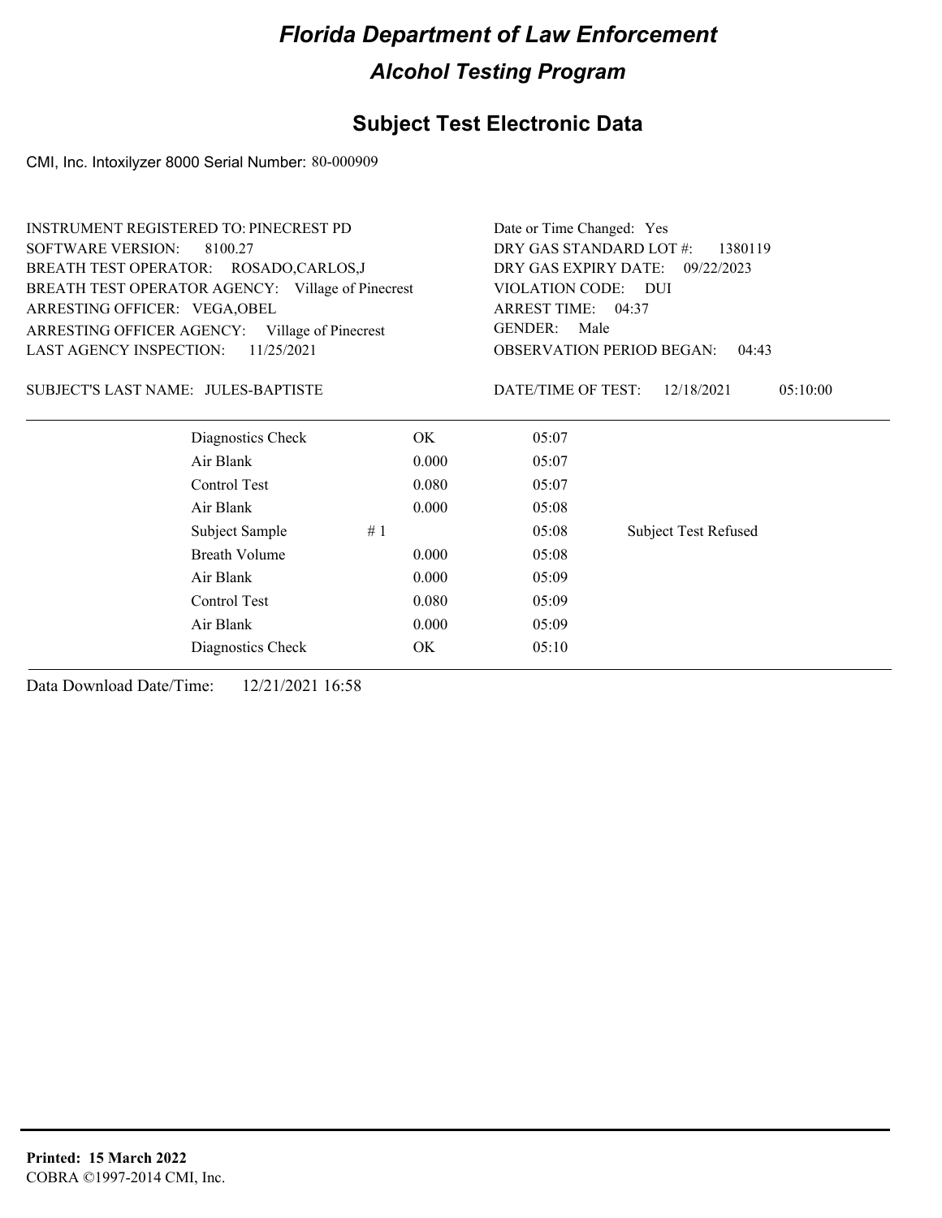# Florida Department of Law Enforcement

## Alcohol Testing Program

### Subject Test Electronic Data

CMI, Inc. Intoxilyzer 8000 Serial Number: 80-000909

INSTRUMENT REGISTERED TO: PINECREST PD
SOFTWARE VERSION: 8100.27
BREATH TEST OPERATOR: ROSADO,CARLOS,J
BREATH TEST OPERATOR AGENCY: Village of Pinecrest
ARRESTING OFFICER: VEGA,OBEL
ARRESTING OFFICER AGENCY: Village of Pinecrest
LAST AGENCY INSPECTION: 11/25/2021

Date or Time Changed: Yes
DRY GAS STANDARD LOT #: 1380119
DRY GAS EXPIRY DATE: 09/22/2023
VIOLATION CODE: DUI
ARREST TIME: 04:37
GENDER: Male
OBSERVATION PERIOD BEGAN: 04:43

SUBJECT'S LAST NAME: JULES-BAPTISTE

DATE/TIME OF TEST: 12/18/2021 05:10:00

| | | | |
|---|---|---|---|
| Diagnostics Check | OK | 05:07 | |
| Air Blank | 0.000 | 05:07 | |
| Control Test | 0.080 | 05:07 | |
| Air Blank | 0.000 | 05:08 | |
| Subject Sample # 1 | | 05:08 | Subject Test Refused |
| Breath Volume | 0.000 | 05:08 | |
| Air Blank | 0.000 | 05:09 | |
| Control Test | 0.080 | 05:09 | |
| Air Blank | 0.000 | 05:09 | |
| Diagnostics Check | OK | 05:10 | |

Data Download Date/Time: 12/21/2021 16:58

**Printed: 15 March 2022**
COBRA ©1997-2014 CMI, Inc.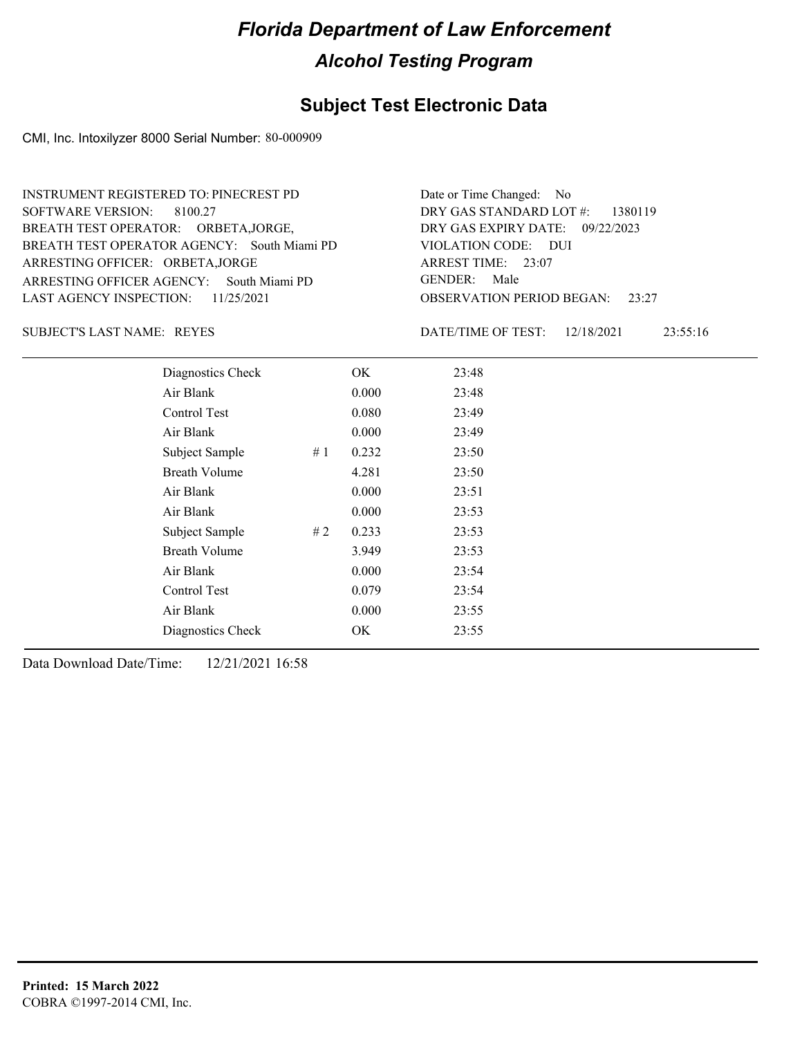# Florida Department of Law Enforcement

## Alcohol Testing Program

### Subject Test Electronic Data

CMI, Inc. Intoxilyzer 8000 Serial Number: 80-000909

INSTRUMENT REGISTERED TO: PINECREST PD
SOFTWARE VERSION: 8100.27
BREATH TEST OPERATOR: ORBETA,JORGE,
BREATH TEST OPERATOR AGENCY: South Miami PD
ARRESTING OFFICER: ORBETA,JORGE
ARRESTING OFFICER AGENCY: South Miami PD
LAST AGENCY INSPECTION: 11/25/2021

Date or Time Changed: No
DRY GAS STANDARD LOT #: 1380119
DRY GAS EXPIRY DATE: 09/22/2023
VIOLATION CODE: DUI
ARREST TIME: 23:07
GENDER: Male
OBSERVATION PERIOD BEGAN: 23:27

SUBJECT'S LAST NAME: REYES

DATE/TIME OF TEST: 12/18/2021 23:55:16

| Test | # | Result | Time |
|---|---|---|---|
| Diagnostics Check | | OK | 23:48 |
| Air Blank | | 0.000 | 23:48 |
| Control Test | | 0.080 | 23:49 |
| Air Blank | | 0.000 | 23:49 |
| Subject Sample | # 1 | 0.232 | 23:50 |
| Breath Volume | | 4.281 | 23:50 |
| Air Blank | | 0.000 | 23:51 |
| Air Blank | | 0.000 | 23:53 |
| Subject Sample | # 2 | 0.233 | 23:53 |
| Breath Volume | | 3.949 | 23:53 |
| Air Blank | | 0.000 | 23:54 |
| Control Test | | 0.079 | 23:54 |
| Air Blank | | 0.000 | 23:55 |
| Diagnostics Check | | OK | 23:55 |

Data Download Date/Time: 12/21/2021 16:58

**Printed: 15 March 2022**
COBRA ©1997-2014 CMI, Inc.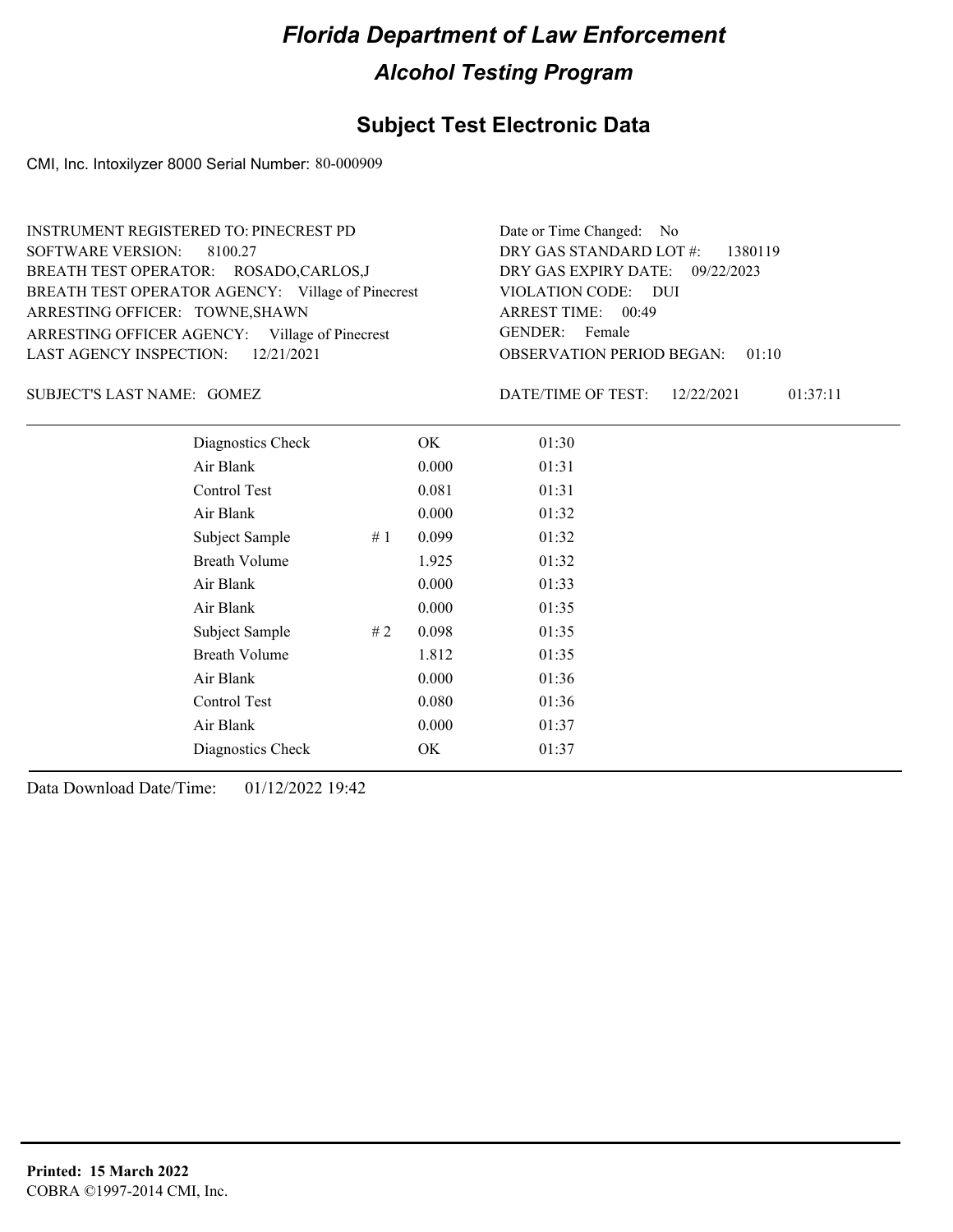# Florida Department of Law Enforcement

## Alcohol Testing Program

### Subject Test Electronic Data

CMI, Inc. Intoxilyzer 8000 Serial Number: 80-000909

INSTRUMENT REGISTERED TO: PINECREST PD
SOFTWARE VERSION: 8100.27
BREATH TEST OPERATOR: ROSADO,CARLOS,J
BREATH TEST OPERATOR AGENCY: Village of Pinecrest
ARRESTING OFFICER: TOWNE,SHAWN
ARRESTING OFFICER AGENCY: Village of Pinecrest
LAST AGENCY INSPECTION: 12/21/2021

Date or Time Changed: No
DRY GAS STANDARD LOT #: 1380119
DRY GAS EXPIRY DATE: 09/22/2023
VIOLATION CODE: DUI
ARREST TIME: 00:49
GENDER: Female
OBSERVATION PERIOD BEGAN: 01:10

SUBJECT'S LAST NAME: GOMEZ

DATE/TIME OF TEST: 12/22/2021 01:37:11

| Test | | Result | Time |
|---|---|---|---|
| Diagnostics Check | | OK | 01:30 |
| Air Blank | | 0.000 | 01:31 |
| Control Test | | 0.081 | 01:31 |
| Air Blank | | 0.000 | 01:32 |
| Subject Sample | # 1 | 0.099 | 01:32 |
| Breath Volume | | 1.925 | 01:32 |
| Air Blank | | 0.000 | 01:33 |
| Air Blank | | 0.000 | 01:35 |
| Subject Sample | # 2 | 0.098 | 01:35 |
| Breath Volume | | 1.812 | 01:35 |
| Air Blank | | 0.000 | 01:36 |
| Control Test | | 0.080 | 01:36 |
| Air Blank | | 0.000 | 01:37 |
| Diagnostics Check | | OK | 01:37 |

Data Download Date/Time: 01/12/2022 19:42

**Printed: 15 March 2022**
COBRA ©1997-2014 CMI, Inc.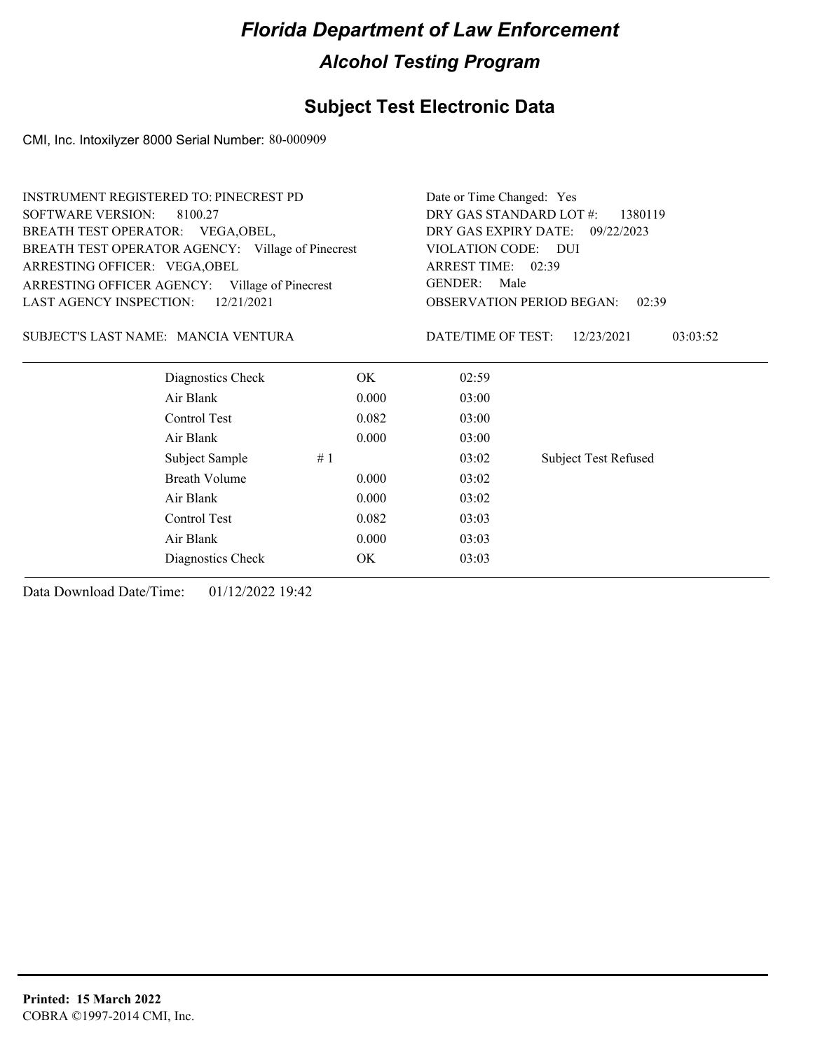# Florida Department of Law Enforcement

## Alcohol Testing Program

## Subject Test Electronic Data

CMI, Inc. Intoxilyzer 8000 Serial Number: 80-000909

INSTRUMENT REGISTERED TO: PINECREST PD
SOFTWARE VERSION: 8100.27
BREATH TEST OPERATOR: VEGA,OBEL,
BREATH TEST OPERATOR AGENCY: Village of Pinecrest
ARRESTING OFFICER: VEGA,OBEL
ARRESTING OFFICER AGENCY: Village of Pinecrest
LAST AGENCY INSPECTION: 12/21/2021

Date or Time Changed: Yes
DRY GAS STANDARD LOT #: 1380119
DRY GAS EXPIRY DATE: 09/22/2023
VIOLATION CODE: DUI
ARREST TIME: 02:39
GENDER: Male
OBSERVATION PERIOD BEGAN: 02:39

SUBJECT'S LAST NAME: MANCIA VENTURA

DATE/TIME OF TEST: 12/23/2021 03:03:52

| Test | | Result | Time | Note |
|---|---|---|---|---|
| Diagnostics Check | | OK | 02:59 | |
| Air Blank | | 0.000 | 03:00 | |
| Control Test | | 0.082 | 03:00 | |
| Air Blank | | 0.000 | 03:00 | |
| Subject Sample | # 1 | | 03:02 | Subject Test Refused |
| Breath Volume | | 0.000 | 03:02 | |
| Air Blank | | 0.000 | 03:02 | |
| Control Test | | 0.082 | 03:03 | |
| Air Blank | | 0.000 | 03:03 | |
| Diagnostics Check | | OK | 03:03 | |

Data Download Date/Time: 01/12/2022 19:42

**Printed: 15 March 2022**
COBRA ©1997-2014 CMI, Inc.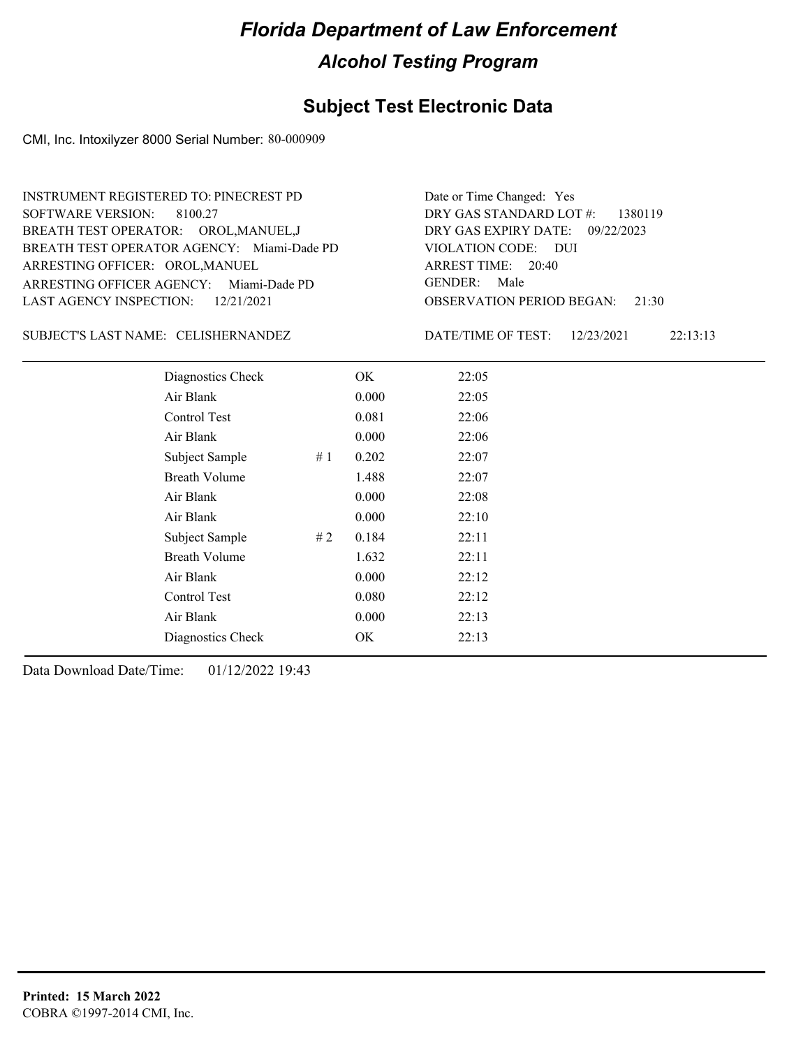# Florida Department of Law Enforcement

## Alcohol Testing Program

### Subject Test Electronic Data

CMI, Inc. Intoxilyzer 8000 Serial Number: 80-000909

INSTRUMENT REGISTERED TO: PINECREST PD
SOFTWARE VERSION: 8100.27
BREATH TEST OPERATOR: OROL,MANUEL,J
BREATH TEST OPERATOR AGENCY: Miami-Dade PD
ARRESTING OFFICER: OROL,MANUEL
ARRESTING OFFICER AGENCY: Miami-Dade PD
LAST AGENCY INSPECTION: 12/21/2021

Date or Time Changed: Yes
DRY GAS STANDARD LOT #: 1380119
DRY GAS EXPIRY DATE: 09/22/2023
VIOLATION CODE: DUI
ARREST TIME: 20:40
GENDER: Male
OBSERVATION PERIOD BEGAN: 21:30

SUBJECT'S LAST NAME: CELISHERNANDEZ

DATE/TIME OF TEST: 12/23/2021 22:13:13

| | | | |
|---|---|---|---|
| Diagnostics Check | | OK | 22:05 |
| Air Blank | | 0.000 | 22:05 |
| Control Test | | 0.081 | 22:06 |
| Air Blank | | 0.000 | 22:06 |
| Subject Sample | # 1 | 0.202 | 22:07 |
| Breath Volume | | 1.488 | 22:07 |
| Air Blank | | 0.000 | 22:08 |
| Air Blank | | 0.000 | 22:10 |
| Subject Sample | # 2 | 0.184 | 22:11 |
| Breath Volume | | 1.632 | 22:11 |
| Air Blank | | 0.000 | 22:12 |
| Control Test | | 0.080 | 22:12 |
| Air Blank | | 0.000 | 22:13 |
| Diagnostics Check | | OK | 22:13 |

Data Download Date/Time: 01/12/2022 19:43

**Printed: 15 March 2022**
COBRA ©1997-2014 CMI, Inc.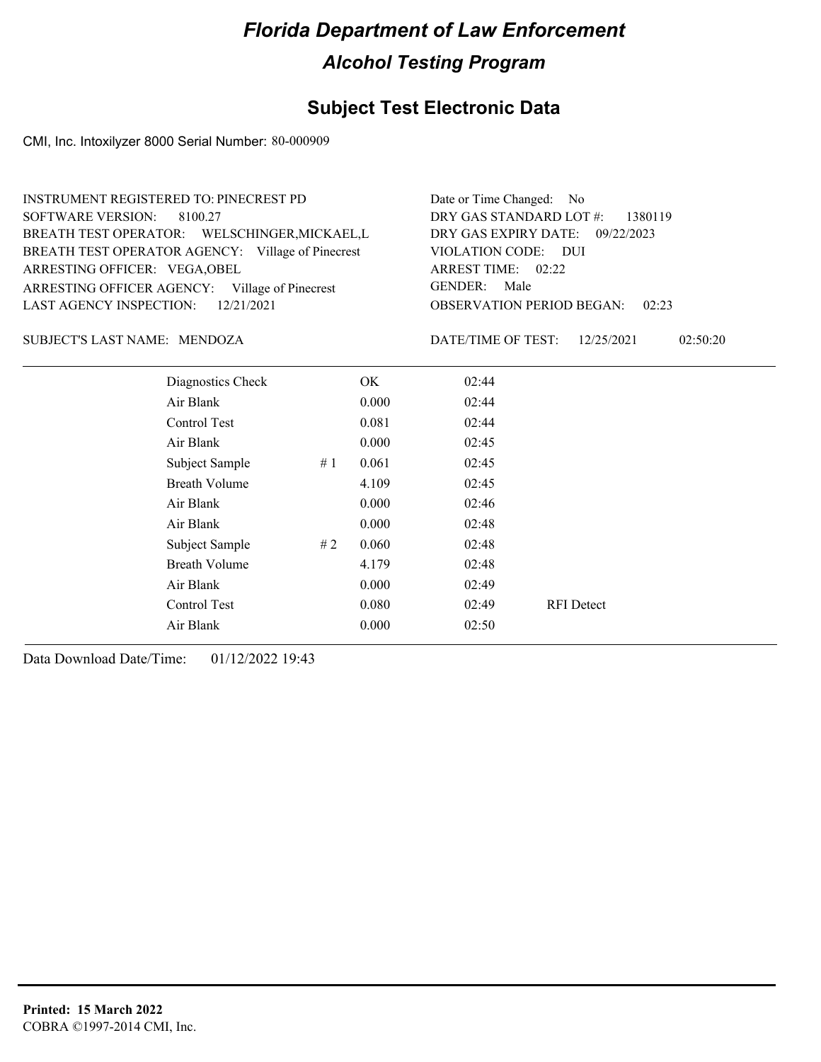# Florida Department of Law Enforcement

## Alcohol Testing Program

### Subject Test Electronic Data

CMI, Inc. Intoxilyzer 8000 Serial Number: 80-000909

INSTRUMENT REGISTERED TO: PINECREST PD
SOFTWARE VERSION: 8100.27
BREATH TEST OPERATOR: WELSCHINGER,MICKAEL,L
BREATH TEST OPERATOR AGENCY: Village of Pinecrest
ARRESTING OFFICER: VEGA,OBEL
ARRESTING OFFICER AGENCY: Village of Pinecrest
LAST AGENCY INSPECTION: 12/21/2021

Date or Time Changed: No
DRY GAS STANDARD LOT #: 1380119
DRY GAS EXPIRY DATE: 09/22/2023
VIOLATION CODE: DUI
ARREST TIME: 02:22
GENDER: Male
OBSERVATION PERIOD BEGAN: 02:23

SUBJECT'S LAST NAME: MENDOZA

DATE/TIME OF TEST: 12/25/2021 02:50:20

| | | | | |
|---|---|---|---|---|
| Diagnostics Check | | OK | 02:44 | |
| Air Blank | | 0.000 | 02:44 | |
| Control Test | | 0.081 | 02:44 | |
| Air Blank | | 0.000 | 02:45 | |
| Subject Sample | # 1 | 0.061 | 02:45 | |
| Breath Volume | | 4.109 | 02:45 | |
| Air Blank | | 0.000 | 02:46 | |
| Air Blank | | 0.000 | 02:48 | |
| Subject Sample | # 2 | 0.060 | 02:48 | |
| Breath Volume | | 4.179 | 02:48 | |
| Air Blank | | 0.000 | 02:49 | |
| Control Test | | 0.080 | 02:49 | RFI Detect |
| Air Blank | | 0.000 | 02:50 | |

Data Download Date/Time: 01/12/2022 19:43

**Printed: 15 March 2022**
COBRA ©1997-2014 CMI, Inc.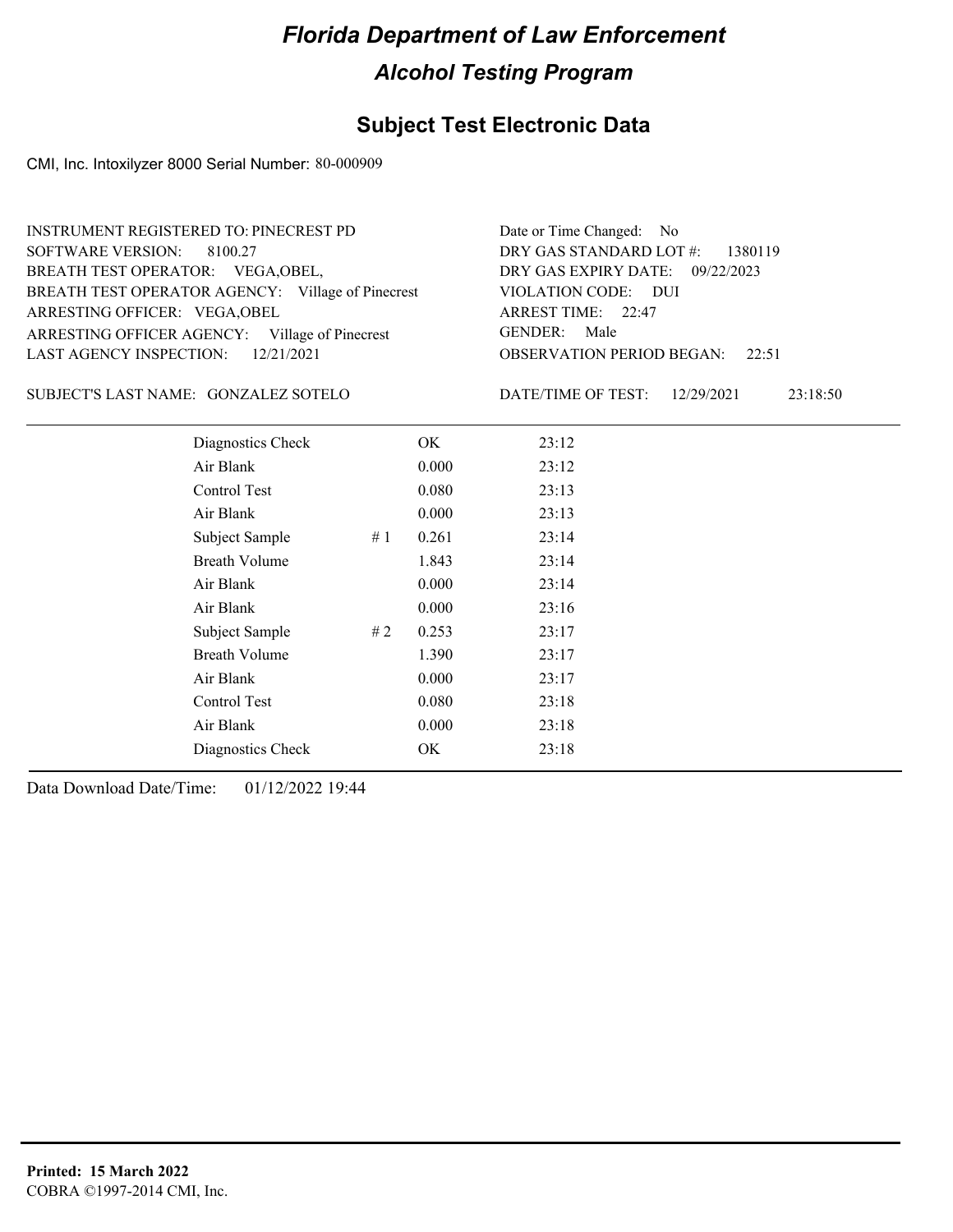# Florida Department of Law Enforcement

## Alcohol Testing Program

### Subject Test Electronic Data

CMI, Inc. Intoxilyzer 8000 Serial Number: 80-000909

INSTRUMENT REGISTERED TO: PINECREST PD
SOFTWARE VERSION: 8100.27
BREATH TEST OPERATOR: VEGA,OBEL,
BREATH TEST OPERATOR AGENCY: Village of Pinecrest
ARRESTING OFFICER: VEGA,OBEL
ARRESTING OFFICER AGENCY: Village of Pinecrest
LAST AGENCY INSPECTION: 12/21/2021

Date or Time Changed: No
DRY GAS STANDARD LOT #: 1380119
DRY GAS EXPIRY DATE: 09/22/2023
VIOLATION CODE: DUI
ARREST TIME: 22:47
GENDER: Male
OBSERVATION PERIOD BEGAN: 22:51

SUBJECT'S LAST NAME: GONZALEZ SOTELO

DATE/TIME OF TEST: 12/29/2021 23:18:50

| | | | |
|---|---|---|---|
| Diagnostics Check | | OK | 23:12 |
| Air Blank | | 0.000 | 23:12 |
| Control Test | | 0.080 | 23:13 |
| Air Blank | | 0.000 | 23:13 |
| Subject Sample | # 1 | 0.261 | 23:14 |
| Breath Volume | | 1.843 | 23:14 |
| Air Blank | | 0.000 | 23:14 |
| Air Blank | | 0.000 | 23:16 |
| Subject Sample | # 2 | 0.253 | 23:17 |
| Breath Volume | | 1.390 | 23:17 |
| Air Blank | | 0.000 | 23:17 |
| Control Test | | 0.080 | 23:18 |
| Air Blank | | 0.000 | 23:18 |
| Diagnostics Check | | OK | 23:18 |

Data Download Date/Time: 01/12/2022 19:44

**Printed: 15 March 2022**
COBRA ©1997-2014 CMI, Inc.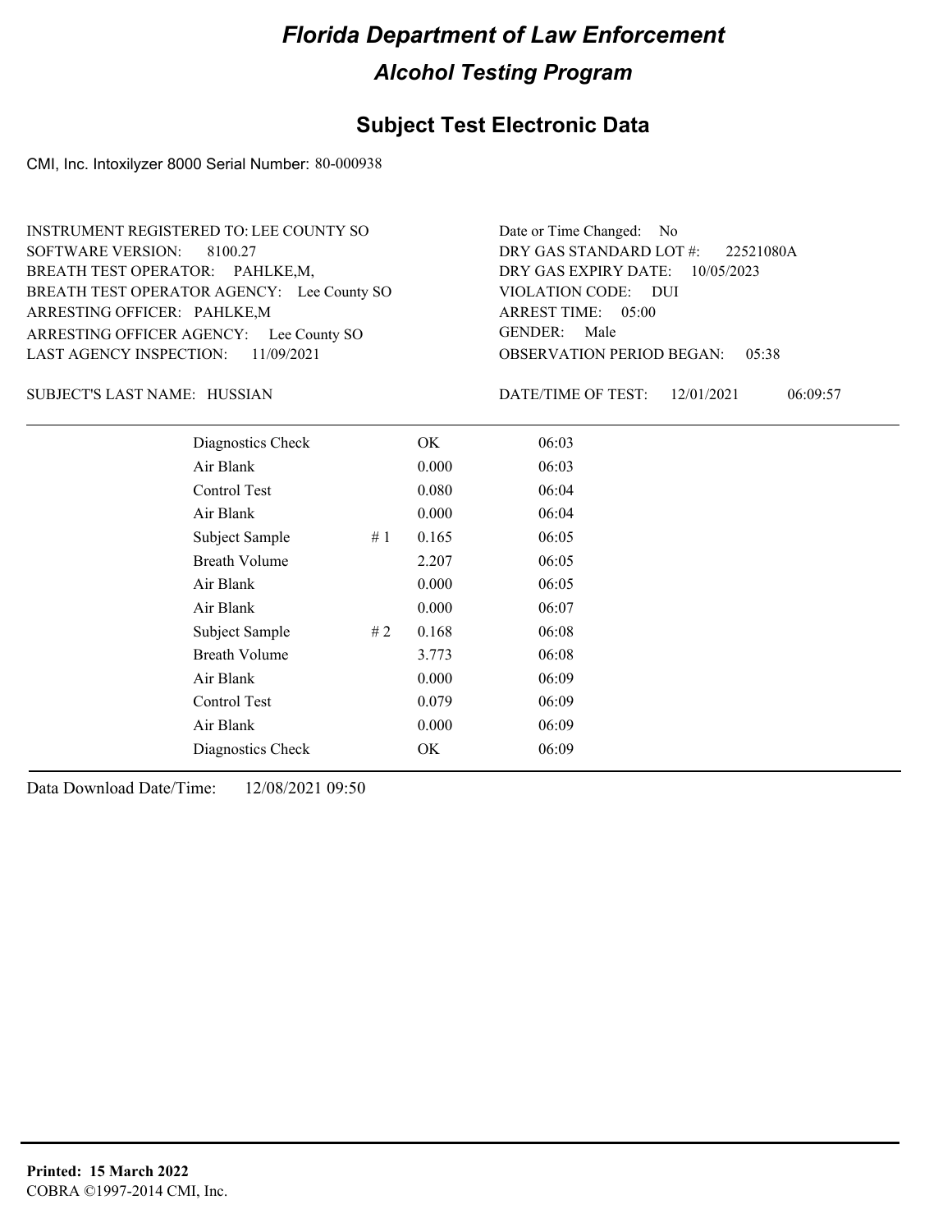# Florida Department of Law Enforcement

## Alcohol Testing Program

### Subject Test Electronic Data

CMI, Inc. Intoxilyzer 8000 Serial Number: 80-000938

INSTRUMENT REGISTERED TO: LEE COUNTY SO
SOFTWARE VERSION: 8100.27
BREATH TEST OPERATOR: PAHLKE,M,
BREATH TEST OPERATOR AGENCY: Lee County SO
ARRESTING OFFICER: PAHLKE,M
ARRESTING OFFICER AGENCY: Lee County SO
LAST AGENCY INSPECTION: 11/09/2021

Date or Time Changed: No
DRY GAS STANDARD LOT #: 22521080A
DRY GAS EXPIRY DATE: 10/05/2023
VIOLATION CODE: DUI
ARREST TIME: 05:00
GENDER: Male
OBSERVATION PERIOD BEGAN: 05:38

SUBJECT'S LAST NAME: HUSSIAN

DATE/TIME OF TEST: 12/01/2021 06:09:57

| Test | | Result | Time |
|---|---|---|---|
| Diagnostics Check | | OK | 06:03 |
| Air Blank | | 0.000 | 06:03 |
| Control Test | | 0.080 | 06:04 |
| Air Blank | | 0.000 | 06:04 |
| Subject Sample | # 1 | 0.165 | 06:05 |
| Breath Volume | | 2.207 | 06:05 |
| Air Blank | | 0.000 | 06:05 |
| Air Blank | | 0.000 | 06:07 |
| Subject Sample | # 2 | 0.168 | 06:08 |
| Breath Volume | | 3.773 | 06:08 |
| Air Blank | | 0.000 | 06:09 |
| Control Test | | 0.079 | 06:09 |
| Air Blank | | 0.000 | 06:09 |
| Diagnostics Check | | OK | 06:09 |

Data Download Date/Time: 12/08/2021 09:50

**Printed: 15 March 2022**
COBRA ©1997-2014 CMI, Inc.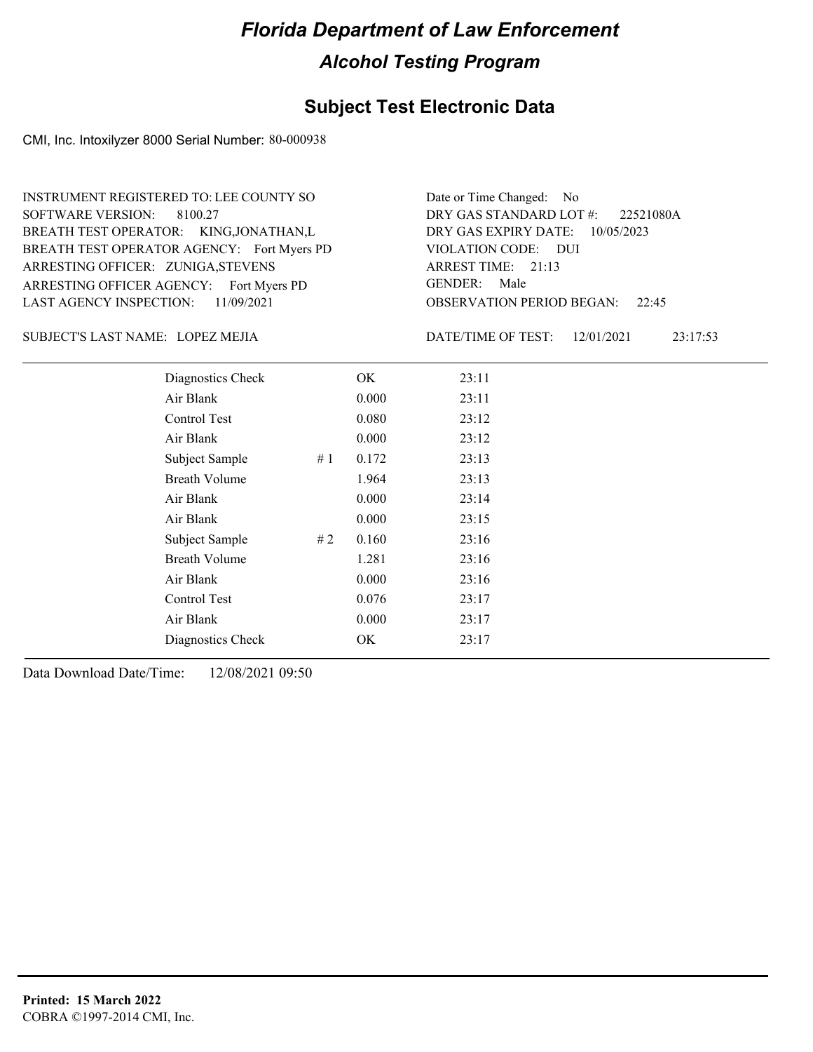# Florida Department of Law Enforcement

## Alcohol Testing Program

## Subject Test Electronic Data

CMI, Inc. Intoxilyzer 8000 Serial Number: 80-000938

INSTRUMENT REGISTERED TO: LEE COUNTY SO
SOFTWARE VERSION: 8100.27
BREATH TEST OPERATOR: KING,JONATHAN,L
BREATH TEST OPERATOR AGENCY: Fort Myers PD
ARRESTING OFFICER: ZUNIGA,STEVENS
ARRESTING OFFICER AGENCY: Fort Myers PD
LAST AGENCY INSPECTION: 11/09/2021

Date or Time Changed: No
DRY GAS STANDARD LOT #: 22521080A
DRY GAS EXPIRY DATE: 10/05/2023
VIOLATION CODE: DUI
ARREST TIME: 21:13
GENDER: Male
OBSERVATION PERIOD BEGAN: 22:45

SUBJECT'S LAST NAME: LOPEZ MEJIA

DATE/TIME OF TEST: 12/01/2021 23:17:53

| Test | # | Result | Time |
|---|---|---|---|
| Diagnostics Check | | OK | 23:11 |
| Air Blank | | 0.000 | 23:11 |
| Control Test | | 0.080 | 23:12 |
| Air Blank | | 0.000 | 23:12 |
| Subject Sample | # 1 | 0.172 | 23:13 |
| Breath Volume | | 1.964 | 23:13 |
| Air Blank | | 0.000 | 23:14 |
| Air Blank | | 0.000 | 23:15 |
| Subject Sample | # 2 | 0.160 | 23:16 |
| Breath Volume | | 1.281 | 23:16 |
| Air Blank | | 0.000 | 23:16 |
| Control Test | | 0.076 | 23:17 |
| Air Blank | | 0.000 | 23:17 |
| Diagnostics Check | | OK | 23:17 |

Data Download Date/Time: 12/08/2021 09:50

**Printed: 15 March 2022**
COBRA ©1997-2014 CMI, Inc.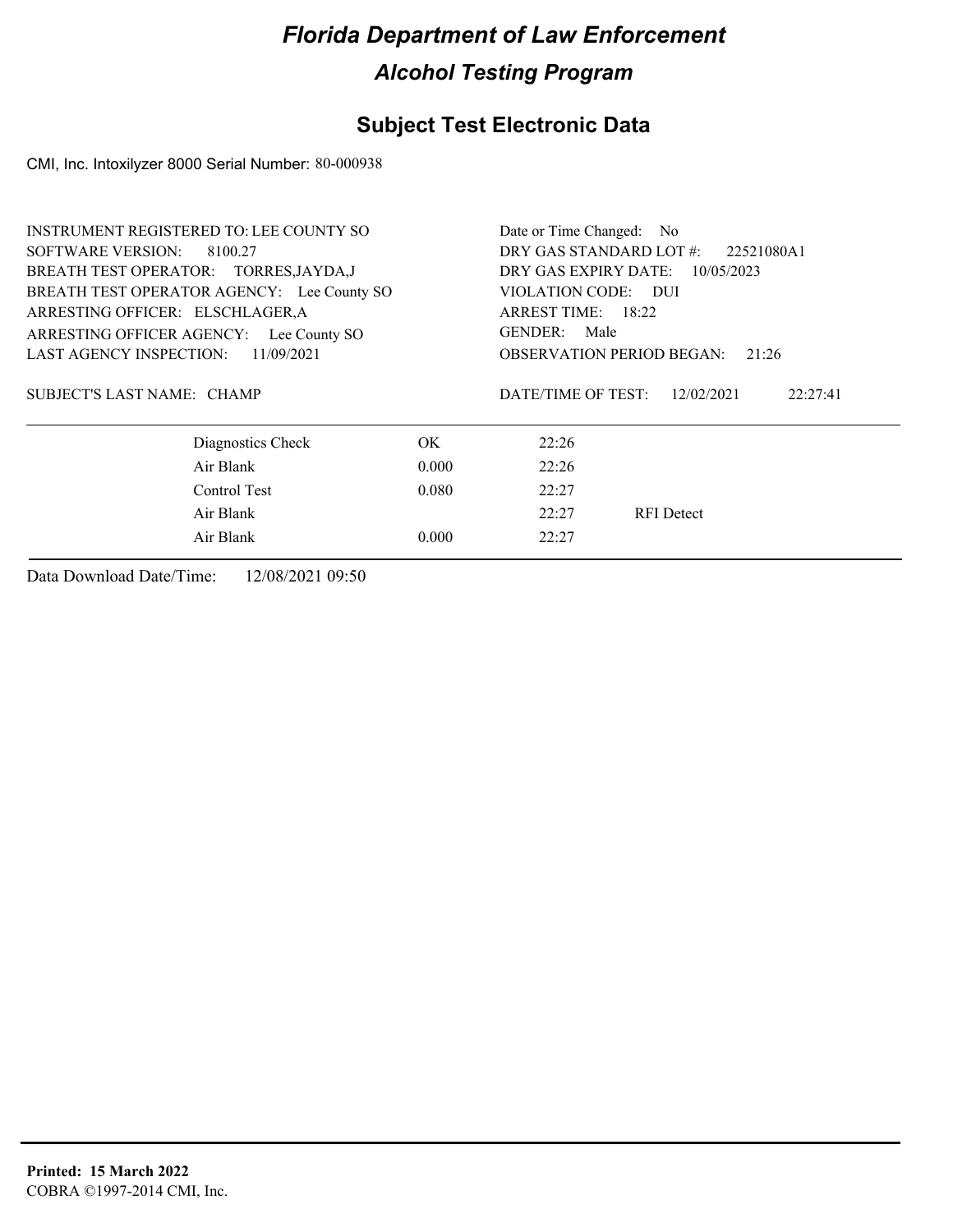# Florida Department of Law Enforcement

## Alcohol Testing Program

## Subject Test Electronic Data

CMI, Inc. Intoxilyzer 8000 Serial Number: 80-000938

INSTRUMENT REGISTERED TO: LEE COUNTY SO
SOFTWARE VERSION: 8100.27
BREATH TEST OPERATOR: TORRES,JAYDA,J
BREATH TEST OPERATOR AGENCY: Lee County SO
ARRESTING OFFICER: ELSCHLAGER,A
ARRESTING OFFICER AGENCY: Lee County SO
LAST AGENCY INSPECTION: 11/09/2021

Date or Time Changed: No
DRY GAS STANDARD LOT #: 22521080A1
DRY GAS EXPIRY DATE: 10/05/2023
VIOLATION CODE: DUI
ARREST TIME: 18:22
GENDER: Male
OBSERVATION PERIOD BEGAN: 21:26

SUBJECT'S LAST NAME: CHAMP

DATE/TIME OF TEST: 12/02/2021 22:27:41

| | | | |
|---|---|---|---|
| Diagnostics Check | OK | 22:26 | |
| Air Blank | 0.000 | 22:26 | |
| Control Test | 0.080 | 22:27 | |
| Air Blank | | 22:27 | RFI Detect |
| Air Blank | 0.000 | 22:27 | |

Data Download Date/Time: 12/08/2021 09:50

**Printed: 15 March 2022**
COBRA ©1997-2014 CMI, Inc.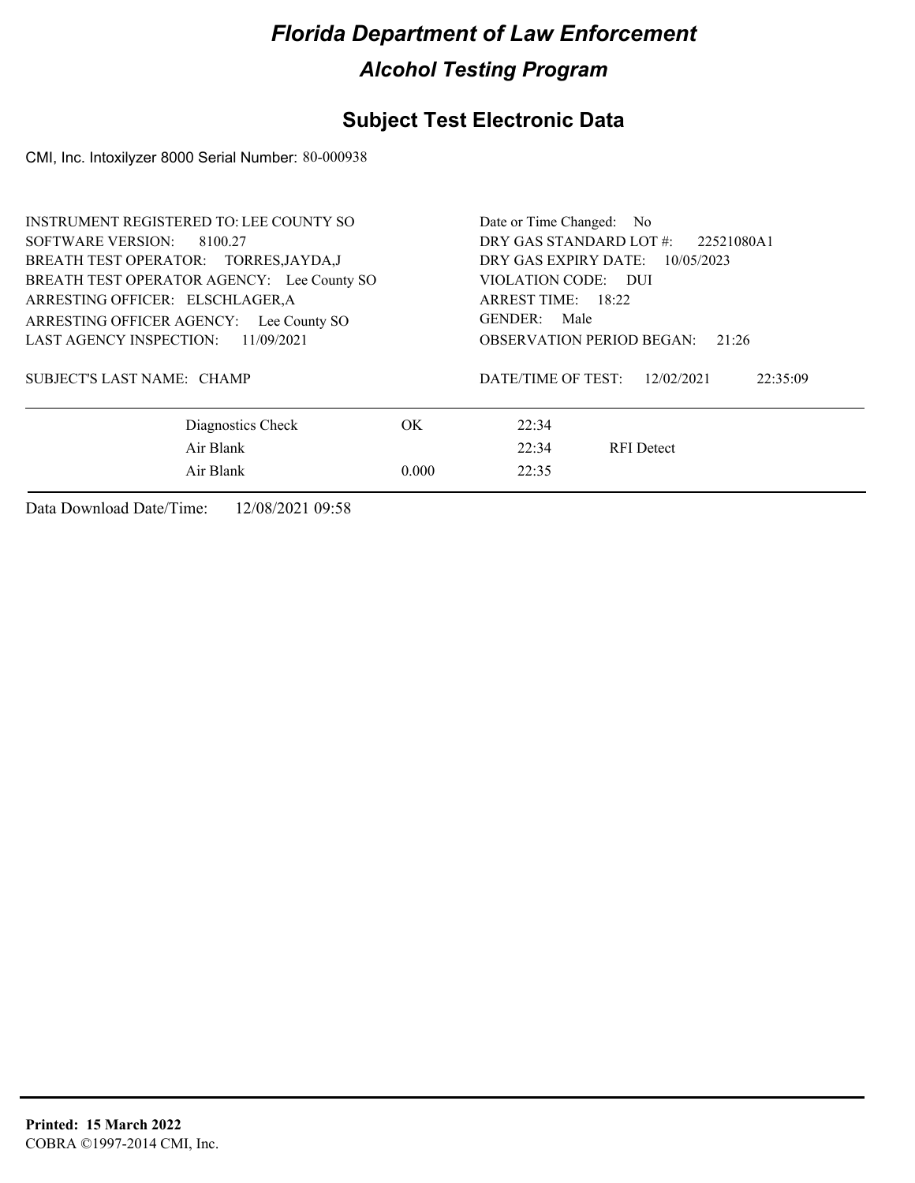# Florida Department of Law Enforcement

## Alcohol Testing Program

## Subject Test Electronic Data

CMI, Inc. Intoxilyzer 8000 Serial Number: 80-000938

INSTRUMENT REGISTERED TO: LEE COUNTY SO
SOFTWARE VERSION: 8100.27
BREATH TEST OPERATOR: TORRES,JAYDA,J
BREATH TEST OPERATOR AGENCY: Lee County SO
ARRESTING OFFICER: ELSCHLAGER,A
ARRESTING OFFICER AGENCY: Lee County SO
LAST AGENCY INSPECTION: 11/09/2021

Date or Time Changed: No
DRY GAS STANDARD LOT #: 22521080A1
DRY GAS EXPIRY DATE: 10/05/2023
VIOLATION CODE: DUI
ARREST TIME: 18:22
GENDER: Male
OBSERVATION PERIOD BEGAN: 21:26

SUBJECT'S LAST NAME: CHAMP

DATE/TIME OF TEST: 12/02/2021 22:35:09

| | | | |
|---|---|---|---|
| Diagnostics Check | OK | 22:34 | |
| Air Blank | | 22:34 | RFI Detect |
| Air Blank | 0.000 | 22:35 | |

Data Download Date/Time: 12/08/2021 09:58

**Printed: 15 March 2022**
COBRA ©1997-2014 CMI, Inc.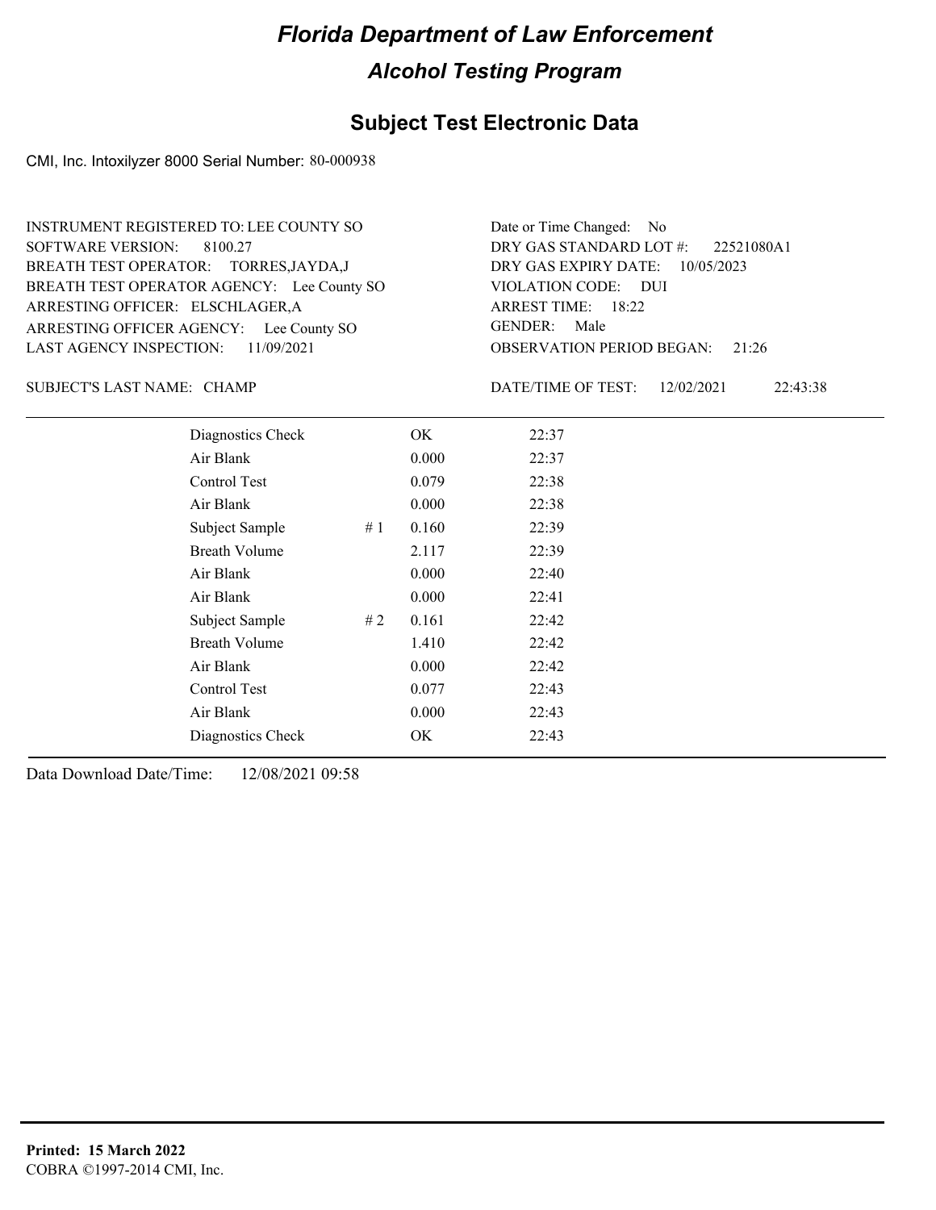# Florida Department of Law Enforcement

## Alcohol Testing Program

### Subject Test Electronic Data

CMI, Inc. Intoxilyzer 8000 Serial Number: 80-000938

INSTRUMENT REGISTERED TO: LEE COUNTY SO
SOFTWARE VERSION: 8100.27
BREATH TEST OPERATOR: TORRES,JAYDA,J
BREATH TEST OPERATOR AGENCY: Lee County SO
ARRESTING OFFICER: ELSCHLAGER,A
ARRESTING OFFICER AGENCY: Lee County SO
LAST AGENCY INSPECTION: 11/09/2021

Date or Time Changed: No
DRY GAS STANDARD LOT #: 22521080A1
DRY GAS EXPIRY DATE: 10/05/2023
VIOLATION CODE: DUI
ARREST TIME: 18:22
GENDER: Male
OBSERVATION PERIOD BEGAN: 21:26

SUBJECT'S LAST NAME: CHAMP

DATE/TIME OF TEST: 12/02/2021 22:43:38

| | | | |
|---|---|---|---|
| Diagnostics Check | | OK | 22:37 |
| Air Blank | | 0.000 | 22:37 |
| Control Test | | 0.079 | 22:38 |
| Air Blank | | 0.000 | 22:38 |
| Subject Sample | # 1 | 0.160 | 22:39 |
| Breath Volume | | 2.117 | 22:39 |
| Air Blank | | 0.000 | 22:40 |
| Air Blank | | 0.000 | 22:41 |
| Subject Sample | # 2 | 0.161 | 22:42 |
| Breath Volume | | 1.410 | 22:42 |
| Air Blank | | 0.000 | 22:42 |
| Control Test | | 0.077 | 22:43 |
| Air Blank | | 0.000 | 22:43 |
| Diagnostics Check | | OK | 22:43 |

Data Download Date/Time: 12/08/2021 09:58

**Printed: 15 March 2022**
COBRA ©1997-2014 CMI, Inc.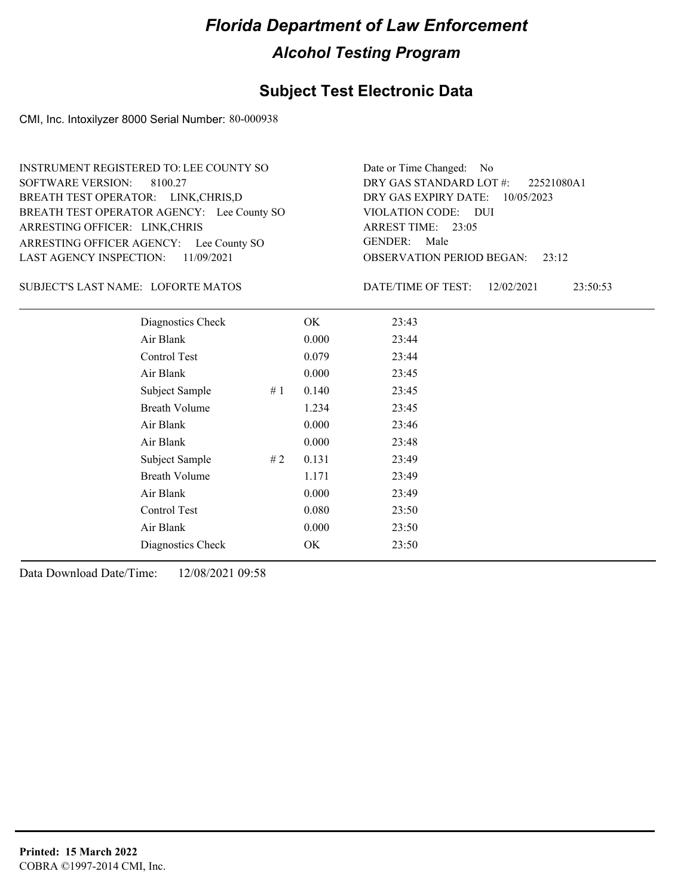# Florida Department of Law Enforcement

## Alcohol Testing Program

## Subject Test Electronic Data

CMI, Inc. Intoxilyzer 8000 Serial Number: 80-000938

INSTRUMENT REGISTERED TO: LEE COUNTY SO
SOFTWARE VERSION: 8100.27
BREATH TEST OPERATOR: LINK,CHRIS,D
BREATH TEST OPERATOR AGENCY: Lee County SO
ARRESTING OFFICER: LINK,CHRIS
ARRESTING OFFICER AGENCY: Lee County SO
LAST AGENCY INSPECTION: 11/09/2021

Date or Time Changed: No
DRY GAS STANDARD LOT #: 22521080A1
DRY GAS EXPIRY DATE: 10/05/2023
VIOLATION CODE: DUI
ARREST TIME: 23:05
GENDER: Male
OBSERVATION PERIOD BEGAN: 23:12

SUBJECT'S LAST NAME: LOFORTE MATOS

DATE/TIME OF TEST: 12/02/2021 23:50:53

| Test | | Result | Time |
|---|---|---|---|
| Diagnostics Check | | OK | 23:43 |
| Air Blank | | 0.000 | 23:44 |
| Control Test | | 0.079 | 23:44 |
| Air Blank | | 0.000 | 23:45 |
| Subject Sample | # 1 | 0.140 | 23:45 |
| Breath Volume | | 1.234 | 23:45 |
| Air Blank | | 0.000 | 23:46 |
| Air Blank | | 0.000 | 23:48 |
| Subject Sample | # 2 | 0.131 | 23:49 |
| Breath Volume | | 1.171 | 23:49 |
| Air Blank | | 0.000 | 23:49 |
| Control Test | | 0.080 | 23:50 |
| Air Blank | | 0.000 | 23:50 |
| Diagnostics Check | | OK | 23:50 |

Data Download Date/Time: 12/08/2021 09:58

**Printed: 15 March 2022**
COBRA ©1997-2014 CMI, Inc.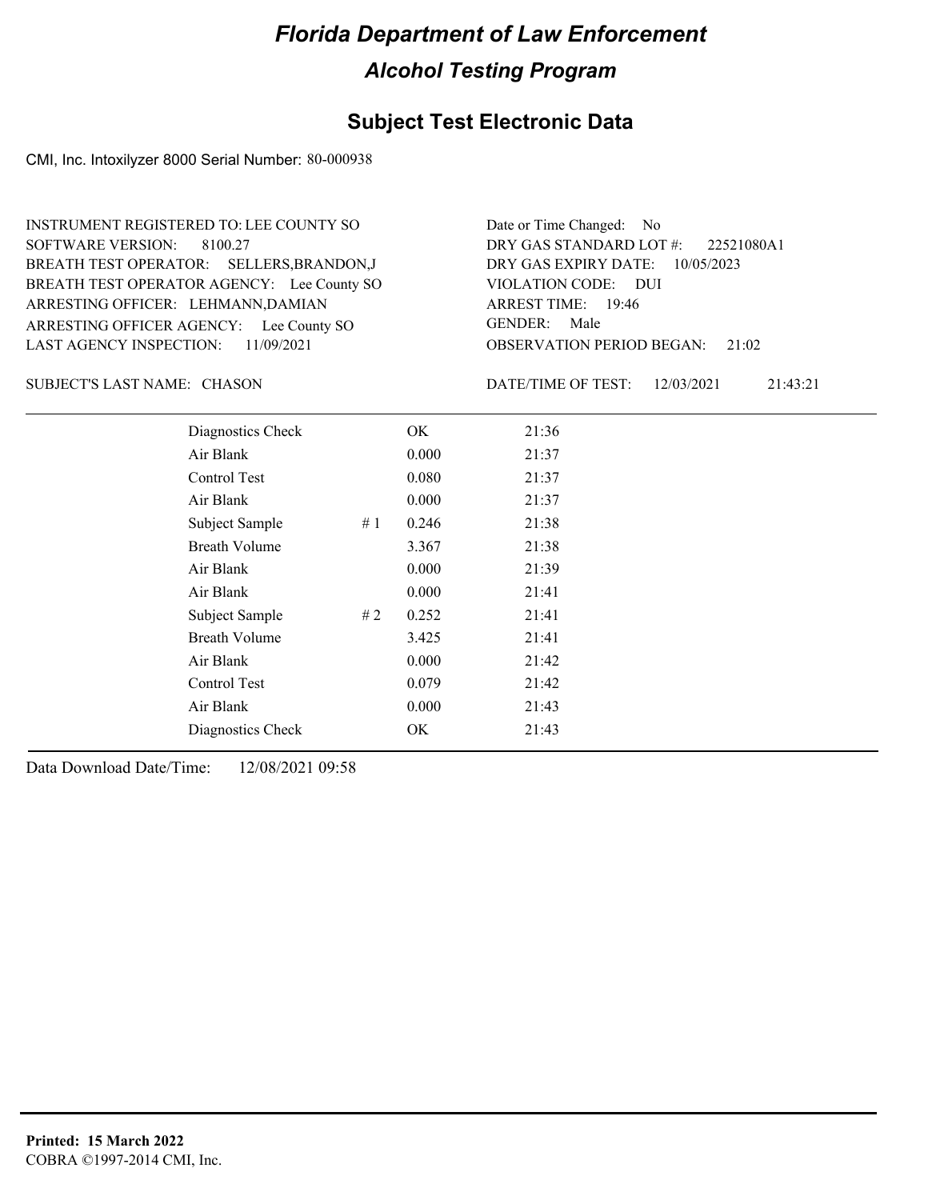# Florida Department of Law Enforcement

## Alcohol Testing Program

### Subject Test Electronic Data

CMI, Inc. Intoxilyzer 8000 Serial Number: 80-000938

INSTRUMENT REGISTERED TO: LEE COUNTY SO
SOFTWARE VERSION: 8100.27
BREATH TEST OPERATOR: SELLERS,BRANDON,J
BREATH TEST OPERATOR AGENCY: Lee County SO
ARRESTING OFFICER: LEHMANN,DAMIAN
ARRESTING OFFICER AGENCY: Lee County SO
LAST AGENCY INSPECTION: 11/09/2021

Date or Time Changed: No
DRY GAS STANDARD LOT #: 22521080A1
DRY GAS EXPIRY DATE: 10/05/2023
VIOLATION CODE: DUI
ARREST TIME: 19:46
GENDER: Male
OBSERVATION PERIOD BEGAN: 21:02

SUBJECT'S LAST NAME: CHASON

DATE/TIME OF TEST: 12/03/2021 21:43:21

| | | | |
|---|---|---|---|
| Diagnostics Check | | OK | 21:36 |
| Air Blank | | 0.000 | 21:37 |
| Control Test | | 0.080 | 21:37 |
| Air Blank | | 0.000 | 21:37 |
| Subject Sample | # 1 | 0.246 | 21:38 |
| Breath Volume | | 3.367 | 21:38 |
| Air Blank | | 0.000 | 21:39 |
| Air Blank | | 0.000 | 21:41 |
| Subject Sample | # 2 | 0.252 | 21:41 |
| Breath Volume | | 3.425 | 21:41 |
| Air Blank | | 0.000 | 21:42 |
| Control Test | | 0.079 | 21:42 |
| Air Blank | | 0.000 | 21:43 |
| Diagnostics Check | | OK | 21:43 |

Data Download Date/Time: 12/08/2021 09:58

**Printed: 15 March 2022**
COBRA ©1997-2014 CMI, Inc.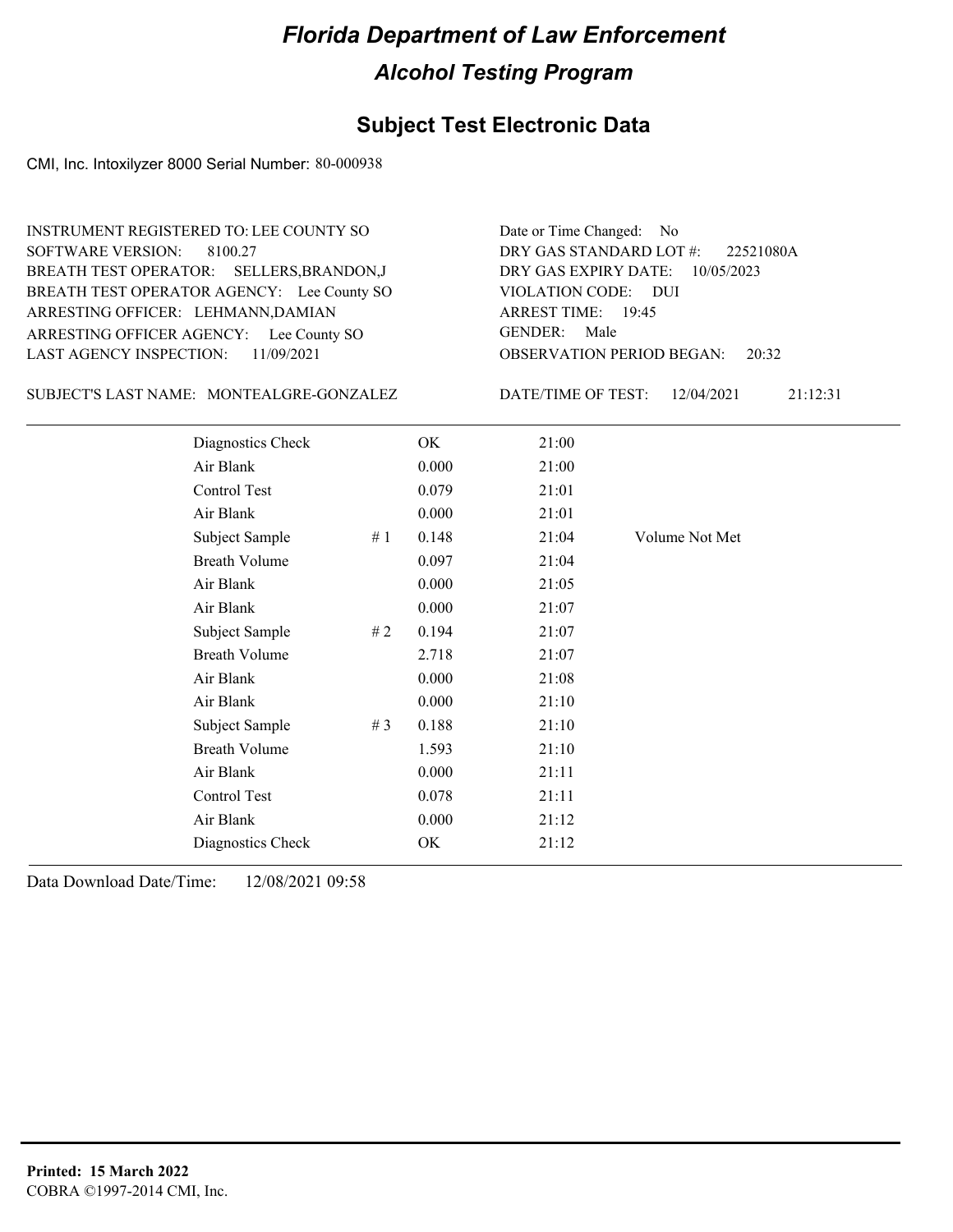# Florida Department of Law Enforcement

## Alcohol Testing Program

### Subject Test Electronic Data

CMI, Inc. Intoxilyzer 8000 Serial Number: 80-000938

INSTRUMENT REGISTERED TO: LEE COUNTY SO
SOFTWARE VERSION: 8100.27
BREATH TEST OPERATOR: SELLERS,BRANDON,J
BREATH TEST OPERATOR AGENCY: Lee County SO
ARRESTING OFFICER: LEHMANN,DAMIAN
ARRESTING OFFICER AGENCY: Lee County SO
LAST AGENCY INSPECTION: 11/09/2021

Date or Time Changed: No
DRY GAS STANDARD LOT #: 22521080A
DRY GAS EXPIRY DATE: 10/05/2023
VIOLATION CODE: DUI
ARREST TIME: 19:45
GENDER: Male
OBSERVATION PERIOD BEGAN: 20:32

SUBJECT'S LAST NAME: MONTEALGRE-GONZALEZ

DATE/TIME OF TEST: 12/04/2021 21:12:31

| | | | | |
|---|---|---|---|---|
| Diagnostics Check | | OK | 21:00 | |
| Air Blank | | 0.000 | 21:00 | |
| Control Test | | 0.079 | 21:01 | |
| Air Blank | | 0.000 | 21:01 | |
| Subject Sample | # 1 | 0.148 | 21:04 | Volume Not Met |
| Breath Volume | | 0.097 | 21:04 | |
| Air Blank | | 0.000 | 21:05 | |
| Air Blank | | 0.000 | 21:07 | |
| Subject Sample | # 2 | 0.194 | 21:07 | |
| Breath Volume | | 2.718 | 21:07 | |
| Air Blank | | 0.000 | 21:08 | |
| Air Blank | | 0.000 | 21:10 | |
| Subject Sample | # 3 | 0.188 | 21:10 | |
| Breath Volume | | 1.593 | 21:10 | |
| Air Blank | | 0.000 | 21:11 | |
| Control Test | | 0.078 | 21:11 | |
| Air Blank | | 0.000 | 21:12 | |
| Diagnostics Check | | OK | 21:12 | |

Data Download Date/Time: 12/08/2021 09:58

**Printed: 15 March 2022**
COBRA ©1997-2014 CMI, Inc.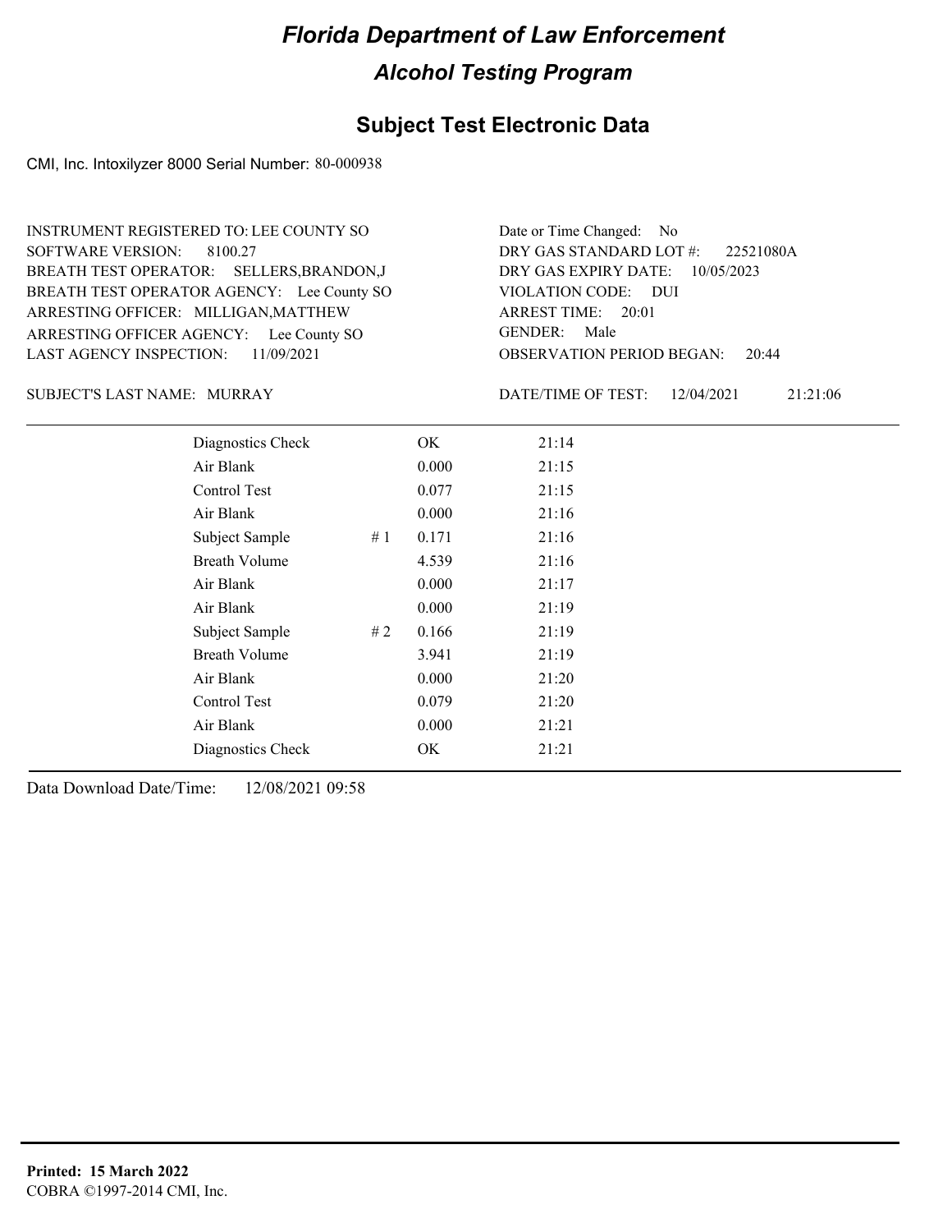# Florida Department of Law Enforcement

## Alcohol Testing Program

## Subject Test Electronic Data

CMI, Inc. Intoxilyzer 8000 Serial Number: 80-000938

INSTRUMENT REGISTERED TO: LEE COUNTY SO
SOFTWARE VERSION: 8100.27
BREATH TEST OPERATOR: SELLERS,BRANDON,J
BREATH TEST OPERATOR AGENCY: Lee County SO
ARRESTING OFFICER: MILLIGAN,MATTHEW
ARRESTING OFFICER AGENCY: Lee County SO
LAST AGENCY INSPECTION: 11/09/2021

Date or Time Changed: No
DRY GAS STANDARD LOT #: 22521080A
DRY GAS EXPIRY DATE: 10/05/2023
VIOLATION CODE: DUI
ARREST TIME: 20:01
GENDER: Male
OBSERVATION PERIOD BEGAN: 20:44

SUBJECT'S LAST NAME: MURRAY

DATE/TIME OF TEST: 12/04/2021 21:21:06

| Test | | Result | Time |
|---|---|---|---|
| Diagnostics Check | | OK | 21:14 |
| Air Blank | | 0.000 | 21:15 |
| Control Test | | 0.077 | 21:15 |
| Air Blank | | 0.000 | 21:16 |
| Subject Sample | # 1 | 0.171 | 21:16 |
| Breath Volume | | 4.539 | 21:16 |
| Air Blank | | 0.000 | 21:17 |
| Air Blank | | 0.000 | 21:19 |
| Subject Sample | # 2 | 0.166 | 21:19 |
| Breath Volume | | 3.941 | 21:19 |
| Air Blank | | 0.000 | 21:20 |
| Control Test | | 0.079 | 21:20 |
| Air Blank | | 0.000 | 21:21 |
| Diagnostics Check | | OK | 21:21 |

Data Download Date/Time: 12/08/2021 09:58

**Printed: 15 March 2022**
COBRA ©1997-2014 CMI, Inc.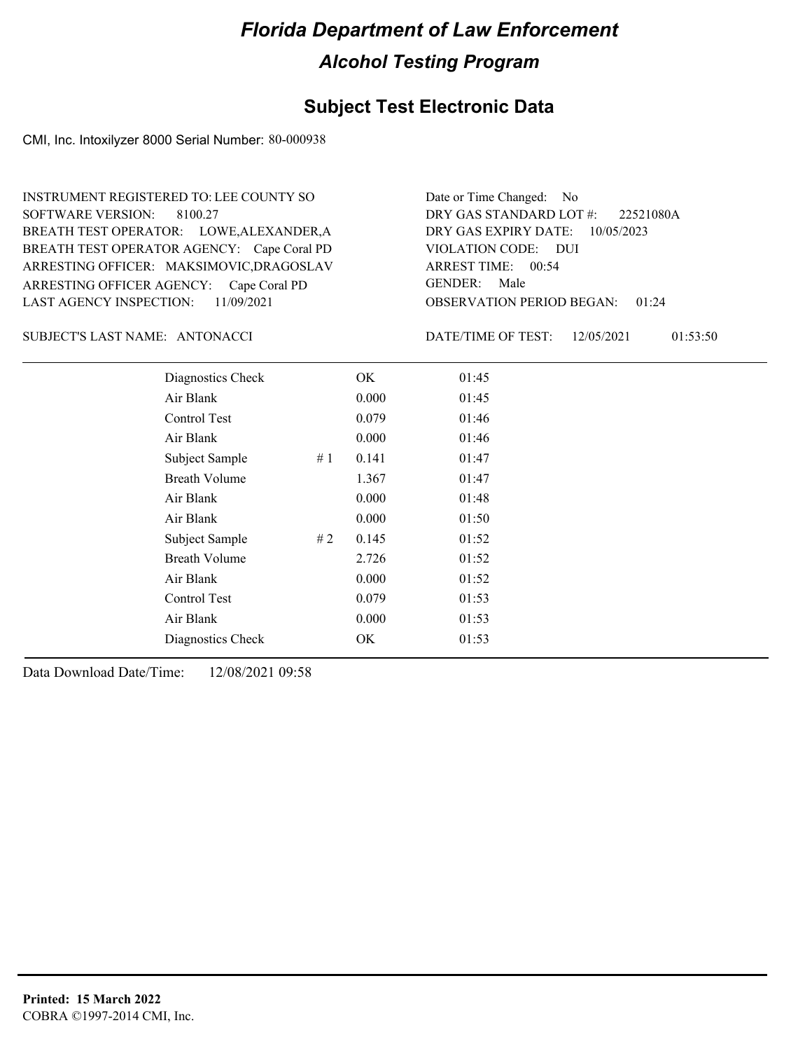# Florida Department of Law Enforcement

## Alcohol Testing Program

### Subject Test Electronic Data

CMI, Inc. Intoxilyzer 8000 Serial Number: 80-000938

INSTRUMENT REGISTERED TO: LEE COUNTY SO
SOFTWARE VERSION: 8100.27
BREATH TEST OPERATOR: LOWE,ALEXANDER,A
BREATH TEST OPERATOR AGENCY: Cape Coral PD
ARRESTING OFFICER: MAKSIMOVIC,DRAGOSLAV
ARRESTING OFFICER AGENCY: Cape Coral PD
LAST AGENCY INSPECTION: 11/09/2021

Date or Time Changed: No
DRY GAS STANDARD LOT #: 22521080A
DRY GAS EXPIRY DATE: 10/05/2023
VIOLATION CODE: DUI
ARREST TIME: 00:54
GENDER: Male
OBSERVATION PERIOD BEGAN: 01:24

SUBJECT'S LAST NAME: ANTONACCI

DATE/TIME OF TEST: 12/05/2021 01:53:50

| | | | |
|---|---|---|---|
| Diagnostics Check | | OK | 01:45 |
| Air Blank | | 0.000 | 01:45 |
| Control Test | | 0.079 | 01:46 |
| Air Blank | | 0.000 | 01:46 |
| Subject Sample | # 1 | 0.141 | 01:47 |
| Breath Volume | | 1.367 | 01:47 |
| Air Blank | | 0.000 | 01:48 |
| Air Blank | | 0.000 | 01:50 |
| Subject Sample | # 2 | 0.145 | 01:52 |
| Breath Volume | | 2.726 | 01:52 |
| Air Blank | | 0.000 | 01:52 |
| Control Test | | 0.079 | 01:53 |
| Air Blank | | 0.000 | 01:53 |
| Diagnostics Check | | OK | 01:53 |

Data Download Date/Time: 12/08/2021 09:58

**Printed: 15 March 2022**
COBRA ©1997-2014 CMI, Inc.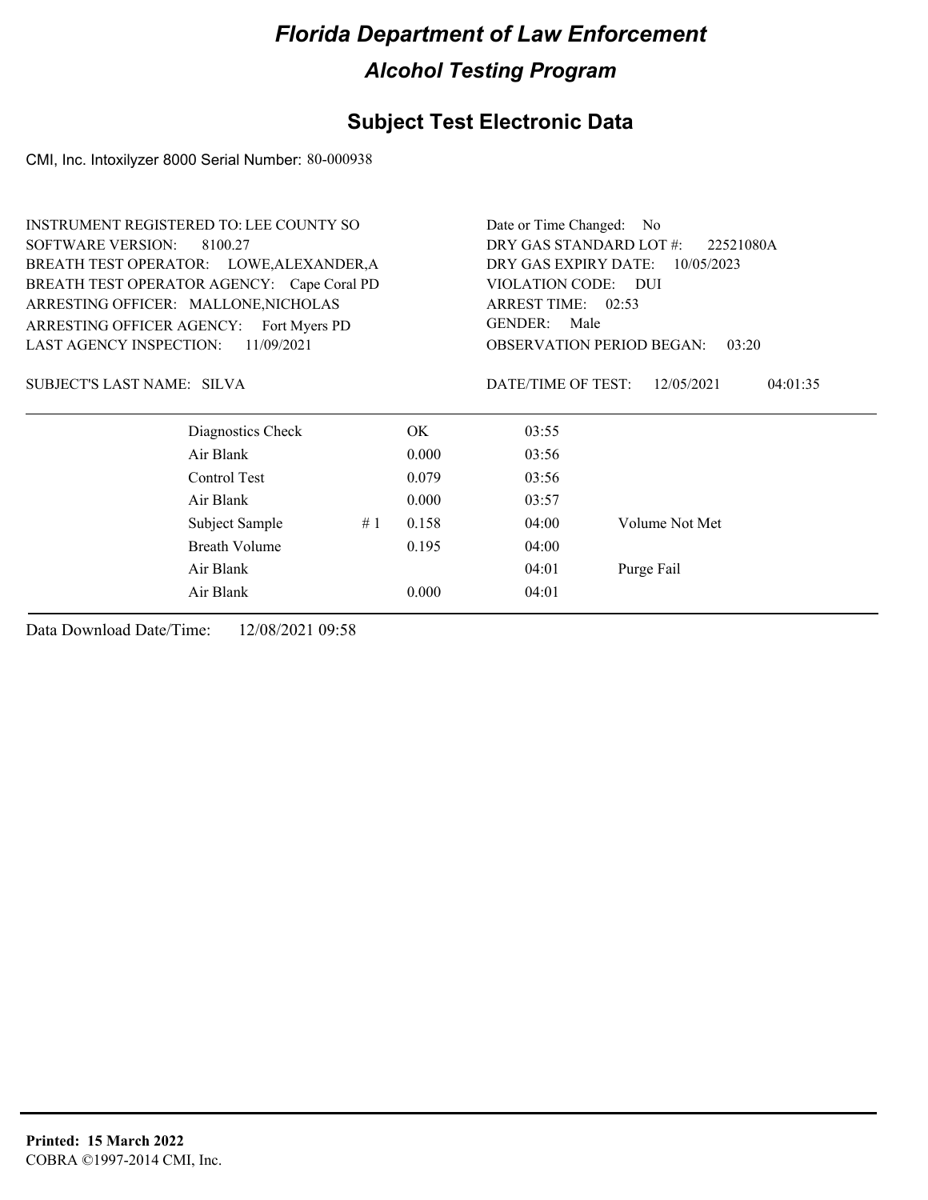# Florida Department of Law Enforcement

## Alcohol Testing Program

## Subject Test Electronic Data

CMI, Inc. Intoxilyzer 8000 Serial Number: 80-000938

INSTRUMENT REGISTERED TO: LEE COUNTY SO
SOFTWARE VERSION: 8100.27
BREATH TEST OPERATOR: LOWE,ALEXANDER,A
BREATH TEST OPERATOR AGENCY: Cape Coral PD
ARRESTING OFFICER: MALLONE,NICHOLAS
ARRESTING OFFICER AGENCY: Fort Myers PD
LAST AGENCY INSPECTION: 11/09/2021

Date or Time Changed: No
DRY GAS STANDARD LOT #: 22521080A
DRY GAS EXPIRY DATE: 10/05/2023
VIOLATION CODE: DUI
ARREST TIME: 02:53
GENDER: Male
OBSERVATION PERIOD BEGAN: 03:20

SUBJECT'S LAST NAME: SILVA

DATE/TIME OF TEST: 12/05/2021 04:01:35

| Test | | Result | Time | Note |
|---|---|---|---|---|
| Diagnostics Check | | OK | 03:55 | |
| Air Blank | | 0.000 | 03:56 | |
| Control Test | | 0.079 | 03:56 | |
| Air Blank | | 0.000 | 03:57 | |
| Subject Sample | # 1 | 0.158 | 04:00 | Volume Not Met |
| Breath Volume | | 0.195 | 04:00 | |
| Air Blank | | | 04:01 | Purge Fail |
| Air Blank | | 0.000 | 04:01 | |

Data Download Date/Time: 12/08/2021 09:58

**Printed: 15 March 2022**
COBRA ©1997-2014 CMI, Inc.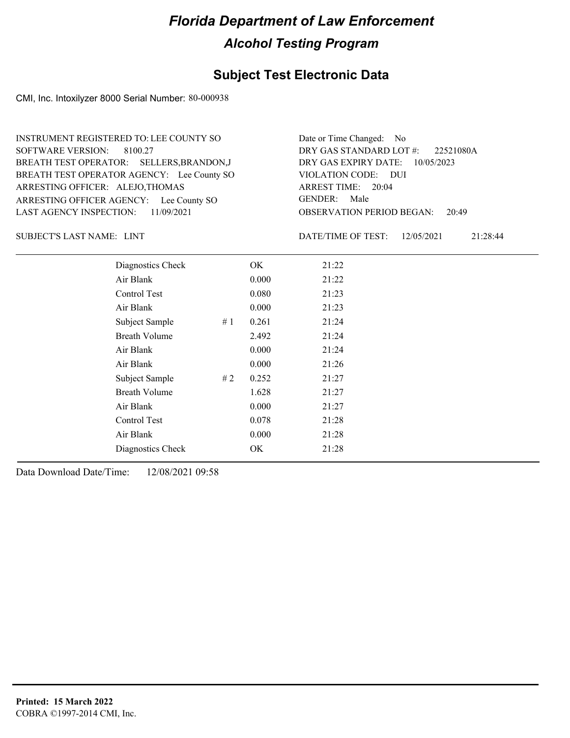# Florida Department of Law Enforcement

## Alcohol Testing Program

### Subject Test Electronic Data

CMI, Inc. Intoxilyzer 8000 Serial Number: 80-000938

INSTRUMENT REGISTERED TO: LEE COUNTY SO
SOFTWARE VERSION: 8100.27
BREATH TEST OPERATOR: SELLERS,BRANDON,J
BREATH TEST OPERATOR AGENCY: Lee County SO
ARRESTING OFFICER: ALEJO,THOMAS
ARRESTING OFFICER AGENCY: Lee County SO
LAST AGENCY INSPECTION: 11/09/2021

Date or Time Changed: No
DRY GAS STANDARD LOT #: 22521080A
DRY GAS EXPIRY DATE: 10/05/2023
VIOLATION CODE: DUI
ARREST TIME: 20:04
GENDER: Male
OBSERVATION PERIOD BEGAN: 20:49

SUBJECT'S LAST NAME: LINT

DATE/TIME OF TEST: 12/05/2021 21:28:44

| | | | |
|---|---|---|---|
| Diagnostics Check | | OK | 21:22 |
| Air Blank | | 0.000 | 21:22 |
| Control Test | | 0.080 | 21:23 |
| Air Blank | | 0.000 | 21:23 |
| Subject Sample | # 1 | 0.261 | 21:24 |
| Breath Volume | | 2.492 | 21:24 |
| Air Blank | | 0.000 | 21:24 |
| Air Blank | | 0.000 | 21:26 |
| Subject Sample | # 2 | 0.252 | 21:27 |
| Breath Volume | | 1.628 | 21:27 |
| Air Blank | | 0.000 | 21:27 |
| Control Test | | 0.078 | 21:28 |
| Air Blank | | 0.000 | 21:28 |
| Diagnostics Check | | OK | 21:28 |

Data Download Date/Time: 12/08/2021 09:58

**Printed: 15 March 2022**
COBRA ©1997-2014 CMI, Inc.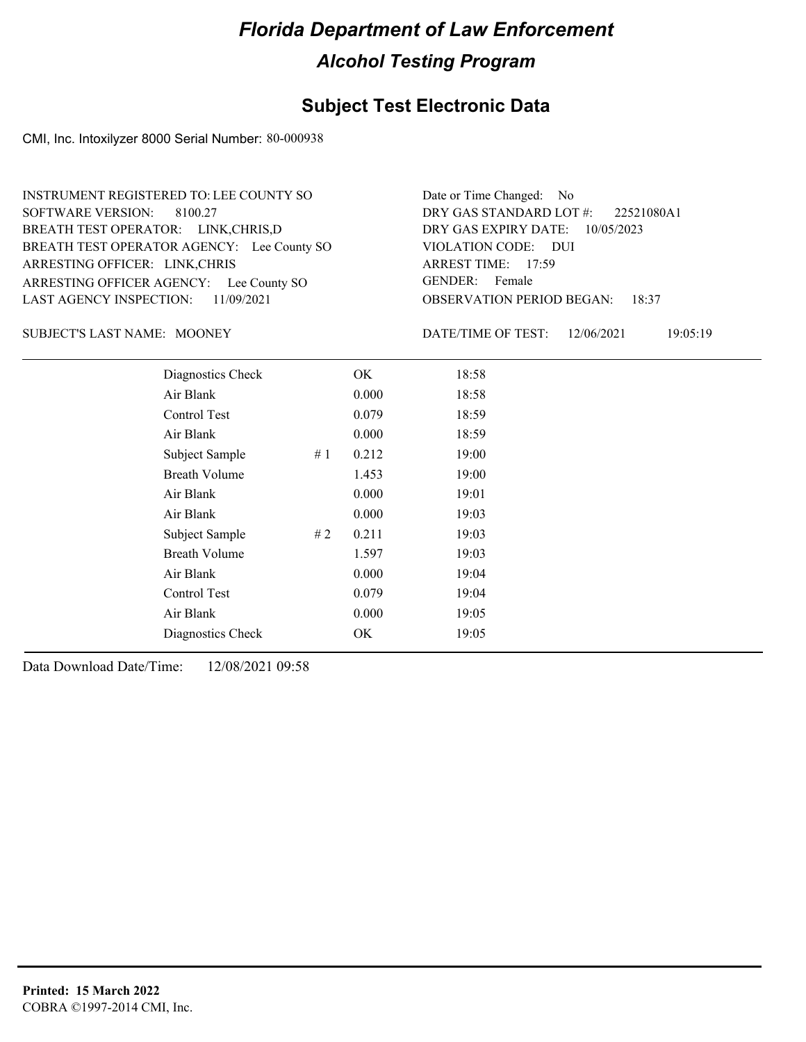# Florida Department of Law Enforcement

## Alcohol Testing Program

## Subject Test Electronic Data

CMI, Inc. Intoxilyzer 8000 Serial Number: 80-000938

INSTRUMENT REGISTERED TO: LEE COUNTY SO
SOFTWARE VERSION: 8100.27
BREATH TEST OPERATOR: LINK,CHRIS,D
BREATH TEST OPERATOR AGENCY: Lee County SO
ARRESTING OFFICER: LINK,CHRIS
ARRESTING OFFICER AGENCY: Lee County SO
LAST AGENCY INSPECTION: 11/09/2021

Date or Time Changed: No
DRY GAS STANDARD LOT #: 22521080A1
DRY GAS EXPIRY DATE: 10/05/2023
VIOLATION CODE: DUI
ARREST TIME: 17:59
GENDER: Female
OBSERVATION PERIOD BEGAN: 18:37

SUBJECT'S LAST NAME: MOONEY

DATE/TIME OF TEST: 12/06/2021 19:05:19

| | | | |
|---|---|---|---|
| Diagnostics Check | | OK | 18:58 |
| Air Blank | | 0.000 | 18:58 |
| Control Test | | 0.079 | 18:59 |
| Air Blank | | 0.000 | 18:59 |
| Subject Sample | # 1 | 0.212 | 19:00 |
| Breath Volume | | 1.453 | 19:00 |
| Air Blank | | 0.000 | 19:01 |
| Air Blank | | 0.000 | 19:03 |
| Subject Sample | # 2 | 0.211 | 19:03 |
| Breath Volume | | 1.597 | 19:03 |
| Air Blank | | 0.000 | 19:04 |
| Control Test | | 0.079 | 19:04 |
| Air Blank | | 0.000 | 19:05 |
| Diagnostics Check | | OK | 19:05 |

Data Download Date/Time: 12/08/2021 09:58

**Printed: 15 March 2022**
COBRA ©1997-2014 CMI, Inc.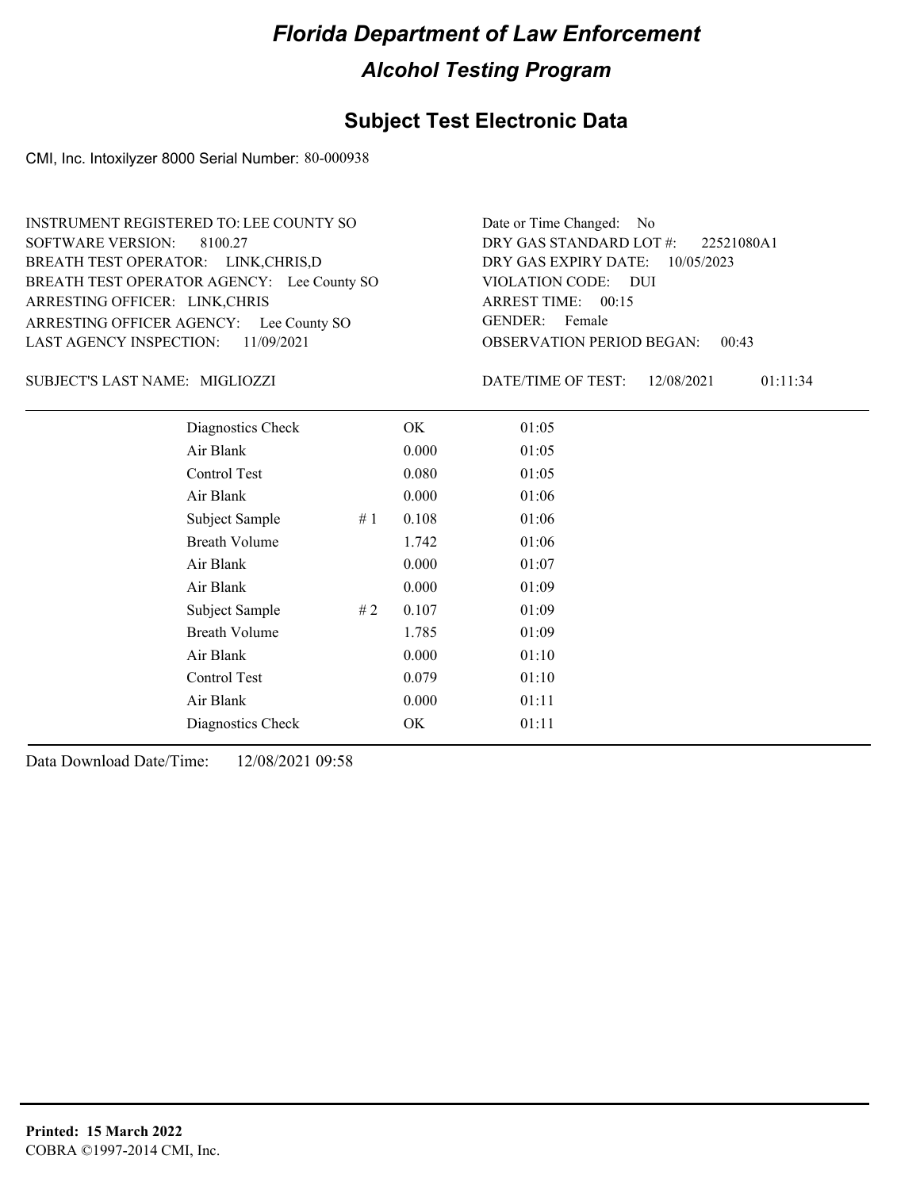# Florida Department of Law Enforcement

## Alcohol Testing Program

### Subject Test Electronic Data

CMI, Inc. Intoxilyzer 8000 Serial Number: 80-000938

INSTRUMENT REGISTERED TO: LEE COUNTY SO
SOFTWARE VERSION: 8100.27
BREATH TEST OPERATOR: LINK,CHRIS,D
BREATH TEST OPERATOR AGENCY: Lee County SO
ARRESTING OFFICER: LINK,CHRIS
ARRESTING OFFICER AGENCY: Lee County SO
LAST AGENCY INSPECTION: 11/09/2021

Date or Time Changed: No
DRY GAS STANDARD LOT #: 22521080A1
DRY GAS EXPIRY DATE: 10/05/2023
VIOLATION CODE: DUI
ARREST TIME: 00:15
GENDER: Female
OBSERVATION PERIOD BEGAN: 00:43

SUBJECT'S LAST NAME: MIGLIOZZI

DATE/TIME OF TEST: 12/08/2021 01:11:34

| | | | |
|---|---|---|---|
| Diagnostics Check | | OK | 01:05 |
| Air Blank | | 0.000 | 01:05 |
| Control Test | | 0.080 | 01:05 |
| Air Blank | | 0.000 | 01:06 |
| Subject Sample | # 1 | 0.108 | 01:06 |
| Breath Volume | | 1.742 | 01:06 |
| Air Blank | | 0.000 | 01:07 |
| Air Blank | | 0.000 | 01:09 |
| Subject Sample | # 2 | 0.107 | 01:09 |
| Breath Volume | | 1.785 | 01:09 |
| Air Blank | | 0.000 | 01:10 |
| Control Test | | 0.079 | 01:10 |
| Air Blank | | 0.000 | 01:11 |
| Diagnostics Check | | OK | 01:11 |

Data Download Date/Time: 12/08/2021 09:58

**Printed: 15 March 2022**
COBRA ©1997-2014 CMI, Inc.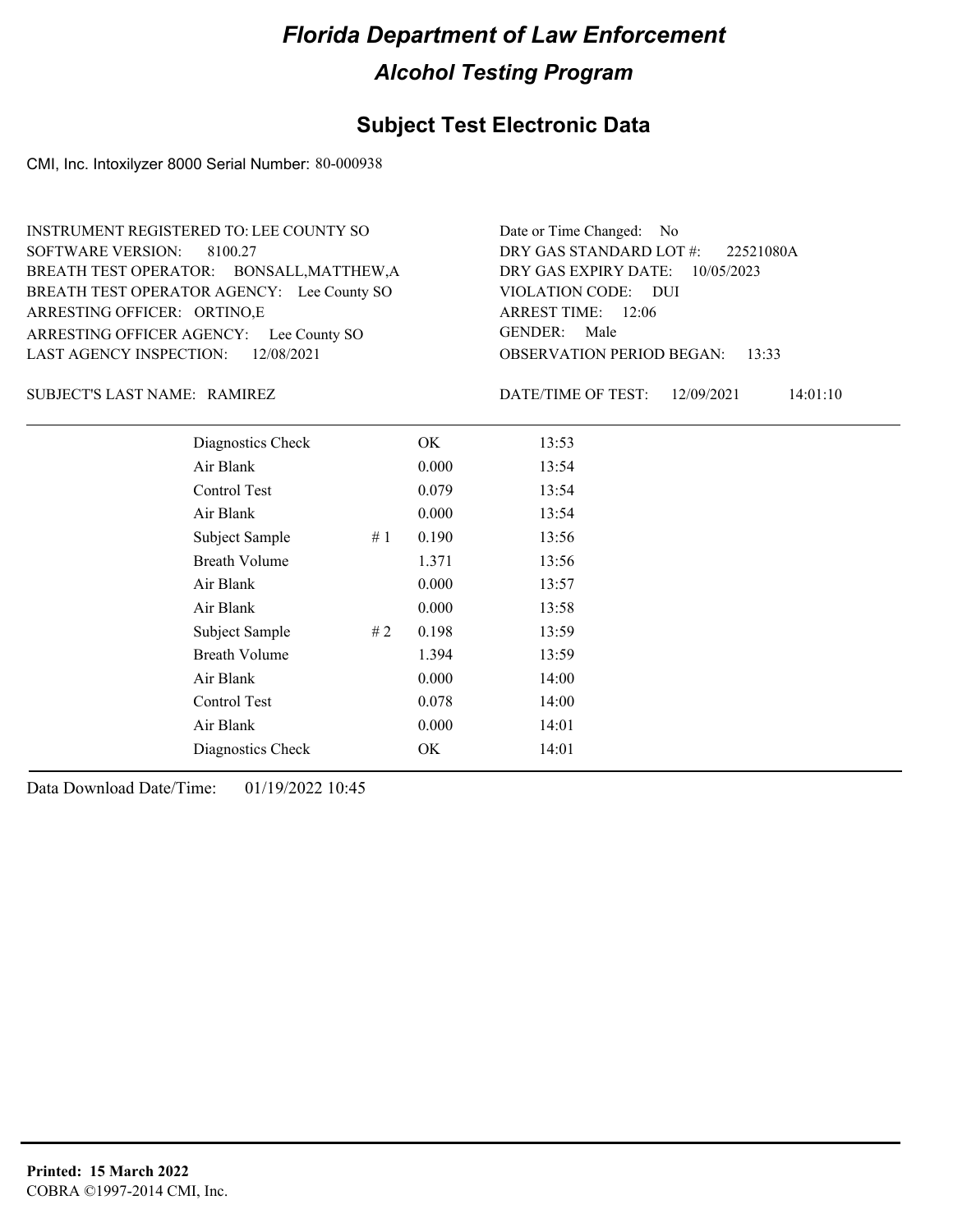# Florida Department of Law Enforcement

## Alcohol Testing Program

### Subject Test Electronic Data

CMI, Inc. Intoxilyzer 8000 Serial Number: 80-000938

INSTRUMENT REGISTERED TO: LEE COUNTY SO
SOFTWARE VERSION: 8100.27
BREATH TEST OPERATOR: BONSALL,MATTHEW,A
BREATH TEST OPERATOR AGENCY: Lee County SO
ARRESTING OFFICER: ORTINO,E
ARRESTING OFFICER AGENCY: Lee County SO
LAST AGENCY INSPECTION: 12/08/2021

Date or Time Changed: No
DRY GAS STANDARD LOT #: 22521080A
DRY GAS EXPIRY DATE: 10/05/2023
VIOLATION CODE: DUI
ARREST TIME: 12:06
GENDER: Male
OBSERVATION PERIOD BEGAN: 13:33

SUBJECT'S LAST NAME: RAMIREZ

DATE/TIME OF TEST: 12/09/2021 14:01:10

| Test | | Result | Time |
|---|---|---|---|
| Diagnostics Check | | OK | 13:53 |
| Air Blank | | 0.000 | 13:54 |
| Control Test | | 0.079 | 13:54 |
| Air Blank | | 0.000 | 13:54 |
| Subject Sample | # 1 | 0.190 | 13:56 |
| Breath Volume | | 1.371 | 13:56 |
| Air Blank | | 0.000 | 13:57 |
| Air Blank | | 0.000 | 13:58 |
| Subject Sample | # 2 | 0.198 | 13:59 |
| Breath Volume | | 1.394 | 13:59 |
| Air Blank | | 0.000 | 14:00 |
| Control Test | | 0.078 | 14:00 |
| Air Blank | | 0.000 | 14:01 |
| Diagnostics Check | | OK | 14:01 |

Data Download Date/Time: 01/19/2022 10:45

**Printed: 15 March 2022**
COBRA ©1997-2014 CMI, Inc.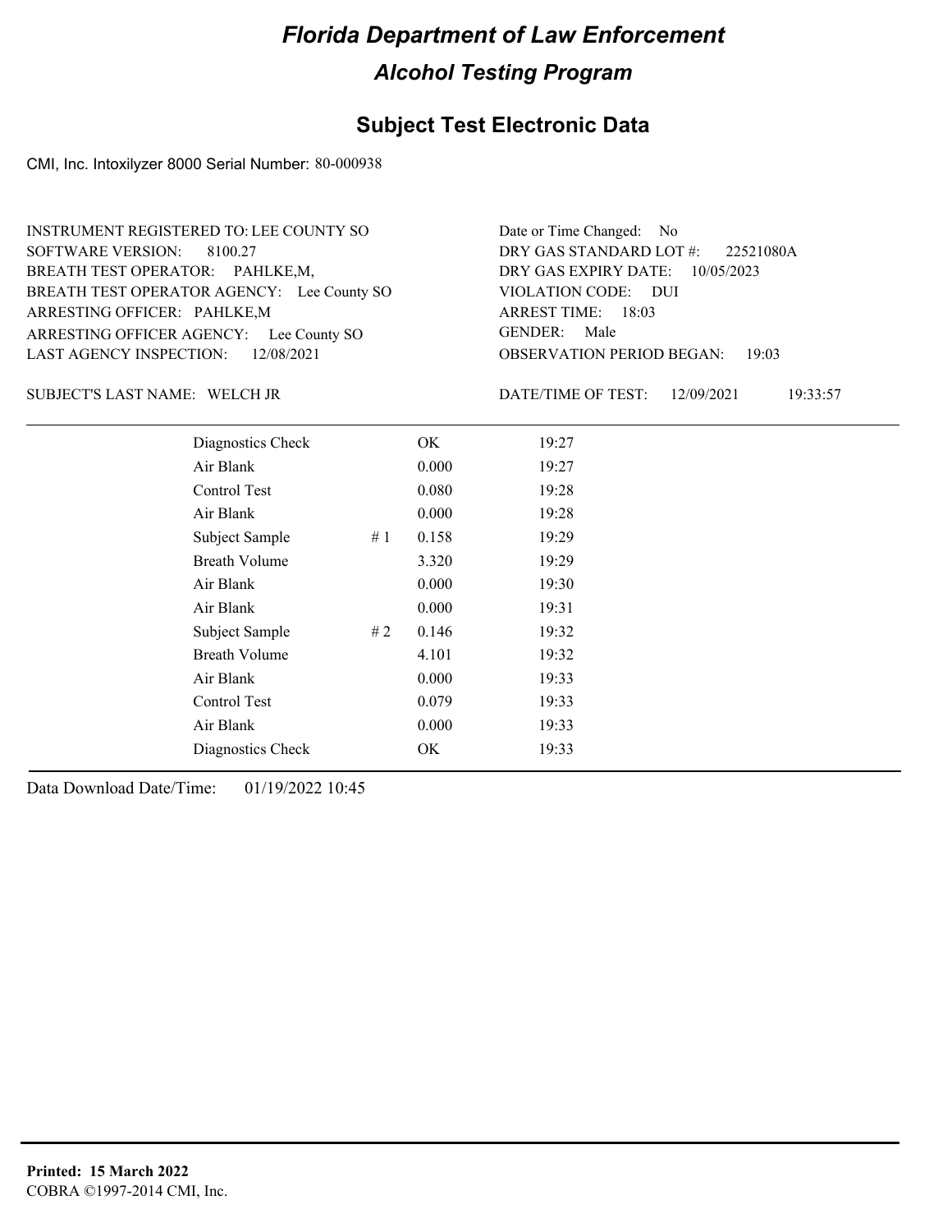# Florida Department of Law Enforcement

## Alcohol Testing Program

## Subject Test Electronic Data

CMI, Inc. Intoxilyzer 8000 Serial Number: 80-000938

INSTRUMENT REGISTERED TO: LEE COUNTY SO
SOFTWARE VERSION: 8100.27
BREATH TEST OPERATOR: PAHLKE,M,
BREATH TEST OPERATOR AGENCY: Lee County SO
ARRESTING OFFICER: PAHLKE,M
ARRESTING OFFICER AGENCY: Lee County SO
LAST AGENCY INSPECTION: 12/08/2021

Date or Time Changed: No
DRY GAS STANDARD LOT #: 22521080A
DRY GAS EXPIRY DATE: 10/05/2023
VIOLATION CODE: DUI
ARREST TIME: 18:03
GENDER: Male
OBSERVATION PERIOD BEGAN: 19:03

SUBJECT'S LAST NAME: WELCH JR

DATE/TIME OF TEST: 12/09/2021 19:33:57

| Test | # | Result | Time |
|---|---|---|---|
| Diagnostics Check | | OK | 19:27 |
| Air Blank | | 0.000 | 19:27 |
| Control Test | | 0.080 | 19:28 |
| Air Blank | | 0.000 | 19:28 |
| Subject Sample | # 1 | 0.158 | 19:29 |
| Breath Volume | | 3.320 | 19:29 |
| Air Blank | | 0.000 | 19:30 |
| Air Blank | | 0.000 | 19:31 |
| Subject Sample | # 2 | 0.146 | 19:32 |
| Breath Volume | | 4.101 | 19:32 |
| Air Blank | | 0.000 | 19:33 |
| Control Test | | 0.079 | 19:33 |
| Air Blank | | 0.000 | 19:33 |
| Diagnostics Check | | OK | 19:33 |

Data Download Date/Time: 01/19/2022 10:45

**Printed: 15 March 2022**
COBRA ©1997-2014 CMI, Inc.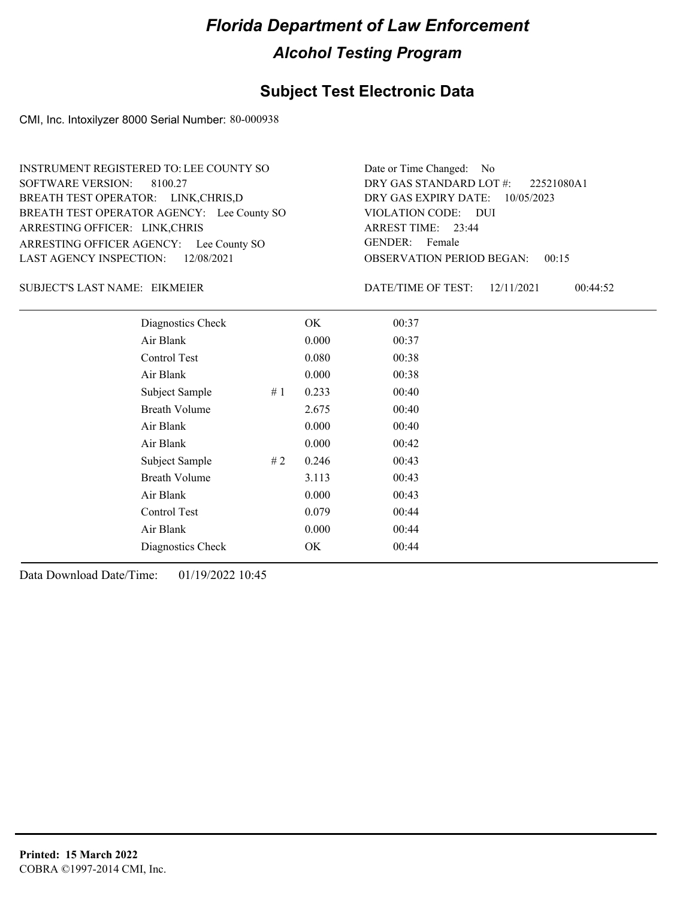# Florida Department of Law Enforcement

## Alcohol Testing Program

### Subject Test Electronic Data

CMI, Inc. Intoxilyzer 8000 Serial Number: 80-000938

INSTRUMENT REGISTERED TO: LEE COUNTY SO
SOFTWARE VERSION: 8100.27
BREATH TEST OPERATOR: LINK,CHRIS,D
BREATH TEST OPERATOR AGENCY: Lee County SO
ARRESTING OFFICER: LINK,CHRIS
ARRESTING OFFICER AGENCY: Lee County SO
LAST AGENCY INSPECTION: 12/08/2021

Date or Time Changed: No
DRY GAS STANDARD LOT #: 22521080A1
DRY GAS EXPIRY DATE: 10/05/2023
VIOLATION CODE: DUI
ARREST TIME: 23:44
GENDER: Female
OBSERVATION PERIOD BEGAN: 00:15

SUBJECT'S LAST NAME: EIKMEIER

DATE/TIME OF TEST: 12/11/2021 00:44:52

| | | | |
|---|---|---|---|
| Diagnostics Check | | OK | 00:37 |
| Air Blank | | 0.000 | 00:37 |
| Control Test | | 0.080 | 00:38 |
| Air Blank | | 0.000 | 00:38 |
| Subject Sample | # 1 | 0.233 | 00:40 |
| Breath Volume | | 2.675 | 00:40 |
| Air Blank | | 0.000 | 00:40 |
| Air Blank | | 0.000 | 00:42 |
| Subject Sample | # 2 | 0.246 | 00:43 |
| Breath Volume | | 3.113 | 00:43 |
| Air Blank | | 0.000 | 00:43 |
| Control Test | | 0.079 | 00:44 |
| Air Blank | | 0.000 | 00:44 |
| Diagnostics Check | | OK | 00:44 |

Data Download Date/Time: 01/19/2022 10:45

**Printed: 15 March 2022**
COBRA ©1997-2014 CMI, Inc.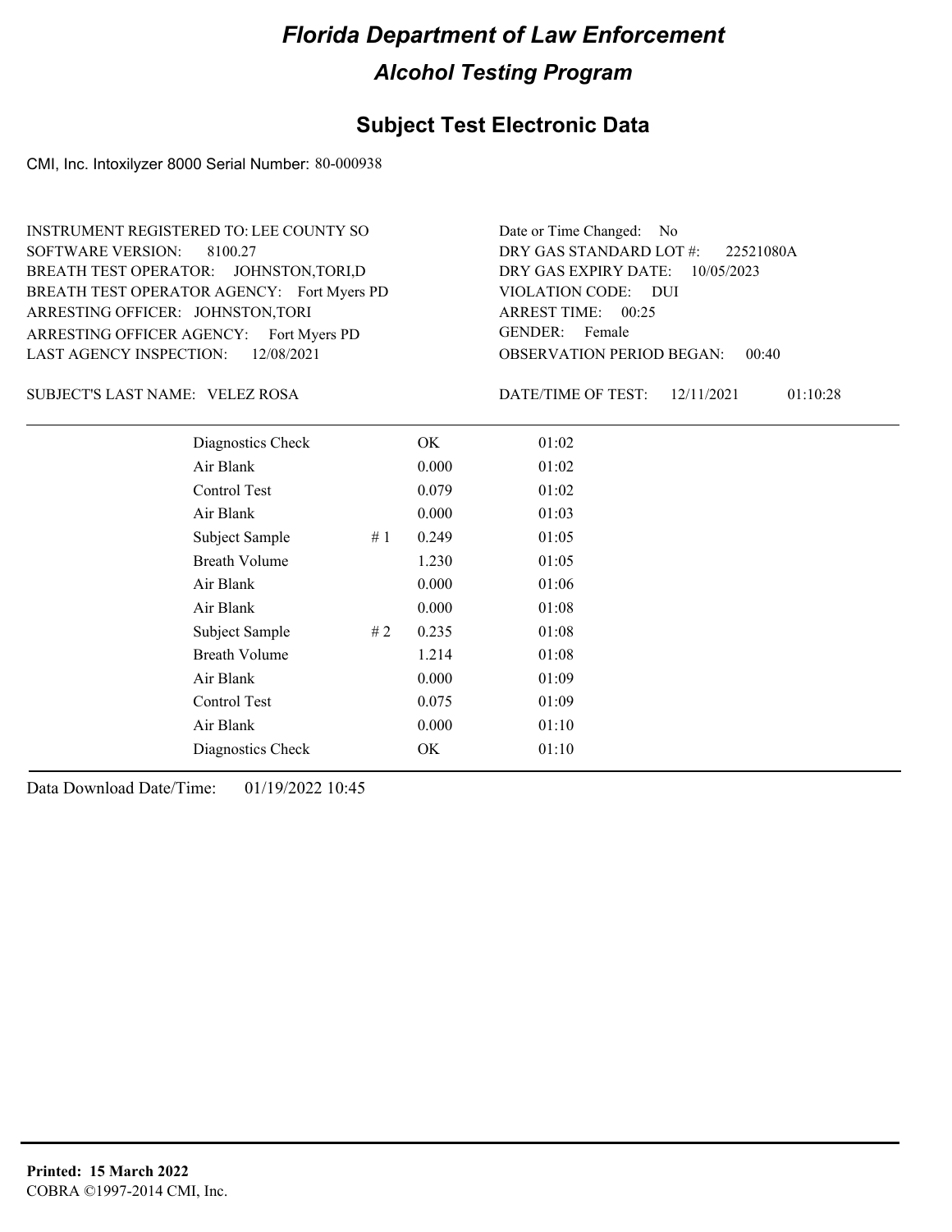# Florida Department of Law Enforcement

## Alcohol Testing Program

### Subject Test Electronic Data

CMI, Inc. Intoxilyzer 8000 Serial Number: 80-000938

INSTRUMENT REGISTERED TO: LEE COUNTY SO
SOFTWARE VERSION: 8100.27
BREATH TEST OPERATOR: JOHNSTON,TORI,D
BREATH TEST OPERATOR AGENCY: Fort Myers PD
ARRESTING OFFICER: JOHNSTON,TORI
ARRESTING OFFICER AGENCY: Fort Myers PD
LAST AGENCY INSPECTION: 12/08/2021

Date or Time Changed: No
DRY GAS STANDARD LOT #: 22521080A
DRY GAS EXPIRY DATE: 10/05/2023
VIOLATION CODE: DUI
ARREST TIME: 00:25
GENDER: Female
OBSERVATION PERIOD BEGAN: 00:40

SUBJECT'S LAST NAME: VELEZ ROSA

DATE/TIME OF TEST: 12/11/2021 01:10:28

| | | | |
|---|---|---|---|
| Diagnostics Check | | OK | 01:02 |
| Air Blank | | 0.000 | 01:02 |
| Control Test | | 0.079 | 01:02 |
| Air Blank | | 0.000 | 01:03 |
| Subject Sample | # 1 | 0.249 | 01:05 |
| Breath Volume | | 1.230 | 01:05 |
| Air Blank | | 0.000 | 01:06 |
| Air Blank | | 0.000 | 01:08 |
| Subject Sample | # 2 | 0.235 | 01:08 |
| Breath Volume | | 1.214 | 01:08 |
| Air Blank | | 0.000 | 01:09 |
| Control Test | | 0.075 | 01:09 |
| Air Blank | | 0.000 | 01:10 |
| Diagnostics Check | | OK | 01:10 |

Data Download Date/Time: 01/19/2022 10:45

**Printed: 15 March 2022**
COBRA ©1997-2014 CMI, Inc.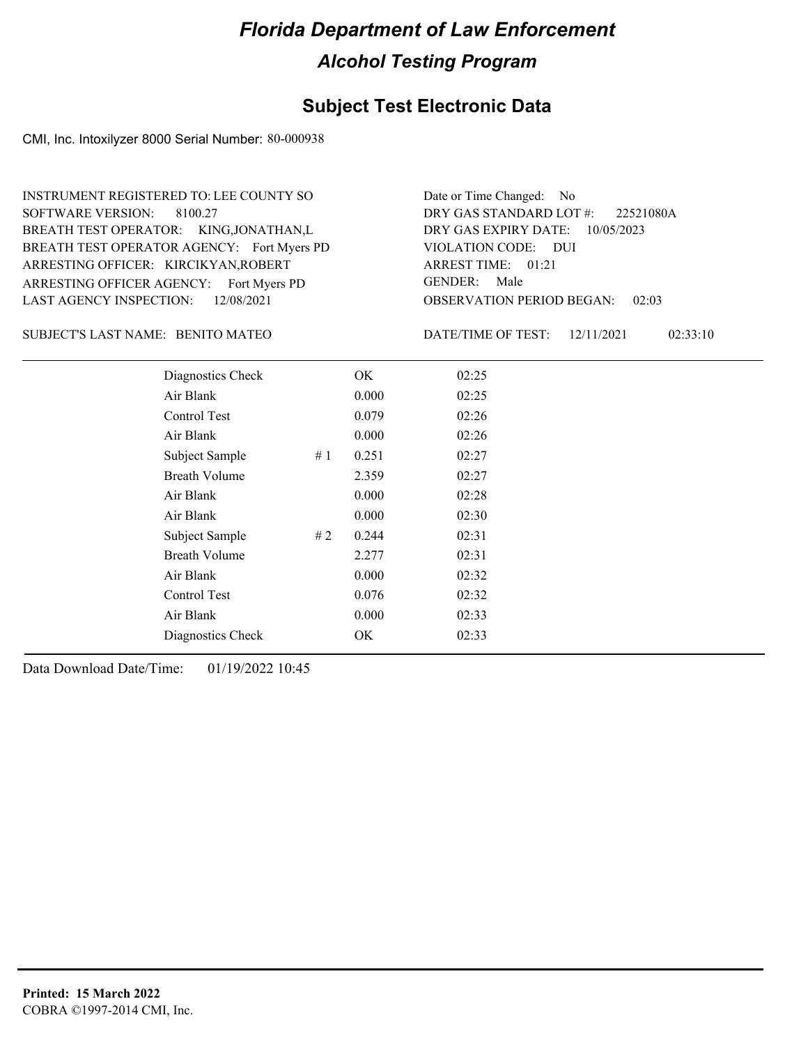# Florida Department of Law Enforcement

## Alcohol Testing Program

### Subject Test Electronic Data

CMI, Inc. Intoxilyzer 8000 Serial Number: 80-000938

INSTRUMENT REGISTERED TO: LEE COUNTY SO
SOFTWARE VERSION: 8100.27
BREATH TEST OPERATOR: KING,JONATHAN,L
BREATH TEST OPERATOR AGENCY: Fort Myers PD
ARRESTING OFFICER: KIRCIKYAN,ROBERT
ARRESTING OFFICER AGENCY: Fort Myers PD
LAST AGENCY INSPECTION: 12/08/2021

Date or Time Changed: No
DRY GAS STANDARD LOT #: 22521080A
DRY GAS EXPIRY DATE: 10/05/2023
VIOLATION CODE: DUI
ARREST TIME: 01:21
GENDER: Male
OBSERVATION PERIOD BEGAN: 02:03

SUBJECT'S LAST NAME: BENITO MATEO

DATE/TIME OF TEST: 12/11/2021 02:33:10

| | | | |
|---|---|---|---|
| Diagnostics Check | | OK | 02:25 |
| Air Blank | | 0.000 | 02:25 |
| Control Test | | 0.079 | 02:26 |
| Air Blank | | 0.000 | 02:26 |
| Subject Sample | # 1 | 0.251 | 02:27 |
| Breath Volume | | 2.359 | 02:27 |
| Air Blank | | 0.000 | 02:28 |
| Air Blank | | 0.000 | 02:30 |
| Subject Sample | # 2 | 0.244 | 02:31 |
| Breath Volume | | 2.277 | 02:31 |
| Air Blank | | 0.000 | 02:32 |
| Control Test | | 0.076 | 02:32 |
| Air Blank | | 0.000 | 02:33 |
| Diagnostics Check | | OK | 02:33 |

Data Download Date/Time: 01/19/2022 10:45

**Printed: 15 March 2022**
COBRA ©1997-2014 CMI, Inc.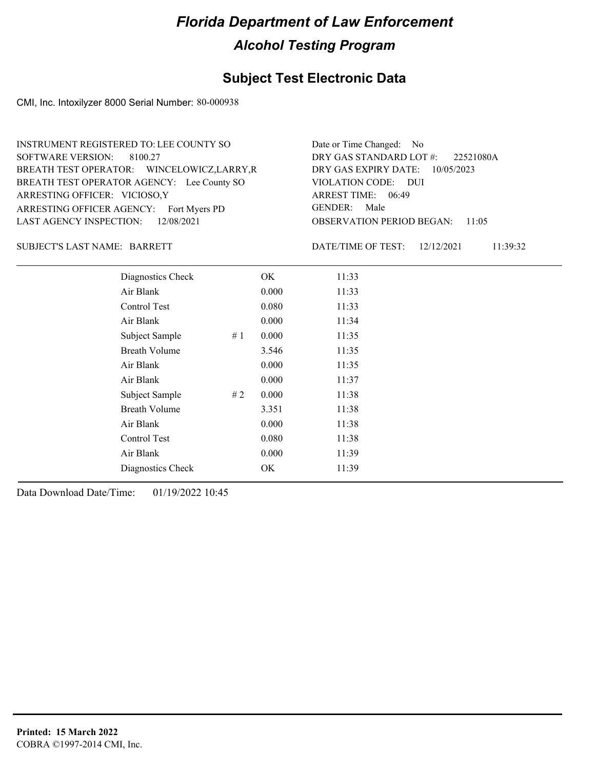# Florida Department of Law Enforcement

## Alcohol Testing Program

### Subject Test Electronic Data

CMI, Inc. Intoxilyzer 8000 Serial Number: 80-000938

INSTRUMENT REGISTERED TO: LEE COUNTY SO
SOFTWARE VERSION: 8100.27
BREATH TEST OPERATOR: WINCELOWICZ,LARRY,R
BREATH TEST OPERATOR AGENCY: Lee County SO
ARRESTING OFFICER: VICIOSO,Y
ARRESTING OFFICER AGENCY: Fort Myers PD
LAST AGENCY INSPECTION: 12/08/2021

Date or Time Changed: No
DRY GAS STANDARD LOT #: 22521080A
DRY GAS EXPIRY DATE: 10/05/2023
VIOLATION CODE: DUI
ARREST TIME: 06:49
GENDER: Male
OBSERVATION PERIOD BEGAN: 11:05

SUBJECT'S LAST NAME: BARRETT

DATE/TIME OF TEST: 12/12/2021 11:39:32

| | | | |
|---|---|---|---|
| Diagnostics Check | | OK | 11:33 |
| Air Blank | | 0.000 | 11:33 |
| Control Test | | 0.080 | 11:33 |
| Air Blank | | 0.000 | 11:34 |
| Subject Sample | # 1 | 0.000 | 11:35 |
| Breath Volume | | 3.546 | 11:35 |
| Air Blank | | 0.000 | 11:35 |
| Air Blank | | 0.000 | 11:37 |
| Subject Sample | # 2 | 0.000 | 11:38 |
| Breath Volume | | 3.351 | 11:38 |
| Air Blank | | 0.000 | 11:38 |
| Control Test | | 0.080 | 11:38 |
| Air Blank | | 0.000 | 11:39 |
| Diagnostics Check | | OK | 11:39 |

Data Download Date/Time: 01/19/2022 10:45

**Printed: 15 March 2022**
COBRA ©1997-2014 CMI, Inc.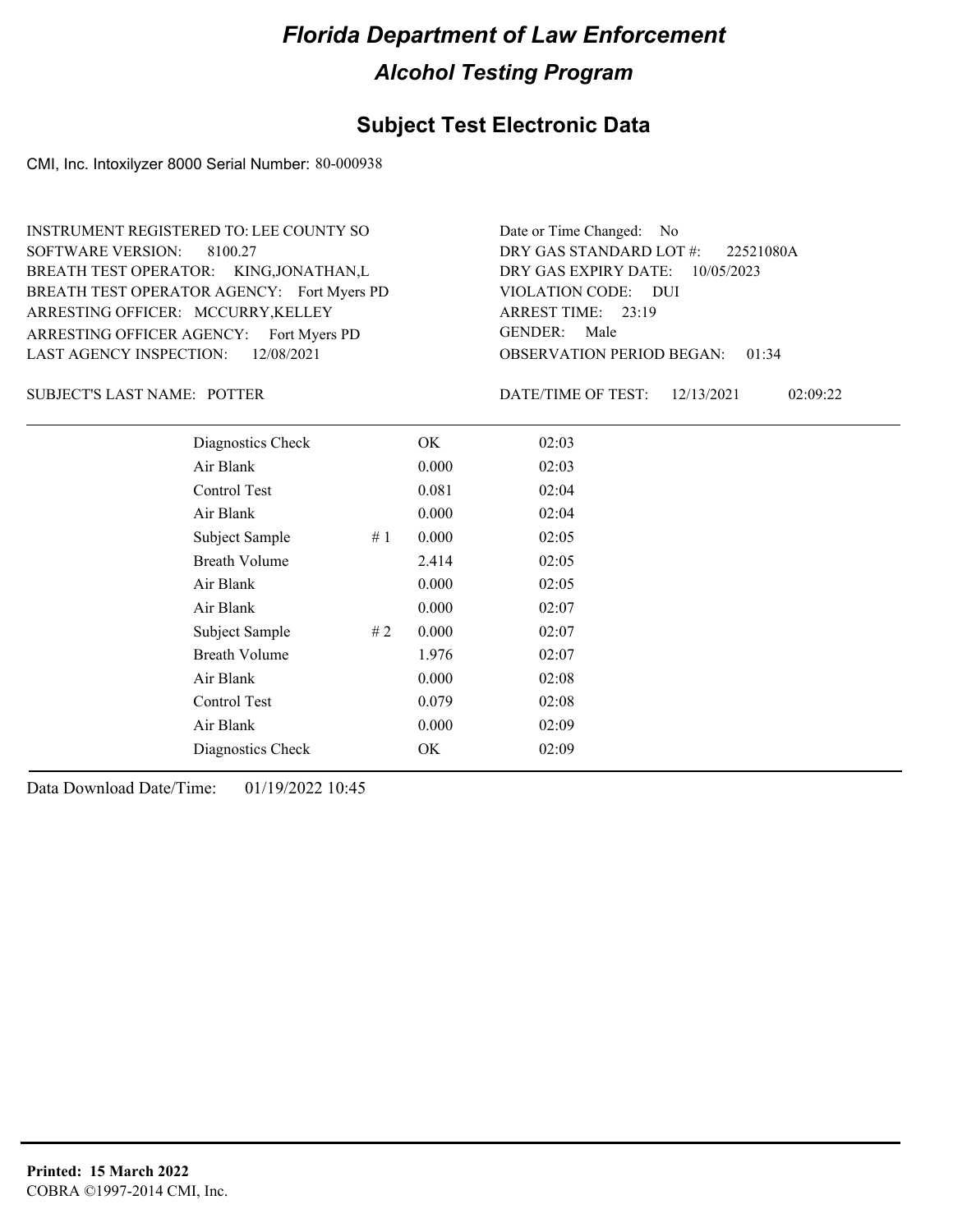# Florida Department of Law Enforcement

## Alcohol Testing Program

### Subject Test Electronic Data

CMI, Inc. Intoxilyzer 8000 Serial Number: 80-000938

INSTRUMENT REGISTERED TO: LEE COUNTY SO
SOFTWARE VERSION: 8100.27
BREATH TEST OPERATOR: KING,JONATHAN,L
BREATH TEST OPERATOR AGENCY: Fort Myers PD
ARRESTING OFFICER: MCCURRY,KELLEY
ARRESTING OFFICER AGENCY: Fort Myers PD
LAST AGENCY INSPECTION: 12/08/2021

Date or Time Changed: No
DRY GAS STANDARD LOT #: 22521080A
DRY GAS EXPIRY DATE: 10/05/2023
VIOLATION CODE: DUI
ARREST TIME: 23:19
GENDER: Male
OBSERVATION PERIOD BEGAN: 01:34

SUBJECT'S LAST NAME: POTTER

DATE/TIME OF TEST: 12/13/2021 02:09:22

| | | | |
|---|---|---|---|
| Diagnostics Check | | OK | 02:03 |
| Air Blank | | 0.000 | 02:03 |
| Control Test | | 0.081 | 02:04 |
| Air Blank | | 0.000 | 02:04 |
| Subject Sample | # 1 | 0.000 | 02:05 |
| Breath Volume | | 2.414 | 02:05 |
| Air Blank | | 0.000 | 02:05 |
| Air Blank | | 0.000 | 02:07 |
| Subject Sample | # 2 | 0.000 | 02:07 |
| Breath Volume | | 1.976 | 02:07 |
| Air Blank | | 0.000 | 02:08 |
| Control Test | | 0.079 | 02:08 |
| Air Blank | | 0.000 | 02:09 |
| Diagnostics Check | | OK | 02:09 |

Data Download Date/Time: 01/19/2022 10:45

**Printed: 15 March 2022**
COBRA ©1997-2014 CMI, Inc.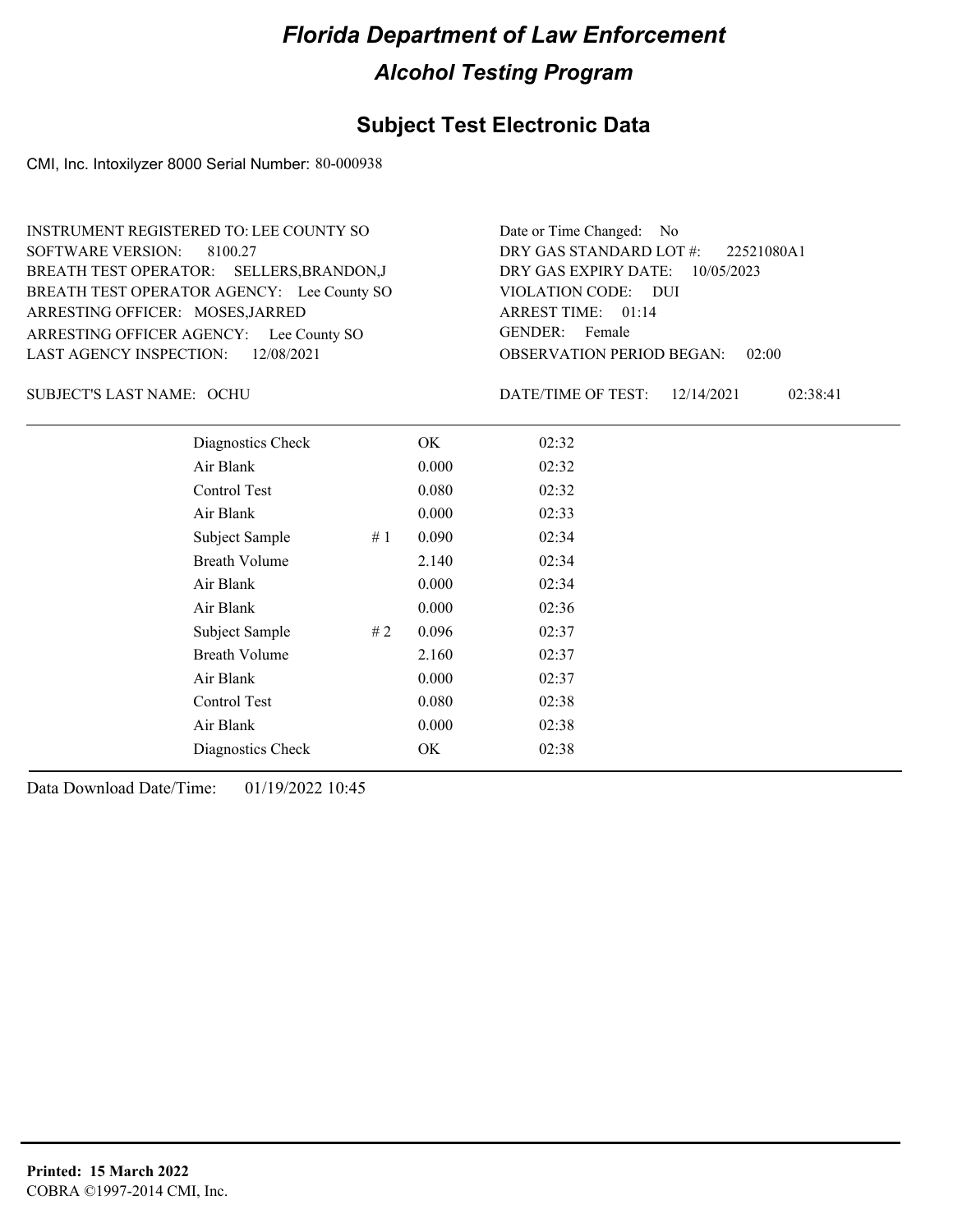# Florida Department of Law Enforcement

## Alcohol Testing Program

### Subject Test Electronic Data

CMI, Inc. Intoxilyzer 8000 Serial Number: 80-000938

INSTRUMENT REGISTERED TO: LEE COUNTY SO
SOFTWARE VERSION: 8100.27
BREATH TEST OPERATOR: SELLERS,BRANDON,J
BREATH TEST OPERATOR AGENCY: Lee County SO
ARRESTING OFFICER: MOSES,JARRED
ARRESTING OFFICER AGENCY: Lee County SO
LAST AGENCY INSPECTION: 12/08/2021

Date or Time Changed: No
DRY GAS STANDARD LOT #: 22521080A1
DRY GAS EXPIRY DATE: 10/05/2023
VIOLATION CODE: DUI
ARREST TIME: 01:14
GENDER: Female
OBSERVATION PERIOD BEGAN: 02:00

SUBJECT'S LAST NAME: OCHU

DATE/TIME OF TEST: 12/14/2021 02:38:41

| | | | |
|---|---|---|---|
| Diagnostics Check | | OK | 02:32 |
| Air Blank | | 0.000 | 02:32 |
| Control Test | | 0.080 | 02:32 |
| Air Blank | | 0.000 | 02:33 |
| Subject Sample | # 1 | 0.090 | 02:34 |
| Breath Volume | | 2.140 | 02:34 |
| Air Blank | | 0.000 | 02:34 |
| Air Blank | | 0.000 | 02:36 |
| Subject Sample | # 2 | 0.096 | 02:37 |
| Breath Volume | | 2.160 | 02:37 |
| Air Blank | | 0.000 | 02:37 |
| Control Test | | 0.080 | 02:38 |
| Air Blank | | 0.000 | 02:38 |
| Diagnostics Check | | OK | 02:38 |

Data Download Date/Time: 01/19/2022 10:45

**Printed: 15 March 2022**
COBRA ©1997-2014 CMI, Inc.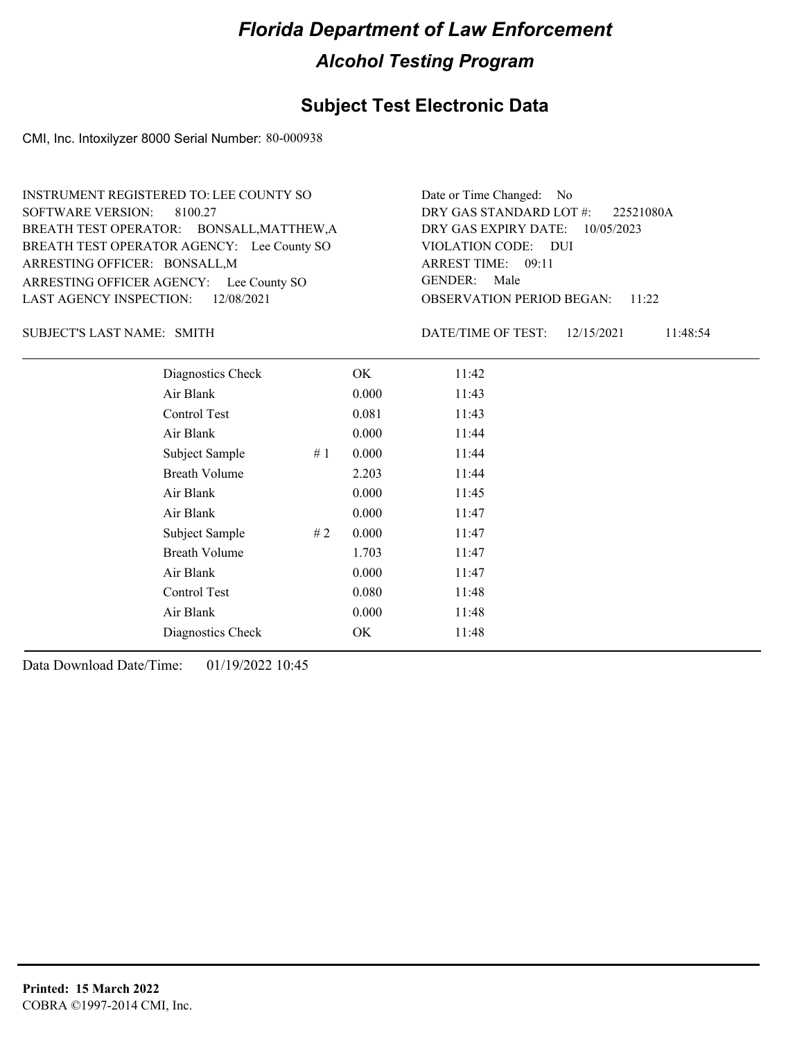# Florida Department of Law Enforcement

## Alcohol Testing Program

## Subject Test Electronic Data

CMI, Inc. Intoxilyzer 8000 Serial Number: 80-000938

INSTRUMENT REGISTERED TO: LEE COUNTY SO
SOFTWARE VERSION: 8100.27
BREATH TEST OPERATOR: BONSALL,MATTHEW,A
BREATH TEST OPERATOR AGENCY: Lee County SO
ARRESTING OFFICER: BONSALL,M
ARRESTING OFFICER AGENCY: Lee County SO
LAST AGENCY INSPECTION: 12/08/2021

Date or Time Changed: No
DRY GAS STANDARD LOT #: 22521080A
DRY GAS EXPIRY DATE: 10/05/2023
VIOLATION CODE: DUI
ARREST TIME: 09:11
GENDER: Male
OBSERVATION PERIOD BEGAN: 11:22

SUBJECT'S LAST NAME: SMITH

DATE/TIME OF TEST: 12/15/2021 11:48:54

| | | | |
|---|---|---|---|
| Diagnostics Check | | OK | 11:42 |
| Air Blank | | 0.000 | 11:43 |
| Control Test | | 0.081 | 11:43 |
| Air Blank | | 0.000 | 11:44 |
| Subject Sample | # 1 | 0.000 | 11:44 |
| Breath Volume | | 2.203 | 11:44 |
| Air Blank | | 0.000 | 11:45 |
| Air Blank | | 0.000 | 11:47 |
| Subject Sample | # 2 | 0.000 | 11:47 |
| Breath Volume | | 1.703 | 11:47 |
| Air Blank | | 0.000 | 11:47 |
| Control Test | | 0.080 | 11:48 |
| Air Blank | | 0.000 | 11:48 |
| Diagnostics Check | | OK | 11:48 |

Data Download Date/Time: 01/19/2022 10:45

**Printed: 15 March 2022**
COBRA ©1997-2014 CMI, Inc.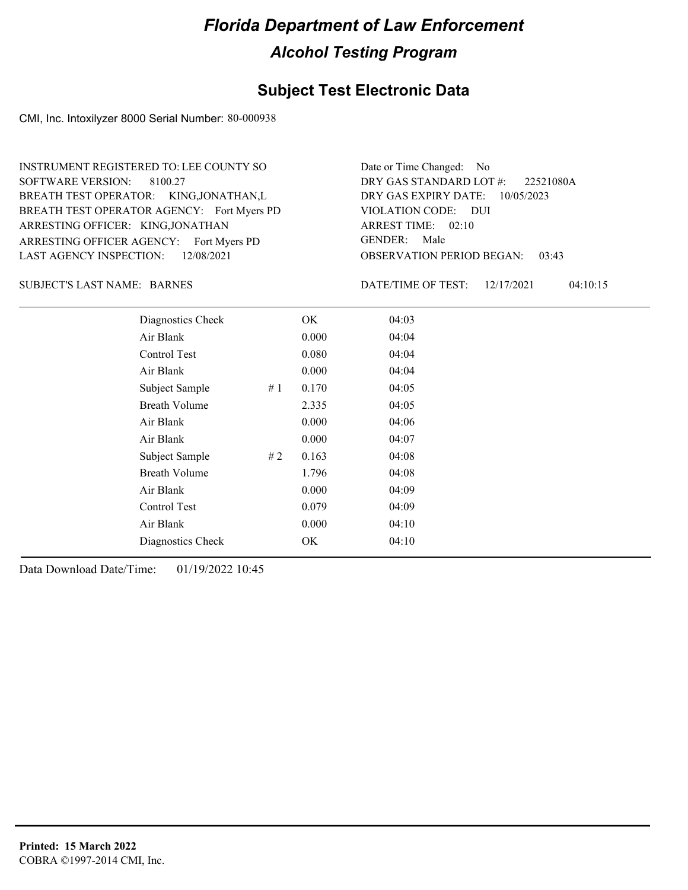# Florida Department of Law Enforcement

## Alcohol Testing Program

### Subject Test Electronic Data

CMI, Inc. Intoxilyzer 8000 Serial Number: 80-000938

INSTRUMENT REGISTERED TO: LEE COUNTY SO
SOFTWARE VERSION: 8100.27
BREATH TEST OPERATOR: KING,JONATHAN,L
BREATH TEST OPERATOR AGENCY: Fort Myers PD
ARRESTING OFFICER: KING,JONATHAN
ARRESTING OFFICER AGENCY: Fort Myers PD
LAST AGENCY INSPECTION: 12/08/2021

Date or Time Changed: No
DRY GAS STANDARD LOT #: 22521080A
DRY GAS EXPIRY DATE: 10/05/2023
VIOLATION CODE: DUI
ARREST TIME: 02:10
GENDER: Male
OBSERVATION PERIOD BEGAN: 03:43

SUBJECT'S LAST NAME: BARNES

DATE/TIME OF TEST: 12/17/2021 04:10:15

| | | | |
|---|---|---|---|
| Diagnostics Check | | OK | 04:03 |
| Air Blank | | 0.000 | 04:04 |
| Control Test | | 0.080 | 04:04 |
| Air Blank | | 0.000 | 04:04 |
| Subject Sample | # 1 | 0.170 | 04:05 |
| Breath Volume | | 2.335 | 04:05 |
| Air Blank | | 0.000 | 04:06 |
| Air Blank | | 0.000 | 04:07 |
| Subject Sample | # 2 | 0.163 | 04:08 |
| Breath Volume | | 1.796 | 04:08 |
| Air Blank | | 0.000 | 04:09 |
| Control Test | | 0.079 | 04:09 |
| Air Blank | | 0.000 | 04:10 |
| Diagnostics Check | | OK | 04:10 |

Data Download Date/Time: 01/19/2022 10:45

**Printed: 15 March 2022**
COBRA ©1997-2014 CMI, Inc.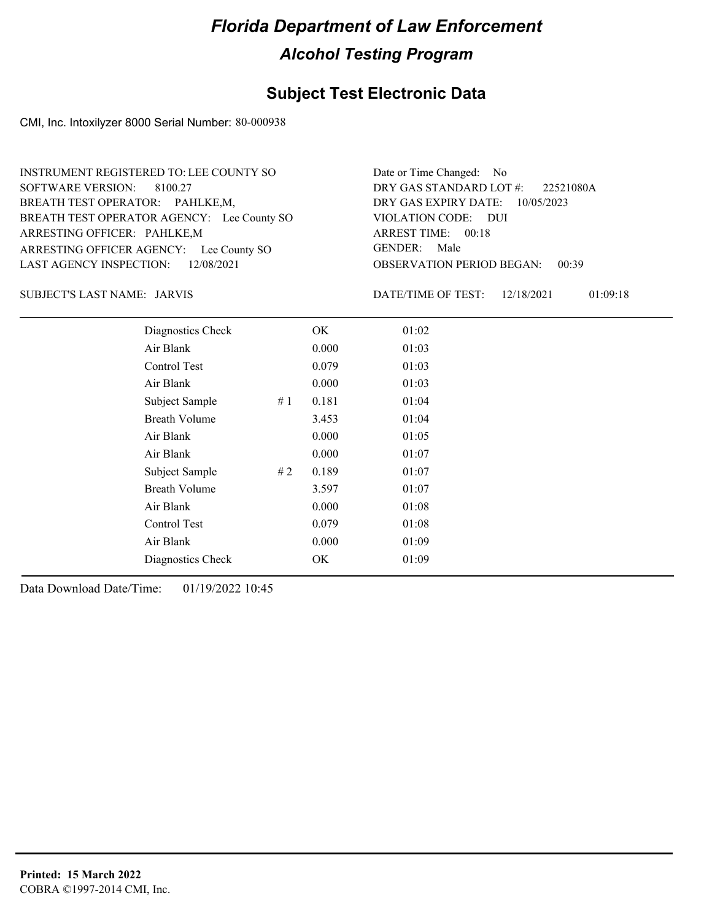# Florida Department of Law Enforcement

## Alcohol Testing Program

### Subject Test Electronic Data

CMI, Inc. Intoxilyzer 8000 Serial Number: 80-000938

INSTRUMENT REGISTERED TO: LEE COUNTY SO
SOFTWARE VERSION: 8100.27
BREATH TEST OPERATOR: PAHLKE,M,
BREATH TEST OPERATOR AGENCY: Lee County SO
ARRESTING OFFICER: PAHLKE,M
ARRESTING OFFICER AGENCY: Lee County SO
LAST AGENCY INSPECTION: 12/08/2021

Date or Time Changed: No
DRY GAS STANDARD LOT #: 22521080A
DRY GAS EXPIRY DATE: 10/05/2023
VIOLATION CODE: DUI
ARREST TIME: 00:18
GENDER: Male
OBSERVATION PERIOD BEGAN: 00:39

SUBJECT'S LAST NAME: JARVIS

DATE/TIME OF TEST: 12/18/2021 01:09:18

| | | | |
|---|---|---|---|
| Diagnostics Check | | OK | 01:02 |
| Air Blank | | 0.000 | 01:03 |
| Control Test | | 0.079 | 01:03 |
| Air Blank | | 0.000 | 01:03 |
| Subject Sample | # 1 | 0.181 | 01:04 |
| Breath Volume | | 3.453 | 01:04 |
| Air Blank | | 0.000 | 01:05 |
| Air Blank | | 0.000 | 01:07 |
| Subject Sample | # 2 | 0.189 | 01:07 |
| Breath Volume | | 3.597 | 01:07 |
| Air Blank | | 0.000 | 01:08 |
| Control Test | | 0.079 | 01:08 |
| Air Blank | | 0.000 | 01:09 |
| Diagnostics Check | | OK | 01:09 |

Data Download Date/Time: 01/19/2022 10:45

**Printed: 15 March 2022**
COBRA ©1997-2014 CMI, Inc.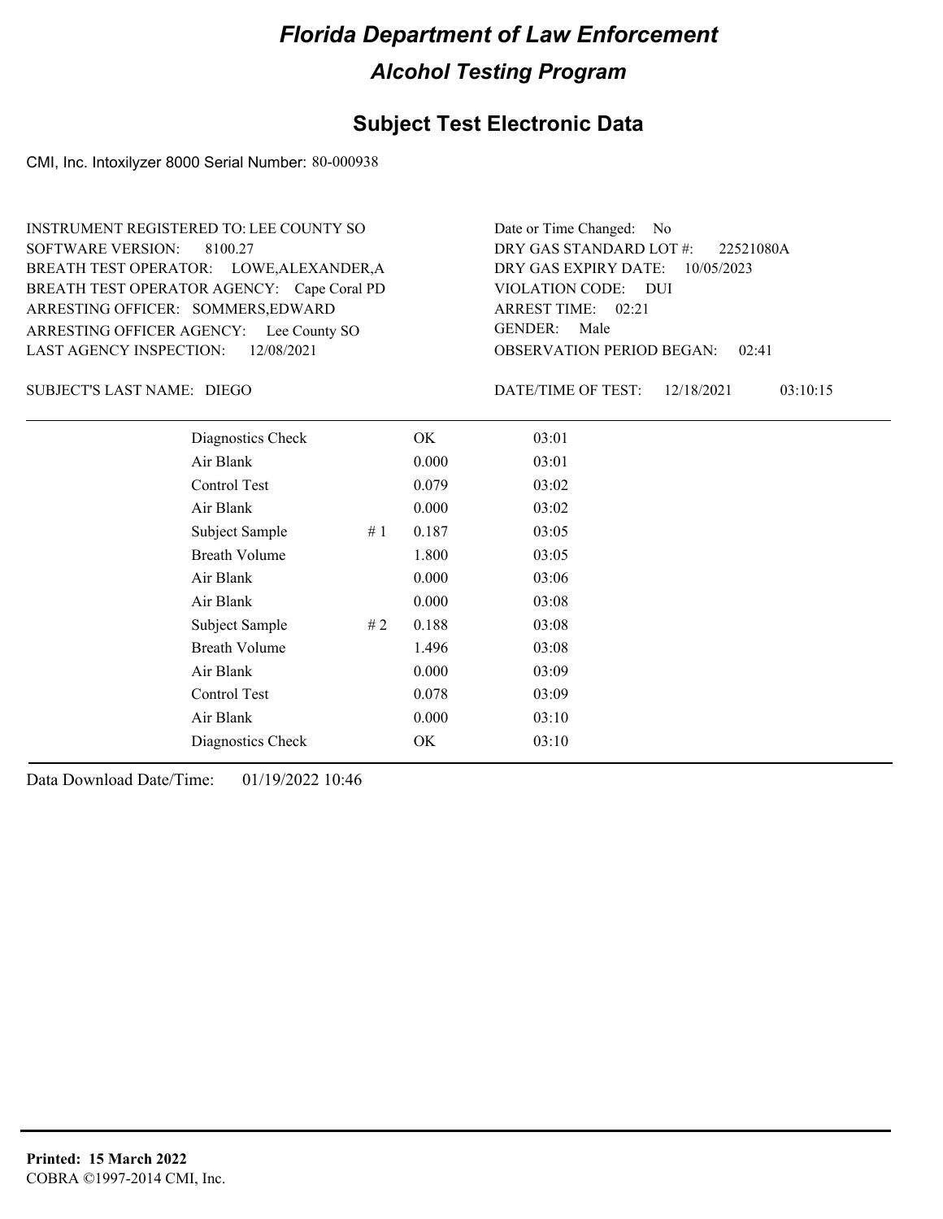# Florida Department of Law Enforcement

## Alcohol Testing Program

### Subject Test Electronic Data

CMI, Inc. Intoxilyzer 8000 Serial Number: 80-000938

INSTRUMENT REGISTERED TO: LEE COUNTY SO
SOFTWARE VERSION: 8100.27
BREATH TEST OPERATOR: LOWE,ALEXANDER,A
BREATH TEST OPERATOR AGENCY: Cape Coral PD
ARRESTING OFFICER: SOMMERS,EDWARD
ARRESTING OFFICER AGENCY: Lee County SO
LAST AGENCY INSPECTION: 12/08/2021

Date or Time Changed: No
DRY GAS STANDARD LOT #: 22521080A
DRY GAS EXPIRY DATE: 10/05/2023
VIOLATION CODE: DUI
ARREST TIME: 02:21
GENDER: Male
OBSERVATION PERIOD BEGAN: 02:41

SUBJECT'S LAST NAME: DIEGO

DATE/TIME OF TEST: 12/18/2021 03:10:15

| Test | # | Result | Time |
|---|---|---|---|
| Diagnostics Check | | OK | 03:01 |
| Air Blank | | 0.000 | 03:01 |
| Control Test | | 0.079 | 03:02 |
| Air Blank | | 0.000 | 03:02 |
| Subject Sample | # 1 | 0.187 | 03:05 |
| Breath Volume | | 1.800 | 03:05 |
| Air Blank | | 0.000 | 03:06 |
| Air Blank | | 0.000 | 03:08 |
| Subject Sample | # 2 | 0.188 | 03:08 |
| Breath Volume | | 1.496 | 03:08 |
| Air Blank | | 0.000 | 03:09 |
| Control Test | | 0.078 | 03:09 |
| Air Blank | | 0.000 | 03:10 |
| Diagnostics Check | | OK | 03:10 |

Data Download Date/Time: 01/19/2022 10:46

**Printed: 15 March 2022**
COBRA ©1997-2014 CMI, Inc.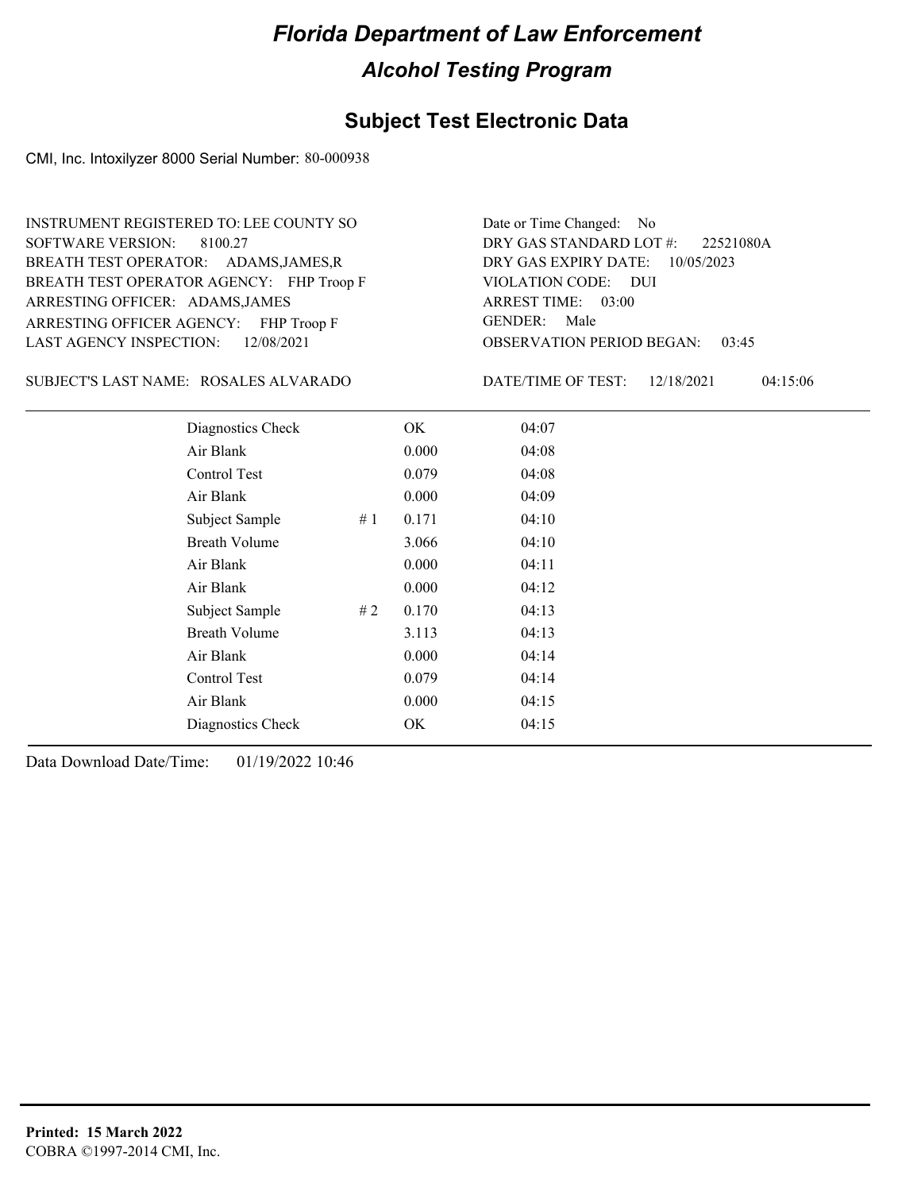# Florida Department of Law Enforcement

## Alcohol Testing Program

### Subject Test Electronic Data

CMI, Inc. Intoxilyzer 8000 Serial Number: 80-000938

INSTRUMENT REGISTERED TO: LEE COUNTY SO
SOFTWARE VERSION: 8100.27
BREATH TEST OPERATOR: ADAMS,JAMES,R
BREATH TEST OPERATOR AGENCY: FHP Troop F
ARRESTING OFFICER: ADAMS,JAMES
ARRESTING OFFICER AGENCY: FHP Troop F
LAST AGENCY INSPECTION: 12/08/2021

Date or Time Changed: No
DRY GAS STANDARD LOT #: 22521080A
DRY GAS EXPIRY DATE: 10/05/2023
VIOLATION CODE: DUI
ARREST TIME: 03:00
GENDER: Male
OBSERVATION PERIOD BEGAN: 03:45

SUBJECT'S LAST NAME: ROSALES ALVARADO

DATE/TIME OF TEST: 12/18/2021 04:15:06

| | | | |
|---|---|---|---|
| Diagnostics Check | | OK | 04:07 |
| Air Blank | | 0.000 | 04:08 |
| Control Test | | 0.079 | 04:08 |
| Air Blank | | 0.000 | 04:09 |
| Subject Sample | # 1 | 0.171 | 04:10 |
| Breath Volume | | 3.066 | 04:10 |
| Air Blank | | 0.000 | 04:11 |
| Air Blank | | 0.000 | 04:12 |
| Subject Sample | # 2 | 0.170 | 04:13 |
| Breath Volume | | 3.113 | 04:13 |
| Air Blank | | 0.000 | 04:14 |
| Control Test | | 0.079 | 04:14 |
| Air Blank | | 0.000 | 04:15 |
| Diagnostics Check | | OK | 04:15 |

Data Download Date/Time: 01/19/2022 10:46

**Printed: 15 March 2022**
COBRA ©1997-2014 CMI, Inc.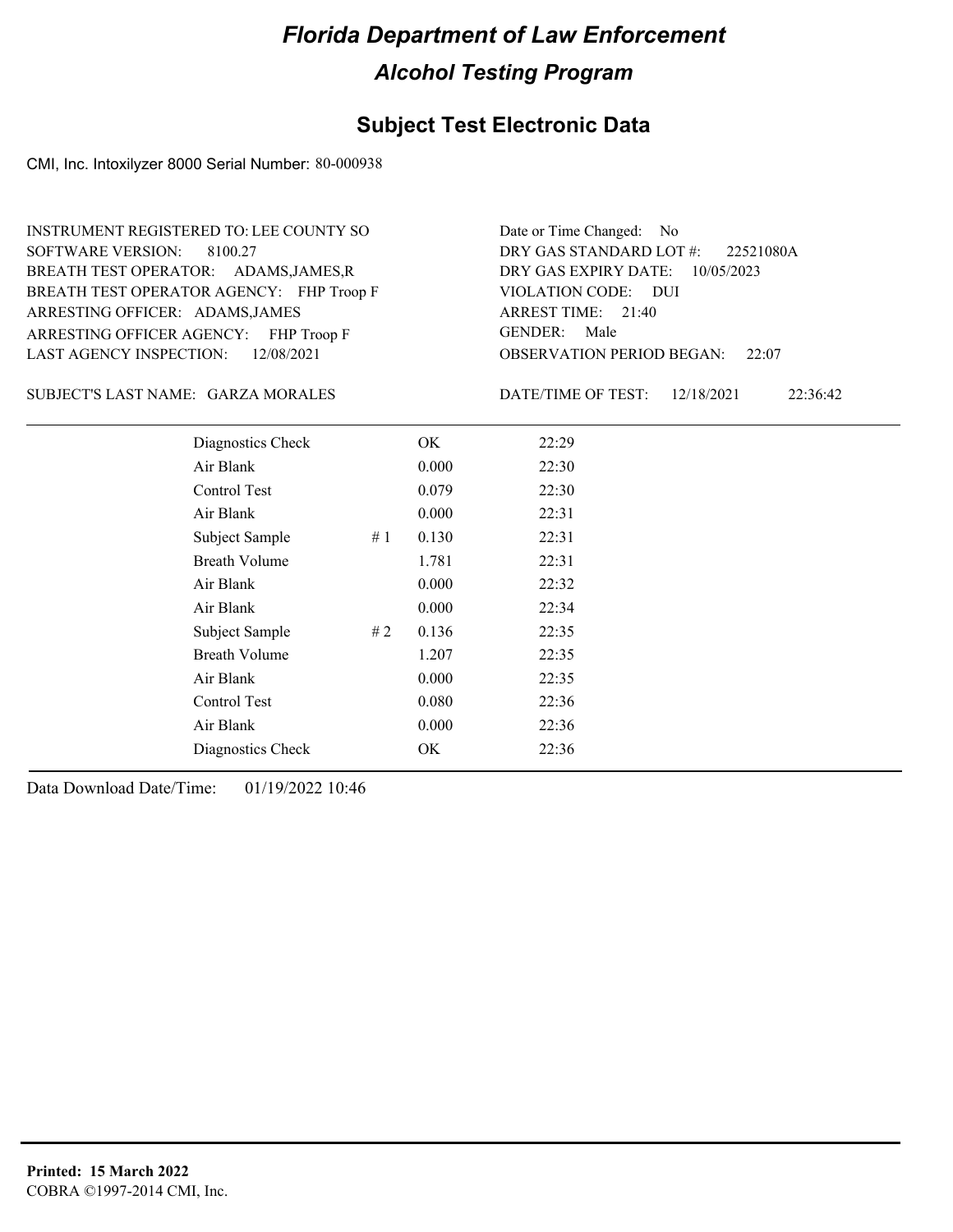# Florida Department of Law Enforcement

## Alcohol Testing Program

## Subject Test Electronic Data

CMI, Inc. Intoxilyzer 8000 Serial Number: 80-000938

INSTRUMENT REGISTERED TO: LEE COUNTY SO
SOFTWARE VERSION: 8100.27
BREATH TEST OPERATOR: ADAMS,JAMES,R
BREATH TEST OPERATOR AGENCY: FHP Troop F
ARRESTING OFFICER: ADAMS,JAMES
ARRESTING OFFICER AGENCY: FHP Troop F
LAST AGENCY INSPECTION: 12/08/2021

Date or Time Changed: No
DRY GAS STANDARD LOT #: 22521080A
DRY GAS EXPIRY DATE: 10/05/2023
VIOLATION CODE: DUI
ARREST TIME: 21:40
GENDER: Male
OBSERVATION PERIOD BEGAN: 22:07

SUBJECT'S LAST NAME: GARZA MORALES

DATE/TIME OF TEST: 12/18/2021 22:36:42

| | | | |
|---|---|---|---|
| Diagnostics Check | | OK | 22:29 |
| Air Blank | | 0.000 | 22:30 |
| Control Test | | 0.079 | 22:30 |
| Air Blank | | 0.000 | 22:31 |
| Subject Sample | # 1 | 0.130 | 22:31 |
| Breath Volume | | 1.781 | 22:31 |
| Air Blank | | 0.000 | 22:32 |
| Air Blank | | 0.000 | 22:34 |
| Subject Sample | # 2 | 0.136 | 22:35 |
| Breath Volume | | 1.207 | 22:35 |
| Air Blank | | 0.000 | 22:35 |
| Control Test | | 0.080 | 22:36 |
| Air Blank | | 0.000 | 22:36 |
| Diagnostics Check | | OK | 22:36 |

Data Download Date/Time: 01/19/2022 10:46

**Printed: 15 March 2022**
COBRA ©1997-2014 CMI, Inc.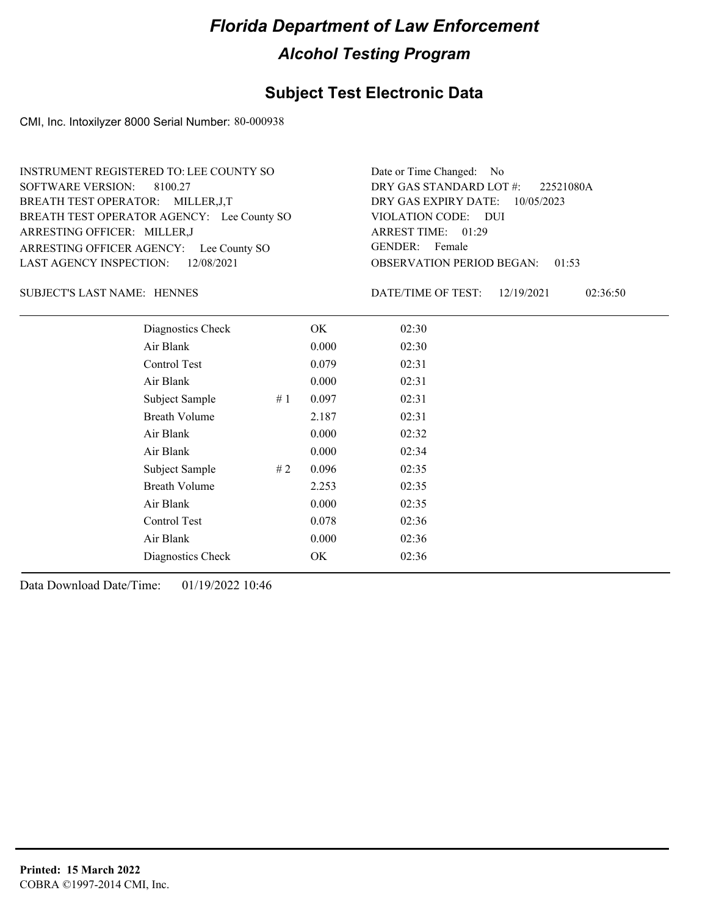# Florida Department of Law Enforcement

## Alcohol Testing Program

### Subject Test Electronic Data

CMI, Inc. Intoxilyzer 8000 Serial Number: 80-000938

INSTRUMENT REGISTERED TO: LEE COUNTY SO
SOFTWARE VERSION: 8100.27
BREATH TEST OPERATOR: MILLER,J,T
BREATH TEST OPERATOR AGENCY: Lee County SO
ARRESTING OFFICER: MILLER,J
ARRESTING OFFICER AGENCY: Lee County SO
LAST AGENCY INSPECTION: 12/08/2021

Date or Time Changed: No
DRY GAS STANDARD LOT #: 22521080A
DRY GAS EXPIRY DATE: 10/05/2023
VIOLATION CODE: DUI
ARREST TIME: 01:29
GENDER: Female
OBSERVATION PERIOD BEGAN: 01:53

SUBJECT'S LAST NAME: HENNES

DATE/TIME OF TEST: 12/19/2021 02:36:50

| | | | |
|---|---|---|---|
| Diagnostics Check | | OK | 02:30 |
| Air Blank | | 0.000 | 02:30 |
| Control Test | | 0.079 | 02:31 |
| Air Blank | | 0.000 | 02:31 |
| Subject Sample | # 1 | 0.097 | 02:31 |
| Breath Volume | | 2.187 | 02:31 |
| Air Blank | | 0.000 | 02:32 |
| Air Blank | | 0.000 | 02:34 |
| Subject Sample | # 2 | 0.096 | 02:35 |
| Breath Volume | | 2.253 | 02:35 |
| Air Blank | | 0.000 | 02:35 |
| Control Test | | 0.078 | 02:36 |
| Air Blank | | 0.000 | 02:36 |
| Diagnostics Check | | OK | 02:36 |

Data Download Date/Time: 01/19/2022 10:46

**Printed: 15 March 2022**
COBRA ©1997-2014 CMI, Inc.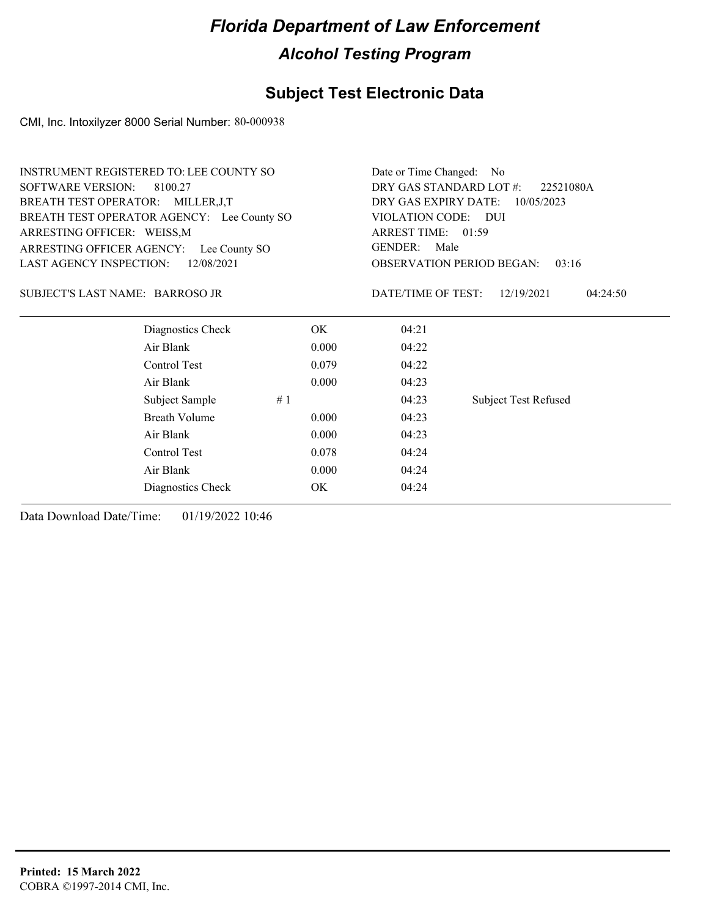# Florida Department of Law Enforcement

## Alcohol Testing Program

## Subject Test Electronic Data

CMI, Inc. Intoxilyzer 8000 Serial Number: 80-000938

INSTRUMENT REGISTERED TO: LEE COUNTY SO
SOFTWARE VERSION: 8100.27
BREATH TEST OPERATOR: MILLER,J,T
BREATH TEST OPERATOR AGENCY: Lee County SO
ARRESTING OFFICER: WEISS,M
ARRESTING OFFICER AGENCY: Lee County SO
LAST AGENCY INSPECTION: 12/08/2021

Date or Time Changed: No
DRY GAS STANDARD LOT #: 22521080A
DRY GAS EXPIRY DATE: 10/05/2023
VIOLATION CODE: DUI
ARREST TIME: 01:59
GENDER: Male
OBSERVATION PERIOD BEGAN: 03:16

SUBJECT'S LAST NAME: BARROSO JR

DATE/TIME OF TEST: 12/19/2021 04:24:50

| | | | | |
|---|---|---|---|---|
| Diagnostics Check | | OK | 04:21 | |
| Air Blank | | 0.000 | 04:22 | |
| Control Test | | 0.079 | 04:22 | |
| Air Blank | | 0.000 | 04:23 | |
| Subject Sample | # 1 | | 04:23 | Subject Test Refused |
| Breath Volume | | 0.000 | 04:23 | |
| Air Blank | | 0.000 | 04:23 | |
| Control Test | | 0.078 | 04:24 | |
| Air Blank | | 0.000 | 04:24 | |
| Diagnostics Check | | OK | 04:24 | |

Data Download Date/Time: 01/19/2022 10:46

**Printed: 15 March 2022**
COBRA ©1997-2014 CMI, Inc.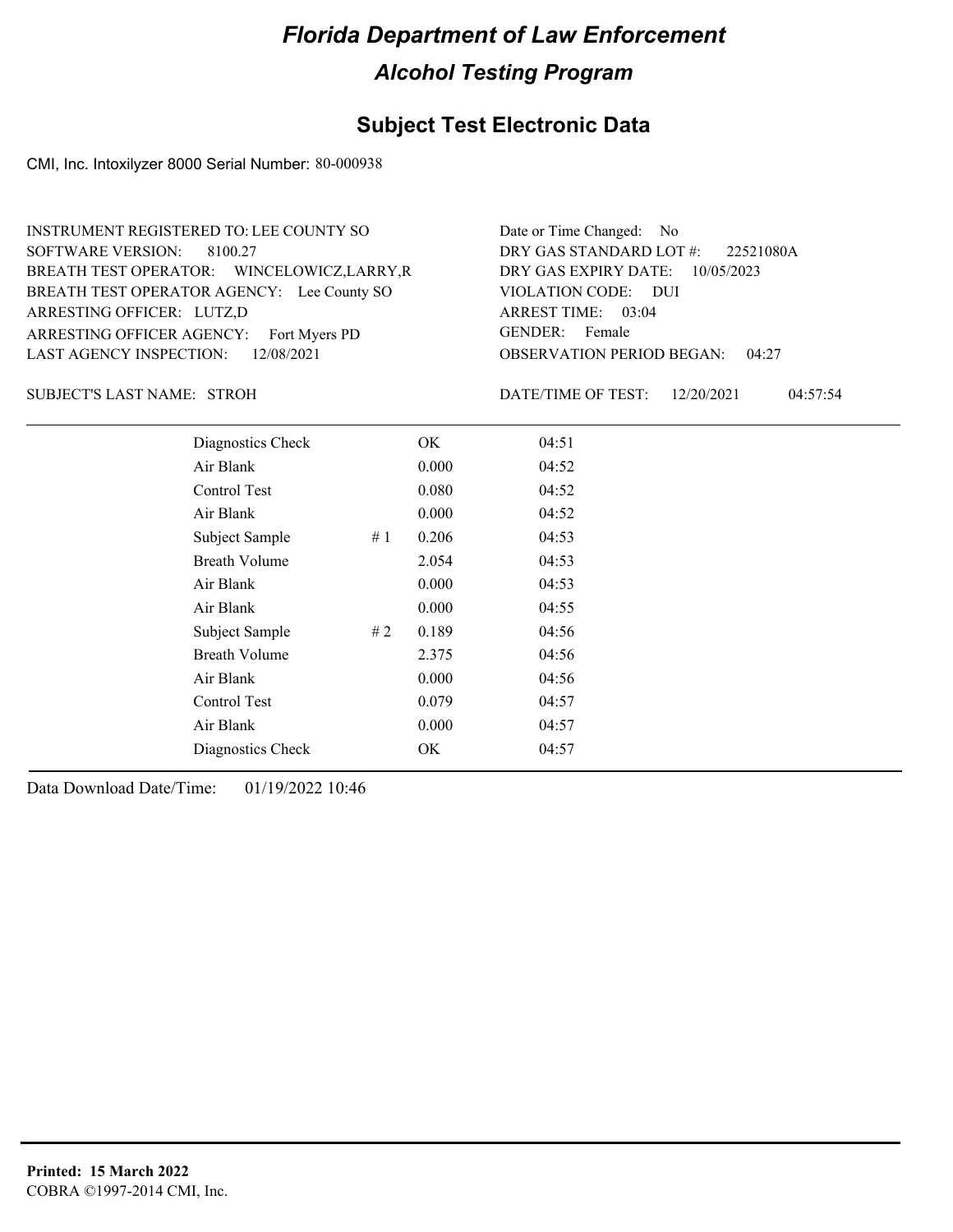# Florida Department of Law Enforcement

## Alcohol Testing Program

### Subject Test Electronic Data

CMI, Inc. Intoxilyzer 8000 Serial Number: 80-000938

INSTRUMENT REGISTERED TO: LEE COUNTY SO
SOFTWARE VERSION: 8100.27
BREATH TEST OPERATOR: WINCELOWICZ,LARRY,R
BREATH TEST OPERATOR AGENCY: Lee County SO
ARRESTING OFFICER: LUTZ,D
ARRESTING OFFICER AGENCY: Fort Myers PD
LAST AGENCY INSPECTION: 12/08/2021

Date or Time Changed: No
DRY GAS STANDARD LOT #: 22521080A
DRY GAS EXPIRY DATE: 10/05/2023
VIOLATION CODE: DUI
ARREST TIME: 03:04
GENDER: Female
OBSERVATION PERIOD BEGAN: 04:27

SUBJECT'S LAST NAME: STROH

DATE/TIME OF TEST: 12/20/2021 04:57:54

| | | | |
|---|---|---|---|
| Diagnostics Check | | OK | 04:51 |
| Air Blank | | 0.000 | 04:52 |
| Control Test | | 0.080 | 04:52 |
| Air Blank | | 0.000 | 04:52 |
| Subject Sample | # 1 | 0.206 | 04:53 |
| Breath Volume | | 2.054 | 04:53 |
| Air Blank | | 0.000 | 04:53 |
| Air Blank | | 0.000 | 04:55 |
| Subject Sample | # 2 | 0.189 | 04:56 |
| Breath Volume | | 2.375 | 04:56 |
| Air Blank | | 0.000 | 04:56 |
| Control Test | | 0.079 | 04:57 |
| Air Blank | | 0.000 | 04:57 |
| Diagnostics Check | | OK | 04:57 |

Data Download Date/Time: 01/19/2022 10:46

**Printed: 15 March 2022**
COBRA ©1997-2014 CMI, Inc.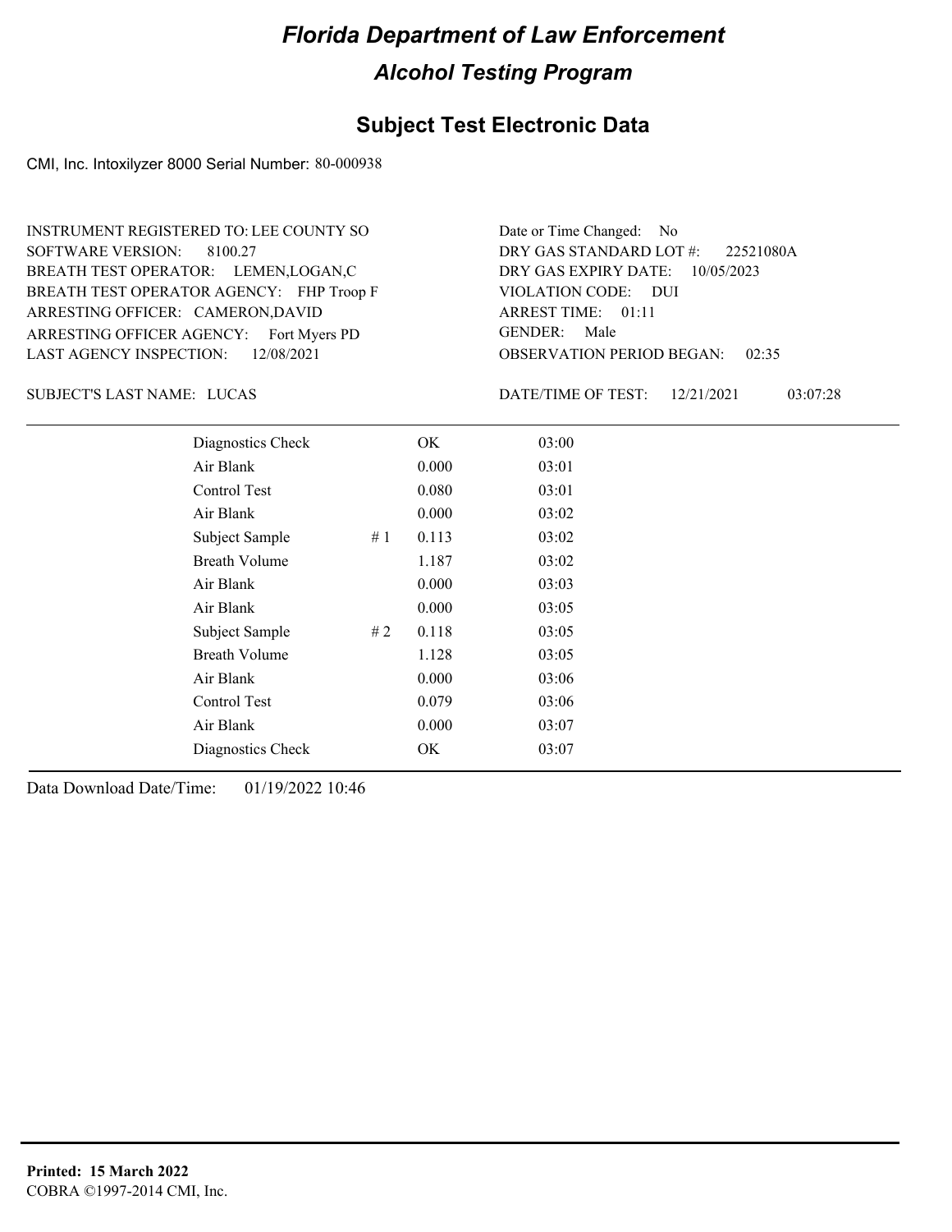# Florida Department of Law Enforcement

## Alcohol Testing Program

### Subject Test Electronic Data

CMI, Inc. Intoxilyzer 8000 Serial Number: 80-000938

INSTRUMENT REGISTERED TO: LEE COUNTY SO
SOFTWARE VERSION: 8100.27
BREATH TEST OPERATOR: LEMEN,LOGAN,C
BREATH TEST OPERATOR AGENCY: FHP Troop F
ARRESTING OFFICER: CAMERON,DAVID
ARRESTING OFFICER AGENCY: Fort Myers PD
LAST AGENCY INSPECTION: 12/08/2021

Date or Time Changed: No
DRY GAS STANDARD LOT #: 22521080A
DRY GAS EXPIRY DATE: 10/05/2023
VIOLATION CODE: DUI
ARREST TIME: 01:11
GENDER: Male
OBSERVATION PERIOD BEGAN: 02:35

SUBJECT'S LAST NAME: LUCAS

DATE/TIME OF TEST: 12/21/2021 03:07:28

| | | | |
|---|---|---|---|
| Diagnostics Check | | OK | 03:00 |
| Air Blank | | 0.000 | 03:01 |
| Control Test | | 0.080 | 03:01 |
| Air Blank | | 0.000 | 03:02 |
| Subject Sample | # 1 | 0.113 | 03:02 |
| Breath Volume | | 1.187 | 03:02 |
| Air Blank | | 0.000 | 03:03 |
| Air Blank | | 0.000 | 03:05 |
| Subject Sample | # 2 | 0.118 | 03:05 |
| Breath Volume | | 1.128 | 03:05 |
| Air Blank | | 0.000 | 03:06 |
| Control Test | | 0.079 | 03:06 |
| Air Blank | | 0.000 | 03:07 |
| Diagnostics Check | | OK | 03:07 |

Data Download Date/Time: 01/19/2022 10:46

**Printed: 15 March 2022**
COBRA ©1997-2014 CMI, Inc.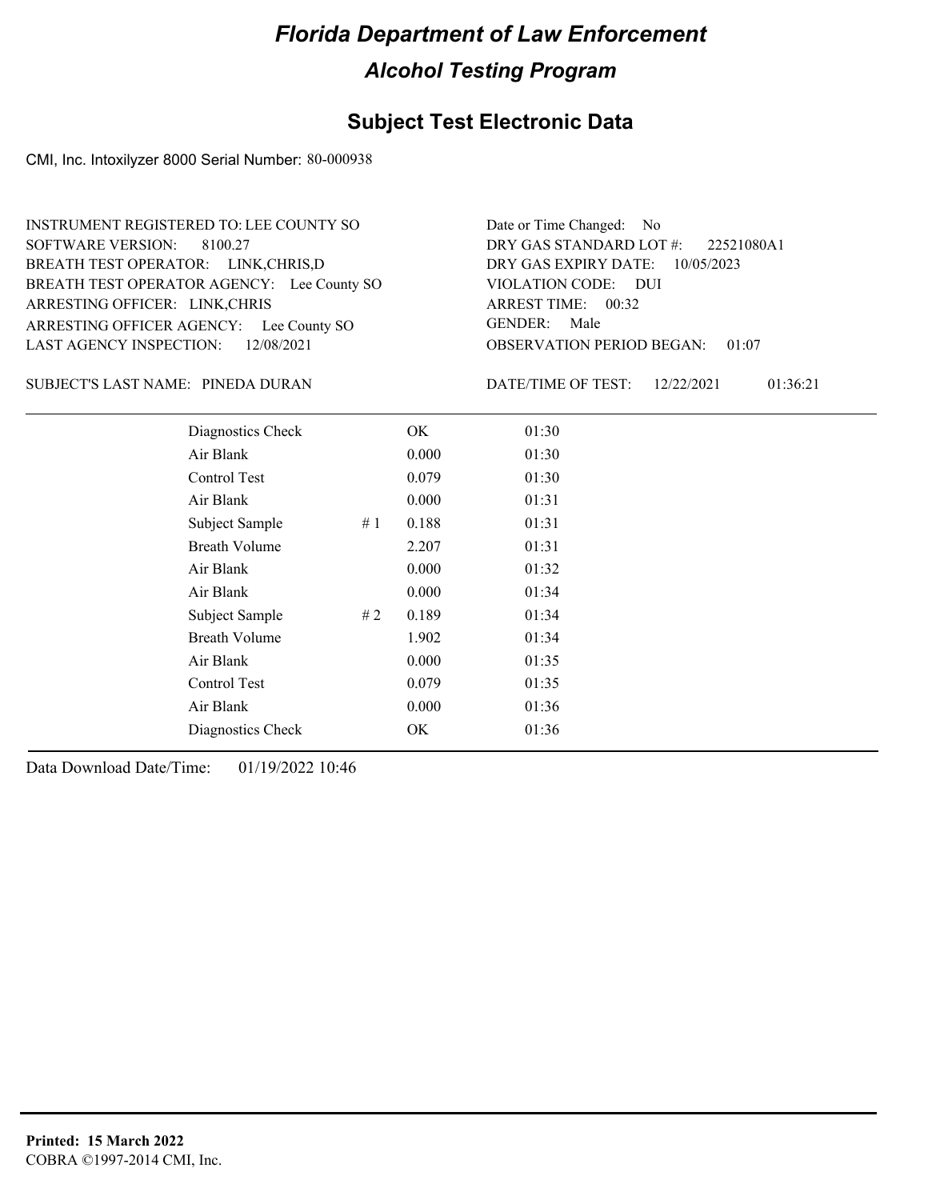# Florida Department of Law Enforcement

## Alcohol Testing Program

### Subject Test Electronic Data

CMI, Inc. Intoxilyzer 8000 Serial Number: 80-000938

INSTRUMENT REGISTERED TO: LEE COUNTY SO
SOFTWARE VERSION: 8100.27
BREATH TEST OPERATOR: LINK,CHRIS,D
BREATH TEST OPERATOR AGENCY: Lee County SO
ARRESTING OFFICER: LINK,CHRIS
ARRESTING OFFICER AGENCY: Lee County SO
LAST AGENCY INSPECTION: 12/08/2021

Date or Time Changed: No
DRY GAS STANDARD LOT #: 22521080A1
DRY GAS EXPIRY DATE: 10/05/2023
VIOLATION CODE: DUI
ARREST TIME: 00:32
GENDER: Male
OBSERVATION PERIOD BEGAN: 01:07

SUBJECT'S LAST NAME: PINEDA DURAN

DATE/TIME OF TEST: 12/22/2021 01:36:21

| Test | | Result | Time |
|---|---|---|---|
| Diagnostics Check | | OK | 01:30 |
| Air Blank | | 0.000 | 01:30 |
| Control Test | | 0.079 | 01:30 |
| Air Blank | | 0.000 | 01:31 |
| Subject Sample | # 1 | 0.188 | 01:31 |
| Breath Volume | | 2.207 | 01:31 |
| Air Blank | | 0.000 | 01:32 |
| Air Blank | | 0.000 | 01:34 |
| Subject Sample | # 2 | 0.189 | 01:34 |
| Breath Volume | | 1.902 | 01:34 |
| Air Blank | | 0.000 | 01:35 |
| Control Test | | 0.079 | 01:35 |
| Air Blank | | 0.000 | 01:36 |
| Diagnostics Check | | OK | 01:36 |

Data Download Date/Time: 01/19/2022 10:46

**Printed: 15 March 2022**
COBRA ©1997-2014 CMI, Inc.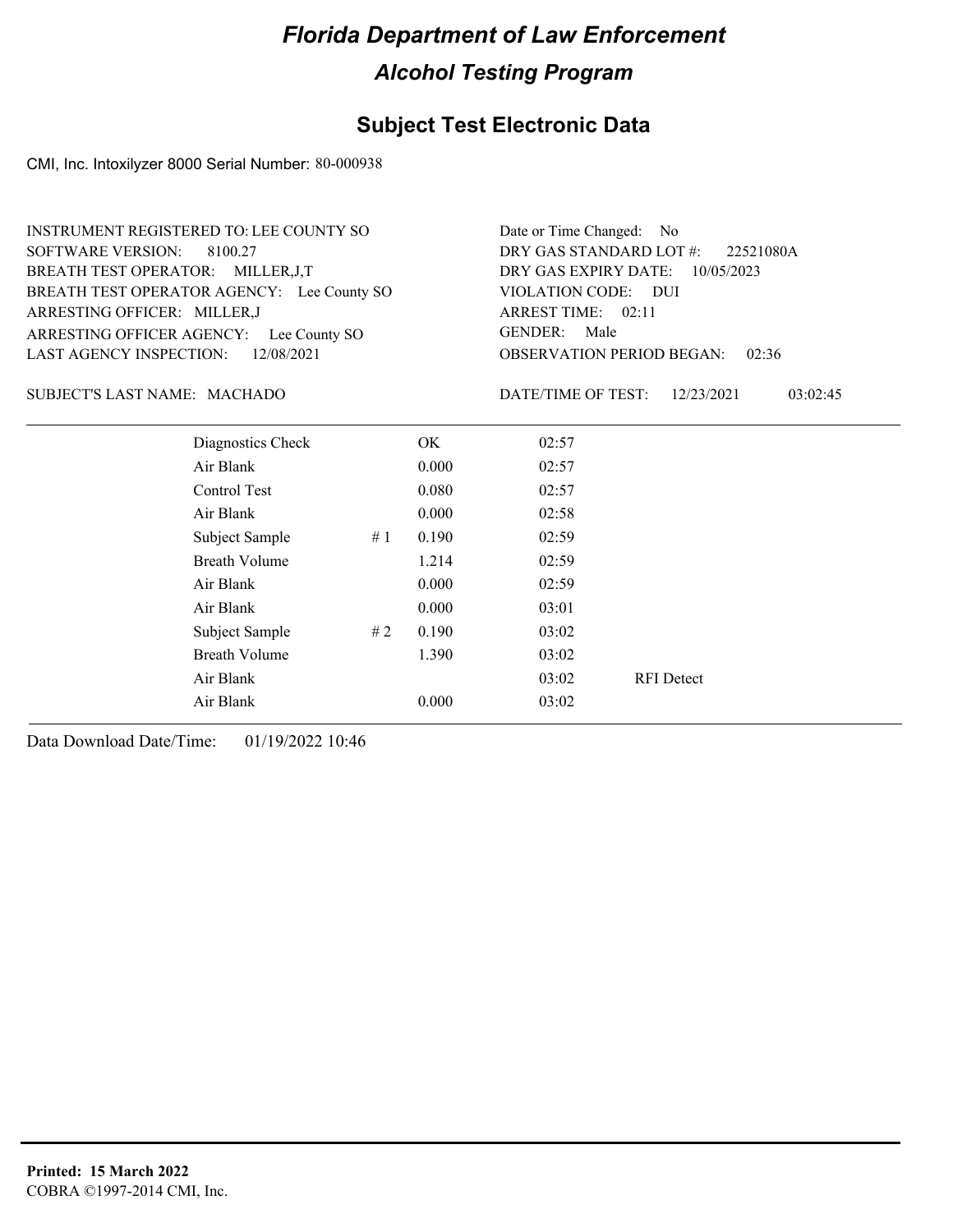# Florida Department of Law Enforcement

## Alcohol Testing Program

### Subject Test Electronic Data

CMI, Inc. Intoxilyzer 8000 Serial Number: 80-000938

INSTRUMENT REGISTERED TO: LEE COUNTY SO
SOFTWARE VERSION: 8100.27
BREATH TEST OPERATOR: MILLER,J,T
BREATH TEST OPERATOR AGENCY: Lee County SO
ARRESTING OFFICER: MILLER,J
ARRESTING OFFICER AGENCY: Lee County SO
LAST AGENCY INSPECTION: 12/08/2021

Date or Time Changed: No
DRY GAS STANDARD LOT #: 22521080A
DRY GAS EXPIRY DATE: 10/05/2023
VIOLATION CODE: DUI
ARREST TIME: 02:11
GENDER: Male
OBSERVATION PERIOD BEGAN: 02:36

SUBJECT'S LAST NAME: MACHADO

DATE/TIME OF TEST: 12/23/2021 03:02:45

| | | | | |
|---|---|---|---|---|
| Diagnostics Check | | OK | 02:57 | |
| Air Blank | | 0.000 | 02:57 | |
| Control Test | | 0.080 | 02:57 | |
| Air Blank | | 0.000 | 02:58 | |
| Subject Sample | # 1 | 0.190 | 02:59 | |
| Breath Volume | | 1.214 | 02:59 | |
| Air Blank | | 0.000 | 02:59 | |
| Air Blank | | 0.000 | 03:01 | |
| Subject Sample | # 2 | 0.190 | 03:02 | |
| Breath Volume | | 1.390 | 03:02 | |
| Air Blank | | | 03:02 | RFI Detect |
| Air Blank | | 0.000 | 03:02 | |

Data Download Date/Time: 01/19/2022 10:46

**Printed: 15 March 2022**
COBRA ©1997-2014 CMI, Inc.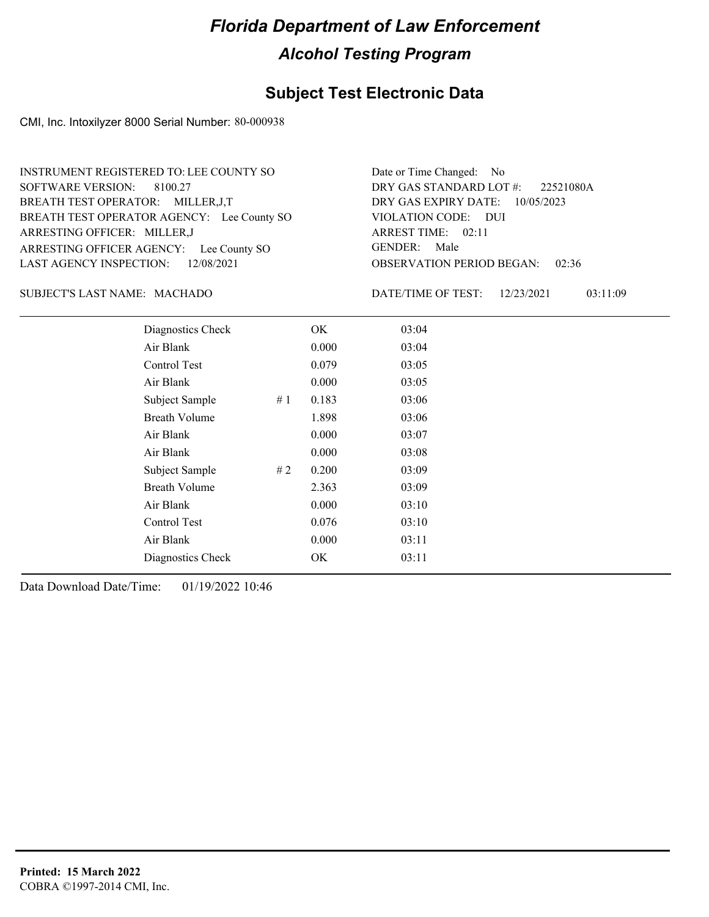# Florida Department of Law Enforcement

## Alcohol Testing Program

### Subject Test Electronic Data

CMI, Inc. Intoxilyzer 8000 Serial Number: 80-000938

INSTRUMENT REGISTERED TO: LEE COUNTY SO
SOFTWARE VERSION: 8100.27
BREATH TEST OPERATOR: MILLER,J,T
BREATH TEST OPERATOR AGENCY: Lee County SO
ARRESTING OFFICER: MILLER,J
ARRESTING OFFICER AGENCY: Lee County SO
LAST AGENCY INSPECTION: 12/08/2021

Date or Time Changed: No
DRY GAS STANDARD LOT #: 22521080A
DRY GAS EXPIRY DATE: 10/05/2023
VIOLATION CODE: DUI
ARREST TIME: 02:11
GENDER: Male
OBSERVATION PERIOD BEGAN: 02:36

SUBJECT'S LAST NAME: MACHADO

DATE/TIME OF TEST: 12/23/2021 03:11:09

| | | | |
|---|---|---|---|
| Diagnostics Check | | OK | 03:04 |
| Air Blank | | 0.000 | 03:04 |
| Control Test | | 0.079 | 03:05 |
| Air Blank | | 0.000 | 03:05 |
| Subject Sample | # 1 | 0.183 | 03:06 |
| Breath Volume | | 1.898 | 03:06 |
| Air Blank | | 0.000 | 03:07 |
| Air Blank | | 0.000 | 03:08 |
| Subject Sample | # 2 | 0.200 | 03:09 |
| Breath Volume | | 2.363 | 03:09 |
| Air Blank | | 0.000 | 03:10 |
| Control Test | | 0.076 | 03:10 |
| Air Blank | | 0.000 | 03:11 |
| Diagnostics Check | | OK | 03:11 |

Data Download Date/Time: 01/19/2022 10:46

**Printed: 15 March 2022**
COBRA ©1997-2014 CMI, Inc.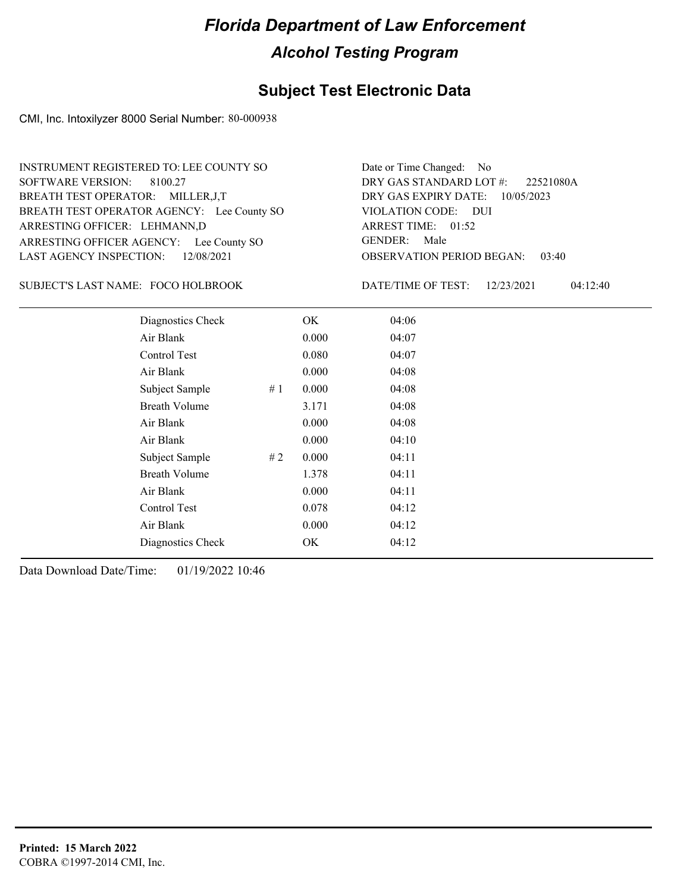# Florida Department of Law Enforcement

## Alcohol Testing Program

### Subject Test Electronic Data

CMI, Inc. Intoxilyzer 8000 Serial Number: 80-000938

INSTRUMENT REGISTERED TO: LEE COUNTY SO
SOFTWARE VERSION: 8100.27
BREATH TEST OPERATOR: MILLER,J,T
BREATH TEST OPERATOR AGENCY: Lee County SO
ARRESTING OFFICER: LEHMANN,D
ARRESTING OFFICER AGENCY: Lee County SO
LAST AGENCY INSPECTION: 12/08/2021

Date or Time Changed: No
DRY GAS STANDARD LOT #: 22521080A
DRY GAS EXPIRY DATE: 10/05/2023
VIOLATION CODE: DUI
ARREST TIME: 01:52
GENDER: Male
OBSERVATION PERIOD BEGAN: 03:40

SUBJECT'S LAST NAME: FOCO HOLBROOK

DATE/TIME OF TEST: 12/23/2021 04:12:40

| Test | # | Result | Time |
|---|---|---|---|
| Diagnostics Check | | OK | 04:06 |
| Air Blank | | 0.000 | 04:07 |
| Control Test | | 0.080 | 04:07 |
| Air Blank | | 0.000 | 04:08 |
| Subject Sample | # 1 | 0.000 | 04:08 |
| Breath Volume | | 3.171 | 04:08 |
| Air Blank | | 0.000 | 04:08 |
| Air Blank | | 0.000 | 04:10 |
| Subject Sample | # 2 | 0.000 | 04:11 |
| Breath Volume | | 1.378 | 04:11 |
| Air Blank | | 0.000 | 04:11 |
| Control Test | | 0.078 | 04:12 |
| Air Blank | | 0.000 | 04:12 |
| Diagnostics Check | | OK | 04:12 |

Data Download Date/Time: 01/19/2022 10:46

**Printed: 15 March 2022**
COBRA ©1997-2014 CMI, Inc.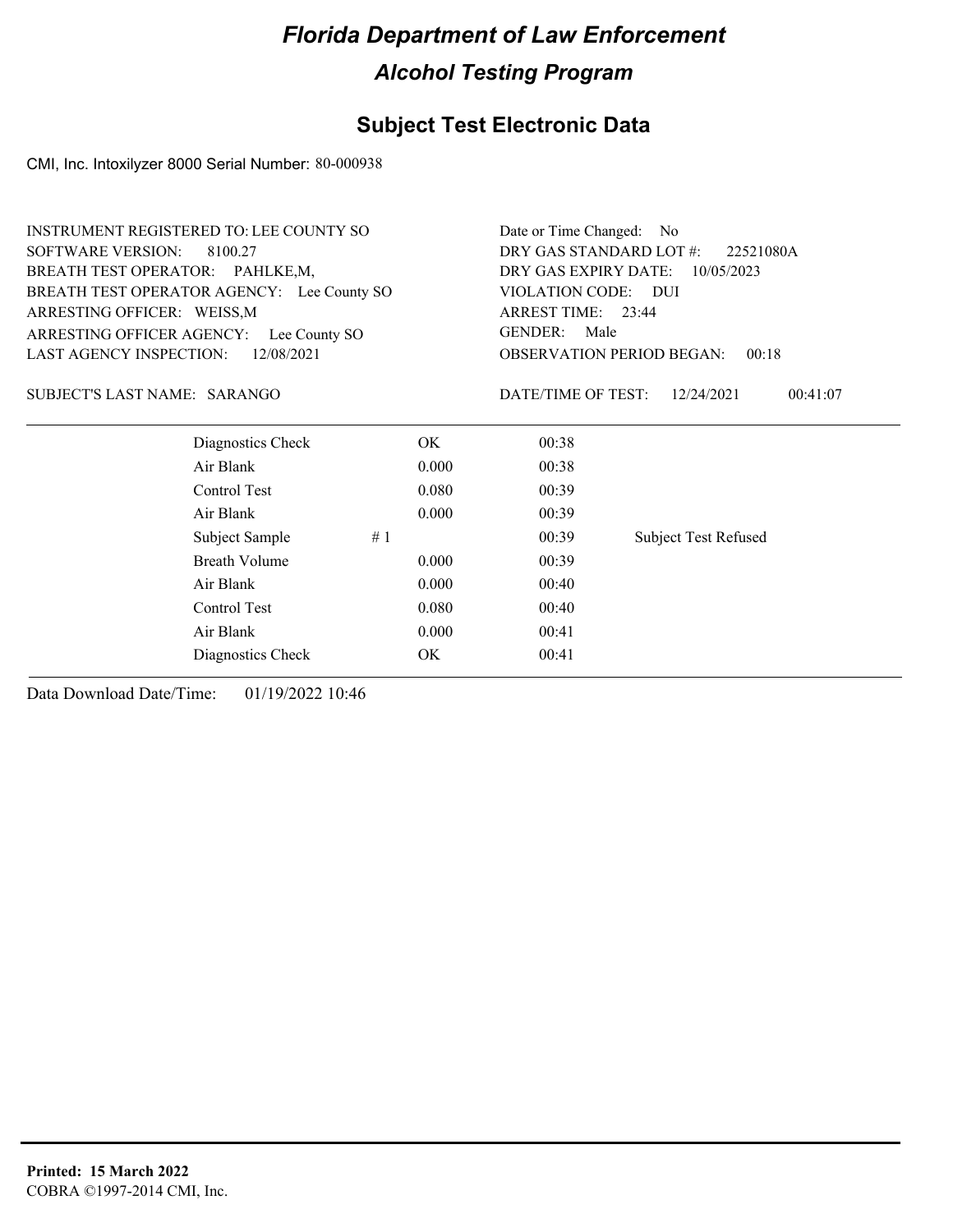# Florida Department of Law Enforcement

## Alcohol Testing Program

## Subject Test Electronic Data

CMI, Inc. Intoxilyzer 8000 Serial Number: 80-000938

INSTRUMENT REGISTERED TO: LEE COUNTY SO
SOFTWARE VERSION: 8100.27
BREATH TEST OPERATOR: PAHLKE,M,
BREATH TEST OPERATOR AGENCY: Lee County SO
ARRESTING OFFICER: WEISS,M
ARRESTING OFFICER AGENCY: Lee County SO
LAST AGENCY INSPECTION: 12/08/2021

Date or Time Changed: No
DRY GAS STANDARD LOT #: 22521080A
DRY GAS EXPIRY DATE: 10/05/2023
VIOLATION CODE: DUI
ARREST TIME: 23:44
GENDER: Male
OBSERVATION PERIOD BEGAN: 00:18

SUBJECT'S LAST NAME: SARANGO

DATE/TIME OF TEST: 12/24/2021 00:41:07

| | | | | |
|---|---|---|---|---|
| Diagnostics Check | | OK | 00:38 | |
| Air Blank | | 0.000 | 00:38 | |
| Control Test | | 0.080 | 00:39 | |
| Air Blank | | 0.000 | 00:39 | |
| Subject Sample | # 1 | | 00:39 | Subject Test Refused |
| Breath Volume | | 0.000 | 00:39 | |
| Air Blank | | 0.000 | 00:40 | |
| Control Test | | 0.080 | 00:40 | |
| Air Blank | | 0.000 | 00:41 | |
| Diagnostics Check | | OK | 00:41 | |

Data Download Date/Time: 01/19/2022 10:46

**Printed: 15 March 2022**
COBRA ©1997-2014 CMI, Inc.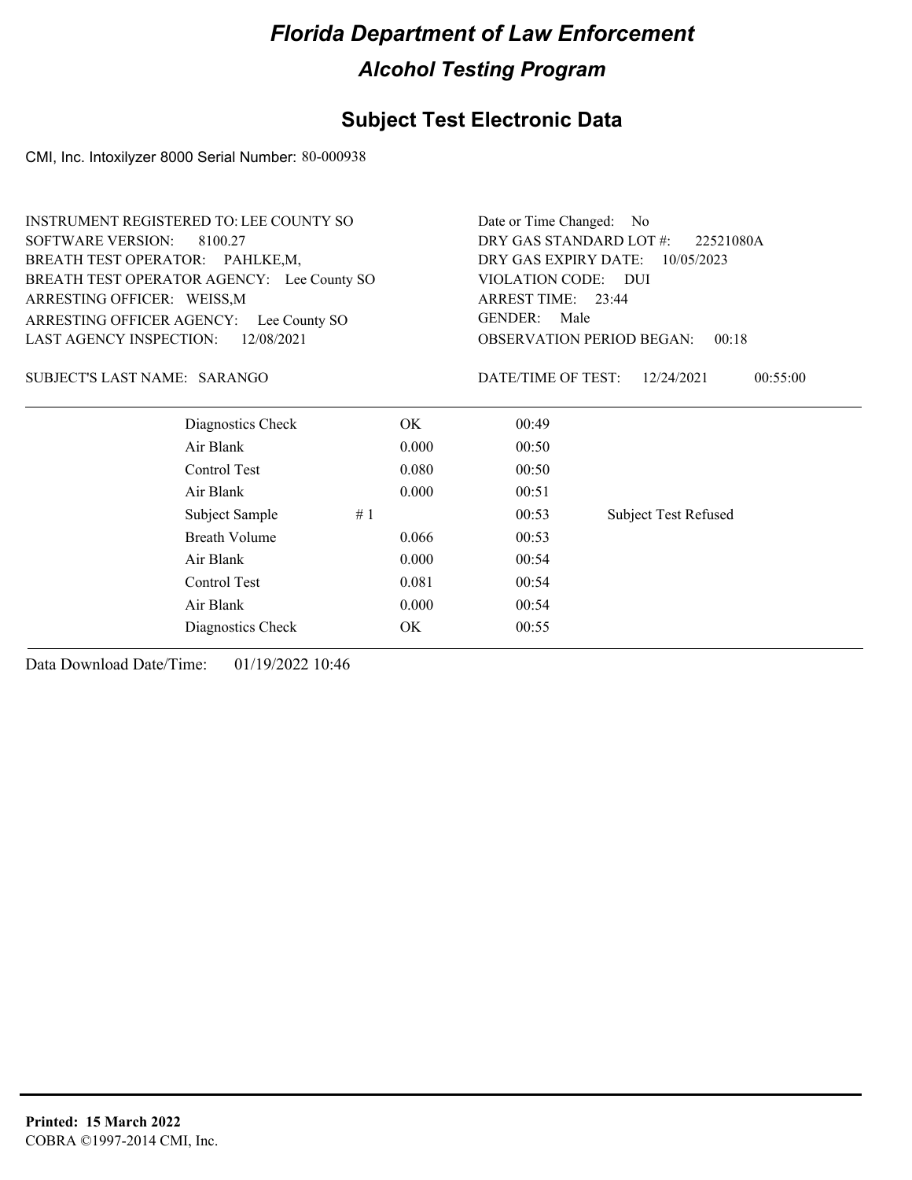# Florida Department of Law Enforcement

## Alcohol Testing Program

### Subject Test Electronic Data

CMI, Inc. Intoxilyzer 8000 Serial Number: 80-000938

INSTRUMENT REGISTERED TO: LEE COUNTY SO
SOFTWARE VERSION: 8100.27
BREATH TEST OPERATOR: PAHLKE,M,
BREATH TEST OPERATOR AGENCY: Lee County SO
ARRESTING OFFICER: WEISS,M
ARRESTING OFFICER AGENCY: Lee County SO
LAST AGENCY INSPECTION: 12/08/2021

Date or Time Changed: No
DRY GAS STANDARD LOT #: 22521080A
DRY GAS EXPIRY DATE: 10/05/2023
VIOLATION CODE: DUI
ARREST TIME: 23:44
GENDER: Male
OBSERVATION PERIOD BEGAN: 00:18

SUBJECT'S LAST NAME: SARANGO

DATE/TIME OF TEST: 12/24/2021 00:55:00

| Test | | Result | Time | Note |
|---|---|---|---|---|
| Diagnostics Check | | OK | 00:49 | |
| Air Blank | | 0.000 | 00:50 | |
| Control Test | | 0.080 | 00:50 | |
| Air Blank | | 0.000 | 00:51 | |
| Subject Sample | # 1 | | 00:53 | Subject Test Refused |
| Breath Volume | | 0.066 | 00:53 | |
| Air Blank | | 0.000 | 00:54 | |
| Control Test | | 0.081 | 00:54 | |
| Air Blank | | 0.000 | 00:54 | |
| Diagnostics Check | | OK | 00:55 | |

Data Download Date/Time: 01/19/2022 10:46

**Printed: 15 March 2022**
COBRA ©1997-2014 CMI, Inc.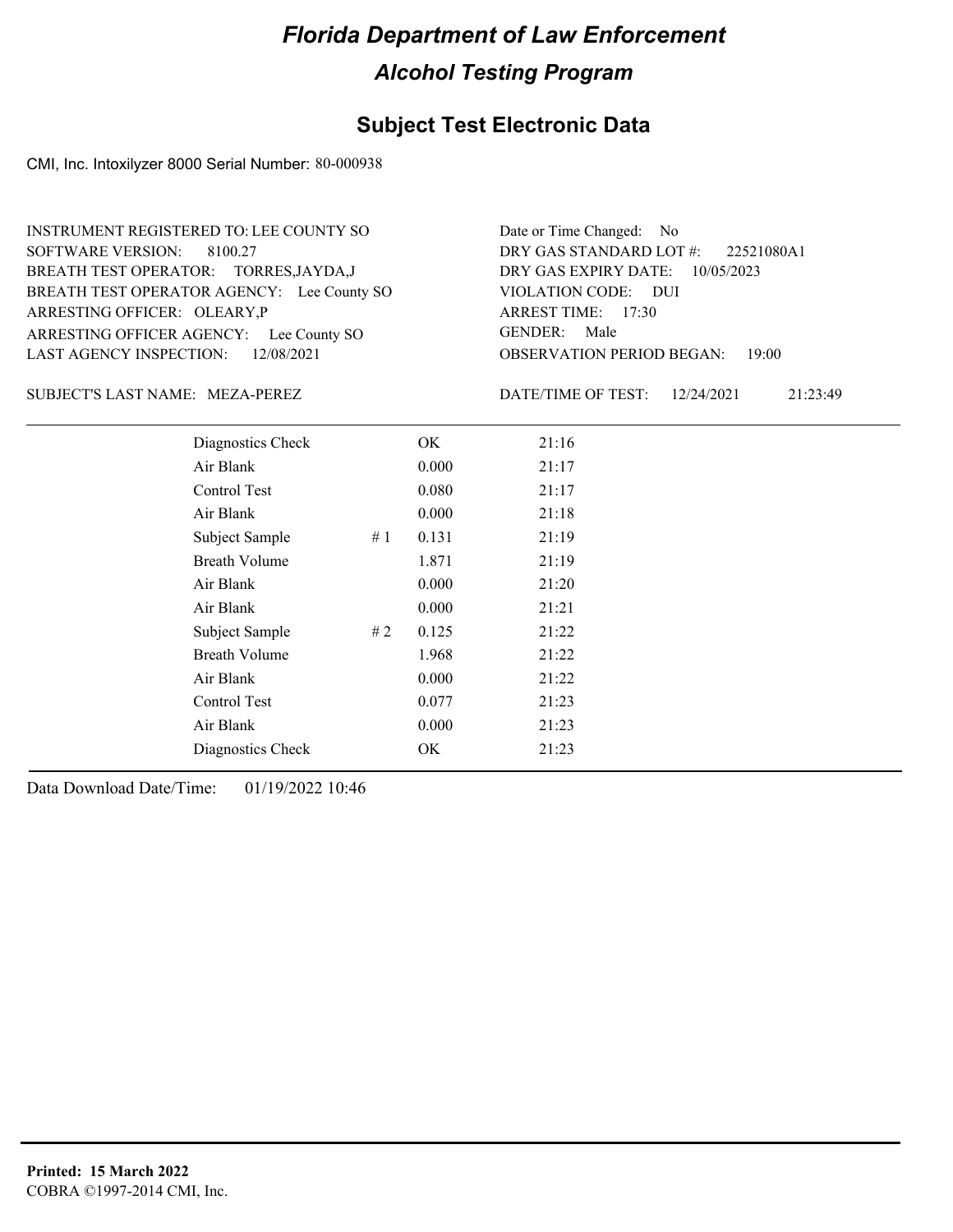# Florida Department of Law Enforcement

## Alcohol Testing Program

### Subject Test Electronic Data

CMI, Inc. Intoxilyzer 8000 Serial Number: 80-000938

INSTRUMENT REGISTERED TO: LEE COUNTY SO
SOFTWARE VERSION: 8100.27
BREATH TEST OPERATOR: TORRES,JAYDA,J
BREATH TEST OPERATOR AGENCY: Lee County SO
ARRESTING OFFICER: OLEARY,P
ARRESTING OFFICER AGENCY: Lee County SO
LAST AGENCY INSPECTION: 12/08/2021

Date or Time Changed: No
DRY GAS STANDARD LOT #: 22521080A1
DRY GAS EXPIRY DATE: 10/05/2023
VIOLATION CODE: DUI
ARREST TIME: 17:30
GENDER: Male
OBSERVATION PERIOD BEGAN: 19:00

SUBJECT'S LAST NAME: MEZA-PEREZ

DATE/TIME OF TEST: 12/24/2021 21:23:49

| Test | # | Result | Time |
|---|---|---|---|
| Diagnostics Check | | OK | 21:16 |
| Air Blank | | 0.000 | 21:17 |
| Control Test | | 0.080 | 21:17 |
| Air Blank | | 0.000 | 21:18 |
| Subject Sample | # 1 | 0.131 | 21:19 |
| Breath Volume | | 1.871 | 21:19 |
| Air Blank | | 0.000 | 21:20 |
| Air Blank | | 0.000 | 21:21 |
| Subject Sample | # 2 | 0.125 | 21:22 |
| Breath Volume | | 1.968 | 21:22 |
| Air Blank | | 0.000 | 21:22 |
| Control Test | | 0.077 | 21:23 |
| Air Blank | | 0.000 | 21:23 |
| Diagnostics Check | | OK | 21:23 |

Data Download Date/Time: 01/19/2022 10:46

**Printed: 15 March 2022**
COBRA ©1997-2014 CMI, Inc.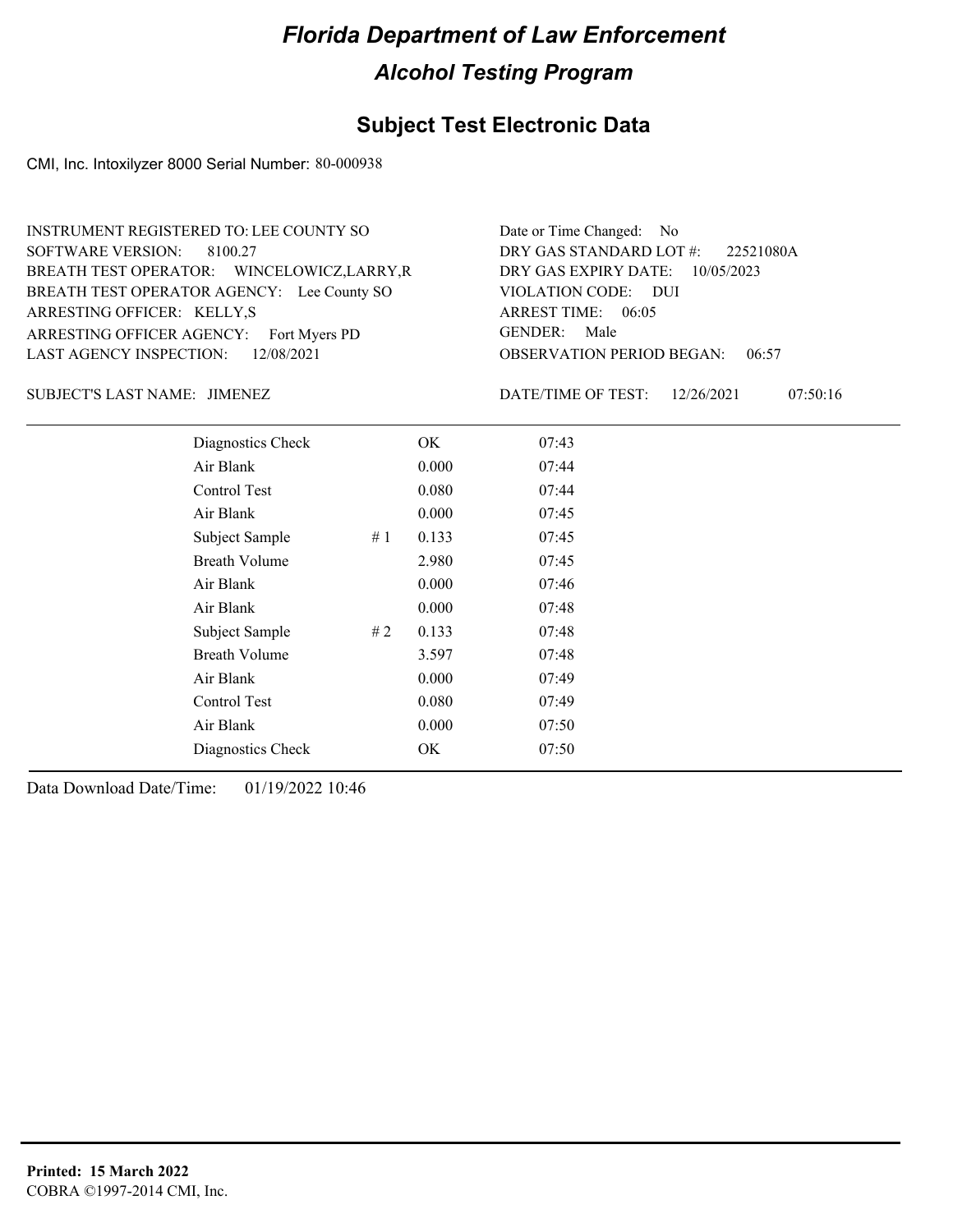# Florida Department of Law Enforcement

## Alcohol Testing Program

## Subject Test Electronic Data

CMI, Inc. Intoxilyzer 8000 Serial Number: 80-000938

INSTRUMENT REGISTERED TO: LEE COUNTY SO
SOFTWARE VERSION: 8100.27
BREATH TEST OPERATOR: WINCELOWICZ,LARRY,R
BREATH TEST OPERATOR AGENCY: Lee County SO
ARRESTING OFFICER: KELLY,S
ARRESTING OFFICER AGENCY: Fort Myers PD
LAST AGENCY INSPECTION: 12/08/2021

Date or Time Changed: No
DRY GAS STANDARD LOT #: 22521080A
DRY GAS EXPIRY DATE: 10/05/2023
VIOLATION CODE: DUI
ARREST TIME: 06:05
GENDER: Male
OBSERVATION PERIOD BEGAN: 06:57

SUBJECT'S LAST NAME: JIMENEZ

DATE/TIME OF TEST: 12/26/2021 07:50:16

| | | | |
|---|---|---|---|
| Diagnostics Check | | OK | 07:43 |
| Air Blank | | 0.000 | 07:44 |
| Control Test | | 0.080 | 07:44 |
| Air Blank | | 0.000 | 07:45 |
| Subject Sample | # 1 | 0.133 | 07:45 |
| Breath Volume | | 2.980 | 07:45 |
| Air Blank | | 0.000 | 07:46 |
| Air Blank | | 0.000 | 07:48 |
| Subject Sample | # 2 | 0.133 | 07:48 |
| Breath Volume | | 3.597 | 07:48 |
| Air Blank | | 0.000 | 07:49 |
| Control Test | | 0.080 | 07:49 |
| Air Blank | | 0.000 | 07:50 |
| Diagnostics Check | | OK | 07:50 |

Data Download Date/Time: 01/19/2022 10:46

**Printed: 15 March 2022**
COBRA ©1997-2014 CMI, Inc.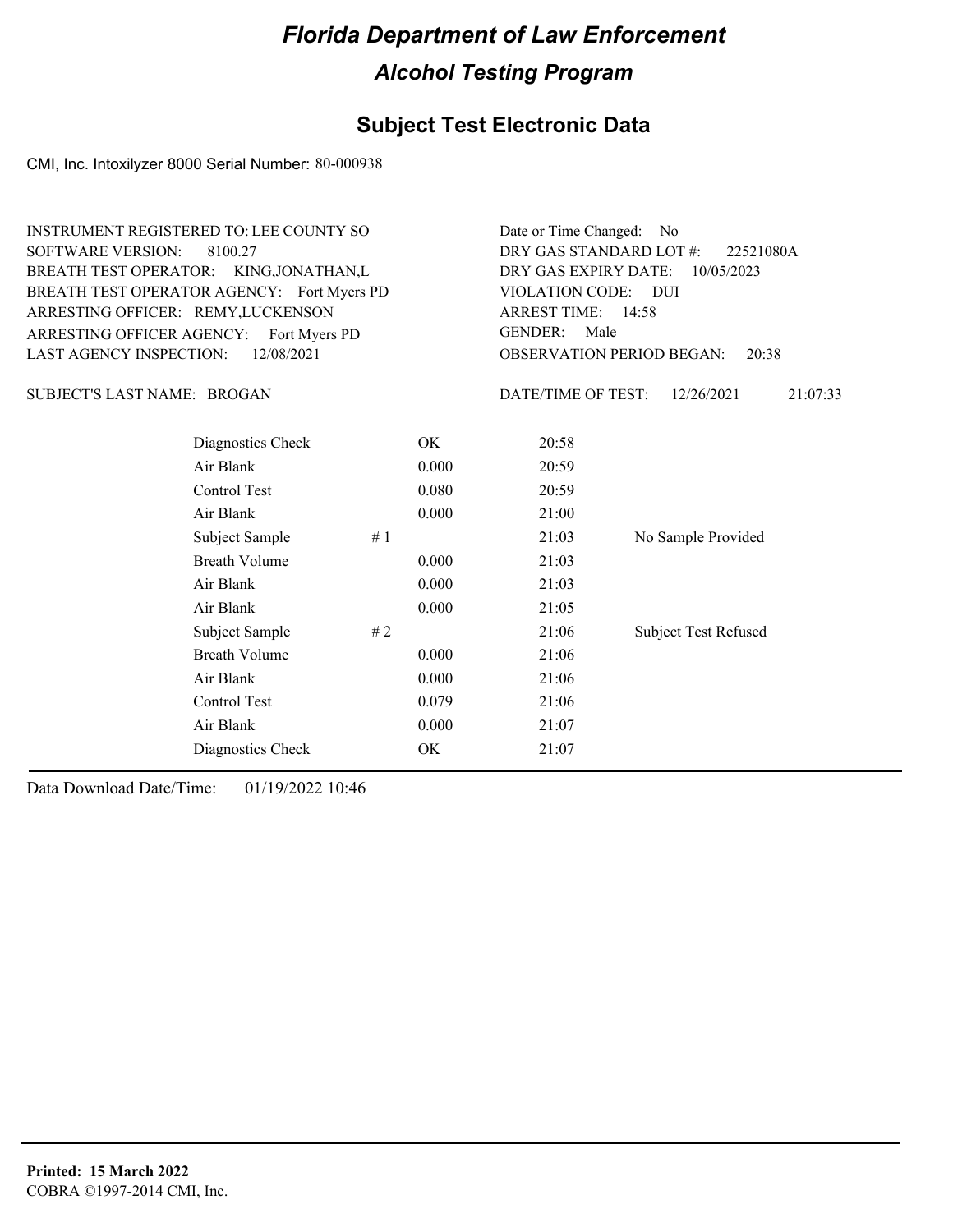# Florida Department of Law Enforcement

## Alcohol Testing Program

### Subject Test Electronic Data

CMI, Inc. Intoxilyzer 8000 Serial Number: 80-000938

INSTRUMENT REGISTERED TO: LEE COUNTY SO
SOFTWARE VERSION: 8100.27
BREATH TEST OPERATOR: KING,JONATHAN,L
BREATH TEST OPERATOR AGENCY: Fort Myers PD
ARRESTING OFFICER: REMY,LUCKENSON
ARRESTING OFFICER AGENCY: Fort Myers PD
LAST AGENCY INSPECTION: 12/08/2021

Date or Time Changed: No
DRY GAS STANDARD LOT #: 22521080A
DRY GAS EXPIRY DATE: 10/05/2023
VIOLATION CODE: DUI
ARREST TIME: 14:58
GENDER: Male
OBSERVATION PERIOD BEGAN: 20:38

SUBJECT'S LAST NAME: BROGAN

DATE/TIME OF TEST: 12/26/2021 21:07:33

| | | | |
|---|---|---|---|
| Diagnostics Check | OK | 20:58 | |
| Air Blank | 0.000 | 20:59 | |
| Control Test | 0.080 | 20:59 | |
| Air Blank | 0.000 | 21:00 | |
| Subject Sample | # 1 | 21:03 | No Sample Provided |
| Breath Volume | 0.000 | 21:03 | |
| Air Blank | 0.000 | 21:03 | |
| Air Blank | 0.000 | 21:05 | |
| Subject Sample | # 2 | 21:06 | Subject Test Refused |
| Breath Volume | 0.000 | 21:06 | |
| Air Blank | 0.000 | 21:06 | |
| Control Test | 0.079 | 21:06 | |
| Air Blank | 0.000 | 21:07 | |
| Diagnostics Check | OK | 21:07 | |

Data Download Date/Time: 01/19/2022 10:46

**Printed: 15 March 2022**
COBRA ©1997-2014 CMI, Inc.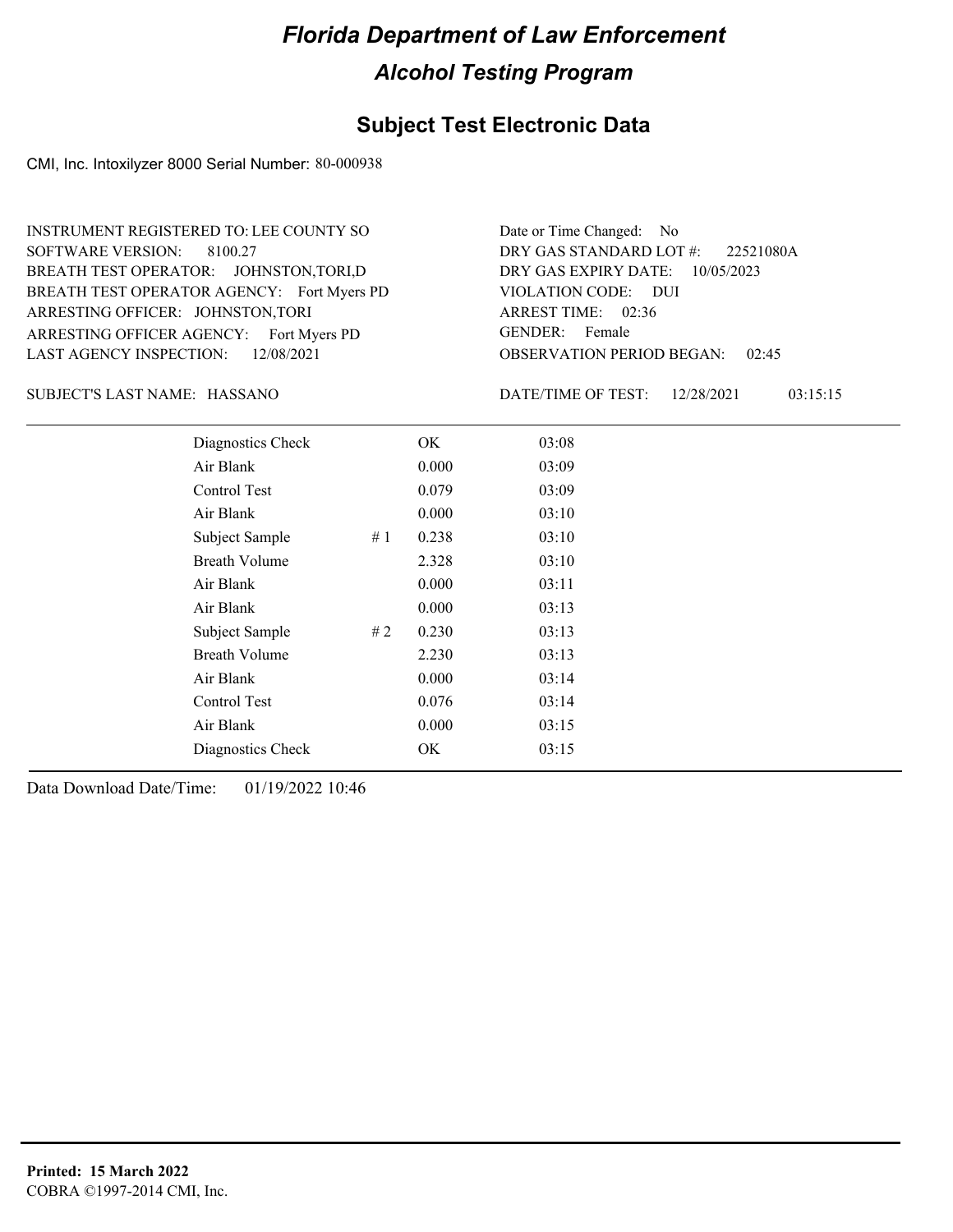# Florida Department of Law Enforcement

## Alcohol Testing Program

### Subject Test Electronic Data

CMI, Inc. Intoxilyzer 8000 Serial Number: 80-000938

INSTRUMENT REGISTERED TO: LEE COUNTY SO
SOFTWARE VERSION: 8100.27
BREATH TEST OPERATOR: JOHNSTON,TORI,D
BREATH TEST OPERATOR AGENCY: Fort Myers PD
ARRESTING OFFICER: JOHNSTON,TORI
ARRESTING OFFICER AGENCY: Fort Myers PD
LAST AGENCY INSPECTION: 12/08/2021

Date or Time Changed: No
DRY GAS STANDARD LOT #: 22521080A
DRY GAS EXPIRY DATE: 10/05/2023
VIOLATION CODE: DUI
ARREST TIME: 02:36
GENDER: Female
OBSERVATION PERIOD BEGAN: 02:45

SUBJECT'S LAST NAME: HASSANO

DATE/TIME OF TEST: 12/28/2021 03:15:15

| | | | |
|---|---|---|---|
| Diagnostics Check | | OK | 03:08 |
| Air Blank | | 0.000 | 03:09 |
| Control Test | | 0.079 | 03:09 |
| Air Blank | | 0.000 | 03:10 |
| Subject Sample | # 1 | 0.238 | 03:10 |
| Breath Volume | | 2.328 | 03:10 |
| Air Blank | | 0.000 | 03:11 |
| Air Blank | | 0.000 | 03:13 |
| Subject Sample | # 2 | 0.230 | 03:13 |
| Breath Volume | | 2.230 | 03:13 |
| Air Blank | | 0.000 | 03:14 |
| Control Test | | 0.076 | 03:14 |
| Air Blank | | 0.000 | 03:15 |
| Diagnostics Check | | OK | 03:15 |

Data Download Date/Time: 01/19/2022 10:46

**Printed: 15 March 2022**
COBRA ©1997-2014 CMI, Inc.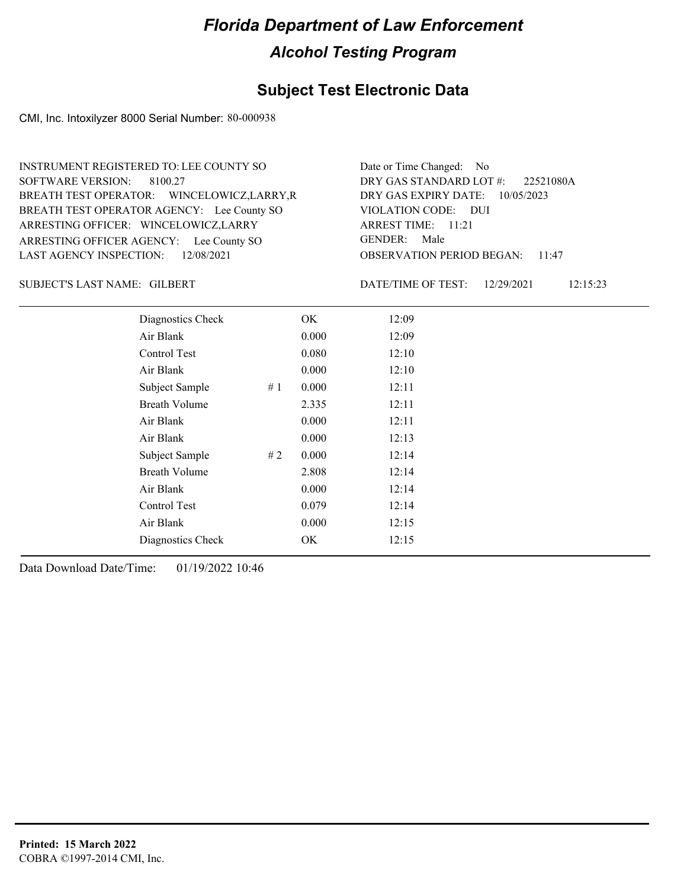# Florida Department of Law Enforcement

## Alcohol Testing Program

### Subject Test Electronic Data

CMI, Inc. Intoxilyzer 8000 Serial Number: 80-000938

INSTRUMENT REGISTERED TO: LEE COUNTY SO
SOFTWARE VERSION: 8100.27
BREATH TEST OPERATOR: WINCELOWICZ,LARRY,R
BREATH TEST OPERATOR AGENCY: Lee County SO
ARRESTING OFFICER: WINCELOWICZ,LARRY
ARRESTING OFFICER AGENCY: Lee County SO
LAST AGENCY INSPECTION: 12/08/2021

Date or Time Changed: No
DRY GAS STANDARD LOT #: 22521080A
DRY GAS EXPIRY DATE: 10/05/2023
VIOLATION CODE: DUI
ARREST TIME: 11:21
GENDER: Male
OBSERVATION PERIOD BEGAN: 11:47

SUBJECT'S LAST NAME: GILBERT

DATE/TIME OF TEST: 12/29/2021 12:15:23

| | | | |
|---|---|---|---|
| Diagnostics Check | | OK | 12:09 |
| Air Blank | | 0.000 | 12:09 |
| Control Test | | 0.080 | 12:10 |
| Air Blank | | 0.000 | 12:10 |
| Subject Sample | # 1 | 0.000 | 12:11 |
| Breath Volume | | 2.335 | 12:11 |
| Air Blank | | 0.000 | 12:11 |
| Air Blank | | 0.000 | 12:13 |
| Subject Sample | # 2 | 0.000 | 12:14 |
| Breath Volume | | 2.808 | 12:14 |
| Air Blank | | 0.000 | 12:14 |
| Control Test | | 0.079 | 12:14 |
| Air Blank | | 0.000 | 12:15 |
| Diagnostics Check | | OK | 12:15 |

Data Download Date/Time: 01/19/2022 10:46

**Printed: 15 March 2022**
COBRA ©1997-2014 CMI, Inc.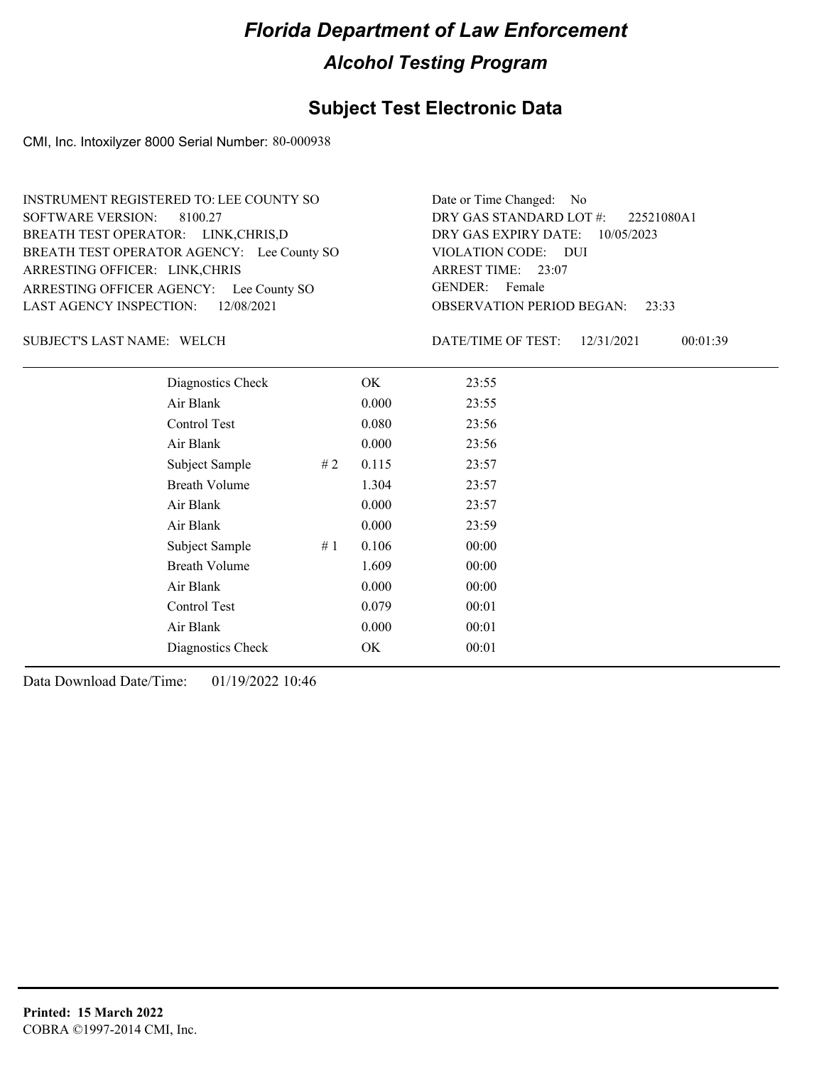# Florida Department of Law Enforcement

## Alcohol Testing Program

## Subject Test Electronic Data

CMI, Inc. Intoxilyzer 8000 Serial Number: 80-000938

INSTRUMENT REGISTERED TO: LEE COUNTY SO
SOFTWARE VERSION: 8100.27
BREATH TEST OPERATOR: LINK,CHRIS,D
BREATH TEST OPERATOR AGENCY: Lee County SO
ARRESTING OFFICER: LINK,CHRIS
ARRESTING OFFICER AGENCY: Lee County SO
LAST AGENCY INSPECTION: 12/08/2021

Date or Time Changed: No
DRY GAS STANDARD LOT #: 22521080A1
DRY GAS EXPIRY DATE: 10/05/2023
VIOLATION CODE: DUI
ARREST TIME: 23:07
GENDER: Female
OBSERVATION PERIOD BEGAN: 23:33

SUBJECT'S LAST NAME: WELCH

DATE/TIME OF TEST: 12/31/2021 00:01:39

| | | | |
|---|---|---|---|
| Diagnostics Check | | OK | 23:55 |
| Air Blank | | 0.000 | 23:55 |
| Control Test | | 0.080 | 23:56 |
| Air Blank | | 0.000 | 23:56 |
| Subject Sample | # 2 | 0.115 | 23:57 |
| Breath Volume | | 1.304 | 23:57 |
| Air Blank | | 0.000 | 23:57 |
| Air Blank | | 0.000 | 23:59 |
| Subject Sample | # 1 | 0.106 | 00:00 |
| Breath Volume | | 1.609 | 00:00 |
| Air Blank | | 0.000 | 00:00 |
| Control Test | | 0.079 | 00:01 |
| Air Blank | | 0.000 | 00:01 |
| Diagnostics Check | | OK | 00:01 |

Data Download Date/Time: 01/19/2022 10:46

**Printed: 15 March 2022**
COBRA ©1997-2014 CMI, Inc.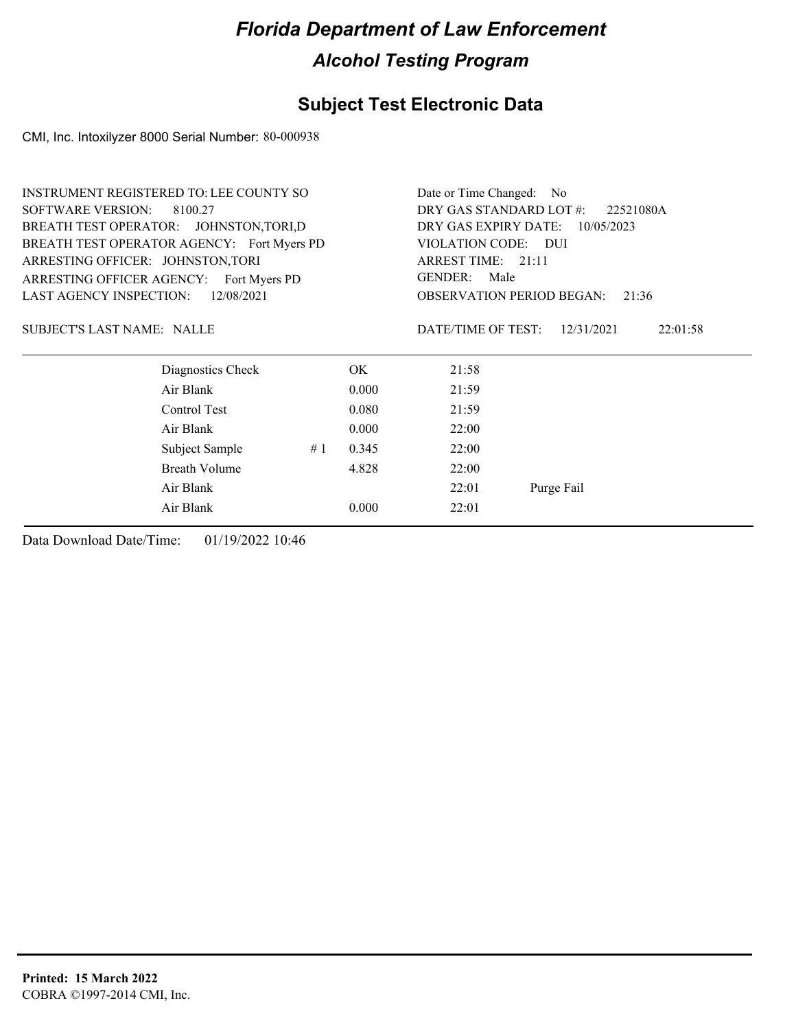# *Florida Department of Law Enforcement*

## *Alcohol Testing Program*

## Subject Test Electronic Data

CMI, Inc. Intoxilyzer 8000 Serial Number: 80-000938

INSTRUMENT REGISTERED TO: LEE COUNTY SO
SOFTWARE VERSION: 8100.27
BREATH TEST OPERATOR: JOHNSTON,TORI,D
BREATH TEST OPERATOR AGENCY: Fort Myers PD
ARRESTING OFFICER: JOHNSTON,TORI
ARRESTING OFFICER AGENCY: Fort Myers PD
LAST AGENCY INSPECTION: 12/08/2021

Date or Time Changed: No
DRY GAS STANDARD LOT #: 22521080A
DRY GAS EXPIRY DATE: 10/05/2023
VIOLATION CODE: DUI
ARREST TIME: 21:11
GENDER: Male
OBSERVATION PERIOD BEGAN: 21:36

SUBJECT'S LAST NAME: NALLE

DATE/TIME OF TEST: 12/31/2021 22:01:58

| | | | | |
|---|---|---|---|---|
| Diagnostics Check | | OK | 21:58 | |
| Air Blank | | 0.000 | 21:59 | |
| Control Test | | 0.080 | 21:59 | |
| Air Blank | | 0.000 | 22:00 | |
| Subject Sample | # 1 | 0.345 | 22:00 | |
| Breath Volume | | 4.828 | 22:00 | |
| Air Blank | | | 22:01 | Purge Fail |
| Air Blank | | 0.000 | 22:01 | |

Data Download Date/Time: 01/19/2022 10:46

**Printed: 15 March 2022**
COBRA ©1997-2014 CMI, Inc.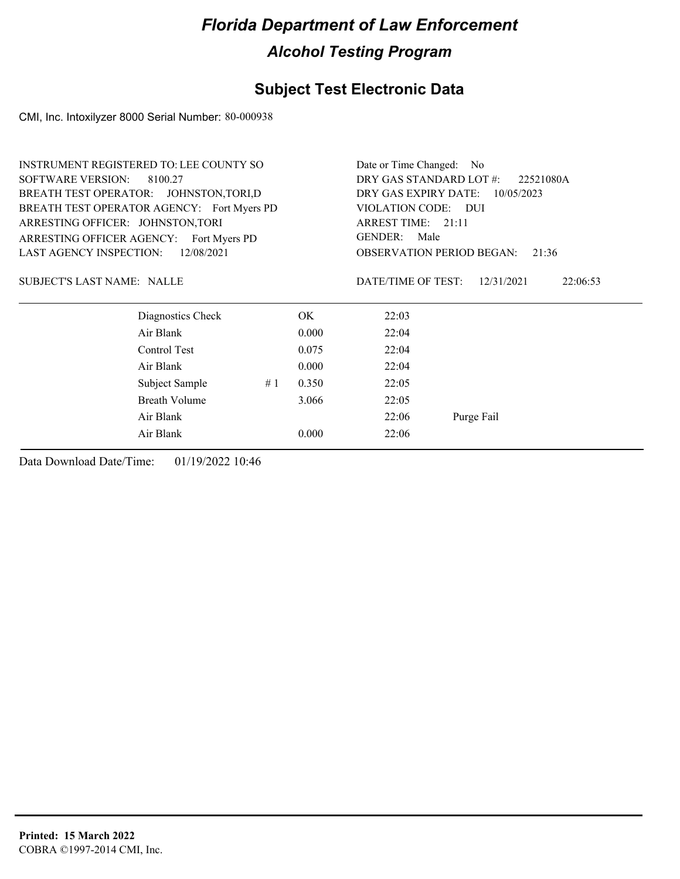# Florida Department of Law Enforcement

## Alcohol Testing Program

### Subject Test Electronic Data

CMI, Inc. Intoxilyzer 8000 Serial Number: 80-000938

INSTRUMENT REGISTERED TO: LEE COUNTY SO
SOFTWARE VERSION: 8100.27
BREATH TEST OPERATOR: JOHNSTON,TORI,D
BREATH TEST OPERATOR AGENCY: Fort Myers PD
ARRESTING OFFICER: JOHNSTON,TORI
ARRESTING OFFICER AGENCY: Fort Myers PD
LAST AGENCY INSPECTION: 12/08/2021

Date or Time Changed: No
DRY GAS STANDARD LOT #: 22521080A
DRY GAS EXPIRY DATE: 10/05/2023
VIOLATION CODE: DUI
ARREST TIME: 21:11
GENDER: Male
OBSERVATION PERIOD BEGAN: 21:36

SUBJECT'S LAST NAME: NALLE

DATE/TIME OF TEST: 12/31/2021 22:06:53

| | | | | |
|---|---|---|---|---|
| Diagnostics Check | | OK | 22:03 | |
| Air Blank | | 0.000 | 22:04 | |
| Control Test | | 0.075 | 22:04 | |
| Air Blank | | 0.000 | 22:04 | |
| Subject Sample | # 1 | 0.350 | 22:05 | |
| Breath Volume | | 3.066 | 22:05 | |
| Air Blank | | | 22:06 | Purge Fail |
| Air Blank | | 0.000 | 22:06 | |

Data Download Date/Time: 01/19/2022 10:46

**Printed: 15 March 2022**
COBRA ©1997-2014 CMI, Inc.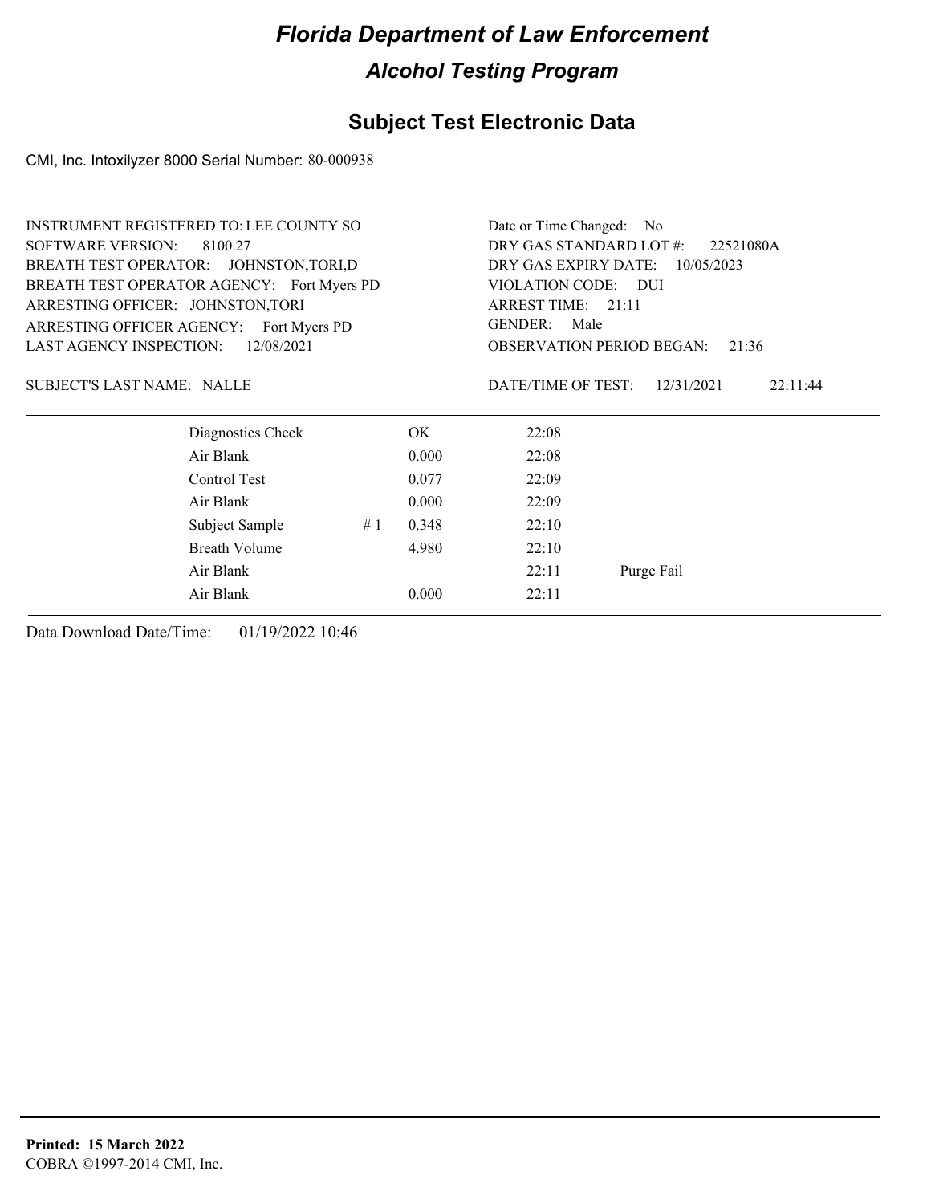# Florida Department of Law Enforcement

## Alcohol Testing Program

## Subject Test Electronic Data

CMI, Inc. Intoxilyzer 8000 Serial Number: 80-000938

INSTRUMENT REGISTERED TO: LEE COUNTY SO
SOFTWARE VERSION: 8100.27
BREATH TEST OPERATOR: JOHNSTON,TORI,D
BREATH TEST OPERATOR AGENCY: Fort Myers PD
ARRESTING OFFICER: JOHNSTON,TORI
ARRESTING OFFICER AGENCY: Fort Myers PD
LAST AGENCY INSPECTION: 12/08/2021

Date or Time Changed: No
DRY GAS STANDARD LOT #: 22521080A
DRY GAS EXPIRY DATE: 10/05/2023
VIOLATION CODE: DUI
ARREST TIME: 21:11
GENDER: Male
OBSERVATION PERIOD BEGAN: 21:36

SUBJECT'S LAST NAME: NALLE

DATE/TIME OF TEST: 12/31/2021 22:11:44

| | | | | |
|---|---|---|---|---|
| Diagnostics Check | | OK | 22:08 | |
| Air Blank | | 0.000 | 22:08 | |
| Control Test | | 0.077 | 22:09 | |
| Air Blank | | 0.000 | 22:09 | |
| Subject Sample | # 1 | 0.348 | 22:10 | |
| Breath Volume | | 4.980 | 22:10 | |
| Air Blank | | | 22:11 | Purge Fail |
| Air Blank | | 0.000 | 22:11 | |

Data Download Date/Time: 01/19/2022 10:46

**Printed: 15 March 2022**
COBRA ©1997-2014 CMI, Inc.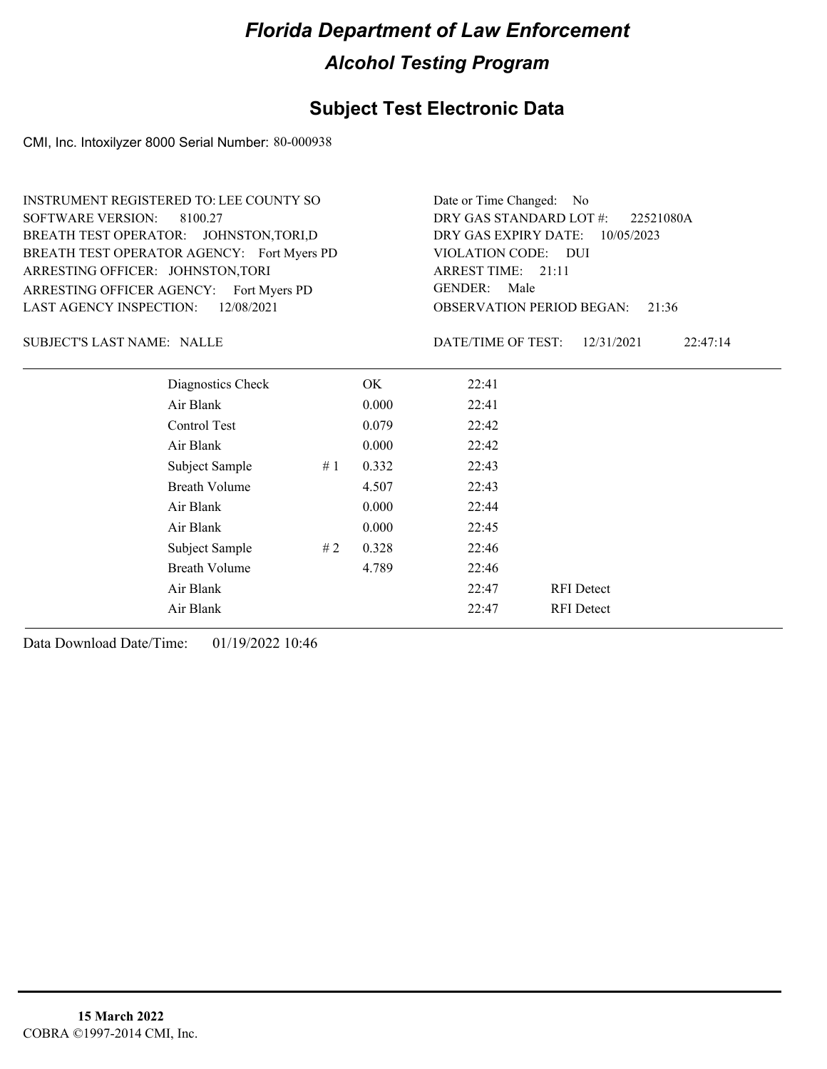# Florida Department of Law Enforcement

## Alcohol Testing Program

## Subject Test Electronic Data

CMI, Inc. Intoxilyzer 8000 Serial Number: 80-000938

INSTRUMENT REGISTERED TO: LEE COUNTY SO
SOFTWARE VERSION: 8100.27
BREATH TEST OPERATOR: JOHNSTON,TORI,D
BREATH TEST OPERATOR AGENCY: Fort Myers PD
ARRESTING OFFICER: JOHNSTON,TORI
ARRESTING OFFICER AGENCY: Fort Myers PD
LAST AGENCY INSPECTION: 12/08/2021

Date or Time Changed: No
DRY GAS STANDARD LOT #: 22521080A
DRY GAS EXPIRY DATE: 10/05/2023
VIOLATION CODE: DUI
ARREST TIME: 21:11
GENDER: Male
OBSERVATION PERIOD BEGAN: 21:36

SUBJECT'S LAST NAME: NALLE

DATE/TIME OF TEST: 12/31/2021 22:47:14

| | | | | |
|---|---|---|---|---|
| Diagnostics Check | | OK | 22:41 | |
| Air Blank | | 0.000 | 22:41 | |
| Control Test | | 0.079 | 22:42 | |
| Air Blank | | 0.000 | 22:42 | |
| Subject Sample | # 1 | 0.332 | 22:43 | |
| Breath Volume | | 4.507 | 22:43 | |
| Air Blank | | 0.000 | 22:44 | |
| Air Blank | | 0.000 | 22:45 | |
| Subject Sample | # 2 | 0.328 | 22:46 | |
| Breath Volume | | 4.789 | 22:46 | |
| Air Blank | | | 22:47 | RFI Detect |
| Air Blank | | | 22:47 | RFI Detect |

Data Download Date/Time: 01/19/2022 10:46

**15 March 2022**
COBRA ©1997-2014 CMI, Inc.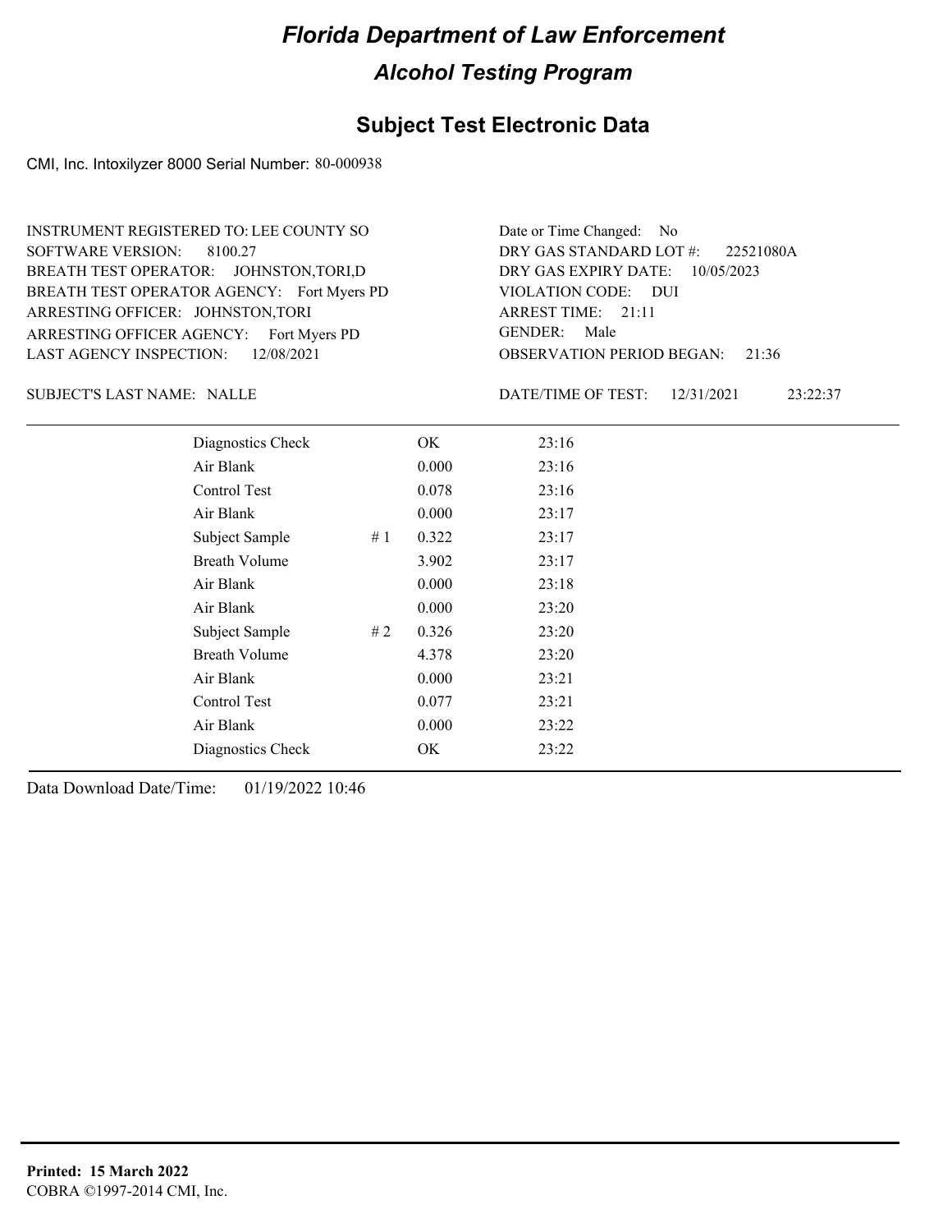# Florida Department of Law Enforcement

## Alcohol Testing Program

### Subject Test Electronic Data

CMI, Inc. Intoxilyzer 8000 Serial Number: 80-000938

INSTRUMENT REGISTERED TO: LEE COUNTY SO
SOFTWARE VERSION: 8100.27
BREATH TEST OPERATOR: JOHNSTON,TORI,D
BREATH TEST OPERATOR AGENCY: Fort Myers PD
ARRESTING OFFICER: JOHNSTON,TORI
ARRESTING OFFICER AGENCY: Fort Myers PD
LAST AGENCY INSPECTION: 12/08/2021

Date or Time Changed: No
DRY GAS STANDARD LOT #: 22521080A
DRY GAS EXPIRY DATE: 10/05/2023
VIOLATION CODE: DUI
ARREST TIME: 21:11
GENDER: Male
OBSERVATION PERIOD BEGAN: 21:36

SUBJECT'S LAST NAME: NALLE

DATE/TIME OF TEST: 12/31/2021 23:22:37

| | | | |
|---|---|---|---|
| Diagnostics Check | | OK | 23:16 |
| Air Blank | | 0.000 | 23:16 |
| Control Test | | 0.078 | 23:16 |
| Air Blank | | 0.000 | 23:17 |
| Subject Sample | # 1 | 0.322 | 23:17 |
| Breath Volume | | 3.902 | 23:17 |
| Air Blank | | 0.000 | 23:18 |
| Air Blank | | 0.000 | 23:20 |
| Subject Sample | # 2 | 0.326 | 23:20 |
| Breath Volume | | 4.378 | 23:20 |
| Air Blank | | 0.000 | 23:21 |
| Control Test | | 0.077 | 23:21 |
| Air Blank | | 0.000 | 23:22 |
| Diagnostics Check | | OK | 23:22 |

Data Download Date/Time: 01/19/2022 10:46

**Printed: 15 March 2022**
COBRA ©1997-2014 CMI, Inc.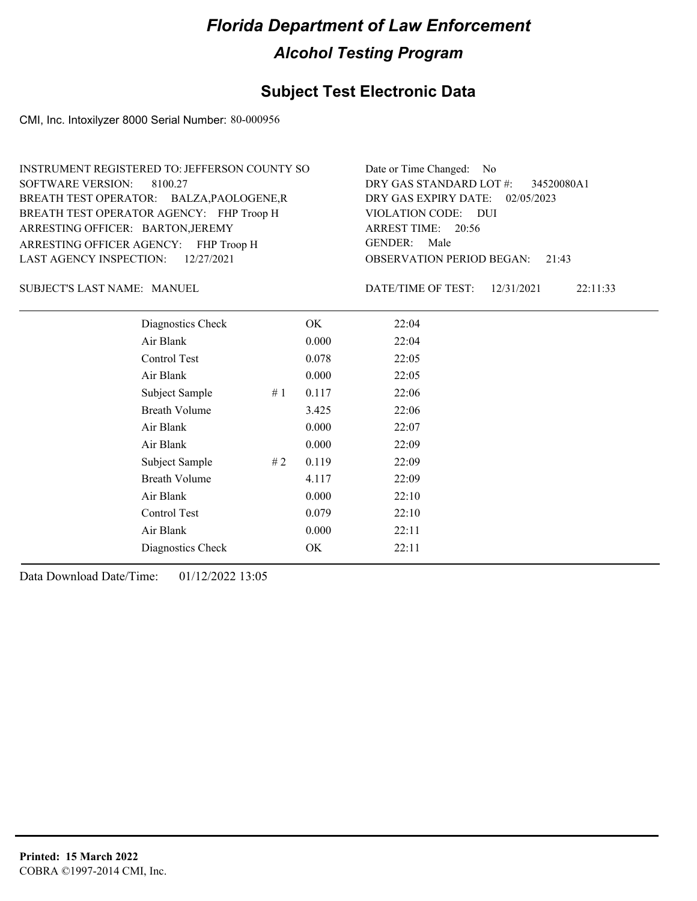# *Florida Department of Law Enforcement*

## *Alcohol Testing Program*

## Subject Test Electronic Data

CMI, Inc. Intoxilyzer 8000 Serial Number: 80-000956

INSTRUMENT REGISTERED TO: JEFFERSON COUNTY SO
SOFTWARE VERSION: 8100.27
BREATH TEST OPERATOR: BALZA,PAOLOGENE,R
BREATH TEST OPERATOR AGENCY: FHP Troop H
ARRESTING OFFICER: BARTON,JEREMY
ARRESTING OFFICER AGENCY: FHP Troop H
LAST AGENCY INSPECTION: 12/27/2021

Date or Time Changed: No
DRY GAS STANDARD LOT #: 34520080A1
DRY GAS EXPIRY DATE: 02/05/2023
VIOLATION CODE: DUI
ARREST TIME: 20:56
GENDER: Male
OBSERVATION PERIOD BEGAN: 21:43

SUBJECT'S LAST NAME: MANUEL

DATE/TIME OF TEST: 12/31/2021 22:11:33

| | | | |
|---|---|---|---|
| Diagnostics Check | | OK | 22:04 |
| Air Blank | | 0.000 | 22:04 |
| Control Test | | 0.078 | 22:05 |
| Air Blank | | 0.000 | 22:05 |
| Subject Sample | # 1 | 0.117 | 22:06 |
| Breath Volume | | 3.425 | 22:06 |
| Air Blank | | 0.000 | 22:07 |
| Air Blank | | 0.000 | 22:09 |
| Subject Sample | # 2 | 0.119 | 22:09 |
| Breath Volume | | 4.117 | 22:09 |
| Air Blank | | 0.000 | 22:10 |
| Control Test | | 0.079 | 22:10 |
| Air Blank | | 0.000 | 22:11 |
| Diagnostics Check | | OK | 22:11 |

Data Download Date/Time: 01/12/2022 13:05

**Printed: 15 March 2022**
COBRA ©1997-2014 CMI, Inc.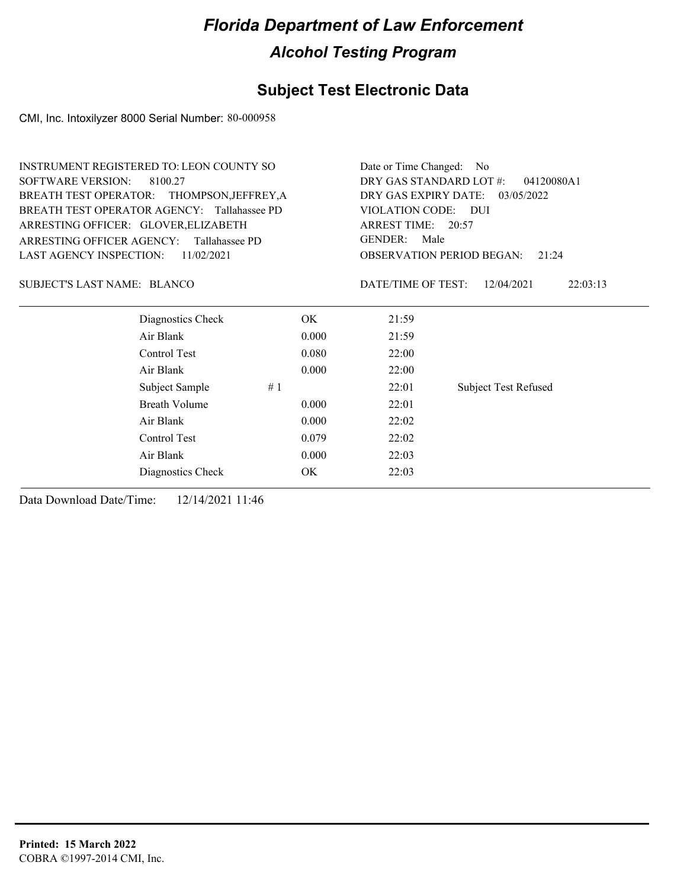# Florida Department of Law Enforcement

## Alcohol Testing Program

### Subject Test Electronic Data

CMI, Inc. Intoxilyzer 8000 Serial Number: 80-000958

INSTRUMENT REGISTERED TO: LEON COUNTY SO
SOFTWARE VERSION: 8100.27
BREATH TEST OPERATOR: THOMPSON,JEFFREY,A
BREATH TEST OPERATOR AGENCY: Tallahassee PD
ARRESTING OFFICER: GLOVER,ELIZABETH
ARRESTING OFFICER AGENCY: Tallahassee PD
LAST AGENCY INSPECTION: 11/02/2021

Date or Time Changed: No
DRY GAS STANDARD LOT #: 04120080A1
DRY GAS EXPIRY DATE: 03/05/2022
VIOLATION CODE: DUI
ARREST TIME: 20:57
GENDER: Male
OBSERVATION PERIOD BEGAN: 21:24

SUBJECT'S LAST NAME: BLANCO

DATE/TIME OF TEST: 12/04/2021 22:03:13

| | | | |
|---|---|---|---|
| Diagnostics Check | OK | 21:59 | |
| Air Blank | 0.000 | 21:59 | |
| Control Test | 0.080 | 22:00 | |
| Air Blank | 0.000 | 22:00 | |
| Subject Sample # 1 | | 22:01 | Subject Test Refused |
| Breath Volume | 0.000 | 22:01 | |
| Air Blank | 0.000 | 22:02 | |
| Control Test | 0.079 | 22:02 | |
| Air Blank | 0.000 | 22:03 | |
| Diagnostics Check | OK | 22:03 | |

Data Download Date/Time: 12/14/2021 11:46

**Printed: 15 March 2022**
COBRA ©1997-2014 CMI, Inc.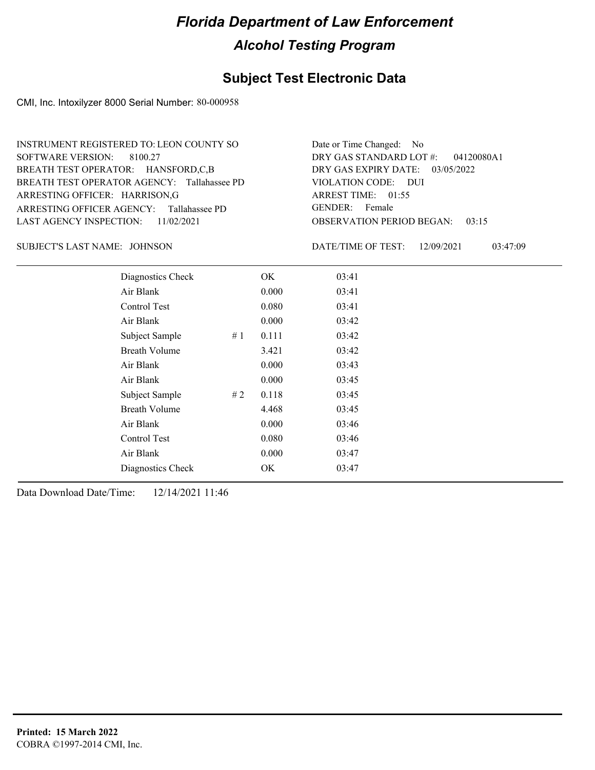# Florida Department of Law Enforcement

## Alcohol Testing Program

## Subject Test Electronic Data

CMI, Inc. Intoxilyzer 8000 Serial Number: 80-000958

INSTRUMENT REGISTERED TO: LEON COUNTY SO
SOFTWARE VERSION: 8100.27
BREATH TEST OPERATOR: HANSFORD,C,B
BREATH TEST OPERATOR AGENCY: Tallahassee PD
ARRESTING OFFICER: HARRISON,G
ARRESTING OFFICER AGENCY: Tallahassee PD
LAST AGENCY INSPECTION: 11/02/2021

Date or Time Changed: No
DRY GAS STANDARD LOT #: 04120080A1
DRY GAS EXPIRY DATE: 03/05/2022
VIOLATION CODE: DUI
ARREST TIME: 01:55
GENDER: Female
OBSERVATION PERIOD BEGAN: 03:15

SUBJECT'S LAST NAME: JOHNSON

DATE/TIME OF TEST: 12/09/2021 03:47:09

| | | | |
|---|---|---|---|
| Diagnostics Check | | OK | 03:41 |
| Air Blank | | 0.000 | 03:41 |
| Control Test | | 0.080 | 03:41 |
| Air Blank | | 0.000 | 03:42 |
| Subject Sample | # 1 | 0.111 | 03:42 |
| Breath Volume | | 3.421 | 03:42 |
| Air Blank | | 0.000 | 03:43 |
| Air Blank | | 0.000 | 03:45 |
| Subject Sample | # 2 | 0.118 | 03:45 |
| Breath Volume | | 4.468 | 03:45 |
| Air Blank | | 0.000 | 03:46 |
| Control Test | | 0.080 | 03:46 |
| Air Blank | | 0.000 | 03:47 |
| Diagnostics Check | | OK | 03:47 |

Data Download Date/Time: 12/14/2021 11:46

**Printed: 15 March 2022**
COBRA ©1997-2014 CMI, Inc.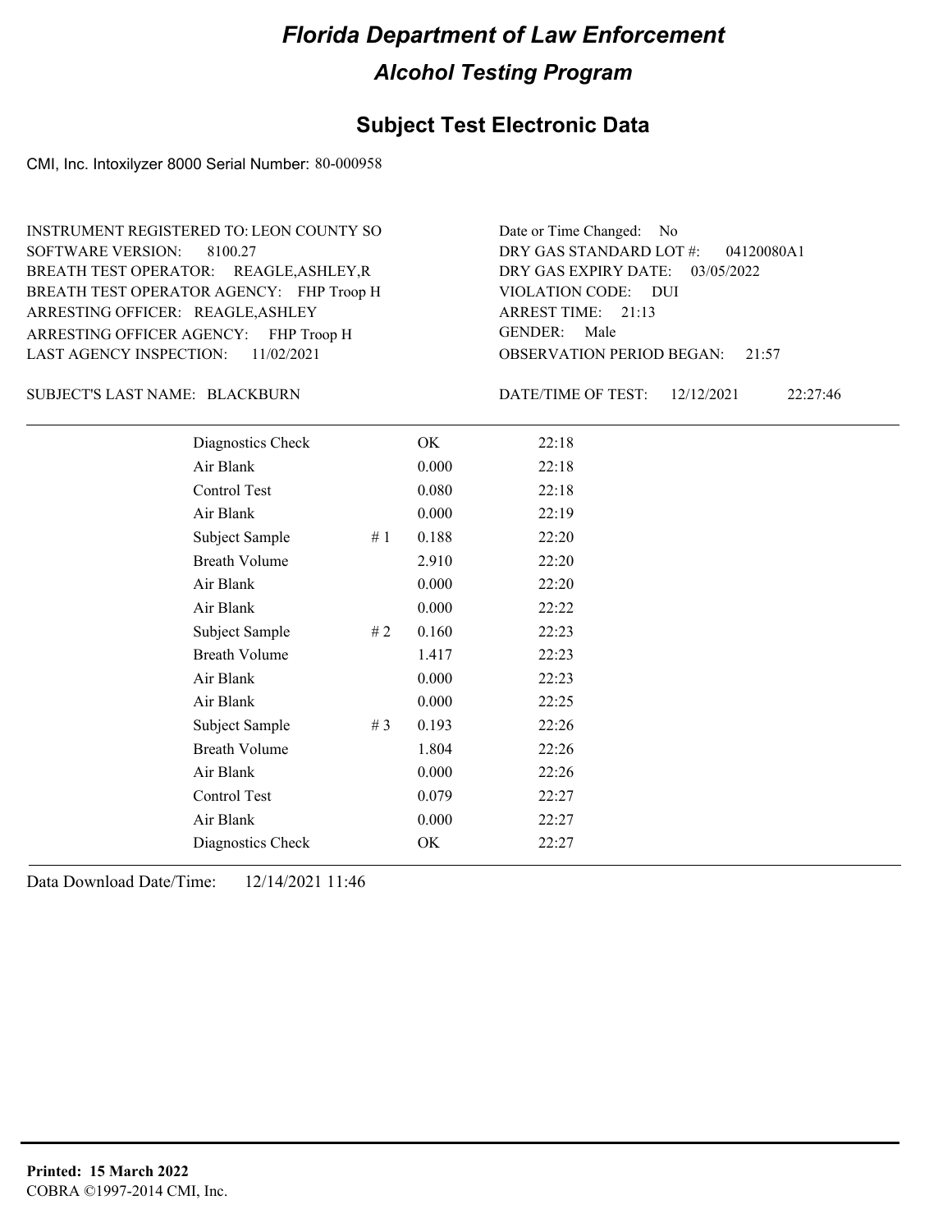# Florida Department of Law Enforcement

## Alcohol Testing Program

### Subject Test Electronic Data

CMI, Inc. Intoxilyzer 8000 Serial Number: 80-000958

INSTRUMENT REGISTERED TO: LEON COUNTY SO
SOFTWARE VERSION: 8100.27
BREATH TEST OPERATOR: REAGLE,ASHLEY,R
BREATH TEST OPERATOR AGENCY: FHP Troop H
ARRESTING OFFICER: REAGLE,ASHLEY
ARRESTING OFFICER AGENCY: FHP Troop H
LAST AGENCY INSPECTION: 11/02/2021

Date or Time Changed: No
DRY GAS STANDARD LOT #: 04120080A1
DRY GAS EXPIRY DATE: 03/05/2022
VIOLATION CODE: DUI
ARREST TIME: 21:13
GENDER: Male
OBSERVATION PERIOD BEGAN: 21:57

SUBJECT'S LAST NAME: BLACKBURN

DATE/TIME OF TEST: 12/12/2021 22:27:46

| | | | |
|---|---|---|---|
| Diagnostics Check | | OK | 22:18 |
| Air Blank | | 0.000 | 22:18 |
| Control Test | | 0.080 | 22:18 |
| Air Blank | | 0.000 | 22:19 |
| Subject Sample | # 1 | 0.188 | 22:20 |
| Breath Volume | | 2.910 | 22:20 |
| Air Blank | | 0.000 | 22:20 |
| Air Blank | | 0.000 | 22:22 |
| Subject Sample | # 2 | 0.160 | 22:23 |
| Breath Volume | | 1.417 | 22:23 |
| Air Blank | | 0.000 | 22:23 |
| Air Blank | | 0.000 | 22:25 |
| Subject Sample | # 3 | 0.193 | 22:26 |
| Breath Volume | | 1.804 | 22:26 |
| Air Blank | | 0.000 | 22:26 |
| Control Test | | 0.079 | 22:27 |
| Air Blank | | 0.000 | 22:27 |
| Diagnostics Check | | OK | 22:27 |

Data Download Date/Time: 12/14/2021 11:46

**Printed: 15 March 2022**
COBRA ©1997-2014 CMI, Inc.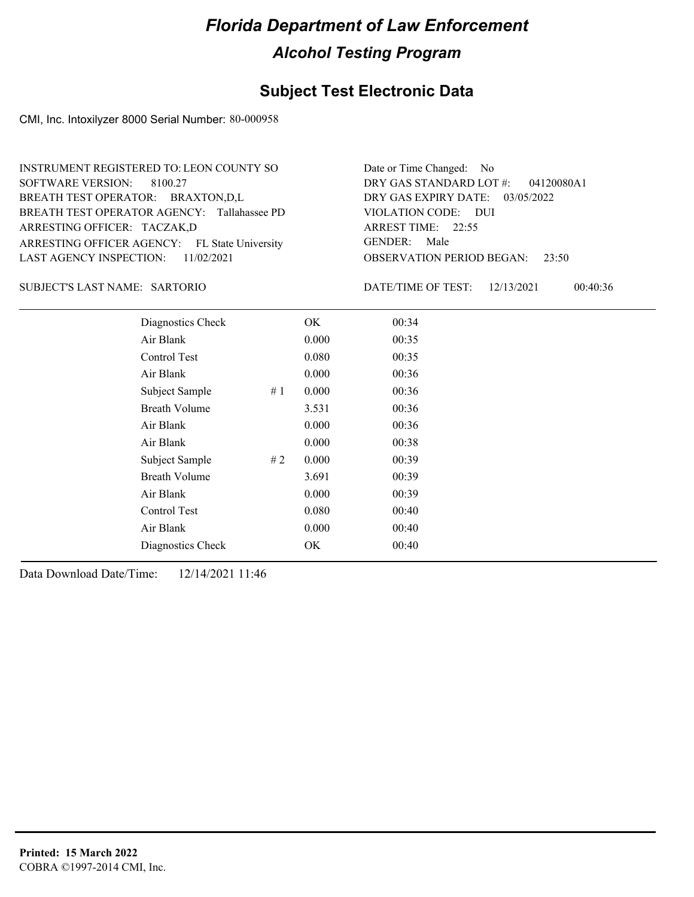# Florida Department of Law Enforcement

## Alcohol Testing Program

### Subject Test Electronic Data

CMI, Inc. Intoxilyzer 8000 Serial Number: 80-000958

INSTRUMENT REGISTERED TO: LEON COUNTY SO
SOFTWARE VERSION: 8100.27
BREATH TEST OPERATOR: BRAXTON,D,L
BREATH TEST OPERATOR AGENCY: Tallahassee PD
ARRESTING OFFICER: TACZAK,D
ARRESTING OFFICER AGENCY: FL State University
LAST AGENCY INSPECTION: 11/02/2021

Date or Time Changed: No
DRY GAS STANDARD LOT #: 04120080A1
DRY GAS EXPIRY DATE: 03/05/2022
VIOLATION CODE: DUI
ARREST TIME: 22:55
GENDER: Male
OBSERVATION PERIOD BEGAN: 23:50

SUBJECT'S LAST NAME: SARTORIO

DATE/TIME OF TEST: 12/13/2021 00:40:36

| | | | |
|---|---|---|---|
| Diagnostics Check | | OK | 00:34 |
| Air Blank | | 0.000 | 00:35 |
| Control Test | | 0.080 | 00:35 |
| Air Blank | | 0.000 | 00:36 |
| Subject Sample | # 1 | 0.000 | 00:36 |
| Breath Volume | | 3.531 | 00:36 |
| Air Blank | | 0.000 | 00:36 |
| Air Blank | | 0.000 | 00:38 |
| Subject Sample | # 2 | 0.000 | 00:39 |
| Breath Volume | | 3.691 | 00:39 |
| Air Blank | | 0.000 | 00:39 |
| Control Test | | 0.080 | 00:40 |
| Air Blank | | 0.000 | 00:40 |
| Diagnostics Check | | OK | 00:40 |

Data Download Date/Time: 12/14/2021 11:46

**Printed: 15 March 2022**
COBRA ©1997-2014 CMI, Inc.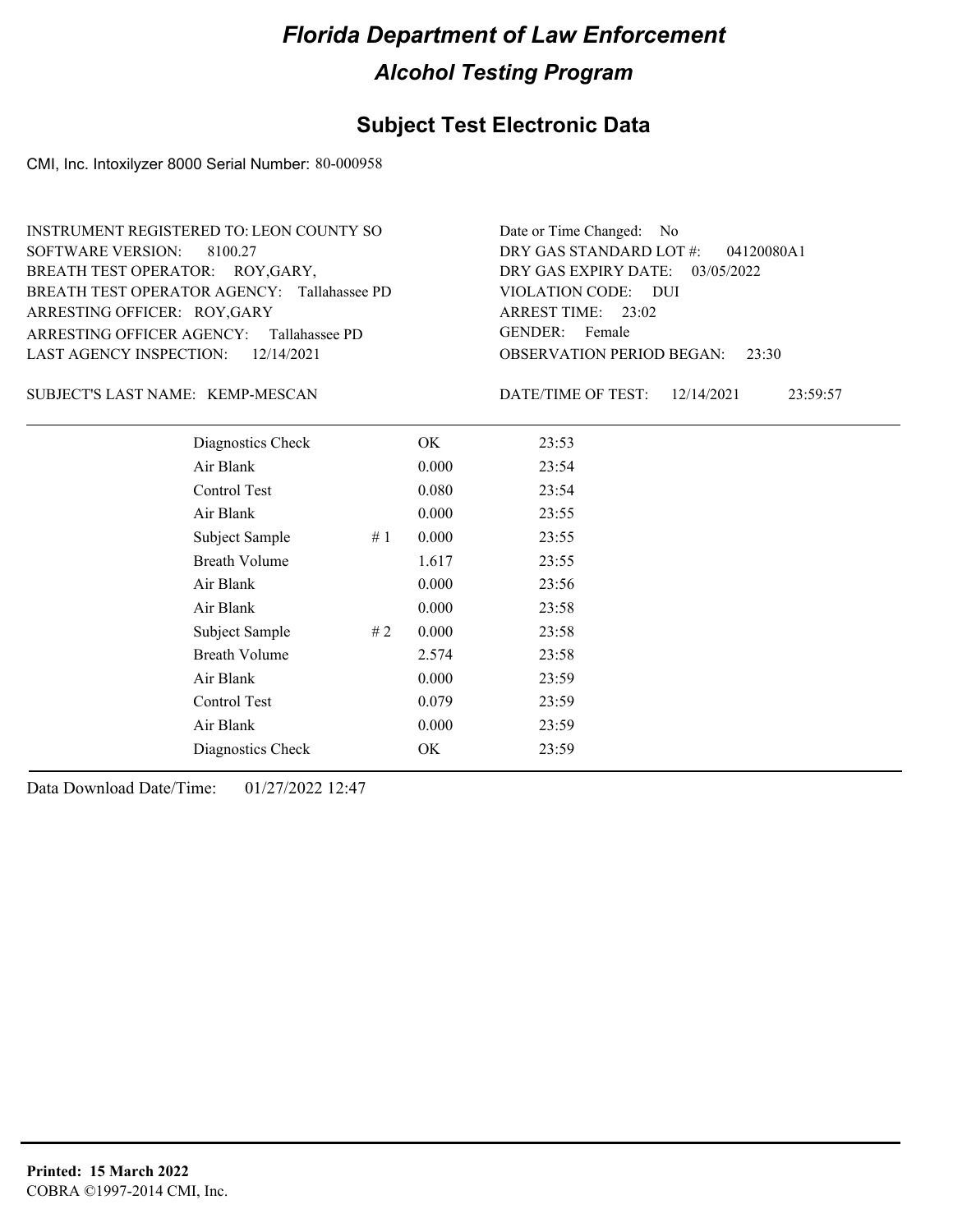# Florida Department of Law Enforcement

## Alcohol Testing Program

## Subject Test Electronic Data

CMI, Inc. Intoxilyzer 8000 Serial Number: 80-000958

INSTRUMENT REGISTERED TO: LEON COUNTY SO
SOFTWARE VERSION: 8100.27
BREATH TEST OPERATOR: ROY,GARY,
BREATH TEST OPERATOR AGENCY: Tallahassee PD
ARRESTING OFFICER: ROY,GARY
ARRESTING OFFICER AGENCY: Tallahassee PD
LAST AGENCY INSPECTION: 12/14/2021

Date or Time Changed: No
DRY GAS STANDARD LOT #: 04120080A1
DRY GAS EXPIRY DATE: 03/05/2022
VIOLATION CODE: DUI
ARREST TIME: 23:02
GENDER: Female
OBSERVATION PERIOD BEGAN: 23:30

SUBJECT'S LAST NAME: KEMP-MESCAN

DATE/TIME OF TEST: 12/14/2021 23:59:57

| | | | |
|---|---|---|---|
| Diagnostics Check | | OK | 23:53 |
| Air Blank | | 0.000 | 23:54 |
| Control Test | | 0.080 | 23:54 |
| Air Blank | | 0.000 | 23:55 |
| Subject Sample | # 1 | 0.000 | 23:55 |
| Breath Volume | | 1.617 | 23:55 |
| Air Blank | | 0.000 | 23:56 |
| Air Blank | | 0.000 | 23:58 |
| Subject Sample | # 2 | 0.000 | 23:58 |
| Breath Volume | | 2.574 | 23:58 |
| Air Blank | | 0.000 | 23:59 |
| Control Test | | 0.079 | 23:59 |
| Air Blank | | 0.000 | 23:59 |
| Diagnostics Check | | OK | 23:59 |

Data Download Date/Time: 01/27/2022 12:47

**Printed: 15 March 2022**
COBRA ©1997-2014 CMI, Inc.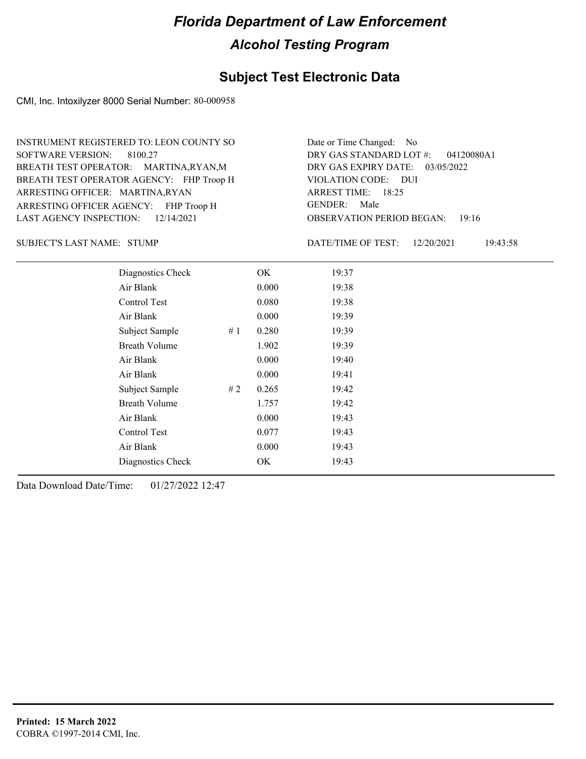# Florida Department of Law Enforcement

## Alcohol Testing Program

### Subject Test Electronic Data

CMI, Inc. Intoxilyzer 8000 Serial Number: 80-000958

INSTRUMENT REGISTERED TO: LEON COUNTY SO
SOFTWARE VERSION: 8100.27
BREATH TEST OPERATOR: MARTINA,RYAN,M
BREATH TEST OPERATOR AGENCY: FHP Troop H
ARRESTING OFFICER: MARTINA,RYAN
ARRESTING OFFICER AGENCY: FHP Troop H
LAST AGENCY INSPECTION: 12/14/2021

Date or Time Changed: No
DRY GAS STANDARD LOT #: 04120080A1
DRY GAS EXPIRY DATE: 03/05/2022
VIOLATION CODE: DUI
ARREST TIME: 18:25
GENDER: Male
OBSERVATION PERIOD BEGAN: 19:16

SUBJECT'S LAST NAME: STUMP

DATE/TIME OF TEST: 12/20/2021 19:43:58

| | | | |
|---|---|---|---|
| Diagnostics Check | | OK | 19:37 |
| Air Blank | | 0.000 | 19:38 |
| Control Test | | 0.080 | 19:38 |
| Air Blank | | 0.000 | 19:39 |
| Subject Sample | # 1 | 0.280 | 19:39 |
| Breath Volume | | 1.902 | 19:39 |
| Air Blank | | 0.000 | 19:40 |
| Air Blank | | 0.000 | 19:41 |
| Subject Sample | # 2 | 0.265 | 19:42 |
| Breath Volume | | 1.757 | 19:42 |
| Air Blank | | 0.000 | 19:43 |
| Control Test | | 0.077 | 19:43 |
| Air Blank | | 0.000 | 19:43 |
| Diagnostics Check | | OK | 19:43 |

Data Download Date/Time: 01/27/2022 12:47

**Printed: 15 March 2022**
COBRA ©1997-2014 CMI, Inc.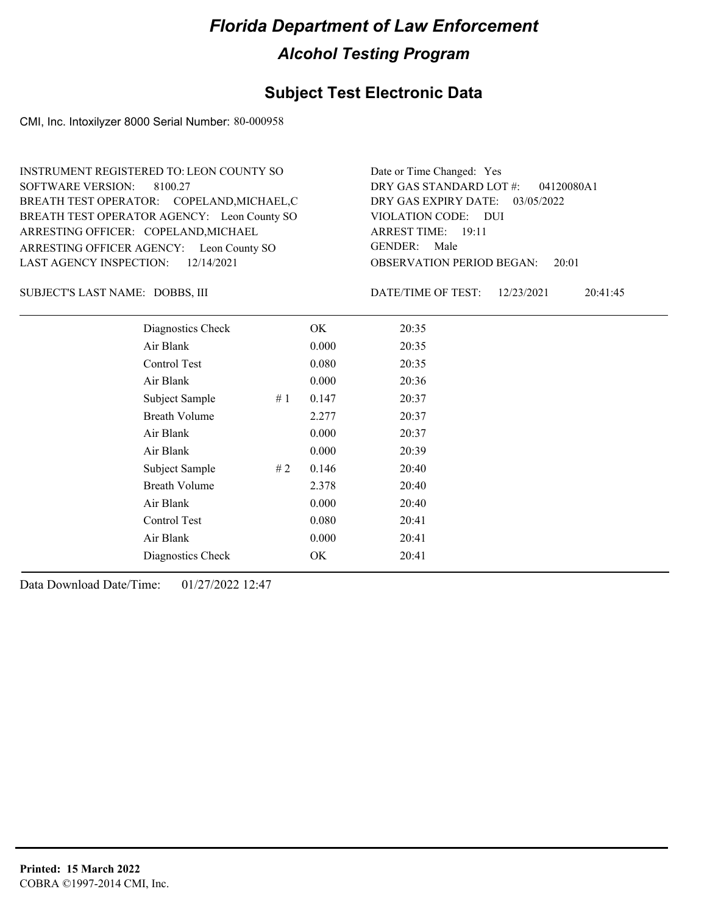# Florida Department of Law Enforcement

## Alcohol Testing Program

## Subject Test Electronic Data

CMI, Inc. Intoxilyzer 8000 Serial Number: 80-000958

INSTRUMENT REGISTERED TO: LEON COUNTY SO
SOFTWARE VERSION: 8100.27
BREATH TEST OPERATOR: COPELAND,MICHAEL,C
BREATH TEST OPERATOR AGENCY: Leon County SO
ARRESTING OFFICER: COPELAND,MICHAEL
ARRESTING OFFICER AGENCY: Leon County SO
LAST AGENCY INSPECTION: 12/14/2021

Date or Time Changed: Yes
DRY GAS STANDARD LOT #: 04120080A1
DRY GAS EXPIRY DATE: 03/05/2022
VIOLATION CODE: DUI
ARREST TIME: 19:11
GENDER: Male
OBSERVATION PERIOD BEGAN: 20:01

SUBJECT'S LAST NAME: DOBBS, III

DATE/TIME OF TEST: 12/23/2021 20:41:45

| | | | |
|---|---|---|---|
| Diagnostics Check | | OK | 20:35 |
| Air Blank | | 0.000 | 20:35 |
| Control Test | | 0.080 | 20:35 |
| Air Blank | | 0.000 | 20:36 |
| Subject Sample | # 1 | 0.147 | 20:37 |
| Breath Volume | | 2.277 | 20:37 |
| Air Blank | | 0.000 | 20:37 |
| Air Blank | | 0.000 | 20:39 |
| Subject Sample | # 2 | 0.146 | 20:40 |
| Breath Volume | | 2.378 | 20:40 |
| Air Blank | | 0.000 | 20:40 |
| Control Test | | 0.080 | 20:41 |
| Air Blank | | 0.000 | 20:41 |
| Diagnostics Check | | OK | 20:41 |

Data Download Date/Time: 01/27/2022 12:47

**Printed: 15 March 2022**
COBRA ©1997-2014 CMI, Inc.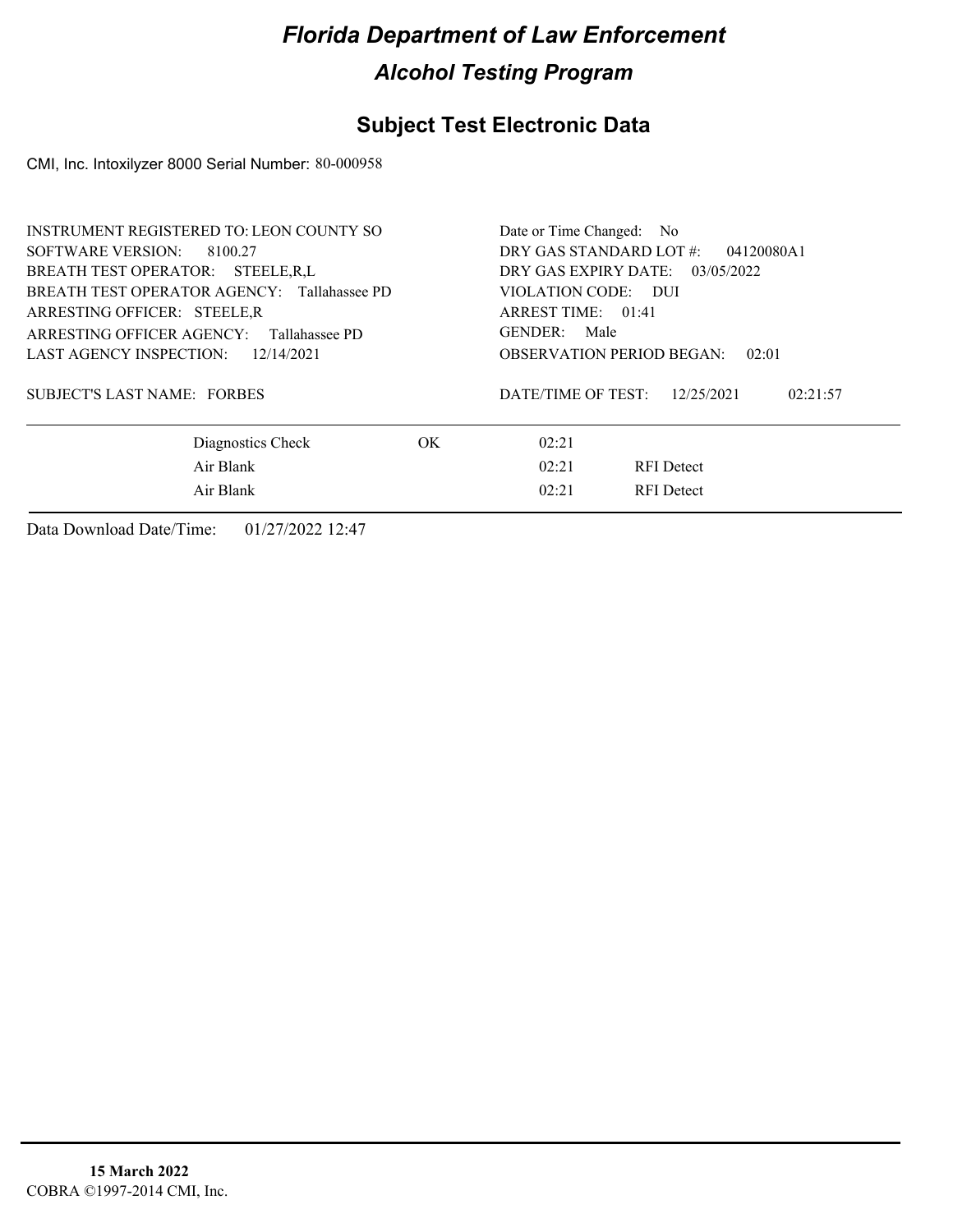# Florida Department of Law Enforcement

## Alcohol Testing Program

## Subject Test Electronic Data

CMI, Inc. Intoxilyzer 8000 Serial Number: 80-000958

INSTRUMENT REGISTERED TO: LEON COUNTY SO
SOFTWARE VERSION: 8100.27
BREATH TEST OPERATOR: STEELE,R,L
BREATH TEST OPERATOR AGENCY: Tallahassee PD
ARRESTING OFFICER: STEELE,R
ARRESTING OFFICER AGENCY: Tallahassee PD
LAST AGENCY INSPECTION: 12/14/2021

SUBJECT'S LAST NAME: FORBES

Date or Time Changed: No
DRY GAS STANDARD LOT #: 04120080A1
DRY GAS EXPIRY DATE: 03/05/2022
VIOLATION CODE: DUI
ARREST TIME: 01:41
GENDER: Male
OBSERVATION PERIOD BEGAN: 02:01

DATE/TIME OF TEST: 12/25/2021 02:21:57

| | | | |
|---|---|---|---|
| Diagnostics Check | OK | 02:21 | |
| Air Blank | | 02:21 | RFI Detect |
| Air Blank | | 02:21 | RFI Detect |

Data Download Date/Time: 01/27/2022 12:47

**15 March 2022**
COBRA ©1997-2014 CMI, Inc.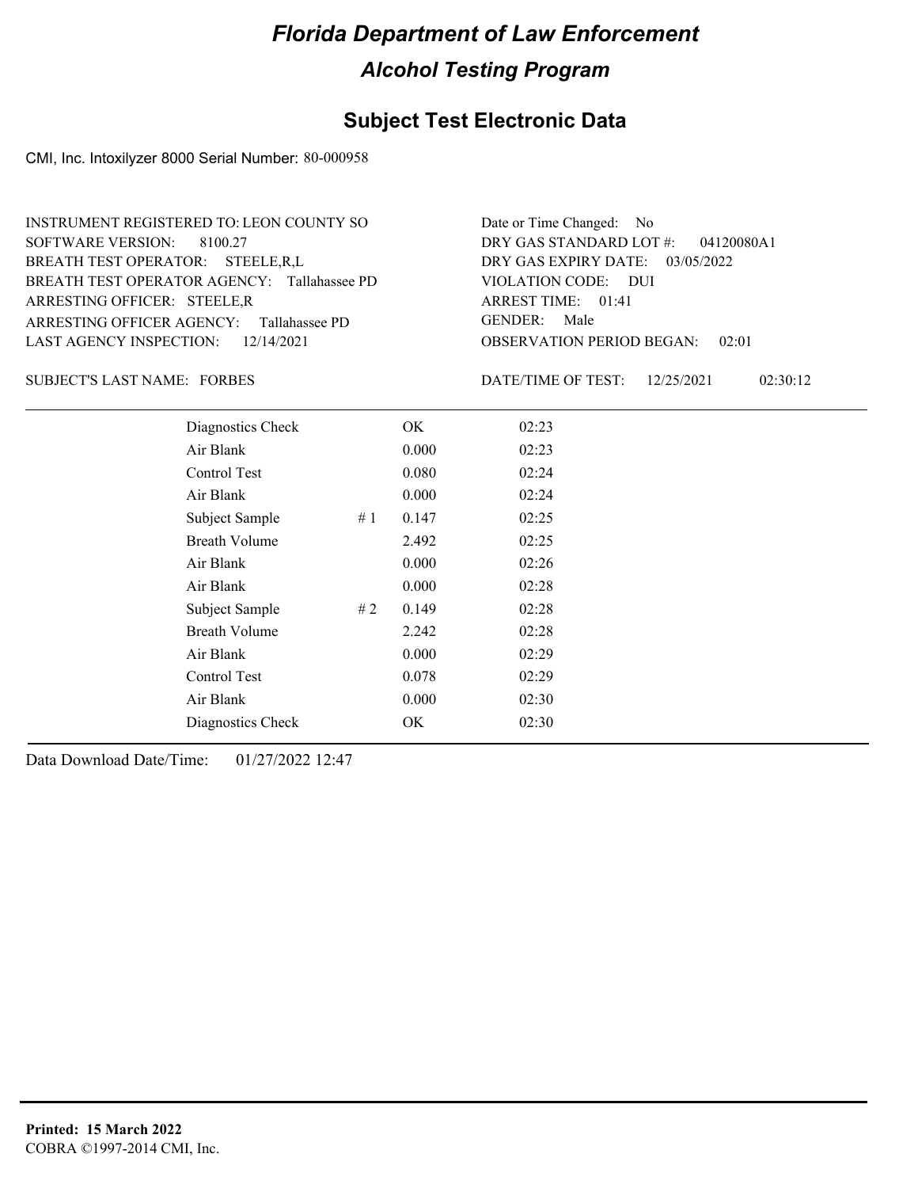# Florida Department of Law Enforcement

## Alcohol Testing Program

### Subject Test Electronic Data

CMI, Inc. Intoxilyzer 8000 Serial Number: 80-000958

INSTRUMENT REGISTERED TO: LEON COUNTY SO
SOFTWARE VERSION: 8100.27
BREATH TEST OPERATOR: STEELE,R,L
BREATH TEST OPERATOR AGENCY: Tallahassee PD
ARRESTING OFFICER: STEELE,R
ARRESTING OFFICER AGENCY: Tallahassee PD
LAST AGENCY INSPECTION: 12/14/2021

Date or Time Changed: No
DRY GAS STANDARD LOT #: 04120080A1
DRY GAS EXPIRY DATE: 03/05/2022
VIOLATION CODE: DUI
ARREST TIME: 01:41
GENDER: Male
OBSERVATION PERIOD BEGAN: 02:01

SUBJECT'S LAST NAME: FORBES

DATE/TIME OF TEST: 12/25/2021 02:30:12

| | | | |
|---|---|---|---|
| Diagnostics Check | | OK | 02:23 |
| Air Blank | | 0.000 | 02:23 |
| Control Test | | 0.080 | 02:24 |
| Air Blank | | 0.000 | 02:24 |
| Subject Sample | # 1 | 0.147 | 02:25 |
| Breath Volume | | 2.492 | 02:25 |
| Air Blank | | 0.000 | 02:26 |
| Air Blank | | 0.000 | 02:28 |
| Subject Sample | # 2 | 0.149 | 02:28 |
| Breath Volume | | 2.242 | 02:28 |
| Air Blank | | 0.000 | 02:29 |
| Control Test | | 0.078 | 02:29 |
| Air Blank | | 0.000 | 02:30 |
| Diagnostics Check | | OK | 02:30 |

Data Download Date/Time: 01/27/2022 12:47

**Printed: 15 March 2022**
COBRA ©1997-2014 CMI, Inc.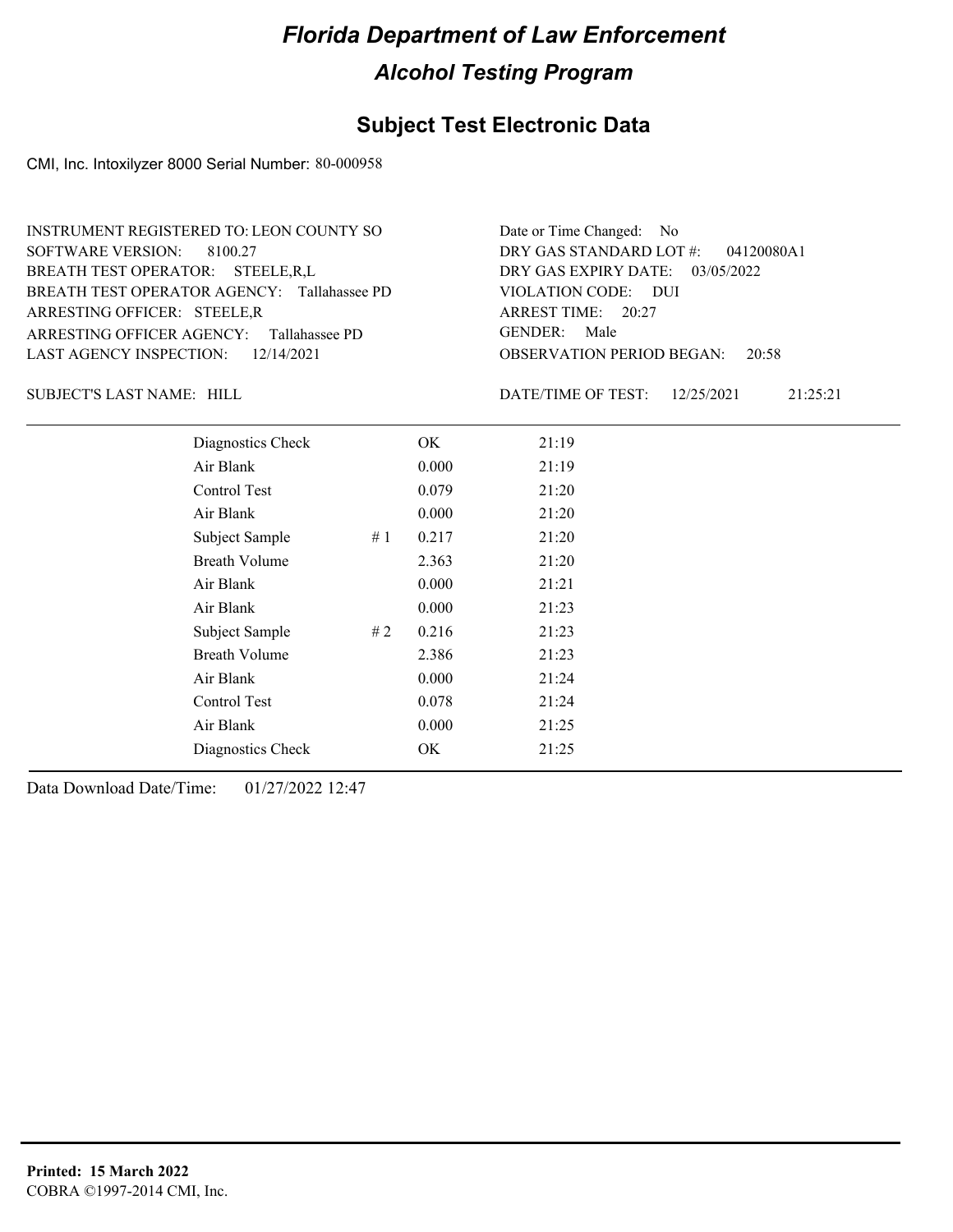# Florida Department of Law Enforcement

## Alcohol Testing Program

### Subject Test Electronic Data

CMI, Inc. Intoxilyzer 8000 Serial Number: 80-000958

INSTRUMENT REGISTERED TO: LEON COUNTY SO
SOFTWARE VERSION: 8100.27
BREATH TEST OPERATOR: STEELE,R,L
BREATH TEST OPERATOR AGENCY: Tallahassee PD
ARRESTING OFFICER: STEELE,R
ARRESTING OFFICER AGENCY: Tallahassee PD
LAST AGENCY INSPECTION: 12/14/2021

Date or Time Changed: No
DRY GAS STANDARD LOT #: 04120080A1
DRY GAS EXPIRY DATE: 03/05/2022
VIOLATION CODE: DUI
ARREST TIME: 20:27
GENDER: Male
OBSERVATION PERIOD BEGAN: 20:58

SUBJECT'S LAST NAME: HILL

DATE/TIME OF TEST: 12/25/2021 21:25:21

| | | | |
|---|---|---|---|
| Diagnostics Check | | OK | 21:19 |
| Air Blank | | 0.000 | 21:19 |
| Control Test | | 0.079 | 21:20 |
| Air Blank | | 0.000 | 21:20 |
| Subject Sample | # 1 | 0.217 | 21:20 |
| Breath Volume | | 2.363 | 21:20 |
| Air Blank | | 0.000 | 21:21 |
| Air Blank | | 0.000 | 21:23 |
| Subject Sample | # 2 | 0.216 | 21:23 |
| Breath Volume | | 2.386 | 21:23 |
| Air Blank | | 0.000 | 21:24 |
| Control Test | | 0.078 | 21:24 |
| Air Blank | | 0.000 | 21:25 |
| Diagnostics Check | | OK | 21:25 |

Data Download Date/Time: 01/27/2022 12:47

**Printed: 15 March 2022**
COBRA ©1997-2014 CMI, Inc.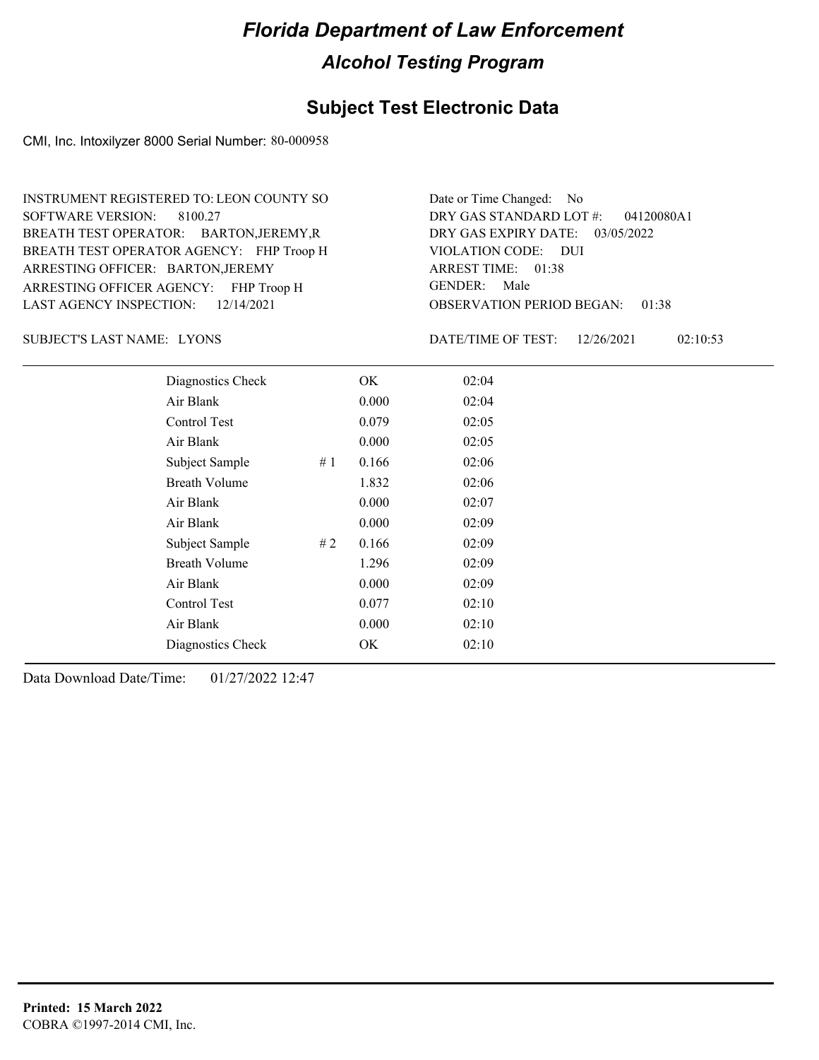# Florida Department of Law Enforcement

## Alcohol Testing Program

### Subject Test Electronic Data

CMI, Inc. Intoxilyzer 8000 Serial Number: 80-000958

INSTRUMENT REGISTERED TO: LEON COUNTY SO
SOFTWARE VERSION: 8100.27
BREATH TEST OPERATOR: BARTON,JEREMY,R
BREATH TEST OPERATOR AGENCY: FHP Troop H
ARRESTING OFFICER: BARTON,JEREMY
ARRESTING OFFICER AGENCY: FHP Troop H
LAST AGENCY INSPECTION: 12/14/2021

Date or Time Changed: No
DRY GAS STANDARD LOT #: 04120080A1
DRY GAS EXPIRY DATE: 03/05/2022
VIOLATION CODE: DUI
ARREST TIME: 01:38
GENDER: Male
OBSERVATION PERIOD BEGAN: 01:38

SUBJECT'S LAST NAME: LYONS

DATE/TIME OF TEST: 12/26/2021 02:10:53

| | | | |
|---|---|---|---|
| Diagnostics Check | | OK | 02:04 |
| Air Blank | | 0.000 | 02:04 |
| Control Test | | 0.079 | 02:05 |
| Air Blank | | 0.000 | 02:05 |
| Subject Sample | # 1 | 0.166 | 02:06 |
| Breath Volume | | 1.832 | 02:06 |
| Air Blank | | 0.000 | 02:07 |
| Air Blank | | 0.000 | 02:09 |
| Subject Sample | # 2 | 0.166 | 02:09 |
| Breath Volume | | 1.296 | 02:09 |
| Air Blank | | 0.000 | 02:09 |
| Control Test | | 0.077 | 02:10 |
| Air Blank | | 0.000 | 02:10 |
| Diagnostics Check | | OK | 02:10 |

Data Download Date/Time: 01/27/2022 12:47

**Printed: 15 March 2022**
COBRA ©1997-2014 CMI, Inc.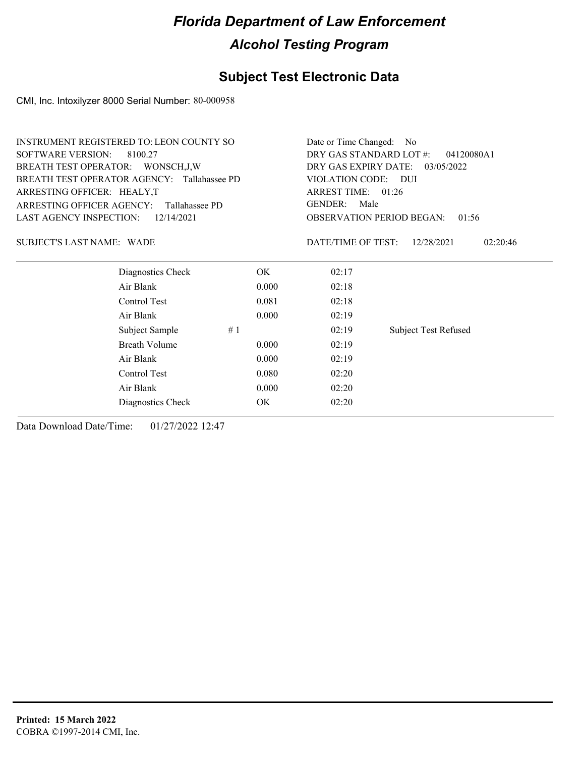# Florida Department of Law Enforcement

## Alcohol Testing Program

## Subject Test Electronic Data

CMI, Inc. Intoxilyzer 8000 Serial Number: 80-000958

INSTRUMENT REGISTERED TO: LEON COUNTY SO
SOFTWARE VERSION: 8100.27
BREATH TEST OPERATOR: WONSCH,J,W
BREATH TEST OPERATOR AGENCY: Tallahassee PD
ARRESTING OFFICER: HEALY,T
ARRESTING OFFICER AGENCY: Tallahassee PD
LAST AGENCY INSPECTION: 12/14/2021

Date or Time Changed: No
DRY GAS STANDARD LOT #: 04120080A1
DRY GAS EXPIRY DATE: 03/05/2022
VIOLATION CODE: DUI
ARREST TIME: 01:26
GENDER: Male
OBSERVATION PERIOD BEGAN: 01:56

SUBJECT'S LAST NAME: WADE

DATE/TIME OF TEST: 12/28/2021 02:20:46

| | | | | |
|---|---|---|---|---|
| Diagnostics Check | | OK | 02:17 | |
| Air Blank | | 0.000 | 02:18 | |
| Control Test | | 0.081 | 02:18 | |
| Air Blank | | 0.000 | 02:19 | |
| Subject Sample | # 1 | | 02:19 | Subject Test Refused |
| Breath Volume | | 0.000 | 02:19 | |
| Air Blank | | 0.000 | 02:19 | |
| Control Test | | 0.080 | 02:20 | |
| Air Blank | | 0.000 | 02:20 | |
| Diagnostics Check | | OK | 02:20 | |

Data Download Date/Time: 01/27/2022 12:47

**Printed: 15 March 2022**
COBRA ©1997-2014 CMI, Inc.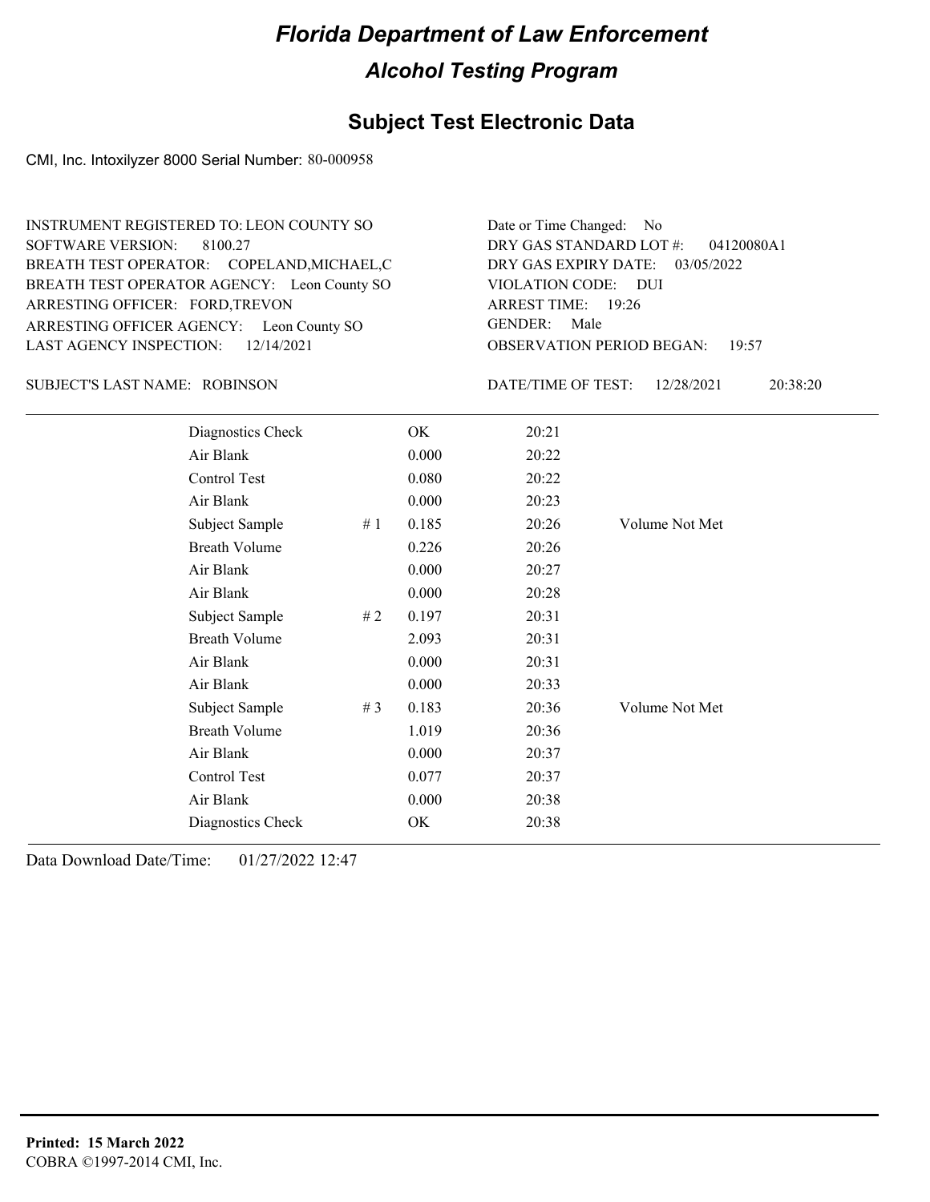# *Florida Department of Law Enforcement*

## *Alcohol Testing Program*

## Subject Test Electronic Data

CMI, Inc. Intoxilyzer 8000 Serial Number: 80-000958

INSTRUMENT REGISTERED TO: LEON COUNTY SO
SOFTWARE VERSION: 8100.27
BREATH TEST OPERATOR: COPELAND,MICHAEL,C
BREATH TEST OPERATOR AGENCY: Leon County SO
ARRESTING OFFICER: FORD,TREVON
ARRESTING OFFICER AGENCY: Leon County SO
LAST AGENCY INSPECTION: 12/14/2021

Date or Time Changed: No
DRY GAS STANDARD LOT #: 04120080A1
DRY GAS EXPIRY DATE: 03/05/2022
VIOLATION CODE: DUI
ARREST TIME: 19:26
GENDER: Male
OBSERVATION PERIOD BEGAN: 19:57

SUBJECT'S LAST NAME: ROBINSON

DATE/TIME OF TEST: 12/28/2021 20:38:20

| | | | | |
|---|---|---|---|---|
| Diagnostics Check | | OK | 20:21 | |
| Air Blank | | 0.000 | 20:22 | |
| Control Test | | 0.080 | 20:22 | |
| Air Blank | | 0.000 | 20:23 | |
| Subject Sample | # 1 | 0.185 | 20:26 | Volume Not Met |
| Breath Volume | | 0.226 | 20:26 | |
| Air Blank | | 0.000 | 20:27 | |
| Air Blank | | 0.000 | 20:28 | |
| Subject Sample | # 2 | 0.197 | 20:31 | |
| Breath Volume | | 2.093 | 20:31 | |
| Air Blank | | 0.000 | 20:31 | |
| Air Blank | | 0.000 | 20:33 | |
| Subject Sample | # 3 | 0.183 | 20:36 | Volume Not Met |
| Breath Volume | | 1.019 | 20:36 | |
| Air Blank | | 0.000 | 20:37 | |
| Control Test | | 0.077 | 20:37 | |
| Air Blank | | 0.000 | 20:38 | |
| Diagnostics Check | | OK | 20:38 | |

Data Download Date/Time: 01/27/2022 12:47

**Printed: 15 March 2022**
COBRA ©1997-2014 CMI, Inc.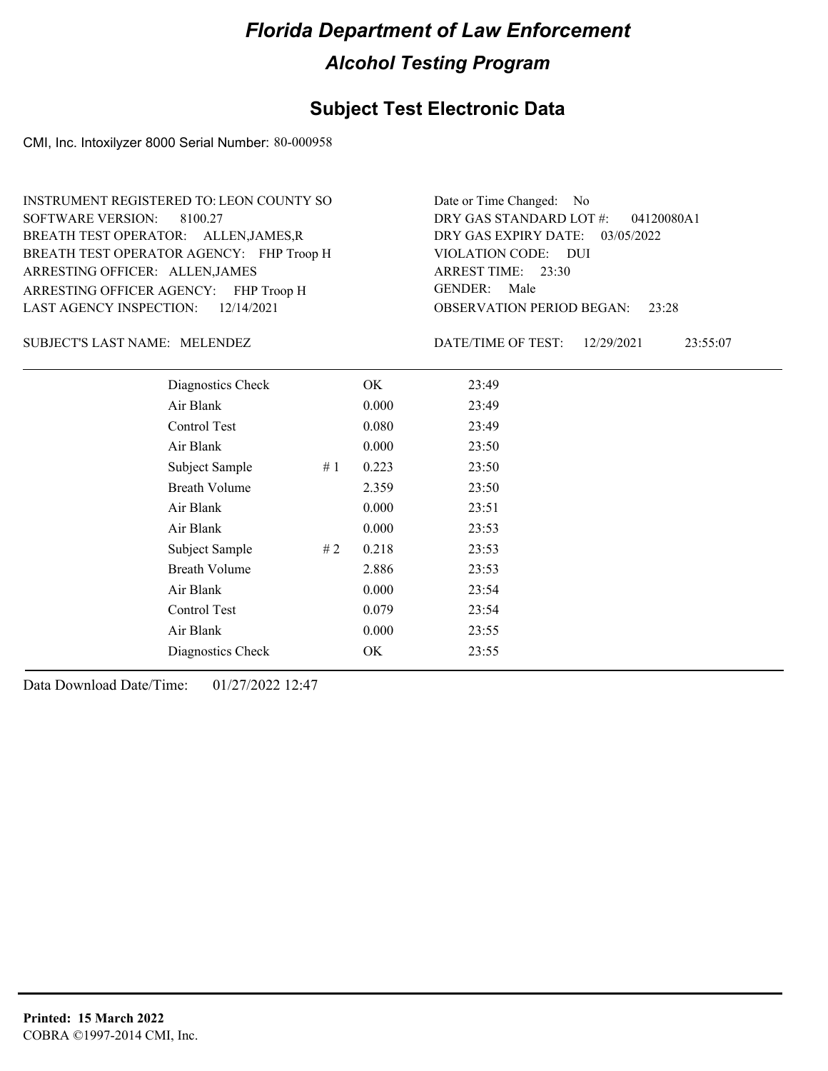# Florida Department of Law Enforcement

## Alcohol Testing Program

### Subject Test Electronic Data

CMI, Inc. Intoxilyzer 8000 Serial Number: 80-000958

INSTRUMENT REGISTERED TO: LEON COUNTY SO
SOFTWARE VERSION: 8100.27
BREATH TEST OPERATOR: ALLEN,JAMES,R
BREATH TEST OPERATOR AGENCY: FHP Troop H
ARRESTING OFFICER: ALLEN,JAMES
ARRESTING OFFICER AGENCY: FHP Troop H
LAST AGENCY INSPECTION: 12/14/2021

Date or Time Changed: No
DRY GAS STANDARD LOT #: 04120080A1
DRY GAS EXPIRY DATE: 03/05/2022
VIOLATION CODE: DUI
ARREST TIME: 23:30
GENDER: Male
OBSERVATION PERIOD BEGAN: 23:28

SUBJECT'S LAST NAME: MELENDEZ

DATE/TIME OF TEST: 12/29/2021 23:55:07

| | | | |
|---|---|---|---|
| Diagnostics Check | | OK | 23:49 |
| Air Blank | | 0.000 | 23:49 |
| Control Test | | 0.080 | 23:49 |
| Air Blank | | 0.000 | 23:50 |
| Subject Sample | # 1 | 0.223 | 23:50 |
| Breath Volume | | 2.359 | 23:50 |
| Air Blank | | 0.000 | 23:51 |
| Air Blank | | 0.000 | 23:53 |
| Subject Sample | # 2 | 0.218 | 23:53 |
| Breath Volume | | 2.886 | 23:53 |
| Air Blank | | 0.000 | 23:54 |
| Control Test | | 0.079 | 23:54 |
| Air Blank | | 0.000 | 23:55 |
| Diagnostics Check | | OK | 23:55 |

Data Download Date/Time: 01/27/2022 12:47

**Printed: 15 March 2022**
COBRA ©1997-2014 CMI, Inc.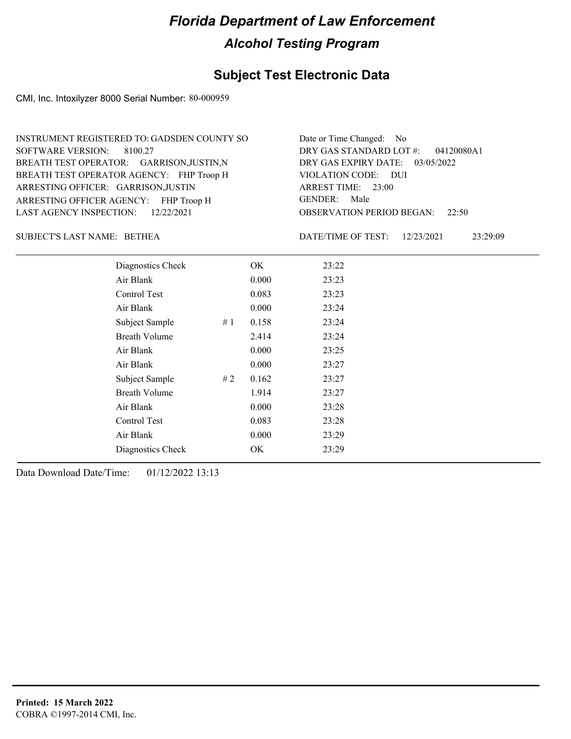# Florida Department of Law Enforcement

## Alcohol Testing Program

## Subject Test Electronic Data

CMI, Inc. Intoxilyzer 8000 Serial Number: 80-000959

INSTRUMENT REGISTERED TO: GADSDEN COUNTY SO
SOFTWARE VERSION: 8100.27
BREATH TEST OPERATOR: GARRISON,JUSTIN,N
BREATH TEST OPERATOR AGENCY: FHP Troop H
ARRESTING OFFICER: GARRISON,JUSTIN
ARRESTING OFFICER AGENCY: FHP Troop H
LAST AGENCY INSPECTION: 12/22/2021

Date or Time Changed: No
DRY GAS STANDARD LOT #: 04120080A1
DRY GAS EXPIRY DATE: 03/05/2022
VIOLATION CODE: DUI
ARREST TIME: 23:00
GENDER: Male
OBSERVATION PERIOD BEGAN: 22:50

SUBJECT'S LAST NAME: BETHEA

DATE/TIME OF TEST: 12/23/2021 23:29:09

| | | | |
|---|---|---|---|
| Diagnostics Check | | OK | 23:22 |
| Air Blank | | 0.000 | 23:23 |
| Control Test | | 0.083 | 23:23 |
| Air Blank | | 0.000 | 23:24 |
| Subject Sample | # 1 | 0.158 | 23:24 |
| Breath Volume | | 2.414 | 23:24 |
| Air Blank | | 0.000 | 23:25 |
| Air Blank | | 0.000 | 23:27 |
| Subject Sample | # 2 | 0.162 | 23:27 |
| Breath Volume | | 1.914 | 23:27 |
| Air Blank | | 0.000 | 23:28 |
| Control Test | | 0.083 | 23:28 |
| Air Blank | | 0.000 | 23:29 |
| Diagnostics Check | | OK | 23:29 |

Data Download Date/Time: 01/12/2022 13:13

**Printed: 15 March 2022**
COBRA ©1997-2014 CMI, Inc.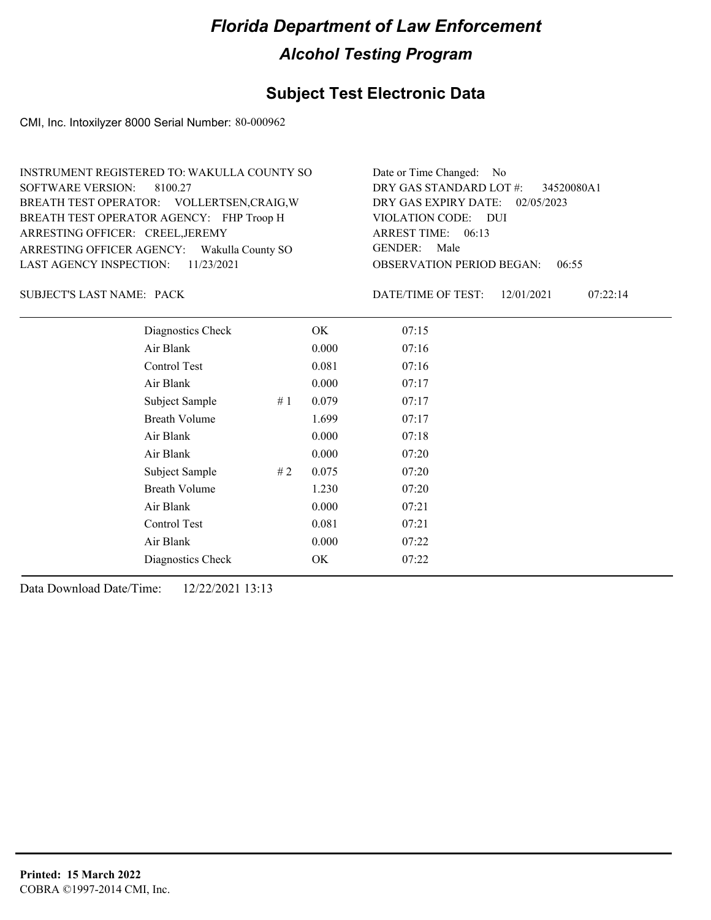# Florida Department of Law Enforcement

## Alcohol Testing Program

### Subject Test Electronic Data

CMI, Inc. Intoxilyzer 8000 Serial Number: 80-000962

INSTRUMENT REGISTERED TO: WAKULLA COUNTY SO
SOFTWARE VERSION: 8100.27
BREATH TEST OPERATOR: VOLLERTSEN,CRAIG,W
BREATH TEST OPERATOR AGENCY: FHP Troop H
ARRESTING OFFICER: CREEL,JEREMY
ARRESTING OFFICER AGENCY: Wakulla County SO
LAST AGENCY INSPECTION: 11/23/2021

Date or Time Changed: No
DRY GAS STANDARD LOT #: 34520080A1
DRY GAS EXPIRY DATE: 02/05/2023
VIOLATION CODE: DUI
ARREST TIME: 06:13
GENDER: Male
OBSERVATION PERIOD BEGAN: 06:55

SUBJECT'S LAST NAME: PACK

DATE/TIME OF TEST: 12/01/2021 07:22:14

| | | | |
|---|---|---|---|
| Diagnostics Check | | OK | 07:15 |
| Air Blank | | 0.000 | 07:16 |
| Control Test | | 0.081 | 07:16 |
| Air Blank | | 0.000 | 07:17 |
| Subject Sample | # 1 | 0.079 | 07:17 |
| Breath Volume | | 1.699 | 07:17 |
| Air Blank | | 0.000 | 07:18 |
| Air Blank | | 0.000 | 07:20 |
| Subject Sample | # 2 | 0.075 | 07:20 |
| Breath Volume | | 1.230 | 07:20 |
| Air Blank | | 0.000 | 07:21 |
| Control Test | | 0.081 | 07:21 |
| Air Blank | | 0.000 | 07:22 |
| Diagnostics Check | | OK | 07:22 |

Data Download Date/Time: 12/22/2021 13:13

**Printed: 15 March 2022**
COBRA ©1997-2014 CMI, Inc.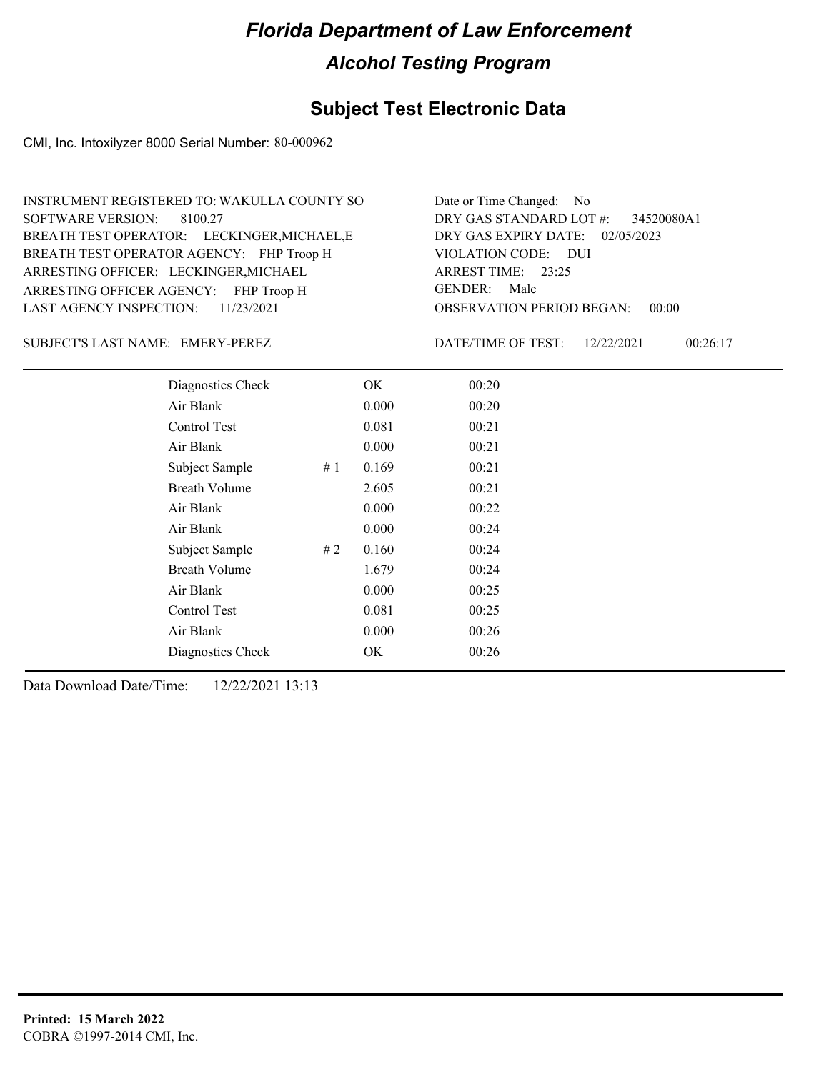# Florida Department of Law Enforcement

## Alcohol Testing Program

### Subject Test Electronic Data

CMI, Inc. Intoxilyzer 8000 Serial Number: 80-000962

INSTRUMENT REGISTERED TO: WAKULLA COUNTY SO
SOFTWARE VERSION: 8100.27
BREATH TEST OPERATOR: LECKINGER,MICHAEL,E
BREATH TEST OPERATOR AGENCY: FHP Troop H
ARRESTING OFFICER: LECKINGER,MICHAEL
ARRESTING OFFICER AGENCY: FHP Troop H
LAST AGENCY INSPECTION: 11/23/2021

Date or Time Changed: No
DRY GAS STANDARD LOT #: 34520080A1
DRY GAS EXPIRY DATE: 02/05/2023
VIOLATION CODE: DUI
ARREST TIME: 23:25
GENDER: Male
OBSERVATION PERIOD BEGAN: 00:00

SUBJECT'S LAST NAME: EMERY-PEREZ

DATE/TIME OF TEST: 12/22/2021 00:26:17

| | | | |
|---|---|---|---|
| Diagnostics Check | | OK | 00:20 |
| Air Blank | | 0.000 | 00:20 |
| Control Test | | 0.081 | 00:21 |
| Air Blank | | 0.000 | 00:21 |
| Subject Sample | # 1 | 0.169 | 00:21 |
| Breath Volume | | 2.605 | 00:21 |
| Air Blank | | 0.000 | 00:22 |
| Air Blank | | 0.000 | 00:24 |
| Subject Sample | # 2 | 0.160 | 00:24 |
| Breath Volume | | 1.679 | 00:24 |
| Air Blank | | 0.000 | 00:25 |
| Control Test | | 0.081 | 00:25 |
| Air Blank | | 0.000 | 00:26 |
| Diagnostics Check | | OK | 00:26 |

Data Download Date/Time: 12/22/2021 13:13

**Printed: 15 March 2022**
COBRA ©1997-2014 CMI, Inc.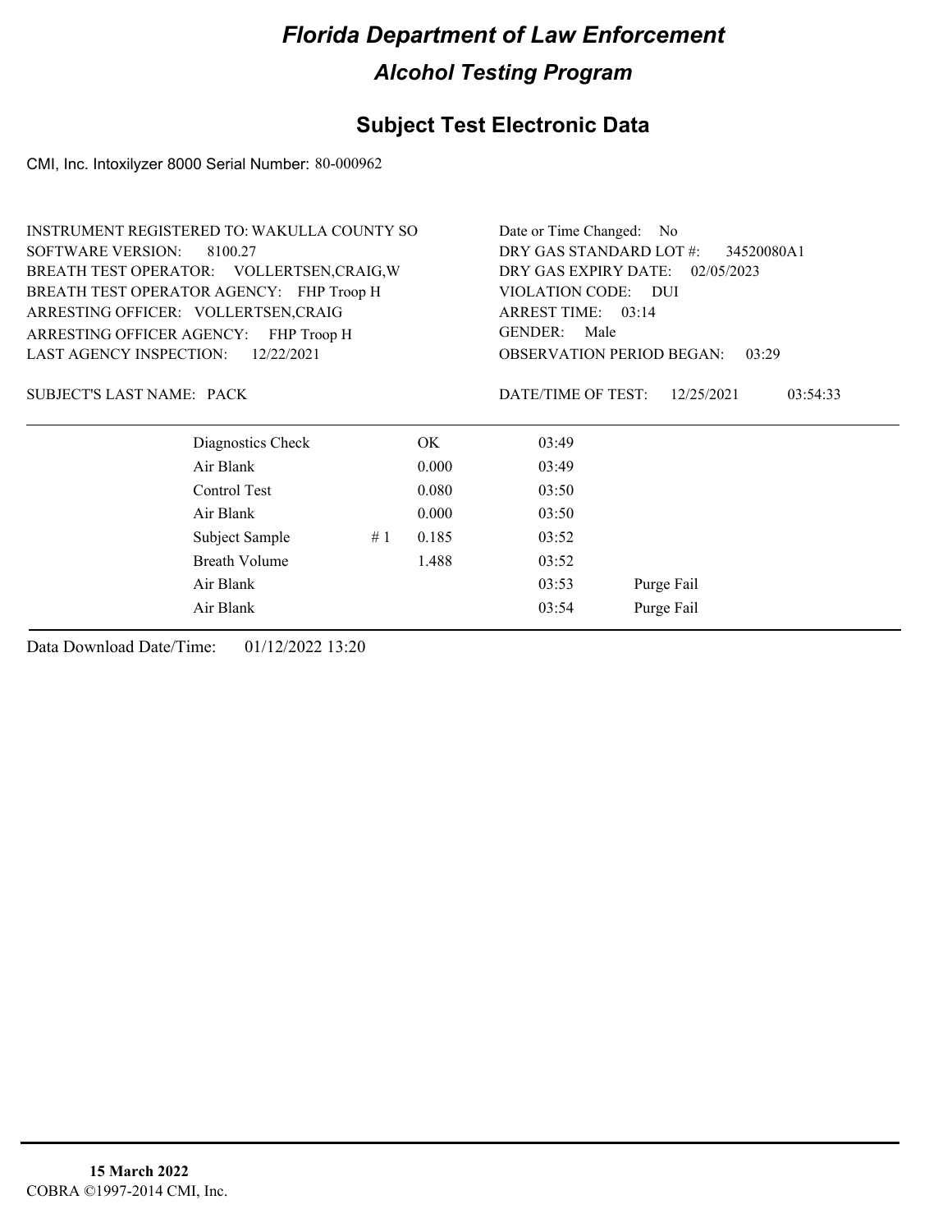# Florida Department of Law Enforcement

## Alcohol Testing Program

### Subject Test Electronic Data

CMI, Inc. Intoxilyzer 8000 Serial Number: 80-000962

INSTRUMENT REGISTERED TO: WAKULLA COUNTY SO
SOFTWARE VERSION: 8100.27
BREATH TEST OPERATOR: VOLLERTSEN,CRAIG,W
BREATH TEST OPERATOR AGENCY: FHP Troop H
ARRESTING OFFICER: VOLLERTSEN,CRAIG
ARRESTING OFFICER AGENCY: FHP Troop H
LAST AGENCY INSPECTION: 12/22/2021

Date or Time Changed: No
DRY GAS STANDARD LOT #: 34520080A1
DRY GAS EXPIRY DATE: 02/05/2023
VIOLATION CODE: DUI
ARREST TIME: 03:14
GENDER: Male
OBSERVATION PERIOD BEGAN: 03:29

SUBJECT'S LAST NAME: PACK

DATE/TIME OF TEST: 12/25/2021 03:54:33

| | | | | |
|---|---|---|---|---|
| Diagnostics Check | | OK | 03:49 | |
| Air Blank | | 0.000 | 03:49 | |
| Control Test | | 0.080 | 03:50 | |
| Air Blank | | 0.000 | 03:50 | |
| Subject Sample | # 1 | 0.185 | 03:52 | |
| Breath Volume | | 1.488 | 03:52 | |
| Air Blank | | | 03:53 | Purge Fail |
| Air Blank | | | 03:54 | Purge Fail |

Data Download Date/Time: 01/12/2022 13:20

**15 March 2022**
COBRA ©1997-2014 CMI, Inc.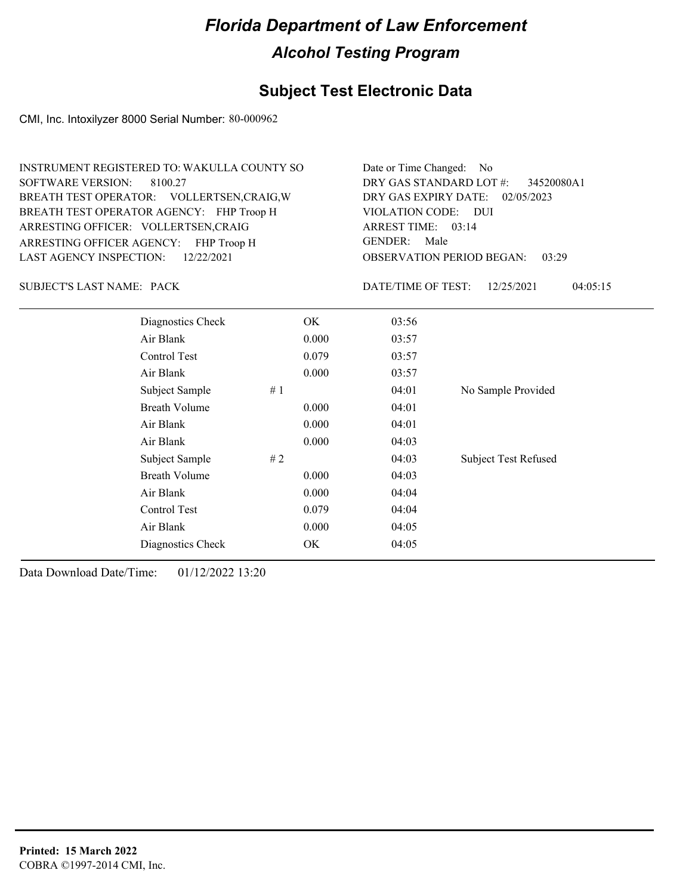# Florida Department of Law Enforcement

## Alcohol Testing Program

### Subject Test Electronic Data

CMI, Inc. Intoxilyzer 8000 Serial Number: 80-000962

INSTRUMENT REGISTERED TO: WAKULLA COUNTY SO
SOFTWARE VERSION: 8100.27
BREATH TEST OPERATOR: VOLLERTSEN,CRAIG,W
BREATH TEST OPERATOR AGENCY: FHP Troop H
ARRESTING OFFICER: VOLLERTSEN,CRAIG
ARRESTING OFFICER AGENCY: FHP Troop H
LAST AGENCY INSPECTION: 12/22/2021

Date or Time Changed: No
DRY GAS STANDARD LOT #: 34520080A1
DRY GAS EXPIRY DATE: 02/05/2023
VIOLATION CODE: DUI
ARREST TIME: 03:14
GENDER: Male
OBSERVATION PERIOD BEGAN: 03:29

SUBJECT'S LAST NAME: PACK

DATE/TIME OF TEST: 12/25/2021 04:05:15

| | | | |
|---|---|---|---|
| Diagnostics Check | OK | 03:56 | |
| Air Blank | 0.000 | 03:57 | |
| Control Test | 0.079 | 03:57 | |
| Air Blank | 0.000 | 03:57 | |
| Subject Sample | # 1 | 04:01 | No Sample Provided |
| Breath Volume | 0.000 | 04:01 | |
| Air Blank | 0.000 | 04:01 | |
| Air Blank | 0.000 | 04:03 | |
| Subject Sample | # 2 | 04:03 | Subject Test Refused |
| Breath Volume | 0.000 | 04:03 | |
| Air Blank | 0.000 | 04:04 | |
| Control Test | 0.079 | 04:04 | |
| Air Blank | 0.000 | 04:05 | |
| Diagnostics Check | OK | 04:05 | |

Data Download Date/Time: 01/12/2022 13:20

**Printed: 15 March 2022**
COBRA ©1997-2014 CMI, Inc.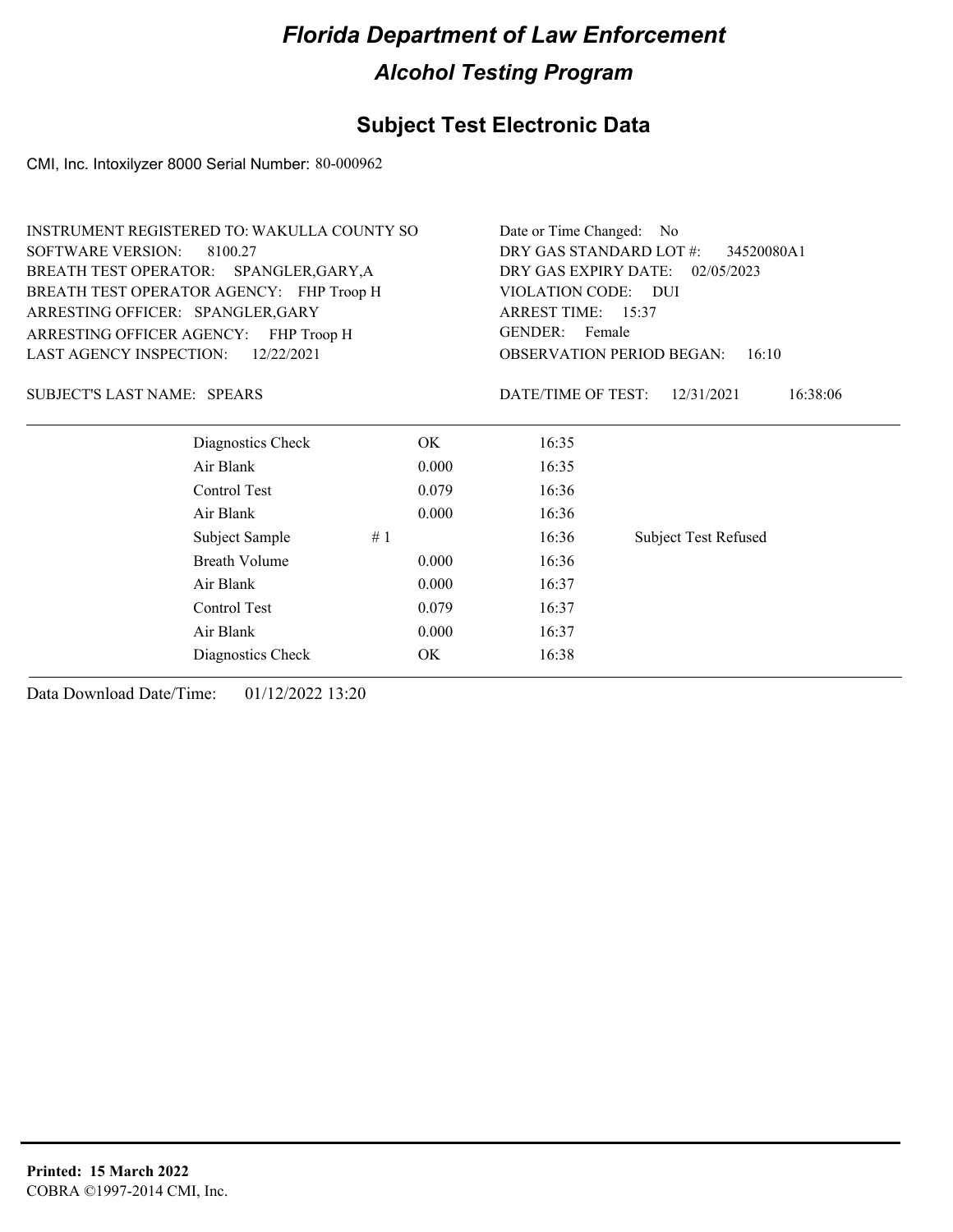# Florida Department of Law Enforcement

## Alcohol Testing Program

### Subject Test Electronic Data

CMI, Inc. Intoxilyzer 8000 Serial Number: 80-000962

INSTRUMENT REGISTERED TO: WAKULLA COUNTY SO
SOFTWARE VERSION: 8100.27
BREATH TEST OPERATOR: SPANGLER,GARY,A
BREATH TEST OPERATOR AGENCY: FHP Troop H
ARRESTING OFFICER: SPANGLER,GARY
ARRESTING OFFICER AGENCY: FHP Troop H
LAST AGENCY INSPECTION: 12/22/2021

Date or Time Changed: No
DRY GAS STANDARD LOT #: 34520080A1
DRY GAS EXPIRY DATE: 02/05/2023
VIOLATION CODE: DUI
ARREST TIME: 15:37
GENDER: Female
OBSERVATION PERIOD BEGAN: 16:10

SUBJECT'S LAST NAME: SPEARS

DATE/TIME OF TEST: 12/31/2021 16:38:06

| | | | |
|---|---|---|---|
| Diagnostics Check | OK | 16:35 | |
| Air Blank | 0.000 | 16:35 | |
| Control Test | 0.079 | 16:36 | |
| Air Blank | 0.000 | 16:36 | |
| Subject Sample | # 1 | 16:36 | Subject Test Refused |
| Breath Volume | 0.000 | 16:36 | |
| Air Blank | 0.000 | 16:37 | |
| Control Test | 0.079 | 16:37 | |
| Air Blank | 0.000 | 16:37 | |
| Diagnostics Check | OK | 16:38 | |

Data Download Date/Time: 01/12/2022 13:20

**Printed: 15 March 2022**
COBRA ©1997-2014 CMI, Inc.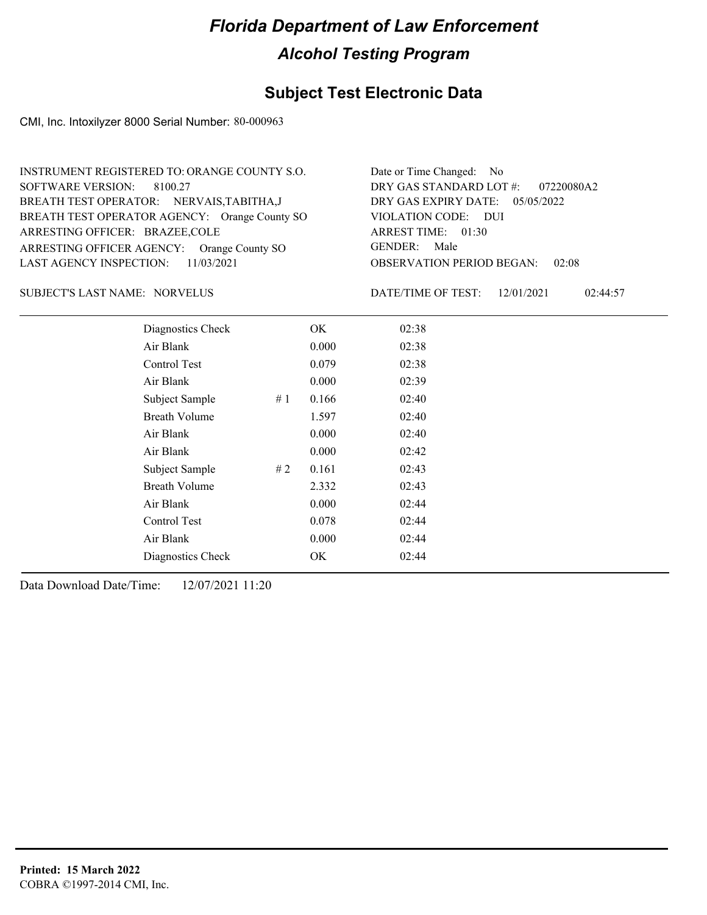# Florida Department of Law Enforcement

## Alcohol Testing Program

### Subject Test Electronic Data

CMI, Inc. Intoxilyzer 8000 Serial Number: 80-000963

INSTRUMENT REGISTERED TO: ORANGE COUNTY S.O.
SOFTWARE VERSION: 8100.27
BREATH TEST OPERATOR: NERVAIS,TABITHA,J
BREATH TEST OPERATOR AGENCY: Orange County SO
ARRESTING OFFICER: BRAZEE,COLE
ARRESTING OFFICER AGENCY: Orange County SO
LAST AGENCY INSPECTION: 11/03/2021

Date or Time Changed: No
DRY GAS STANDARD LOT #: 07220080A2
DRY GAS EXPIRY DATE: 05/05/2022
VIOLATION CODE: DUI
ARREST TIME: 01:30
GENDER: Male
OBSERVATION PERIOD BEGAN: 02:08

SUBJECT'S LAST NAME: NORVELUS

DATE/TIME OF TEST: 12/01/2021 02:44:57

| | | | |
|---|---|---|---|
| Diagnostics Check | | OK | 02:38 |
| Air Blank | | 0.000 | 02:38 |
| Control Test | | 0.079 | 02:38 |
| Air Blank | | 0.000 | 02:39 |
| Subject Sample | # 1 | 0.166 | 02:40 |
| Breath Volume | | 1.597 | 02:40 |
| Air Blank | | 0.000 | 02:40 |
| Air Blank | | 0.000 | 02:42 |
| Subject Sample | # 2 | 0.161 | 02:43 |
| Breath Volume | | 2.332 | 02:43 |
| Air Blank | | 0.000 | 02:44 |
| Control Test | | 0.078 | 02:44 |
| Air Blank | | 0.000 | 02:44 |
| Diagnostics Check | | OK | 02:44 |

Data Download Date/Time: 12/07/2021 11:20

**Printed: 15 March 2022**
COBRA ©1997-2014 CMI, Inc.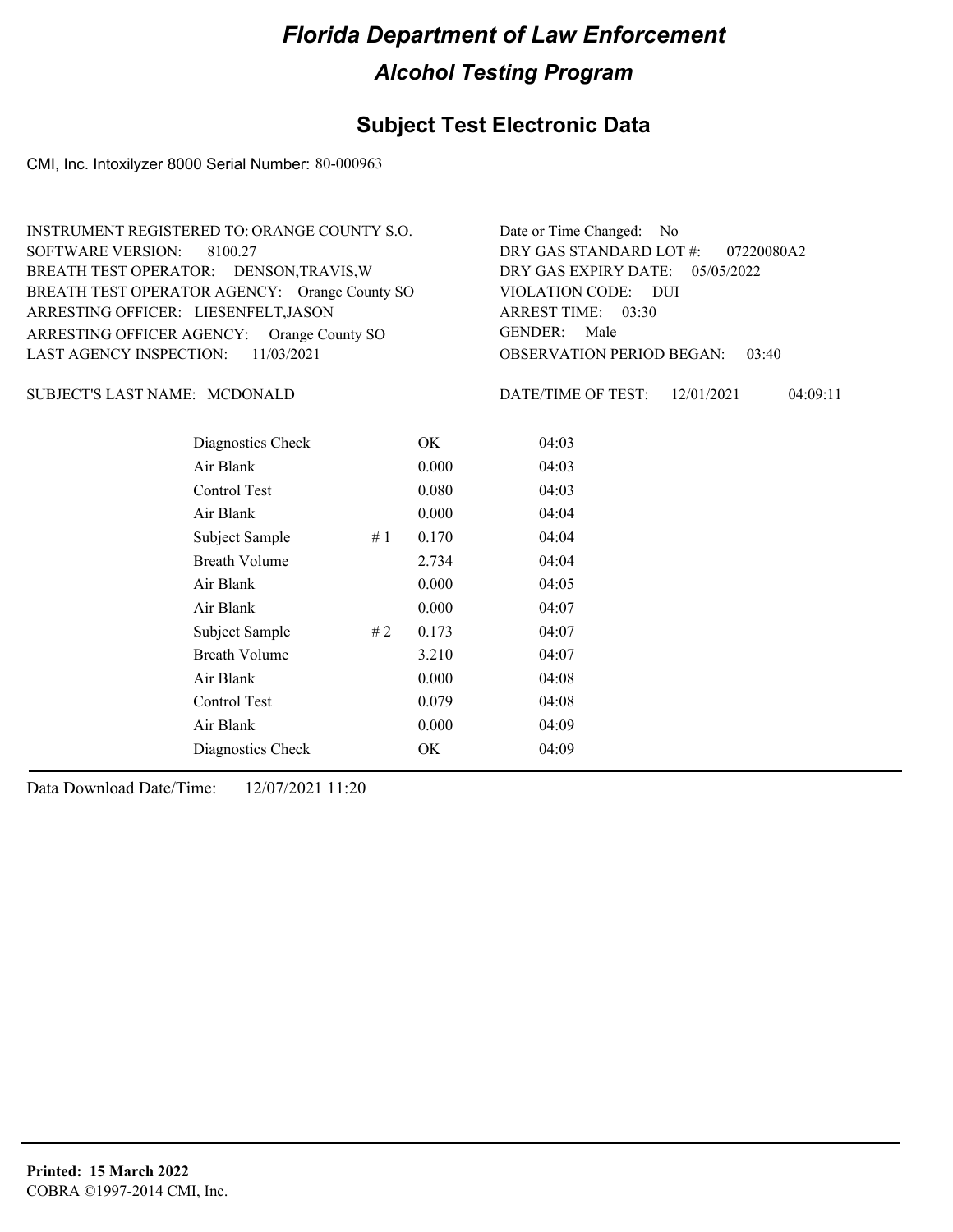# Florida Department of Law Enforcement

## Alcohol Testing Program

## Subject Test Electronic Data

CMI, Inc. Intoxilyzer 8000 Serial Number: 80-000963

INSTRUMENT REGISTERED TO: ORANGE COUNTY S.O.
SOFTWARE VERSION: 8100.27
BREATH TEST OPERATOR: DENSON,TRAVIS,W
BREATH TEST OPERATOR AGENCY: Orange County SO
ARRESTING OFFICER: LIESENFELT,JASON
ARRESTING OFFICER AGENCY: Orange County SO
LAST AGENCY INSPECTION: 11/03/2021

Date or Time Changed: No
DRY GAS STANDARD LOT #: 07220080A2
DRY GAS EXPIRY DATE: 05/05/2022
VIOLATION CODE: DUI
ARREST TIME: 03:30
GENDER: Male
OBSERVATION PERIOD BEGAN: 03:40

SUBJECT'S LAST NAME: MCDONALD

DATE/TIME OF TEST: 12/01/2021 04:09:11

| | | | |
|---|---|---|---|
| Diagnostics Check | | OK | 04:03 |
| Air Blank | | 0.000 | 04:03 |
| Control Test | | 0.080 | 04:03 |
| Air Blank | | 0.000 | 04:04 |
| Subject Sample | # 1 | 0.170 | 04:04 |
| Breath Volume | | 2.734 | 04:04 |
| Air Blank | | 0.000 | 04:05 |
| Air Blank | | 0.000 | 04:07 |
| Subject Sample | # 2 | 0.173 | 04:07 |
| Breath Volume | | 3.210 | 04:07 |
| Air Blank | | 0.000 | 04:08 |
| Control Test | | 0.079 | 04:08 |
| Air Blank | | 0.000 | 04:09 |
| Diagnostics Check | | OK | 04:09 |

Data Download Date/Time: 12/07/2021 11:20

**Printed: 15 March 2022**
COBRA ©1997-2014 CMI, Inc.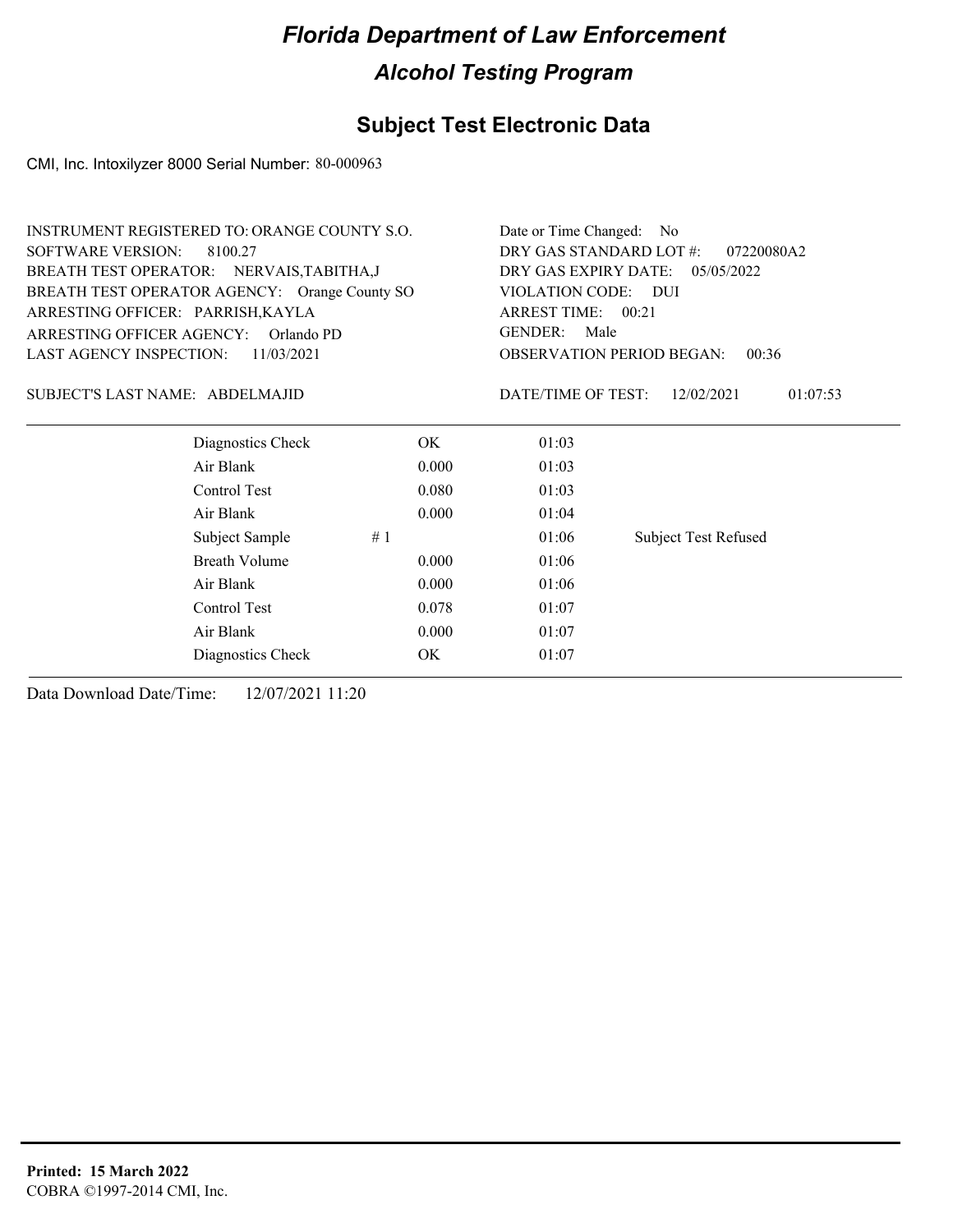# Florida Department of Law Enforcement

## Alcohol Testing Program

### Subject Test Electronic Data

CMI, Inc. Intoxilyzer 8000 Serial Number: 80-000963

INSTRUMENT REGISTERED TO: ORANGE COUNTY S.O.
SOFTWARE VERSION: 8100.27
BREATH TEST OPERATOR: NERVAIS,TABITHA,J
BREATH TEST OPERATOR AGENCY: Orange County SO
ARRESTING OFFICER: PARRISH,KAYLA
ARRESTING OFFICER AGENCY: Orlando PD
LAST AGENCY INSPECTION: 11/03/2021

Date or Time Changed: No
DRY GAS STANDARD LOT #: 07220080A2
DRY GAS EXPIRY DATE: 05/05/2022
VIOLATION CODE: DUI
ARREST TIME: 00:21
GENDER: Male
OBSERVATION PERIOD BEGAN: 00:36

SUBJECT'S LAST NAME: ABDELMAJID

DATE/TIME OF TEST: 12/02/2021 01:07:53

| | | | |
|---|---|---|---|
| Diagnostics Check | OK | 01:03 | |
| Air Blank | 0.000 | 01:03 | |
| Control Test | 0.080 | 01:03 | |
| Air Blank | 0.000 | 01:04 | |
| Subject Sample | # 1 | 01:06 | Subject Test Refused |
| Breath Volume | 0.000 | 01:06 | |
| Air Blank | 0.000 | 01:06 | |
| Control Test | 0.078 | 01:07 | |
| Air Blank | 0.000 | 01:07 | |
| Diagnostics Check | OK | 01:07 | |

Data Download Date/Time: 12/07/2021 11:20

**Printed: 15 March 2022**
COBRA ©1997-2014 CMI, Inc.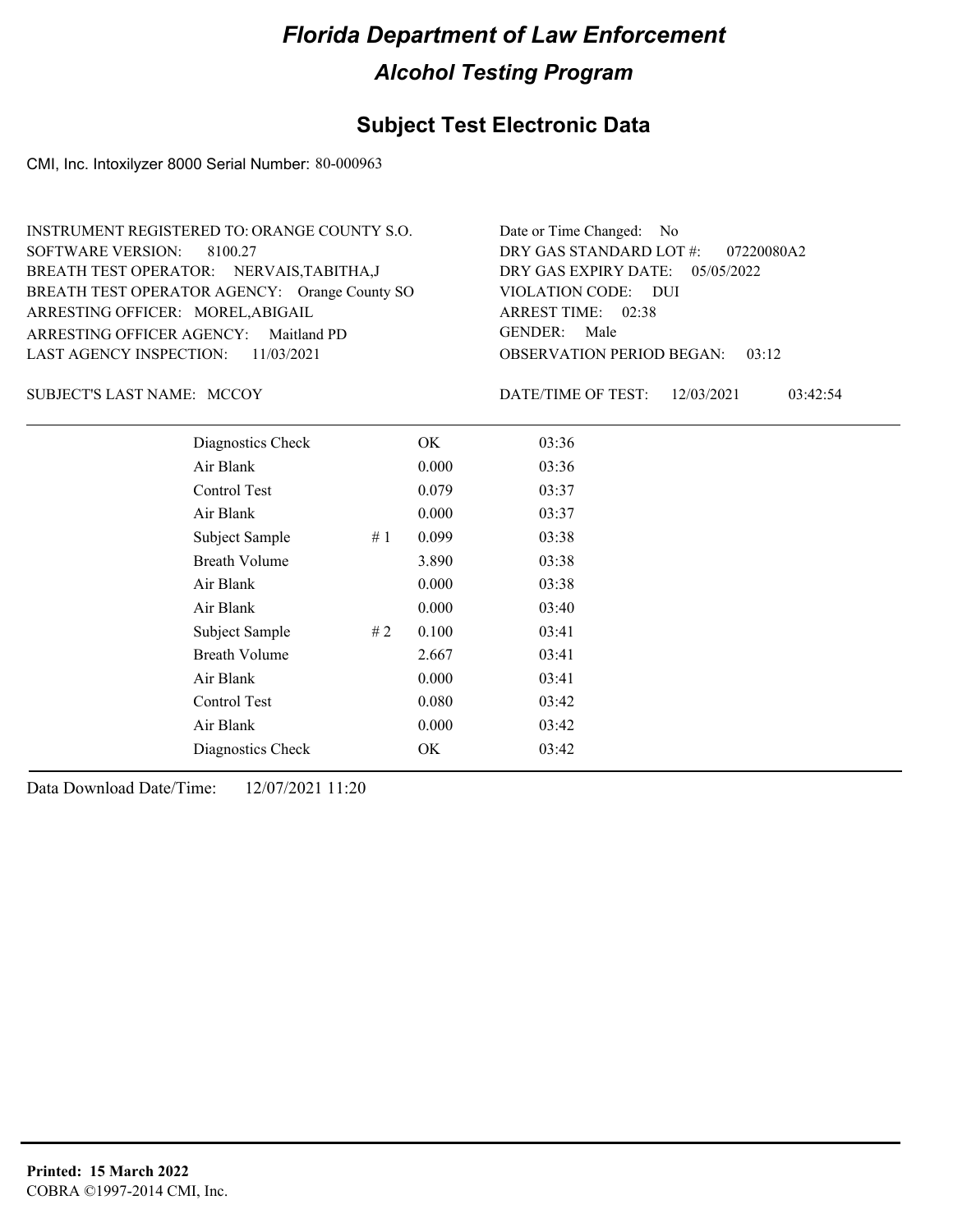# Florida Department of Law Enforcement

## Alcohol Testing Program

## Subject Test Electronic Data

CMI, Inc. Intoxilyzer 8000 Serial Number: 80-000963

INSTRUMENT REGISTERED TO: ORANGE COUNTY S.O.
SOFTWARE VERSION: 8100.27
BREATH TEST OPERATOR: NERVAIS,TABITHA,J
BREATH TEST OPERATOR AGENCY: Orange County SO
ARRESTING OFFICER: MOREL,ABIGAIL
ARRESTING OFFICER AGENCY: Maitland PD
LAST AGENCY INSPECTION: 11/03/2021

Date or Time Changed: No
DRY GAS STANDARD LOT #: 07220080A2
DRY GAS EXPIRY DATE: 05/05/2022
VIOLATION CODE: DUI
ARREST TIME: 02:38
GENDER: Male
OBSERVATION PERIOD BEGAN: 03:12

SUBJECT'S LAST NAME: MCCOY

DATE/TIME OF TEST: 12/03/2021 03:42:54

| | | | |
|---|---|---|---|
| Diagnostics Check | | OK | 03:36 |
| Air Blank | | 0.000 | 03:36 |
| Control Test | | 0.079 | 03:37 |
| Air Blank | | 0.000 | 03:37 |
| Subject Sample | # 1 | 0.099 | 03:38 |
| Breath Volume | | 3.890 | 03:38 |
| Air Blank | | 0.000 | 03:38 |
| Air Blank | | 0.000 | 03:40 |
| Subject Sample | # 2 | 0.100 | 03:41 |
| Breath Volume | | 2.667 | 03:41 |
| Air Blank | | 0.000 | 03:41 |
| Control Test | | 0.080 | 03:42 |
| Air Blank | | 0.000 | 03:42 |
| Diagnostics Check | | OK | 03:42 |

Data Download Date/Time: 12/07/2021 11:20

**Printed: 15 March 2022**
COBRA ©1997-2014 CMI, Inc.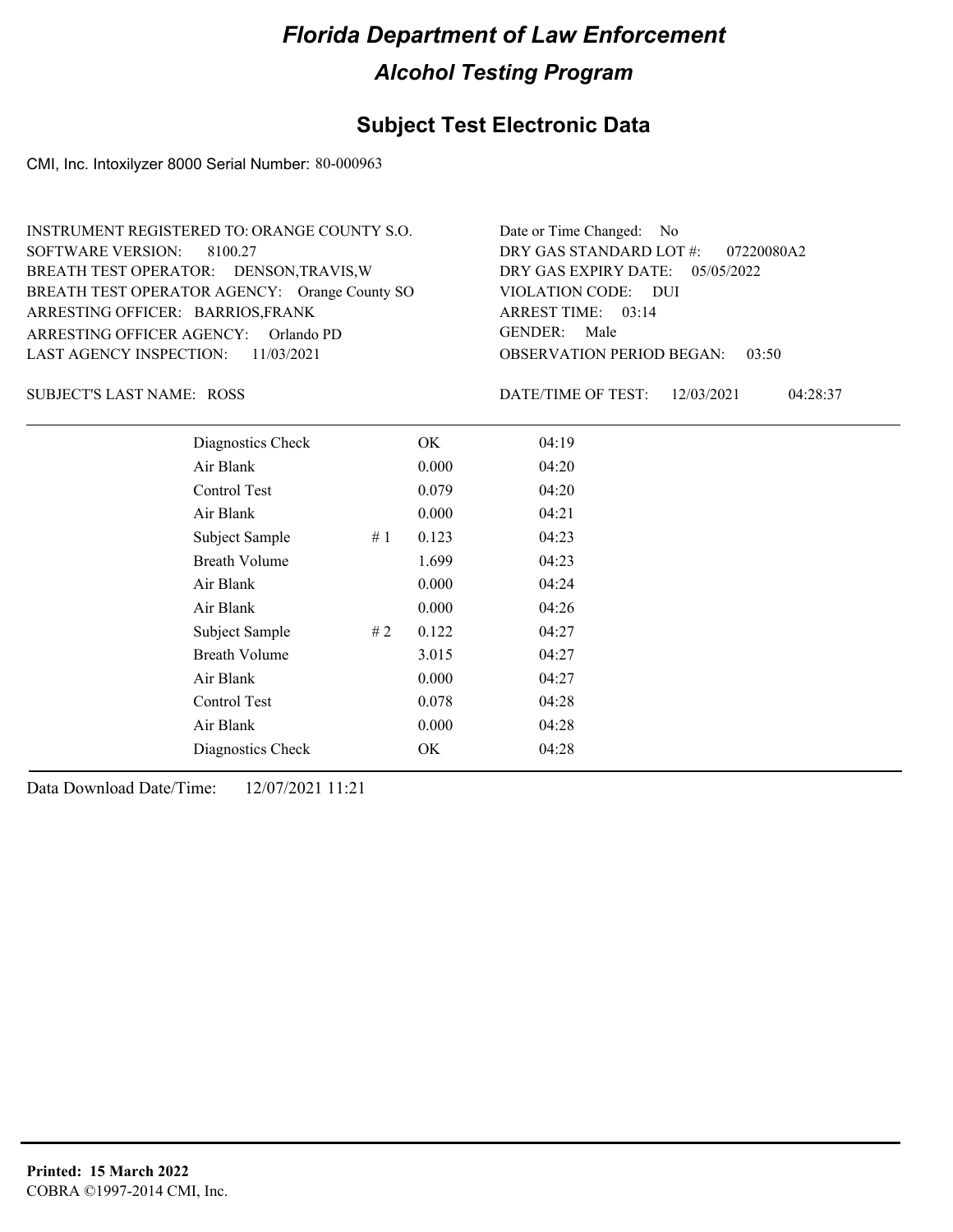# Florida Department of Law Enforcement

## Alcohol Testing Program

## Subject Test Electronic Data

CMI, Inc. Intoxilyzer 8000 Serial Number: 80-000963

INSTRUMENT REGISTERED TO: ORANGE COUNTY S.O.
SOFTWARE VERSION: 8100.27
BREATH TEST OPERATOR: DENSON,TRAVIS,W
BREATH TEST OPERATOR AGENCY: Orange County SO
ARRESTING OFFICER: BARRIOS,FRANK
ARRESTING OFFICER AGENCY: Orlando PD
LAST AGENCY INSPECTION: 11/03/2021

Date or Time Changed: No
DRY GAS STANDARD LOT #: 07220080A2
DRY GAS EXPIRY DATE: 05/05/2022
VIOLATION CODE: DUI
ARREST TIME: 03:14
GENDER: Male
OBSERVATION PERIOD BEGAN: 03:50

SUBJECT'S LAST NAME: ROSS

DATE/TIME OF TEST: 12/03/2021 04:28:37

| | | | |
|---|---|---|---|
| Diagnostics Check | | OK | 04:19 |
| Air Blank | | 0.000 | 04:20 |
| Control Test | | 0.079 | 04:20 |
| Air Blank | | 0.000 | 04:21 |
| Subject Sample | # 1 | 0.123 | 04:23 |
| Breath Volume | | 1.699 | 04:23 |
| Air Blank | | 0.000 | 04:24 |
| Air Blank | | 0.000 | 04:26 |
| Subject Sample | # 2 | 0.122 | 04:27 |
| Breath Volume | | 3.015 | 04:27 |
| Air Blank | | 0.000 | 04:27 |
| Control Test | | 0.078 | 04:28 |
| Air Blank | | 0.000 | 04:28 |
| Diagnostics Check | | OK | 04:28 |

Data Download Date/Time: 12/07/2021 11:21

**Printed: 15 March 2022**
COBRA ©1997-2014 CMI, Inc.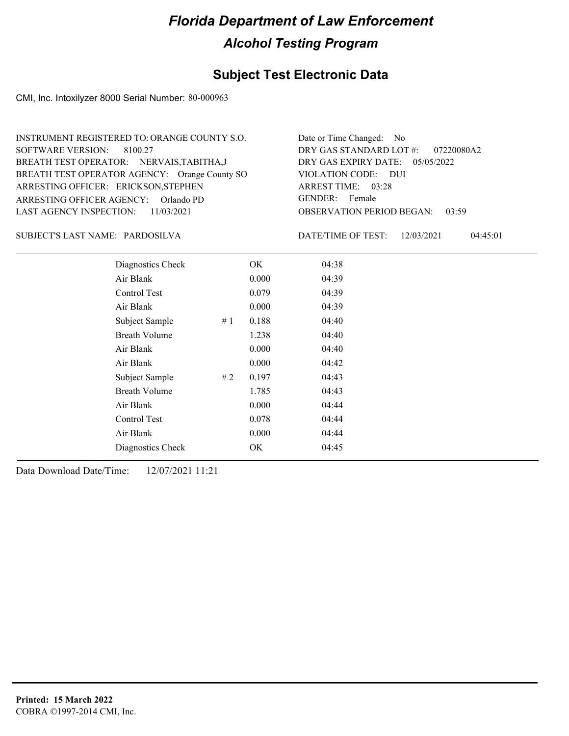# Florida Department of Law Enforcement

## Alcohol Testing Program

### Subject Test Electronic Data

CMI, Inc. Intoxilyzer 8000 Serial Number: 80-000963

INSTRUMENT REGISTERED TO: ORANGE COUNTY S.O.
SOFTWARE VERSION: 8100.27
BREATH TEST OPERATOR: NERVAIS,TABITHA,J
BREATH TEST OPERATOR AGENCY: Orange County SO
ARRESTING OFFICER: ERICKSON,STEPHEN
ARRESTING OFFICER AGENCY: Orlando PD
LAST AGENCY INSPECTION: 11/03/2021

Date or Time Changed: No
DRY GAS STANDARD LOT #: 07220080A2
DRY GAS EXPIRY DATE: 05/05/2022
VIOLATION CODE: DUI
ARREST TIME: 03:28
GENDER: Female
OBSERVATION PERIOD BEGAN: 03:59

SUBJECT'S LAST NAME: PARDOSILVA

DATE/TIME OF TEST: 12/03/2021 04:45:01

| | | | |
|---|---|---|---|
| Diagnostics Check | | OK | 04:38 |
| Air Blank | | 0.000 | 04:39 |
| Control Test | | 0.079 | 04:39 |
| Air Blank | | 0.000 | 04:39 |
| Subject Sample | # 1 | 0.188 | 04:40 |
| Breath Volume | | 1.238 | 04:40 |
| Air Blank | | 0.000 | 04:40 |
| Air Blank | | 0.000 | 04:42 |
| Subject Sample | # 2 | 0.197 | 04:43 |
| Breath Volume | | 1.785 | 04:43 |
| Air Blank | | 0.000 | 04:44 |
| Control Test | | 0.078 | 04:44 |
| Air Blank | | 0.000 | 04:44 |
| Diagnostics Check | | OK | 04:45 |

Data Download Date/Time: 12/07/2021 11:21

**Printed: 15 March 2022**
COBRA ©1997-2014 CMI, Inc.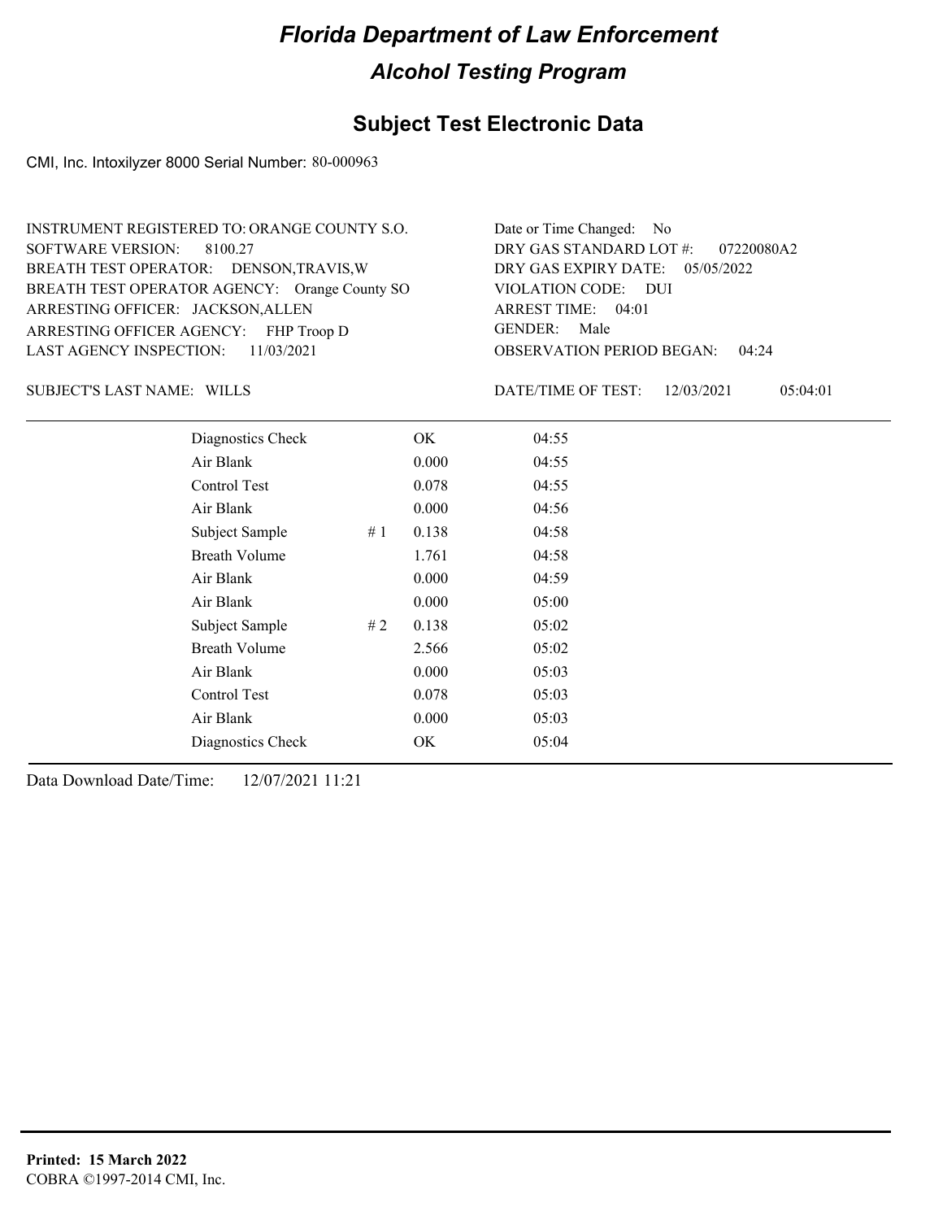# *Florida Department of Law Enforcement*

## *Alcohol Testing Program*

## Subject Test Electronic Data

CMI, Inc. Intoxilyzer 8000 Serial Number: 80-000963

INSTRUMENT REGISTERED TO: ORANGE COUNTY S.O.
SOFTWARE VERSION: 8100.27
BREATH TEST OPERATOR: DENSON,TRAVIS,W
BREATH TEST OPERATOR AGENCY: Orange County SO
ARRESTING OFFICER: JACKSON,ALLEN
ARRESTING OFFICER AGENCY: FHP Troop D
LAST AGENCY INSPECTION: 11/03/2021

Date or Time Changed: No
DRY GAS STANDARD LOT #: 07220080A2
DRY GAS EXPIRY DATE: 05/05/2022
VIOLATION CODE: DUI
ARREST TIME: 04:01
GENDER: Male
OBSERVATION PERIOD BEGAN: 04:24

SUBJECT'S LAST NAME: WILLS

DATE/TIME OF TEST: 12/03/2021 05:04:01

| | | | |
|---|---|---|---|
| Diagnostics Check | | OK | 04:55 |
| Air Blank | | 0.000 | 04:55 |
| Control Test | | 0.078 | 04:55 |
| Air Blank | | 0.000 | 04:56 |
| Subject Sample | # 1 | 0.138 | 04:58 |
| Breath Volume | | 1.761 | 04:58 |
| Air Blank | | 0.000 | 04:59 |
| Air Blank | | 0.000 | 05:00 |
| Subject Sample | # 2 | 0.138 | 05:02 |
| Breath Volume | | 2.566 | 05:02 |
| Air Blank | | 0.000 | 05:03 |
| Control Test | | 0.078 | 05:03 |
| Air Blank | | 0.000 | 05:03 |
| Diagnostics Check | | OK | 05:04 |

Data Download Date/Time: 12/07/2021 11:21

**Printed: 15 March 2022**
COBRA ©1997-2014 CMI, Inc.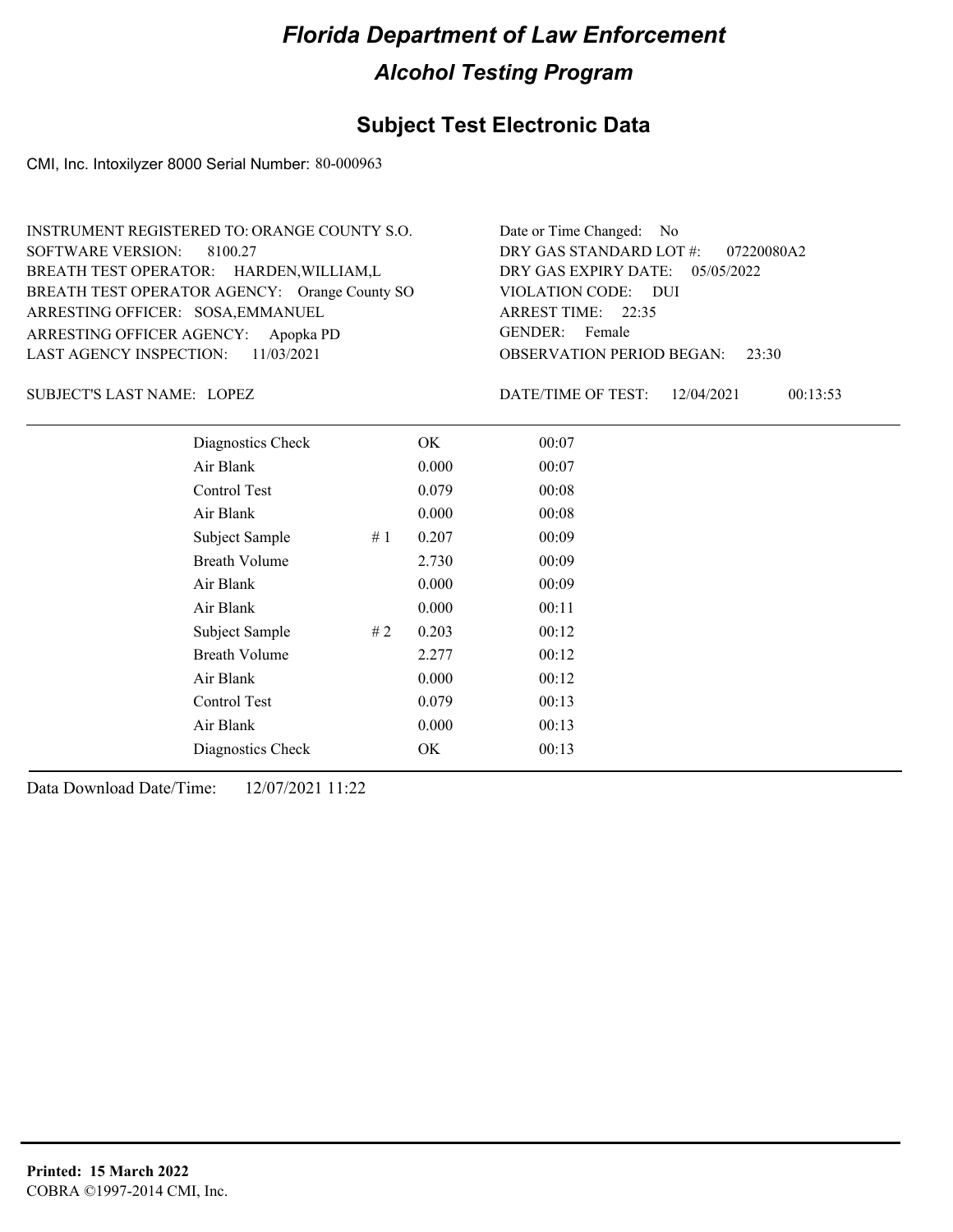# Florida Department of Law Enforcement

## Alcohol Testing Program

### Subject Test Electronic Data

CMI, Inc. Intoxilyzer 8000 Serial Number: 80-000963

INSTRUMENT REGISTERED TO: ORANGE COUNTY S.O.
SOFTWARE VERSION: 8100.27
BREATH TEST OPERATOR: HARDEN,WILLIAM,L
BREATH TEST OPERATOR AGENCY: Orange County SO
ARRESTING OFFICER: SOSA,EMMANUEL
ARRESTING OFFICER AGENCY: Apopka PD
LAST AGENCY INSPECTION: 11/03/2021

Date or Time Changed: No
DRY GAS STANDARD LOT #: 07220080A2
DRY GAS EXPIRY DATE: 05/05/2022
VIOLATION CODE: DUI
ARREST TIME: 22:35
GENDER: Female
OBSERVATION PERIOD BEGAN: 23:30

SUBJECT'S LAST NAME: LOPEZ

DATE/TIME OF TEST: 12/04/2021 00:13:53

| | | | |
|---|---|---|---|
| Diagnostics Check | | OK | 00:07 |
| Air Blank | | 0.000 | 00:07 |
| Control Test | | 0.079 | 00:08 |
| Air Blank | | 0.000 | 00:08 |
| Subject Sample | # 1 | 0.207 | 00:09 |
| Breath Volume | | 2.730 | 00:09 |
| Air Blank | | 0.000 | 00:09 |
| Air Blank | | 0.000 | 00:11 |
| Subject Sample | # 2 | 0.203 | 00:12 |
| Breath Volume | | 2.277 | 00:12 |
| Air Blank | | 0.000 | 00:12 |
| Control Test | | 0.079 | 00:13 |
| Air Blank | | 0.000 | 00:13 |
| Diagnostics Check | | OK | 00:13 |

Data Download Date/Time: 12/07/2021 11:22

**Printed: 15 March 2022**
COBRA ©1997-2014 CMI, Inc.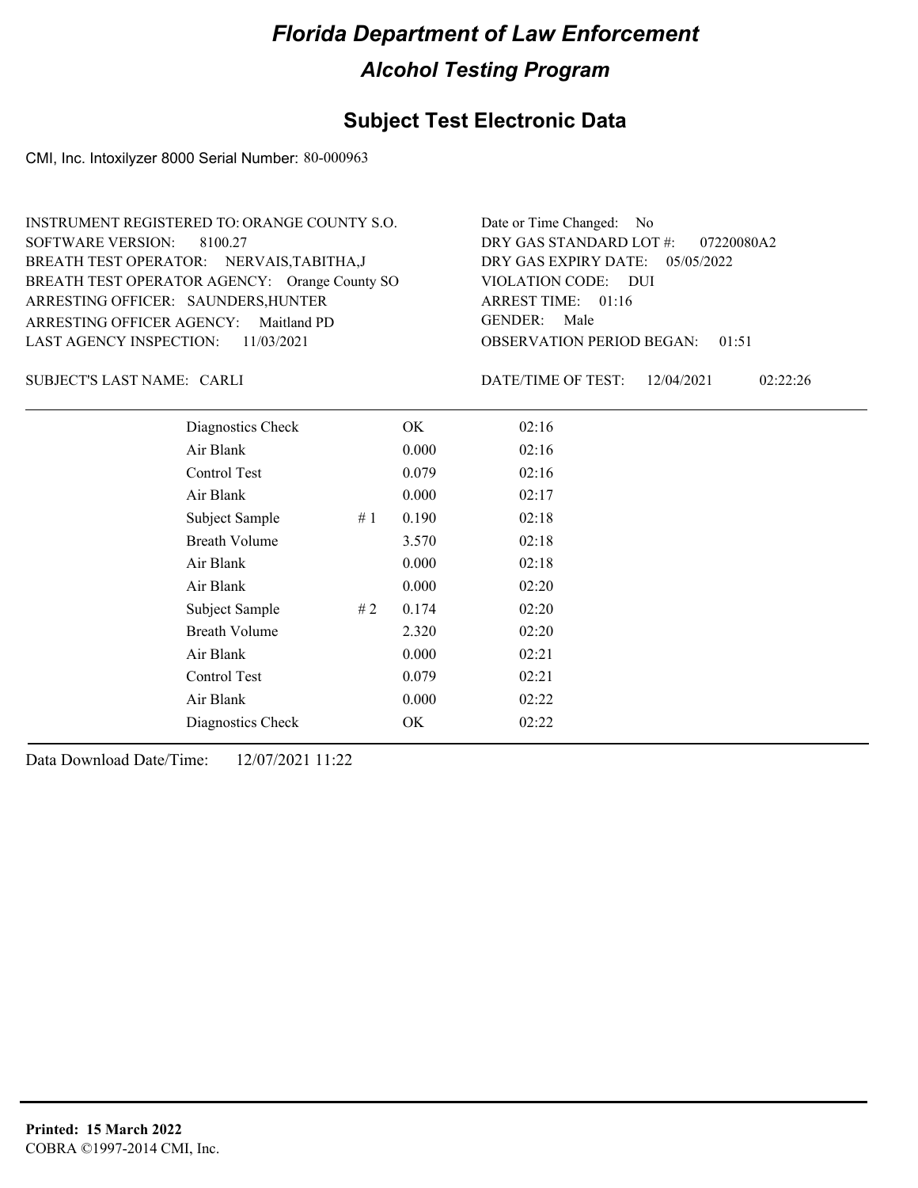# Florida Department of Law Enforcement

## Alcohol Testing Program

### Subject Test Electronic Data

CMI, Inc. Intoxilyzer 8000 Serial Number: 80-000963

INSTRUMENT REGISTERED TO: ORANGE COUNTY S.O.
SOFTWARE VERSION: 8100.27
BREATH TEST OPERATOR: NERVAIS,TABITHA,J
BREATH TEST OPERATOR AGENCY: Orange County SO
ARRESTING OFFICER: SAUNDERS,HUNTER
ARRESTING OFFICER AGENCY: Maitland PD
LAST AGENCY INSPECTION: 11/03/2021

Date or Time Changed: No
DRY GAS STANDARD LOT #: 07220080A2
DRY GAS EXPIRY DATE: 05/05/2022
VIOLATION CODE: DUI
ARREST TIME: 01:16
GENDER: Male
OBSERVATION PERIOD BEGAN: 01:51

SUBJECT'S LAST NAME: CARLI

DATE/TIME OF TEST: 12/04/2021 02:22:26

| | | | |
|---|---|---|---|
| Diagnostics Check | | OK | 02:16 |
| Air Blank | | 0.000 | 02:16 |
| Control Test | | 0.079 | 02:16 |
| Air Blank | | 0.000 | 02:17 |
| Subject Sample | # 1 | 0.190 | 02:18 |
| Breath Volume | | 3.570 | 02:18 |
| Air Blank | | 0.000 | 02:18 |
| Air Blank | | 0.000 | 02:20 |
| Subject Sample | # 2 | 0.174 | 02:20 |
| Breath Volume | | 2.320 | 02:20 |
| Air Blank | | 0.000 | 02:21 |
| Control Test | | 0.079 | 02:21 |
| Air Blank | | 0.000 | 02:22 |
| Diagnostics Check | | OK | 02:22 |

Data Download Date/Time: 12/07/2021 11:22

**Printed: 15 March 2022**
COBRA ©1997-2014 CMI, Inc.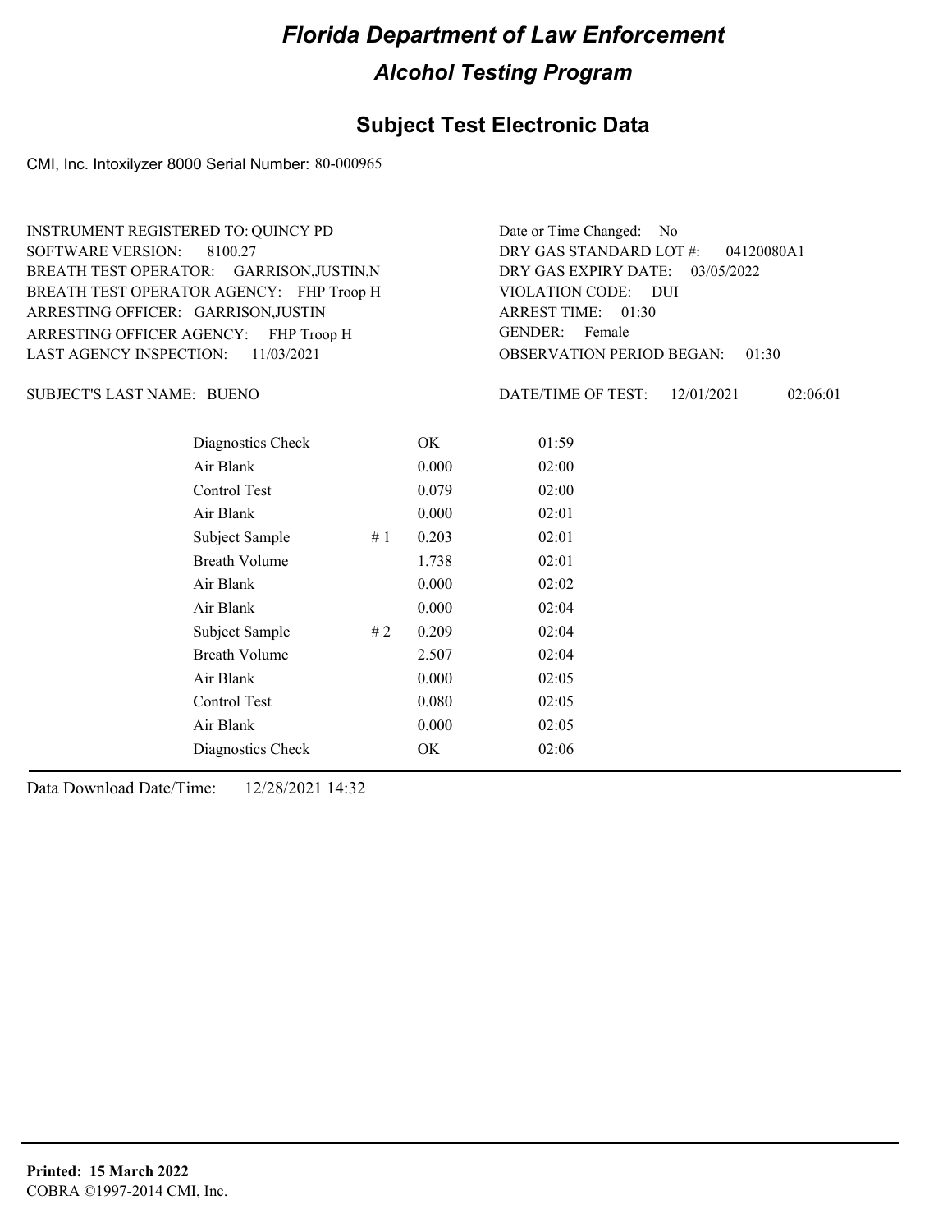# Florida Department of Law Enforcement

## Alcohol Testing Program

### Subject Test Electronic Data

CMI, Inc. Intoxilyzer 8000 Serial Number: 80-000965

INSTRUMENT REGISTERED TO: QUINCY PD
SOFTWARE VERSION: 8100.27
BREATH TEST OPERATOR: GARRISON,JUSTIN,N
BREATH TEST OPERATOR AGENCY: FHP Troop H
ARRESTING OFFICER: GARRISON,JUSTIN
ARRESTING OFFICER AGENCY: FHP Troop H
LAST AGENCY INSPECTION: 11/03/2021

Date or Time Changed: No
DRY GAS STANDARD LOT #: 04120080A1
DRY GAS EXPIRY DATE: 03/05/2022
VIOLATION CODE: DUI
ARREST TIME: 01:30
GENDER: Female
OBSERVATION PERIOD BEGAN: 01:30

SUBJECT'S LAST NAME: BUENO

DATE/TIME OF TEST: 12/01/2021 02:06:01

| | | | |
|---|---|---|---|
| Diagnostics Check | | OK | 01:59 |
| Air Blank | | 0.000 | 02:00 |
| Control Test | | 0.079 | 02:00 |
| Air Blank | | 0.000 | 02:01 |
| Subject Sample | # 1 | 0.203 | 02:01 |
| Breath Volume | | 1.738 | 02:01 |
| Air Blank | | 0.000 | 02:02 |
| Air Blank | | 0.000 | 02:04 |
| Subject Sample | # 2 | 0.209 | 02:04 |
| Breath Volume | | 2.507 | 02:04 |
| Air Blank | | 0.000 | 02:05 |
| Control Test | | 0.080 | 02:05 |
| Air Blank | | 0.000 | 02:05 |
| Diagnostics Check | | OK | 02:06 |

Data Download Date/Time: 12/28/2021 14:32

**Printed: 15 March 2022**
COBRA ©1997-2014 CMI, Inc.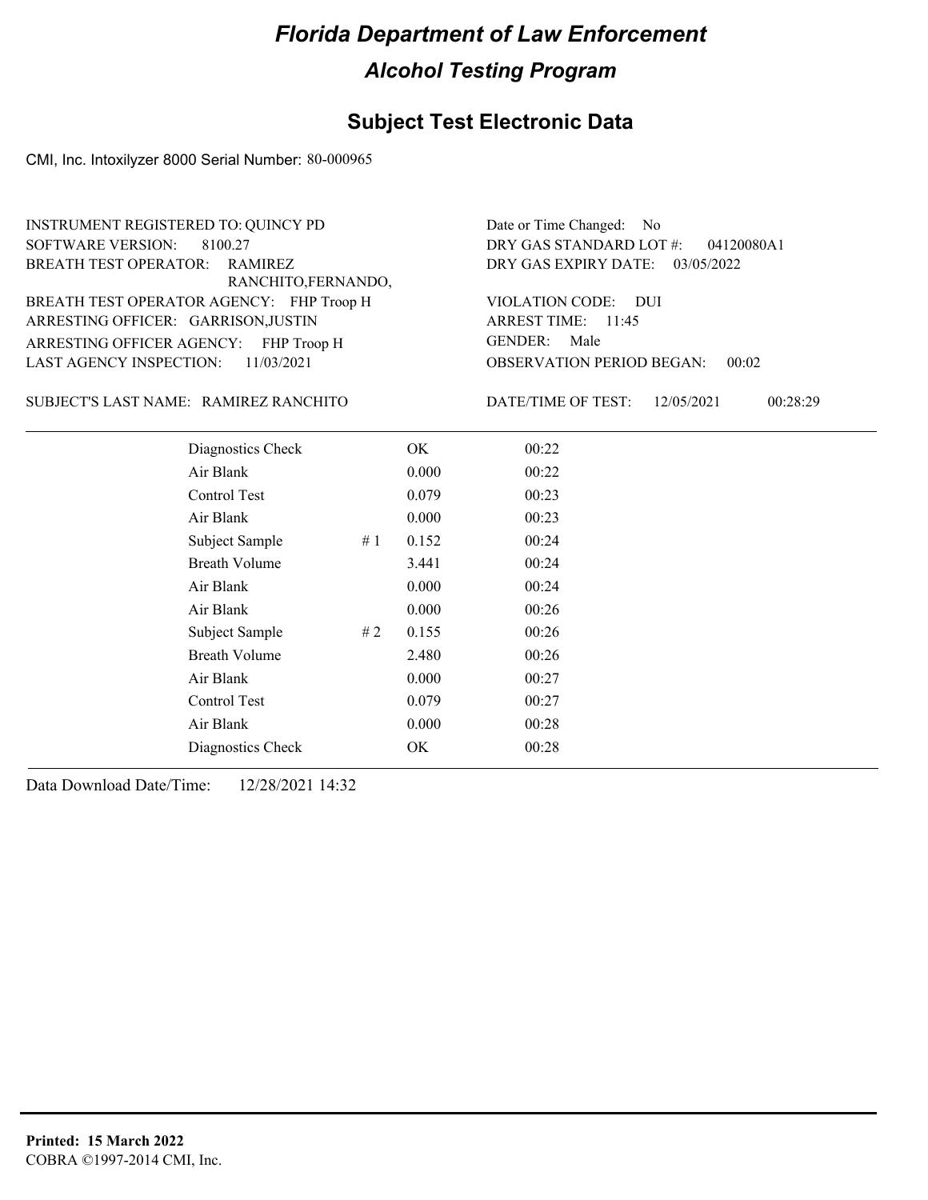# Florida Department of Law Enforcement

## Alcohol Testing Program

### Subject Test Electronic Data

CMI, Inc. Intoxilyzer 8000 Serial Number: 80-000965

INSTRUMENT REGISTERED TO: QUINCY PD
SOFTWARE VERSION: 8100.27
BREATH TEST OPERATOR: RAMIREZ RANCHITO,FERNANDO,
BREATH TEST OPERATOR AGENCY: FHP Troop H
ARRESTING OFFICER: GARRISON,JUSTIN
ARRESTING OFFICER AGENCY: FHP Troop H
LAST AGENCY INSPECTION: 11/03/2021

Date or Time Changed: No
DRY GAS STANDARD LOT #: 04120080A1
DRY GAS EXPIRY DATE: 03/05/2022
VIOLATION CODE: DUI
ARREST TIME: 11:45
GENDER: Male
OBSERVATION PERIOD BEGAN: 00:02

SUBJECT'S LAST NAME: RAMIREZ RANCHITO

DATE/TIME OF TEST: 12/05/2021 00:28:29

| Test | # | Result | Time |
|---|---|---|---|
| Diagnostics Check | | OK | 00:22 |
| Air Blank | | 0.000 | 00:22 |
| Control Test | | 0.079 | 00:23 |
| Air Blank | | 0.000 | 00:23 |
| Subject Sample | # 1 | 0.152 | 00:24 |
| Breath Volume | | 3.441 | 00:24 |
| Air Blank | | 0.000 | 00:24 |
| Air Blank | | 0.000 | 00:26 |
| Subject Sample | # 2 | 0.155 | 00:26 |
| Breath Volume | | 2.480 | 00:26 |
| Air Blank | | 0.000 | 00:27 |
| Control Test | | 0.079 | 00:27 |
| Air Blank | | 0.000 | 00:28 |
| Diagnostics Check | | OK | 00:28 |

Data Download Date/Time: 12/28/2021 14:32

**Printed: 15 March 2022**
COBRA ©1997-2014 CMI, Inc.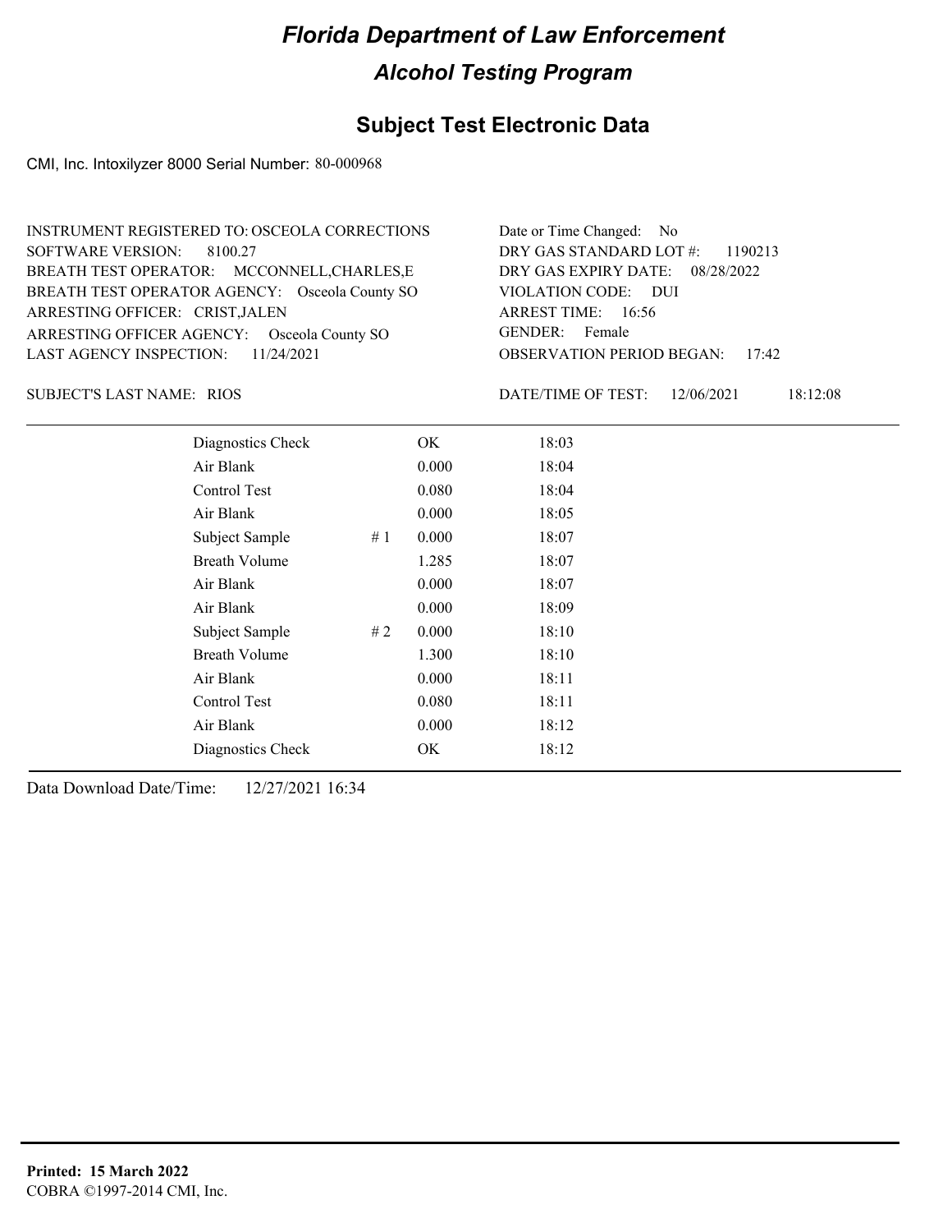# Florida Department of Law Enforcement

## Alcohol Testing Program

### Subject Test Electronic Data

CMI, Inc. Intoxilyzer 8000 Serial Number: 80-000968

INSTRUMENT REGISTERED TO: OSCEOLA CORRECTIONS
SOFTWARE VERSION: 8100.27
BREATH TEST OPERATOR: MCCONNELL,CHARLES,E
BREATH TEST OPERATOR AGENCY: Osceola County SO
ARRESTING OFFICER: CRIST,JALEN
ARRESTING OFFICER AGENCY: Osceola County SO
LAST AGENCY INSPECTION: 11/24/2021

Date or Time Changed: No
DRY GAS STANDARD LOT #: 1190213
DRY GAS EXPIRY DATE: 08/28/2022
VIOLATION CODE: DUI
ARREST TIME: 16:56
GENDER: Female
OBSERVATION PERIOD BEGAN: 17:42

SUBJECT'S LAST NAME: RIOS

DATE/TIME OF TEST: 12/06/2021 18:12:08

| | | | |
|---|---|---|---|
| Diagnostics Check | | OK | 18:03 |
| Air Blank | | 0.000 | 18:04 |
| Control Test | | 0.080 | 18:04 |
| Air Blank | | 0.000 | 18:05 |
| Subject Sample | # 1 | 0.000 | 18:07 |
| Breath Volume | | 1.285 | 18:07 |
| Air Blank | | 0.000 | 18:07 |
| Air Blank | | 0.000 | 18:09 |
| Subject Sample | # 2 | 0.000 | 18:10 |
| Breath Volume | | 1.300 | 18:10 |
| Air Blank | | 0.000 | 18:11 |
| Control Test | | 0.080 | 18:11 |
| Air Blank | | 0.000 | 18:12 |
| Diagnostics Check | | OK | 18:12 |

Data Download Date/Time: 12/27/2021 16:34

**Printed: 15 March 2022**
COBRA ©1997-2014 CMI, Inc.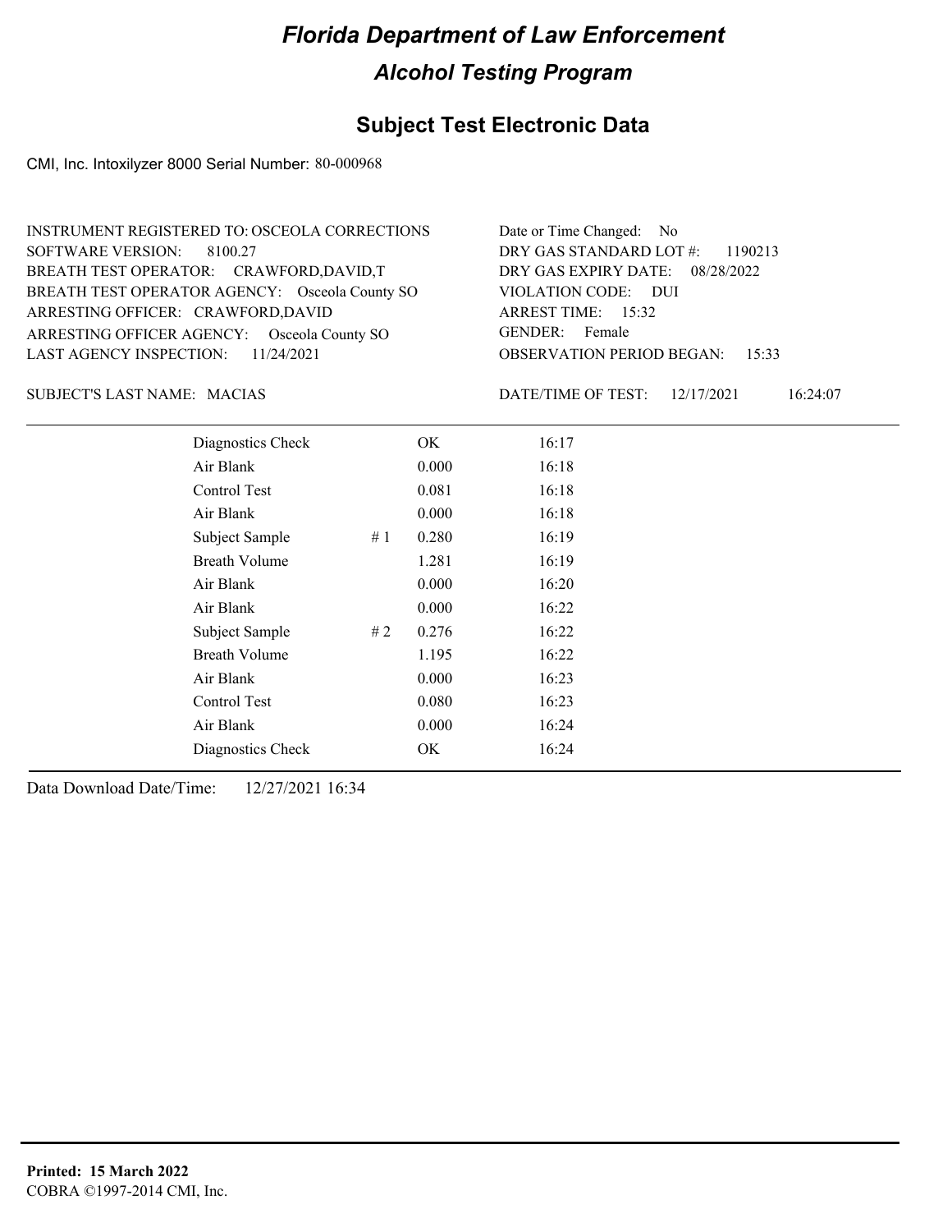# Florida Department of Law Enforcement

## Alcohol Testing Program

### Subject Test Electronic Data

CMI, Inc. Intoxilyzer 8000 Serial Number: 80-000968

INSTRUMENT REGISTERED TO: OSCEOLA CORRECTIONS
SOFTWARE VERSION: 8100.27
BREATH TEST OPERATOR: CRAWFORD,DAVID,T
BREATH TEST OPERATOR AGENCY: Osceola County SO
ARRESTING OFFICER: CRAWFORD,DAVID
ARRESTING OFFICER AGENCY: Osceola County SO
LAST AGENCY INSPECTION: 11/24/2021

Date or Time Changed: No
DRY GAS STANDARD LOT #: 1190213
DRY GAS EXPIRY DATE: 08/28/2022
VIOLATION CODE: DUI
ARREST TIME: 15:32
GENDER: Female
OBSERVATION PERIOD BEGAN: 15:33

SUBJECT'S LAST NAME: MACIAS

DATE/TIME OF TEST: 12/17/2021 16:24:07

| | | | |
|---|---|---|---|
| Diagnostics Check | | OK | 16:17 |
| Air Blank | | 0.000 | 16:18 |
| Control Test | | 0.081 | 16:18 |
| Air Blank | | 0.000 | 16:18 |
| Subject Sample | # 1 | 0.280 | 16:19 |
| Breath Volume | | 1.281 | 16:19 |
| Air Blank | | 0.000 | 16:20 |
| Air Blank | | 0.000 | 16:22 |
| Subject Sample | # 2 | 0.276 | 16:22 |
| Breath Volume | | 1.195 | 16:22 |
| Air Blank | | 0.000 | 16:23 |
| Control Test | | 0.080 | 16:23 |
| Air Blank | | 0.000 | 16:24 |
| Diagnostics Check | | OK | 16:24 |

Data Download Date/Time: 12/27/2021 16:34

**Printed: 15 March 2022**
COBRA ©1997-2014 CMI, Inc.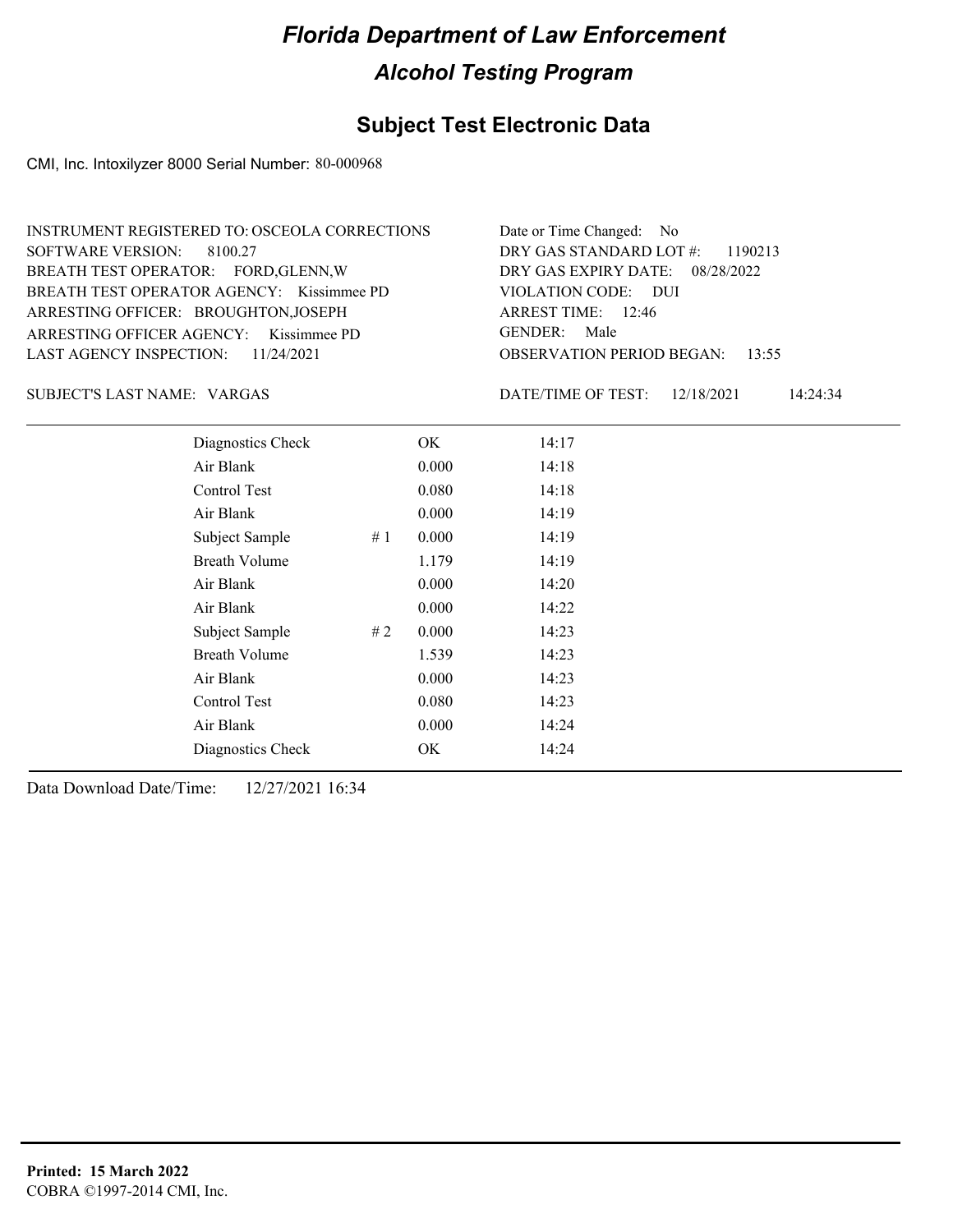# Florida Department of Law Enforcement

## Alcohol Testing Program

## Subject Test Electronic Data

CMI, Inc. Intoxilyzer 8000 Serial Number: 80-000968

INSTRUMENT REGISTERED TO: OSCEOLA CORRECTIONS
SOFTWARE VERSION: 8100.27
BREATH TEST OPERATOR: FORD,GLENN,W
BREATH TEST OPERATOR AGENCY: Kissimmee PD
ARRESTING OFFICER: BROUGHTON,JOSEPH
ARRESTING OFFICER AGENCY: Kissimmee PD
LAST AGENCY INSPECTION: 11/24/2021

Date or Time Changed: No
DRY GAS STANDARD LOT #: 1190213
DRY GAS EXPIRY DATE: 08/28/2022
VIOLATION CODE: DUI
ARREST TIME: 12:46
GENDER: Male
OBSERVATION PERIOD BEGAN: 13:55

SUBJECT'S LAST NAME: VARGAS

DATE/TIME OF TEST: 12/18/2021 14:24:34

| | | | |
|---|---|---|---|
| Diagnostics Check | | OK | 14:17 |
| Air Blank | | 0.000 | 14:18 |
| Control Test | | 0.080 | 14:18 |
| Air Blank | | 0.000 | 14:19 |
| Subject Sample | # 1 | 0.000 | 14:19 |
| Breath Volume | | 1.179 | 14:19 |
| Air Blank | | 0.000 | 14:20 |
| Air Blank | | 0.000 | 14:22 |
| Subject Sample | # 2 | 0.000 | 14:23 |
| Breath Volume | | 1.539 | 14:23 |
| Air Blank | | 0.000 | 14:23 |
| Control Test | | 0.080 | 14:23 |
| Air Blank | | 0.000 | 14:24 |
| Diagnostics Check | | OK | 14:24 |

Data Download Date/Time: 12/27/2021 16:34

**Printed: 15 March 2022**
COBRA ©1997-2014 CMI, Inc.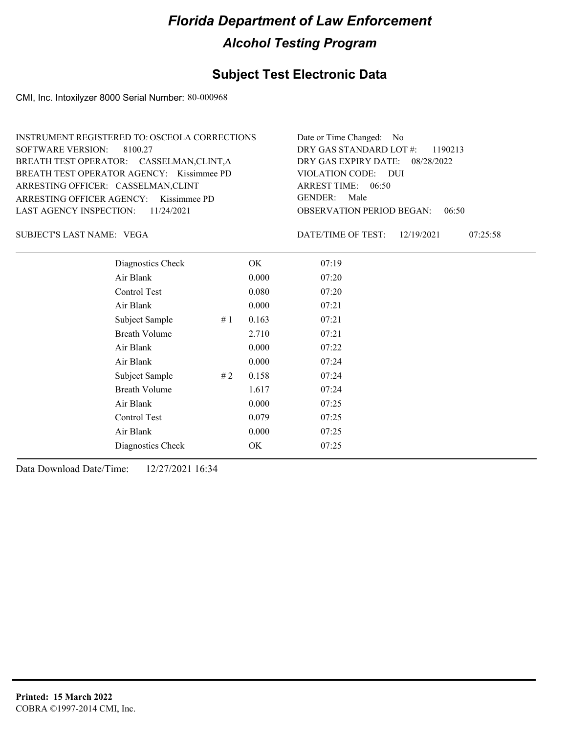# Florida Department of Law Enforcement

## Alcohol Testing Program

## Subject Test Electronic Data

CMI, Inc. Intoxilyzer 8000 Serial Number: 80-000968

INSTRUMENT REGISTERED TO: OSCEOLA CORRECTIONS
SOFTWARE VERSION: 8100.27
BREATH TEST OPERATOR: CASSELMAN,CLINT,A
BREATH TEST OPERATOR AGENCY: Kissimmee PD
ARRESTING OFFICER: CASSELMAN,CLINT
ARRESTING OFFICER AGENCY: Kissimmee PD
LAST AGENCY INSPECTION: 11/24/2021

Date or Time Changed: No
DRY GAS STANDARD LOT #: 1190213
DRY GAS EXPIRY DATE: 08/28/2022
VIOLATION CODE: DUI
ARREST TIME: 06:50
GENDER: Male
OBSERVATION PERIOD BEGAN: 06:50

SUBJECT'S LAST NAME: VEGA

DATE/TIME OF TEST: 12/19/2021 07:25:58

| Test | # | Result | Time |
|---|---|---|---|
| Diagnostics Check | | OK | 07:19 |
| Air Blank | | 0.000 | 07:20 |
| Control Test | | 0.080 | 07:20 |
| Air Blank | | 0.000 | 07:21 |
| Subject Sample | # 1 | 0.163 | 07:21 |
| Breath Volume | | 2.710 | 07:21 |
| Air Blank | | 0.000 | 07:22 |
| Air Blank | | 0.000 | 07:24 |
| Subject Sample | # 2 | 0.158 | 07:24 |
| Breath Volume | | 1.617 | 07:24 |
| Air Blank | | 0.000 | 07:25 |
| Control Test | | 0.079 | 07:25 |
| Air Blank | | 0.000 | 07:25 |
| Diagnostics Check | | OK | 07:25 |

Data Download Date/Time: 12/27/2021 16:34

**Printed: 15 March 2022**
COBRA ©1997-2014 CMI, Inc.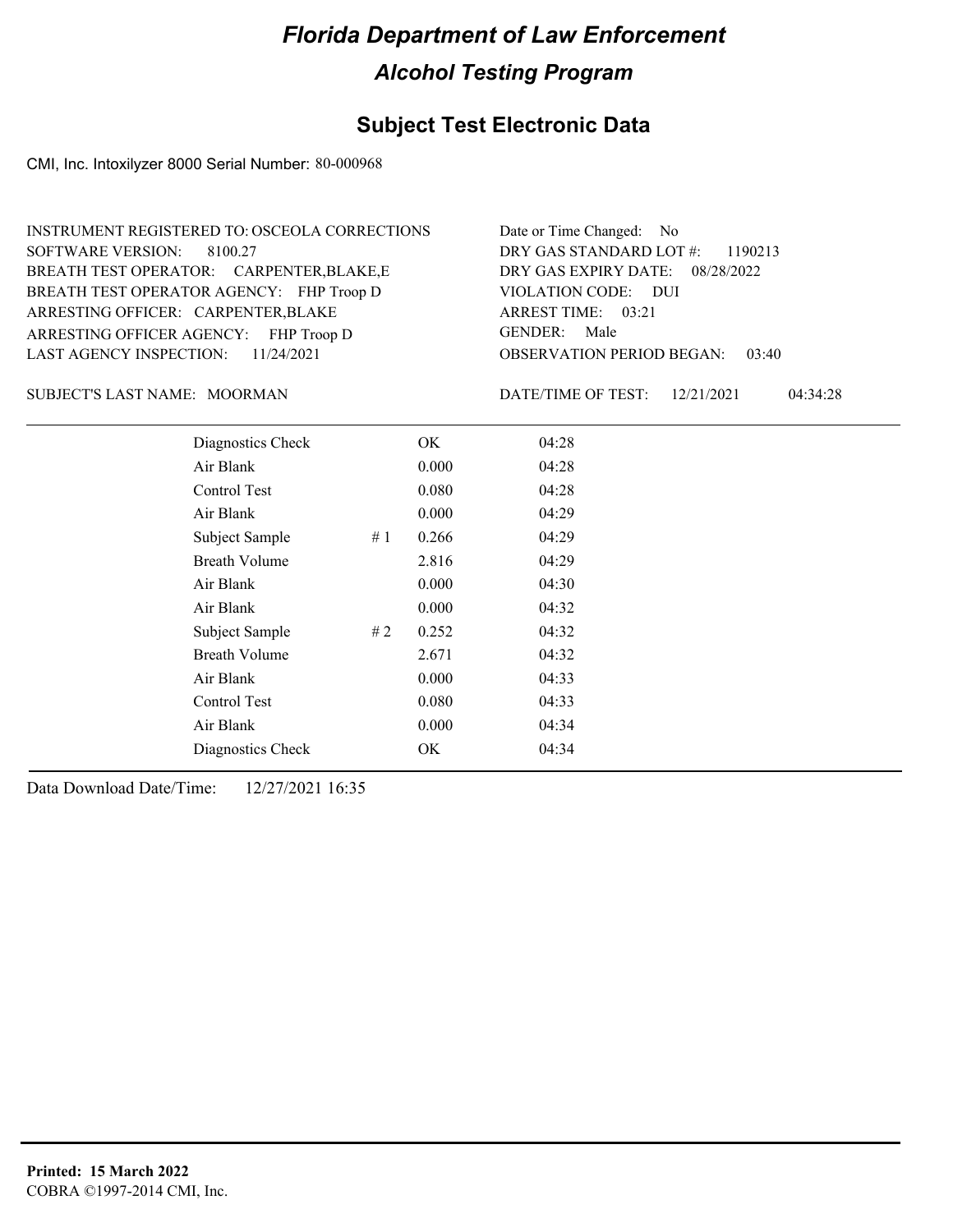# Florida Department of Law Enforcement

## Alcohol Testing Program

### Subject Test Electronic Data

CMI, Inc. Intoxilyzer 8000 Serial Number: 80-000968

INSTRUMENT REGISTERED TO: OSCEOLA CORRECTIONS
SOFTWARE VERSION: 8100.27
BREATH TEST OPERATOR: CARPENTER,BLAKE,E
BREATH TEST OPERATOR AGENCY: FHP Troop D
ARRESTING OFFICER: CARPENTER,BLAKE
ARRESTING OFFICER AGENCY: FHP Troop D
LAST AGENCY INSPECTION: 11/24/2021

Date or Time Changed: No
DRY GAS STANDARD LOT #: 1190213
DRY GAS EXPIRY DATE: 08/28/2022
VIOLATION CODE: DUI
ARREST TIME: 03:21
GENDER: Male
OBSERVATION PERIOD BEGAN: 03:40

SUBJECT'S LAST NAME: MOORMAN

DATE/TIME OF TEST: 12/21/2021 04:34:28

| | | | |
|---|---|---|---|
| Diagnostics Check | | OK | 04:28 |
| Air Blank | | 0.000 | 04:28 |
| Control Test | | 0.080 | 04:28 |
| Air Blank | | 0.000 | 04:29 |
| Subject Sample | # 1 | 0.266 | 04:29 |
| Breath Volume | | 2.816 | 04:29 |
| Air Blank | | 0.000 | 04:30 |
| Air Blank | | 0.000 | 04:32 |
| Subject Sample | # 2 | 0.252 | 04:32 |
| Breath Volume | | 2.671 | 04:32 |
| Air Blank | | 0.000 | 04:33 |
| Control Test | | 0.080 | 04:33 |
| Air Blank | | 0.000 | 04:34 |
| Diagnostics Check | | OK | 04:34 |

Data Download Date/Time: 12/27/2021 16:35

**Printed: 15 March 2022**
COBRA ©1997-2014 CMI, Inc.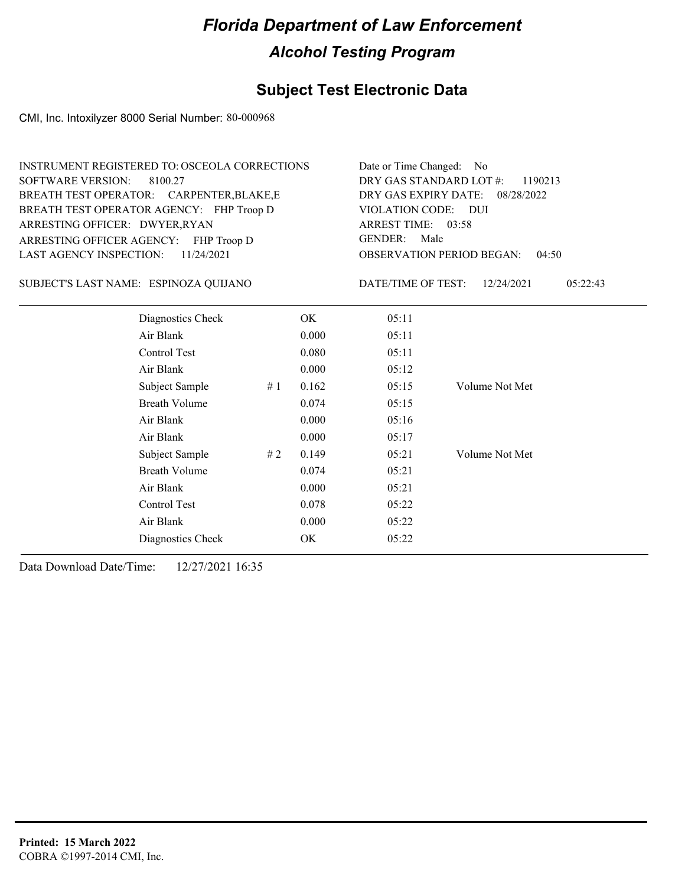# Florida Department of Law Enforcement

## Alcohol Testing Program

### Subject Test Electronic Data

CMI, Inc. Intoxilyzer 8000 Serial Number: 80-000968

INSTRUMENT REGISTERED TO: OSCEOLA CORRECTIONS
SOFTWARE VERSION: 8100.27
BREATH TEST OPERATOR: CARPENTER,BLAKE,E
BREATH TEST OPERATOR AGENCY: FHP Troop D
ARRESTING OFFICER: DWYER,RYAN
ARRESTING OFFICER AGENCY: FHP Troop D
LAST AGENCY INSPECTION: 11/24/2021

Date or Time Changed: No
DRY GAS STANDARD LOT #: 1190213
DRY GAS EXPIRY DATE: 08/28/2022
VIOLATION CODE: DUI
ARREST TIME: 03:58
GENDER: Male
OBSERVATION PERIOD BEGAN: 04:50

SUBJECT'S LAST NAME: ESPINOZA QUIJANO

DATE/TIME OF TEST: 12/24/2021 05:22:43

| | | | | |
|---|---|---|---|---|
| Diagnostics Check | | OK | 05:11 | |
| Air Blank | | 0.000 | 05:11 | |
| Control Test | | 0.080 | 05:11 | |
| Air Blank | | 0.000 | 05:12 | |
| Subject Sample | # 1 | 0.162 | 05:15 | Volume Not Met |
| Breath Volume | | 0.074 | 05:15 | |
| Air Blank | | 0.000 | 05:16 | |
| Air Blank | | 0.000 | 05:17 | |
| Subject Sample | # 2 | 0.149 | 05:21 | Volume Not Met |
| Breath Volume | | 0.074 | 05:21 | |
| Air Blank | | 0.000 | 05:21 | |
| Control Test | | 0.078 | 05:22 | |
| Air Blank | | 0.000 | 05:22 | |
| Diagnostics Check | | OK | 05:22 | |

Data Download Date/Time: 12/27/2021 16:35

**Printed: 15 March 2022**
COBRA ©1997-2014 CMI, Inc.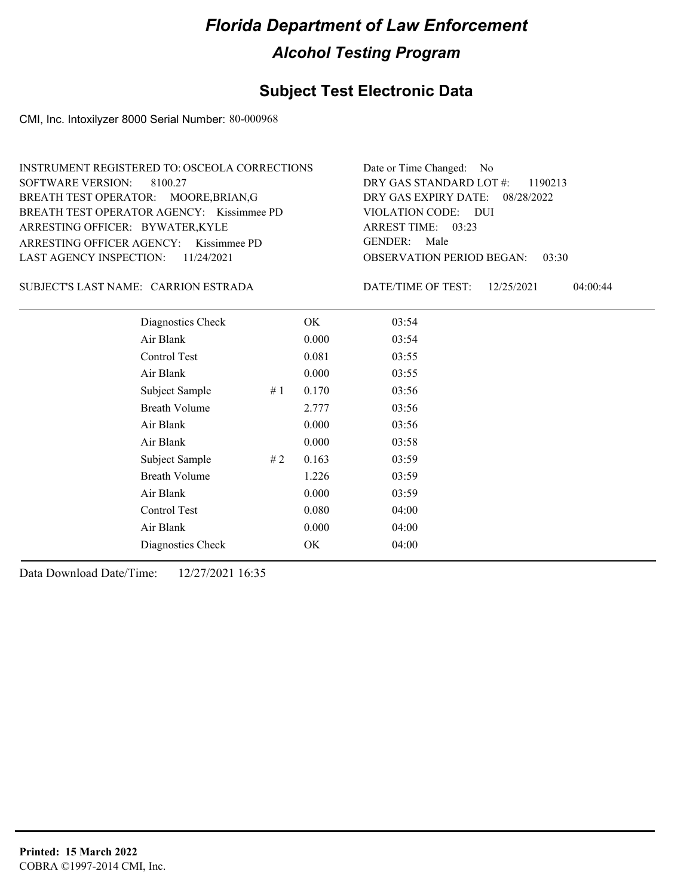# Florida Department of Law Enforcement

## Alcohol Testing Program

### Subject Test Electronic Data

CMI, Inc. Intoxilyzer 8000 Serial Number: 80-000968

INSTRUMENT REGISTERED TO: OSCEOLA CORRECTIONS
SOFTWARE VERSION: 8100.27
BREATH TEST OPERATOR: MOORE,BRIAN,G
BREATH TEST OPERATOR AGENCY: Kissimmee PD
ARRESTING OFFICER: BYWATER,KYLE
ARRESTING OFFICER AGENCY: Kissimmee PD
LAST AGENCY INSPECTION: 11/24/2021

Date or Time Changed: No
DRY GAS STANDARD LOT #: 1190213
DRY GAS EXPIRY DATE: 08/28/2022
VIOLATION CODE: DUI
ARREST TIME: 03:23
GENDER: Male
OBSERVATION PERIOD BEGAN: 03:30

SUBJECT'S LAST NAME: CARRION ESTRADA

DATE/TIME OF TEST: 12/25/2021 04:00:44

| Test | | Result | Time |
|---|---|---|---|
| Diagnostics Check | | OK | 03:54 |
| Air Blank | | 0.000 | 03:54 |
| Control Test | | 0.081 | 03:55 |
| Air Blank | | 0.000 | 03:55 |
| Subject Sample | # 1 | 0.170 | 03:56 |
| Breath Volume | | 2.777 | 03:56 |
| Air Blank | | 0.000 | 03:56 |
| Air Blank | | 0.000 | 03:58 |
| Subject Sample | # 2 | 0.163 | 03:59 |
| Breath Volume | | 1.226 | 03:59 |
| Air Blank | | 0.000 | 03:59 |
| Control Test | | 0.080 | 04:00 |
| Air Blank | | 0.000 | 04:00 |
| Diagnostics Check | | OK | 04:00 |

Data Download Date/Time: 12/27/2021 16:35

**Printed: 15 March 2022**
COBRA ©1997-2014 CMI, Inc.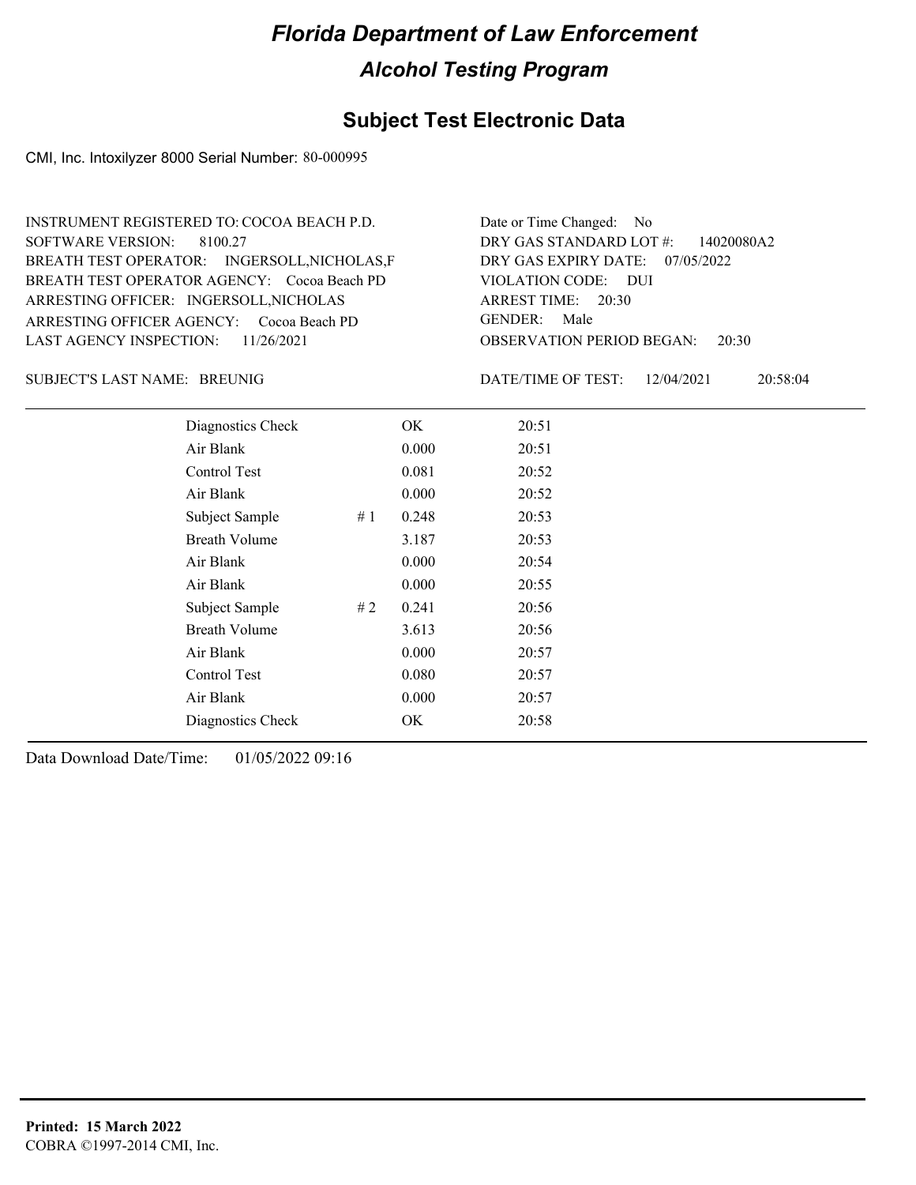# Florida Department of Law Enforcement

## Alcohol Testing Program

## Subject Test Electronic Data

CMI, Inc. Intoxilyzer 8000 Serial Number: 80-000995

INSTRUMENT REGISTERED TO: COCOA BEACH P.D.
SOFTWARE VERSION: 8100.27
BREATH TEST OPERATOR: INGERSOLL,NICHOLAS,F
BREATH TEST OPERATOR AGENCY: Cocoa Beach PD
ARRESTING OFFICER: INGERSOLL,NICHOLAS
ARRESTING OFFICER AGENCY: Cocoa Beach PD
LAST AGENCY INSPECTION: 11/26/2021

Date or Time Changed: No
DRY GAS STANDARD LOT #: 14020080A2
DRY GAS EXPIRY DATE: 07/05/2022
VIOLATION CODE: DUI
ARREST TIME: 20:30
GENDER: Male
OBSERVATION PERIOD BEGAN: 20:30

SUBJECT'S LAST NAME: BREUNIG

DATE/TIME OF TEST: 12/04/2021 20:58:04

| | | | |
|---|---|---|---|
| Diagnostics Check | | OK | 20:51 |
| Air Blank | | 0.000 | 20:51 |
| Control Test | | 0.081 | 20:52 |
| Air Blank | | 0.000 | 20:52 |
| Subject Sample | # 1 | 0.248 | 20:53 |
| Breath Volume | | 3.187 | 20:53 |
| Air Blank | | 0.000 | 20:54 |
| Air Blank | | 0.000 | 20:55 |
| Subject Sample | # 2 | 0.241 | 20:56 |
| Breath Volume | | 3.613 | 20:56 |
| Air Blank | | 0.000 | 20:57 |
| Control Test | | 0.080 | 20:57 |
| Air Blank | | 0.000 | 20:57 |
| Diagnostics Check | | OK | 20:58 |

Data Download Date/Time: 01/05/2022 09:16

**Printed: 15 March 2022**
COBRA ©1997-2014 CMI, Inc.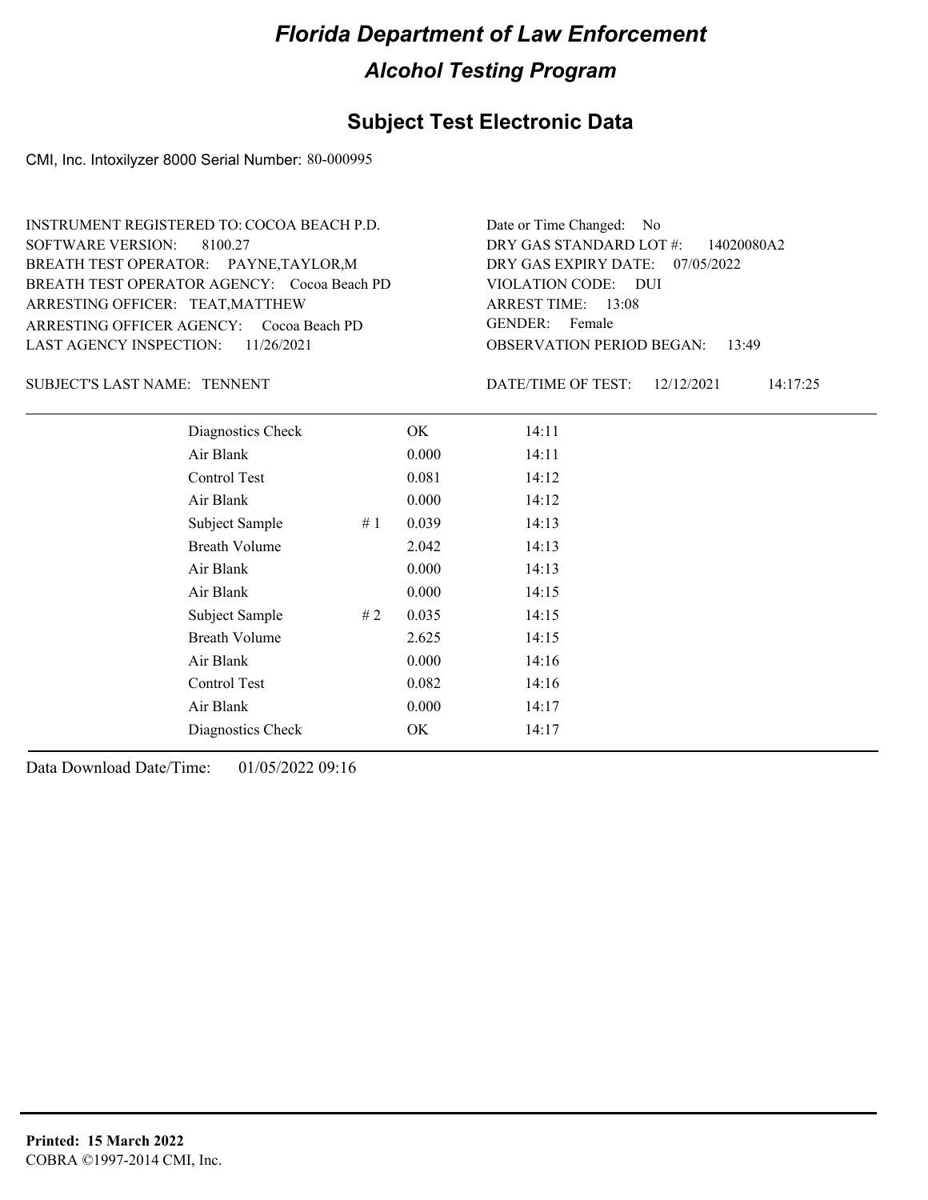# Florida Department of Law Enforcement

## Alcohol Testing Program

### Subject Test Electronic Data

CMI, Inc. Intoxilyzer 8000 Serial Number: 80-000995

INSTRUMENT REGISTERED TO: COCOA BEACH P.D.
SOFTWARE VERSION: 8100.27
BREATH TEST OPERATOR: PAYNE,TAYLOR,M
BREATH TEST OPERATOR AGENCY: Cocoa Beach PD
ARRESTING OFFICER: TEAT,MATTHEW
ARRESTING OFFICER AGENCY: Cocoa Beach PD
LAST AGENCY INSPECTION: 11/26/2021

Date or Time Changed: No
DRY GAS STANDARD LOT #: 14020080A2
DRY GAS EXPIRY DATE: 07/05/2022
VIOLATION CODE: DUI
ARREST TIME: 13:08
GENDER: Female
OBSERVATION PERIOD BEGAN: 13:49

SUBJECT'S LAST NAME: TENNENT

DATE/TIME OF TEST: 12/12/2021 14:17:25

| | | | |
|---|---|---|---|
| Diagnostics Check | | OK | 14:11 |
| Air Blank | | 0.000 | 14:11 |
| Control Test | | 0.081 | 14:12 |
| Air Blank | | 0.000 | 14:12 |
| Subject Sample | # 1 | 0.039 | 14:13 |
| Breath Volume | | 2.042 | 14:13 |
| Air Blank | | 0.000 | 14:13 |
| Air Blank | | 0.000 | 14:15 |
| Subject Sample | # 2 | 0.035 | 14:15 |
| Breath Volume | | 2.625 | 14:15 |
| Air Blank | | 0.000 | 14:16 |
| Control Test | | 0.082 | 14:16 |
| Air Blank | | 0.000 | 14:17 |
| Diagnostics Check | | OK | 14:17 |

Data Download Date/Time: 01/05/2022 09:16

**Printed: 15 March 2022**
COBRA ©1997-2014 CMI, Inc.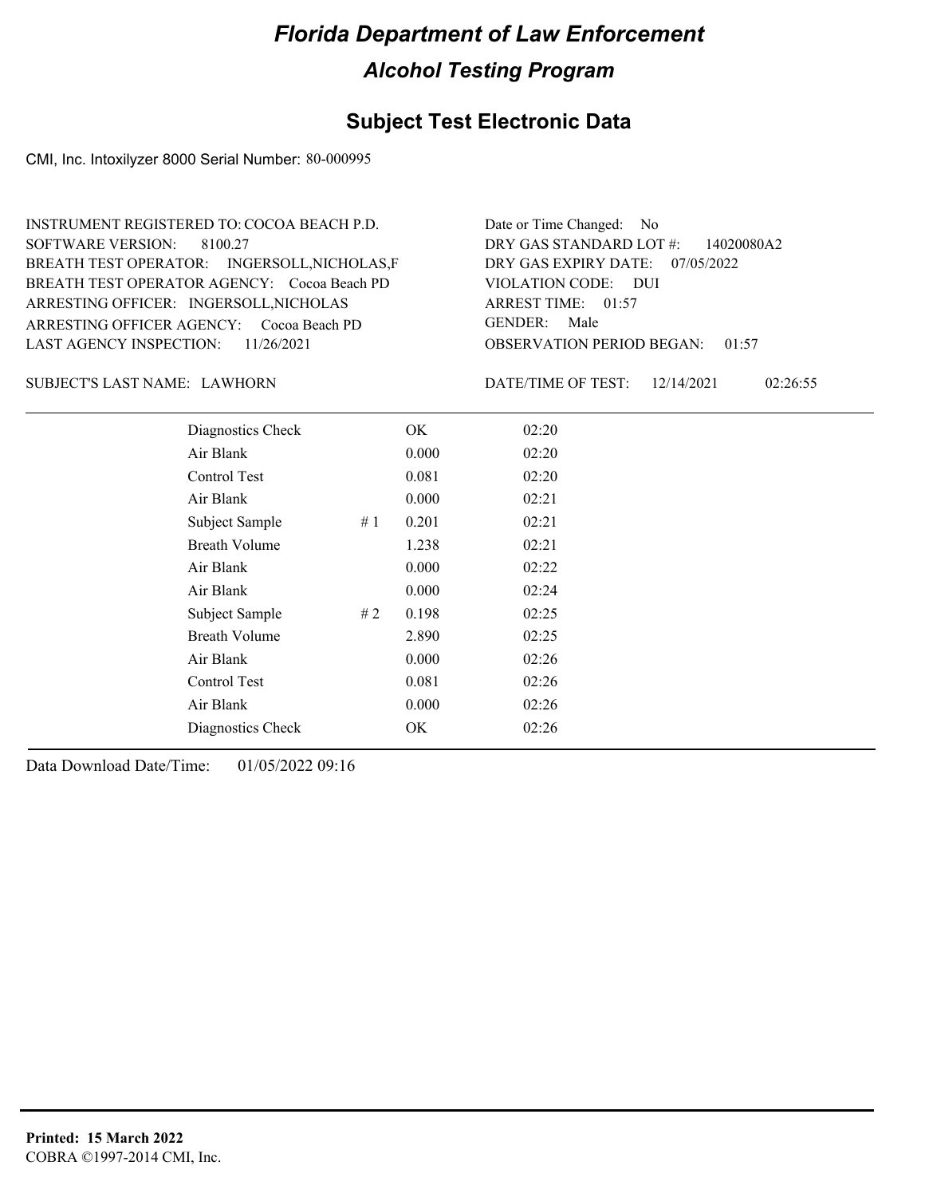# Florida Department of Law Enforcement

## Alcohol Testing Program

### Subject Test Electronic Data

CMI, Inc. Intoxilyzer 8000 Serial Number: 80-000995

INSTRUMENT REGISTERED TO: COCOA BEACH P.D.
SOFTWARE VERSION: 8100.27
BREATH TEST OPERATOR: INGERSOLL,NICHOLAS,F
BREATH TEST OPERATOR AGENCY: Cocoa Beach PD
ARRESTING OFFICER: INGERSOLL,NICHOLAS
ARRESTING OFFICER AGENCY: Cocoa Beach PD
LAST AGENCY INSPECTION: 11/26/2021

Date or Time Changed: No
DRY GAS STANDARD LOT #: 14020080A2
DRY GAS EXPIRY DATE: 07/05/2022
VIOLATION CODE: DUI
ARREST TIME: 01:57
GENDER: Male
OBSERVATION PERIOD BEGAN: 01:57

SUBJECT'S LAST NAME: LAWHORN

DATE/TIME OF TEST: 12/14/2021 02:26:55

| Test | # | Result | Time |
|---|---|---|---|
| Diagnostics Check | | OK | 02:20 |
| Air Blank | | 0.000 | 02:20 |
| Control Test | | 0.081 | 02:20 |
| Air Blank | | 0.000 | 02:21 |
| Subject Sample | # 1 | 0.201 | 02:21 |
| Breath Volume | | 1.238 | 02:21 |
| Air Blank | | 0.000 | 02:22 |
| Air Blank | | 0.000 | 02:24 |
| Subject Sample | # 2 | 0.198 | 02:25 |
| Breath Volume | | 2.890 | 02:25 |
| Air Blank | | 0.000 | 02:26 |
| Control Test | | 0.081 | 02:26 |
| Air Blank | | 0.000 | 02:26 |
| Diagnostics Check | | OK | 02:26 |

Data Download Date/Time: 01/05/2022 09:16

**Printed: 15 March 2022**
COBRA ©1997-2014 CMI, Inc.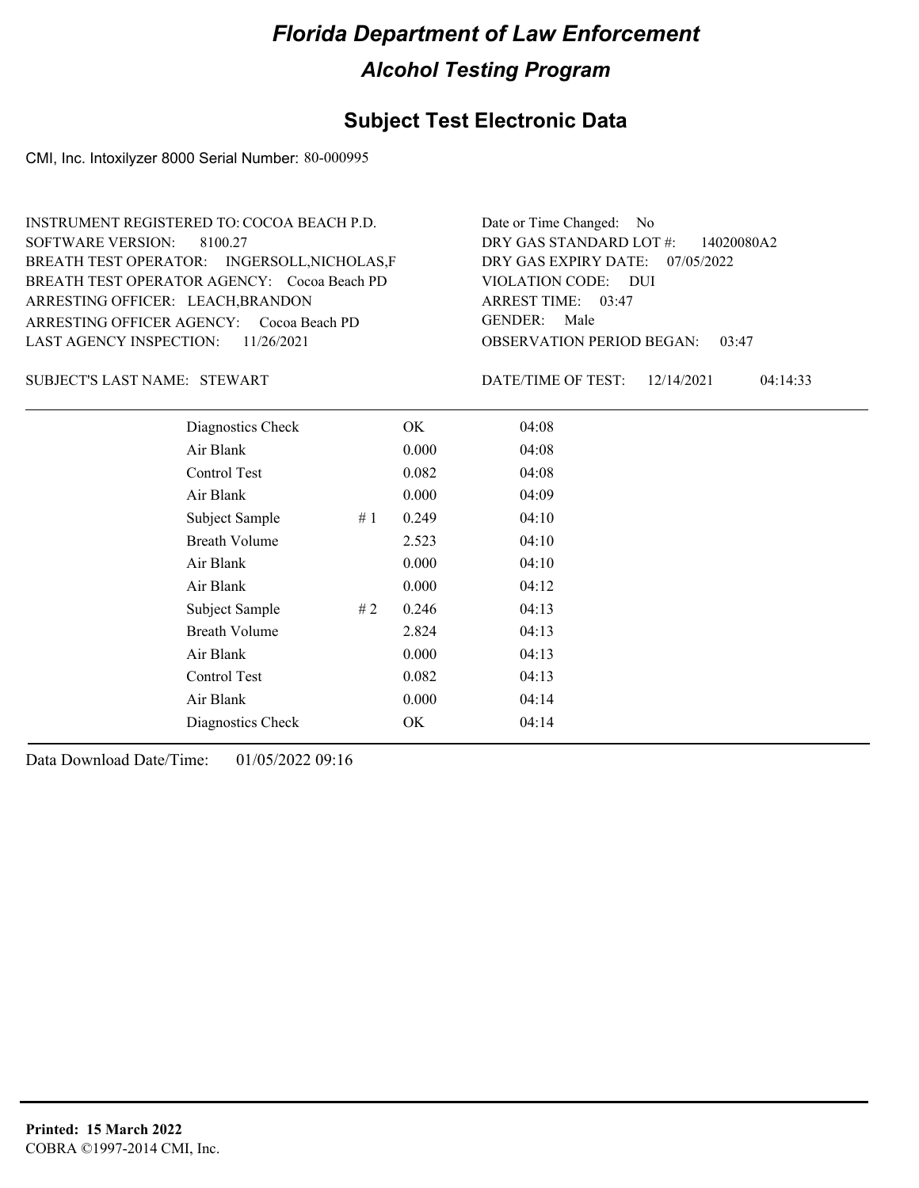# Florida Department of Law Enforcement

## Alcohol Testing Program

### Subject Test Electronic Data

CMI, Inc. Intoxilyzer 8000 Serial Number: 80-000995

INSTRUMENT REGISTERED TO: COCOA BEACH P.D.
SOFTWARE VERSION: 8100.27
BREATH TEST OPERATOR: INGERSOLL,NICHOLAS,F
BREATH TEST OPERATOR AGENCY: Cocoa Beach PD
ARRESTING OFFICER: LEACH,BRANDON
ARRESTING OFFICER AGENCY: Cocoa Beach PD
LAST AGENCY INSPECTION: 11/26/2021

Date or Time Changed: No
DRY GAS STANDARD LOT #: 14020080A2
DRY GAS EXPIRY DATE: 07/05/2022
VIOLATION CODE: DUI
ARREST TIME: 03:47
GENDER: Male
OBSERVATION PERIOD BEGAN: 03:47

SUBJECT'S LAST NAME: STEWART

DATE/TIME OF TEST: 12/14/2021 04:14:33

| | | | |
|---|---|---|---|
| Diagnostics Check | | OK | 04:08 |
| Air Blank | | 0.000 | 04:08 |
| Control Test | | 0.082 | 04:08 |
| Air Blank | | 0.000 | 04:09 |
| Subject Sample | # 1 | 0.249 | 04:10 |
| Breath Volume | | 2.523 | 04:10 |
| Air Blank | | 0.000 | 04:10 |
| Air Blank | | 0.000 | 04:12 |
| Subject Sample | # 2 | 0.246 | 04:13 |
| Breath Volume | | 2.824 | 04:13 |
| Air Blank | | 0.000 | 04:13 |
| Control Test | | 0.082 | 04:13 |
| Air Blank | | 0.000 | 04:14 |
| Diagnostics Check | | OK | 04:14 |

Data Download Date/Time: 01/05/2022 09:16

**Printed: 15 March 2022**
COBRA ©1997-2014 CMI, Inc.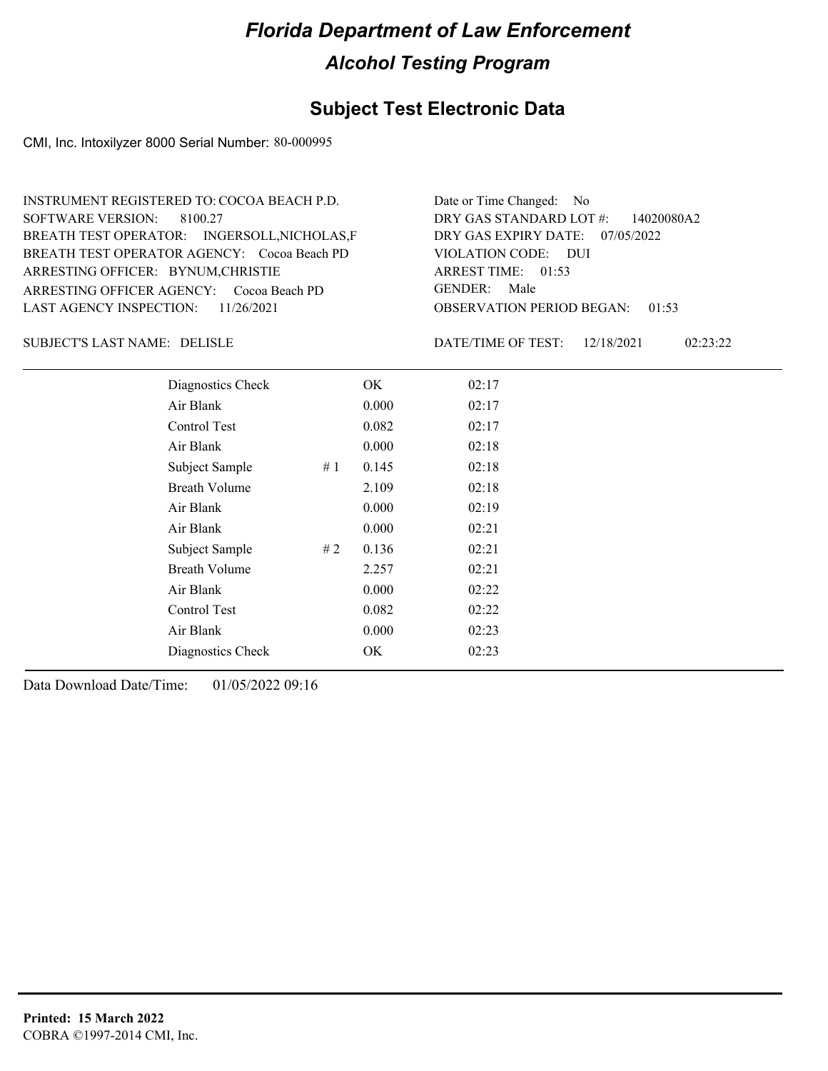# Florida Department of Law Enforcement

## Alcohol Testing Program

### Subject Test Electronic Data

CMI, Inc. Intoxilyzer 8000 Serial Number: 80-000995

INSTRUMENT REGISTERED TO: COCOA BEACH P.D.
SOFTWARE VERSION: 8100.27
BREATH TEST OPERATOR: INGERSOLL,NICHOLAS,F
BREATH TEST OPERATOR AGENCY: Cocoa Beach PD
ARRESTING OFFICER: BYNUM,CHRISTIE
ARRESTING OFFICER AGENCY: Cocoa Beach PD
LAST AGENCY INSPECTION: 11/26/2021

Date or Time Changed: No
DRY GAS STANDARD LOT #: 14020080A2
DRY GAS EXPIRY DATE: 07/05/2022
VIOLATION CODE: DUI
ARREST TIME: 01:53
GENDER: Male
OBSERVATION PERIOD BEGAN: 01:53

SUBJECT'S LAST NAME: DELISLE

DATE/TIME OF TEST: 12/18/2021 02:23:22

| | | | |
|---|---|---|---|
| Diagnostics Check | | OK | 02:17 |
| Air Blank | | 0.000 | 02:17 |
| Control Test | | 0.082 | 02:17 |
| Air Blank | | 0.000 | 02:18 |
| Subject Sample | # 1 | 0.145 | 02:18 |
| Breath Volume | | 2.109 | 02:18 |
| Air Blank | | 0.000 | 02:19 |
| Air Blank | | 0.000 | 02:21 |
| Subject Sample | # 2 | 0.136 | 02:21 |
| Breath Volume | | 2.257 | 02:21 |
| Air Blank | | 0.000 | 02:22 |
| Control Test | | 0.082 | 02:22 |
| Air Blank | | 0.000 | 02:23 |
| Diagnostics Check | | OK | 02:23 |

Data Download Date/Time: 01/05/2022 09:16

**Printed: 15 March 2022**
COBRA ©1997-2014 CMI, Inc.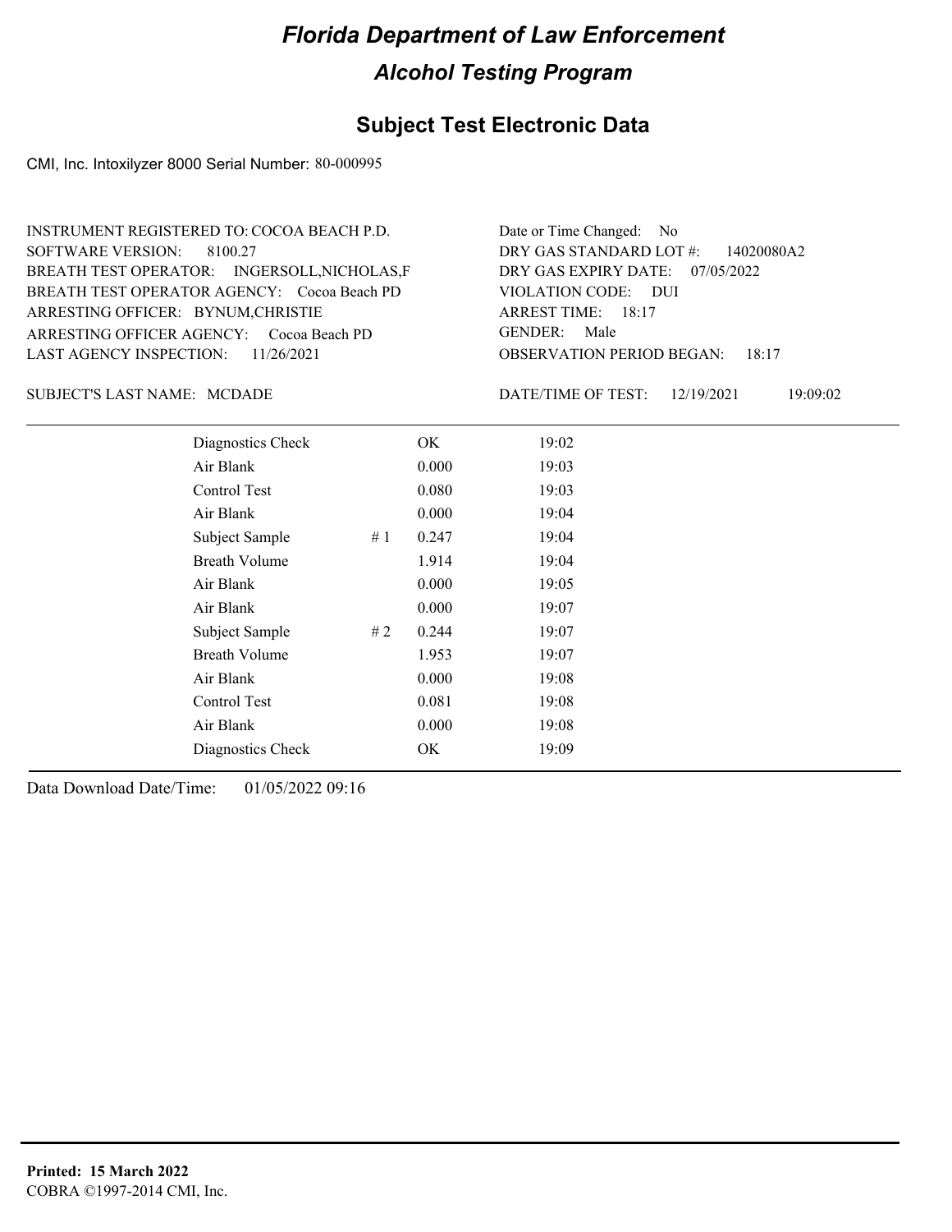# Florida Department of Law Enforcement

## Alcohol Testing Program

### Subject Test Electronic Data

CMI, Inc. Intoxilyzer 8000 Serial Number: 80-000995

INSTRUMENT REGISTERED TO: COCOA BEACH P.D.
SOFTWARE VERSION: 8100.27
BREATH TEST OPERATOR: INGERSOLL,NICHOLAS,F
BREATH TEST OPERATOR AGENCY: Cocoa Beach PD
ARRESTING OFFICER: BYNUM,CHRISTIE
ARRESTING OFFICER AGENCY: Cocoa Beach PD
LAST AGENCY INSPECTION: 11/26/2021

Date or Time Changed: No
DRY GAS STANDARD LOT #: 14020080A2
DRY GAS EXPIRY DATE: 07/05/2022
VIOLATION CODE: DUI
ARREST TIME: 18:17
GENDER: Male
OBSERVATION PERIOD BEGAN: 18:17

SUBJECT'S LAST NAME: MCDADE

DATE/TIME OF TEST: 12/19/2021 19:09:02

| Test | | Result | Time |
|---|---|---|---|
| Diagnostics Check | | OK | 19:02 |
| Air Blank | | 0.000 | 19:03 |
| Control Test | | 0.080 | 19:03 |
| Air Blank | | 0.000 | 19:04 |
| Subject Sample | # 1 | 0.247 | 19:04 |
| Breath Volume | | 1.914 | 19:04 |
| Air Blank | | 0.000 | 19:05 |
| Air Blank | | 0.000 | 19:07 |
| Subject Sample | # 2 | 0.244 | 19:07 |
| Breath Volume | | 1.953 | 19:07 |
| Air Blank | | 0.000 | 19:08 |
| Control Test | | 0.081 | 19:08 |
| Air Blank | | 0.000 | 19:08 |
| Diagnostics Check | | OK | 19:09 |

Data Download Date/Time: 01/05/2022 09:16

**Printed: 15 March 2022**
COBRA ©1997-2014 CMI, Inc.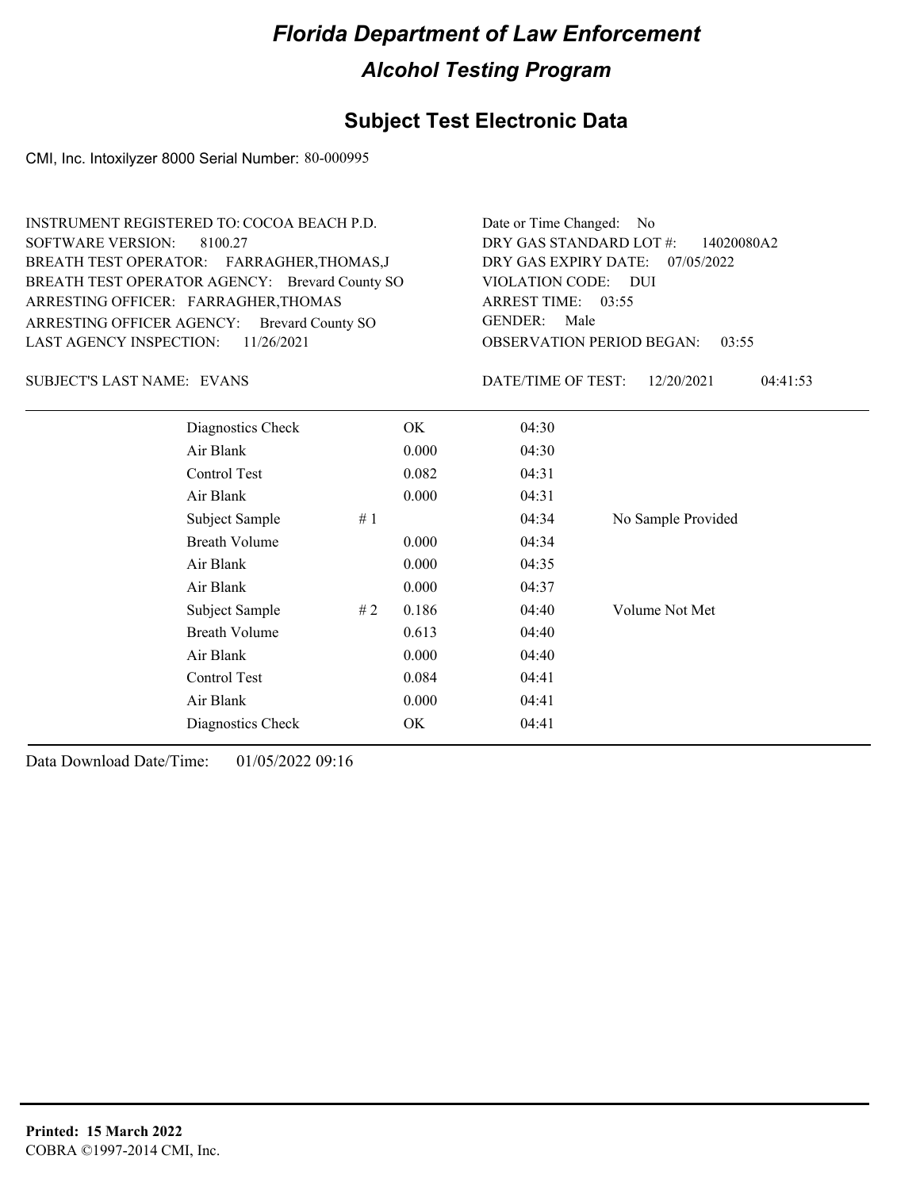# Florida Department of Law Enforcement

## Alcohol Testing Program

### Subject Test Electronic Data

CMI, Inc. Intoxilyzer 8000 Serial Number: 80-000995

INSTRUMENT REGISTERED TO: COCOA BEACH P.D.
SOFTWARE VERSION: 8100.27
BREATH TEST OPERATOR: FARRAGHER,THOMAS,J
BREATH TEST OPERATOR AGENCY: Brevard County SO
ARRESTING OFFICER: FARRAGHER,THOMAS
ARRESTING OFFICER AGENCY: Brevard County SO
LAST AGENCY INSPECTION: 11/26/2021

Date or Time Changed: No
DRY GAS STANDARD LOT #: 14020080A2
DRY GAS EXPIRY DATE: 07/05/2022
VIOLATION CODE: DUI
ARREST TIME: 03:55
GENDER: Male
OBSERVATION PERIOD BEGAN: 03:55

SUBJECT'S LAST NAME: EVANS

DATE/TIME OF TEST: 12/20/2021 04:41:53

| | | | | |
|---|---|---|---|---|
| Diagnostics Check | | OK | 04:30 | |
| Air Blank | | 0.000 | 04:30 | |
| Control Test | | 0.082 | 04:31 | |
| Air Blank | | 0.000 | 04:31 | |
| Subject Sample | # 1 | | 04:34 | No Sample Provided |
| Breath Volume | | 0.000 | 04:34 | |
| Air Blank | | 0.000 | 04:35 | |
| Air Blank | | 0.000 | 04:37 | |
| Subject Sample | # 2 | 0.186 | 04:40 | Volume Not Met |
| Breath Volume | | 0.613 | 04:40 | |
| Air Blank | | 0.000 | 04:40 | |
| Control Test | | 0.084 | 04:41 | |
| Air Blank | | 0.000 | 04:41 | |
| Diagnostics Check | | OK | 04:41 | |

Data Download Date/Time: 01/05/2022 09:16

**Printed: 15 March 2022**
COBRA ©1997-2014 CMI, Inc.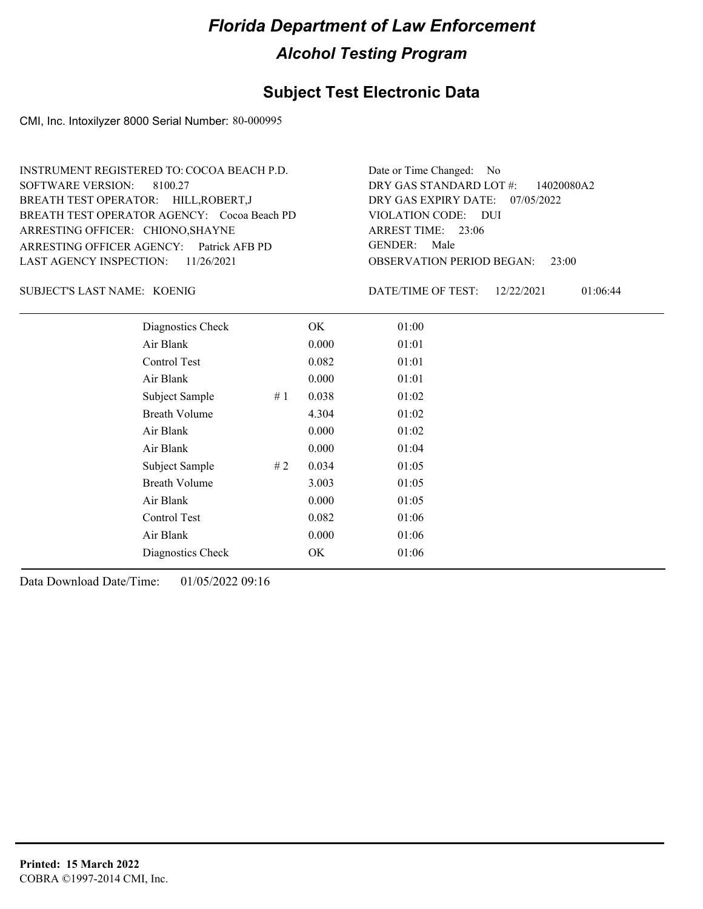# Florida Department of Law Enforcement

## Alcohol Testing Program

### Subject Test Electronic Data

CMI, Inc. Intoxilyzer 8000 Serial Number: 80-000995

INSTRUMENT REGISTERED TO: COCOA BEACH P.D.
SOFTWARE VERSION: 8100.27
BREATH TEST OPERATOR: HILL,ROBERT,J
BREATH TEST OPERATOR AGENCY: Cocoa Beach PD
ARRESTING OFFICER: CHIONO,SHAYNE
ARRESTING OFFICER AGENCY: Patrick AFB PD
LAST AGENCY INSPECTION: 11/26/2021

Date or Time Changed: No
DRY GAS STANDARD LOT #: 14020080A2
DRY GAS EXPIRY DATE: 07/05/2022
VIOLATION CODE: DUI
ARREST TIME: 23:06
GENDER: Male
OBSERVATION PERIOD BEGAN: 23:00

SUBJECT'S LAST NAME: KOENIG

DATE/TIME OF TEST: 12/22/2021 01:06:44

| | | | |
|---|---|---|---|
| Diagnostics Check | | OK | 01:00 |
| Air Blank | | 0.000 | 01:01 |
| Control Test | | 0.082 | 01:01 |
| Air Blank | | 0.000 | 01:01 |
| Subject Sample | # 1 | 0.038 | 01:02 |
| Breath Volume | | 4.304 | 01:02 |
| Air Blank | | 0.000 | 01:02 |
| Air Blank | | 0.000 | 01:04 |
| Subject Sample | # 2 | 0.034 | 01:05 |
| Breath Volume | | 3.003 | 01:05 |
| Air Blank | | 0.000 | 01:05 |
| Control Test | | 0.082 | 01:06 |
| Air Blank | | 0.000 | 01:06 |
| Diagnostics Check | | OK | 01:06 |

Data Download Date/Time: 01/05/2022 09:16

**Printed: 15 March 2022**
COBRA ©1997-2014 CMI, Inc.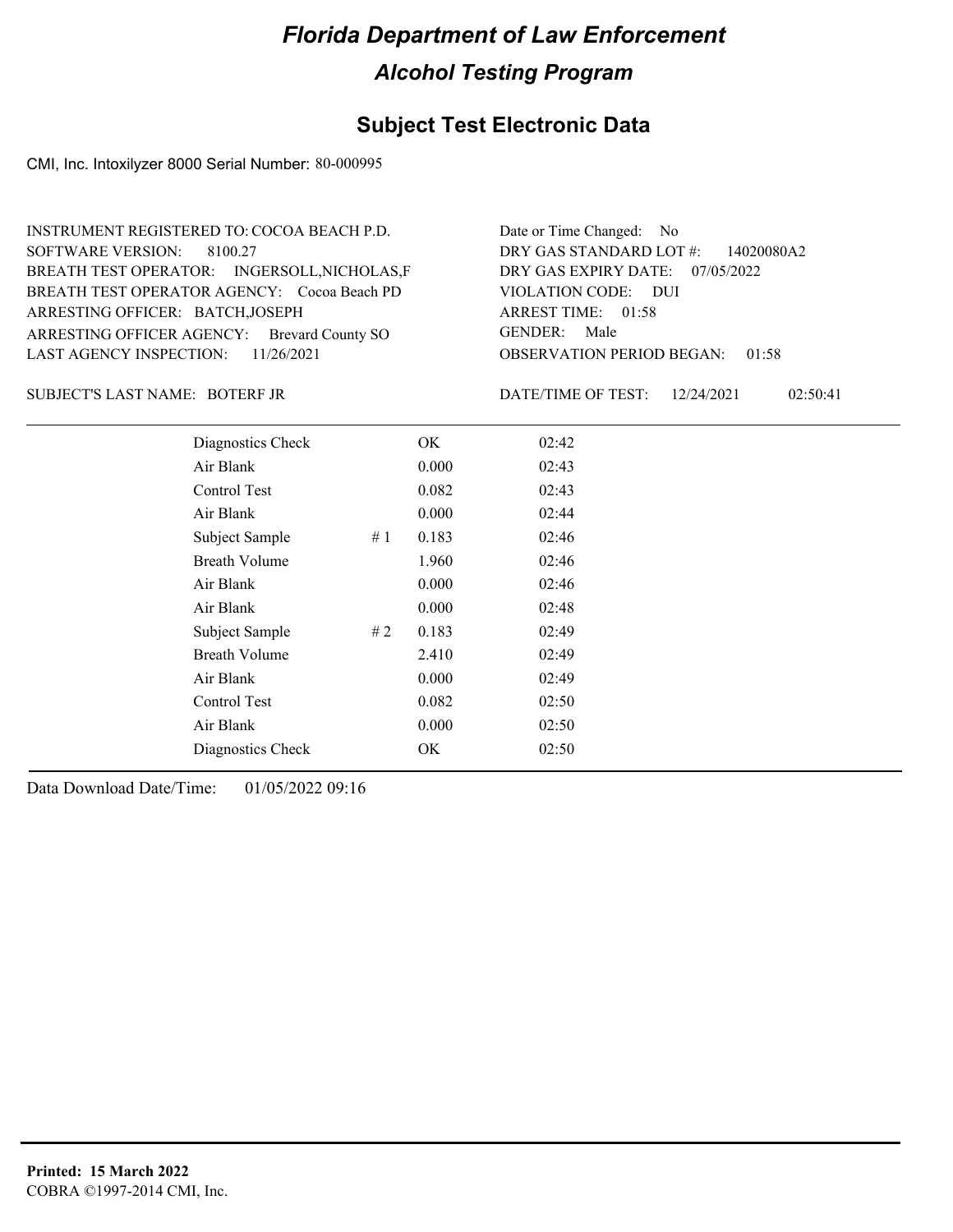# Florida Department of Law Enforcement

## Alcohol Testing Program

### Subject Test Electronic Data

CMI, Inc. Intoxilyzer 8000 Serial Number: 80-000995

INSTRUMENT REGISTERED TO: COCOA BEACH P.D.
SOFTWARE VERSION: 8100.27
BREATH TEST OPERATOR: INGERSOLL,NICHOLAS,F
BREATH TEST OPERATOR AGENCY: Cocoa Beach PD
ARRESTING OFFICER: BATCH,JOSEPH
ARRESTING OFFICER AGENCY: Brevard County SO
LAST AGENCY INSPECTION: 11/26/2021

Date or Time Changed: No
DRY GAS STANDARD LOT #: 14020080A2
DRY GAS EXPIRY DATE: 07/05/2022
VIOLATION CODE: DUI
ARREST TIME: 01:58
GENDER: Male
OBSERVATION PERIOD BEGAN: 01:58

SUBJECT'S LAST NAME: BOTERF JR

DATE/TIME OF TEST: 12/24/2021 02:50:41

| | | | |
|---|---|---|---|
| Diagnostics Check | | OK | 02:42 |
| Air Blank | | 0.000 | 02:43 |
| Control Test | | 0.082 | 02:43 |
| Air Blank | | 0.000 | 02:44 |
| Subject Sample | # 1 | 0.183 | 02:46 |
| Breath Volume | | 1.960 | 02:46 |
| Air Blank | | 0.000 | 02:46 |
| Air Blank | | 0.000 | 02:48 |
| Subject Sample | # 2 | 0.183 | 02:49 |
| Breath Volume | | 2.410 | 02:49 |
| Air Blank | | 0.000 | 02:49 |
| Control Test | | 0.082 | 02:50 |
| Air Blank | | 0.000 | 02:50 |
| Diagnostics Check | | OK | 02:50 |

Data Download Date/Time: 01/05/2022 09:16

**Printed: 15 March 2022**
COBRA ©1997-2014 CMI, Inc.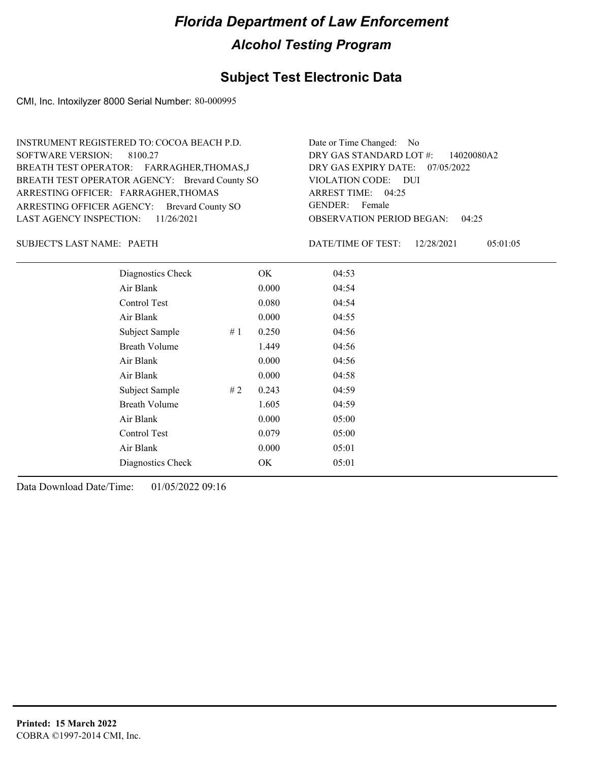# Florida Department of Law Enforcement

## Alcohol Testing Program

## Subject Test Electronic Data

CMI, Inc. Intoxilyzer 8000 Serial Number: 80-000995

INSTRUMENT REGISTERED TO: COCOA BEACH P.D.
SOFTWARE VERSION: 8100.27
BREATH TEST OPERATOR: FARRAGHER,THOMAS,J
BREATH TEST OPERATOR AGENCY: Brevard County SO
ARRESTING OFFICER: FARRAGHER,THOMAS
ARRESTING OFFICER AGENCY: Brevard County SO
LAST AGENCY INSPECTION: 11/26/2021

Date or Time Changed: No
DRY GAS STANDARD LOT #: 14020080A2
DRY GAS EXPIRY DATE: 07/05/2022
VIOLATION CODE: DUI
ARREST TIME: 04:25
GENDER: Female
OBSERVATION PERIOD BEGAN: 04:25

SUBJECT'S LAST NAME: PAETH

DATE/TIME OF TEST: 12/28/2021 05:01:05

| | | | |
|---|---|---|---|
| Diagnostics Check | | OK | 04:53 |
| Air Blank | | 0.000 | 04:54 |
| Control Test | | 0.080 | 04:54 |
| Air Blank | | 0.000 | 04:55 |
| Subject Sample | # 1 | 0.250 | 04:56 |
| Breath Volume | | 1.449 | 04:56 |
| Air Blank | | 0.000 | 04:56 |
| Air Blank | | 0.000 | 04:58 |
| Subject Sample | # 2 | 0.243 | 04:59 |
| Breath Volume | | 1.605 | 04:59 |
| Air Blank | | 0.000 | 05:00 |
| Control Test | | 0.079 | 05:00 |
| Air Blank | | 0.000 | 05:01 |
| Diagnostics Check | | OK | 05:01 |

Data Download Date/Time: 01/05/2022 09:16

**Printed: 15 March 2022**
COBRA ©1997-2014 CMI, Inc.